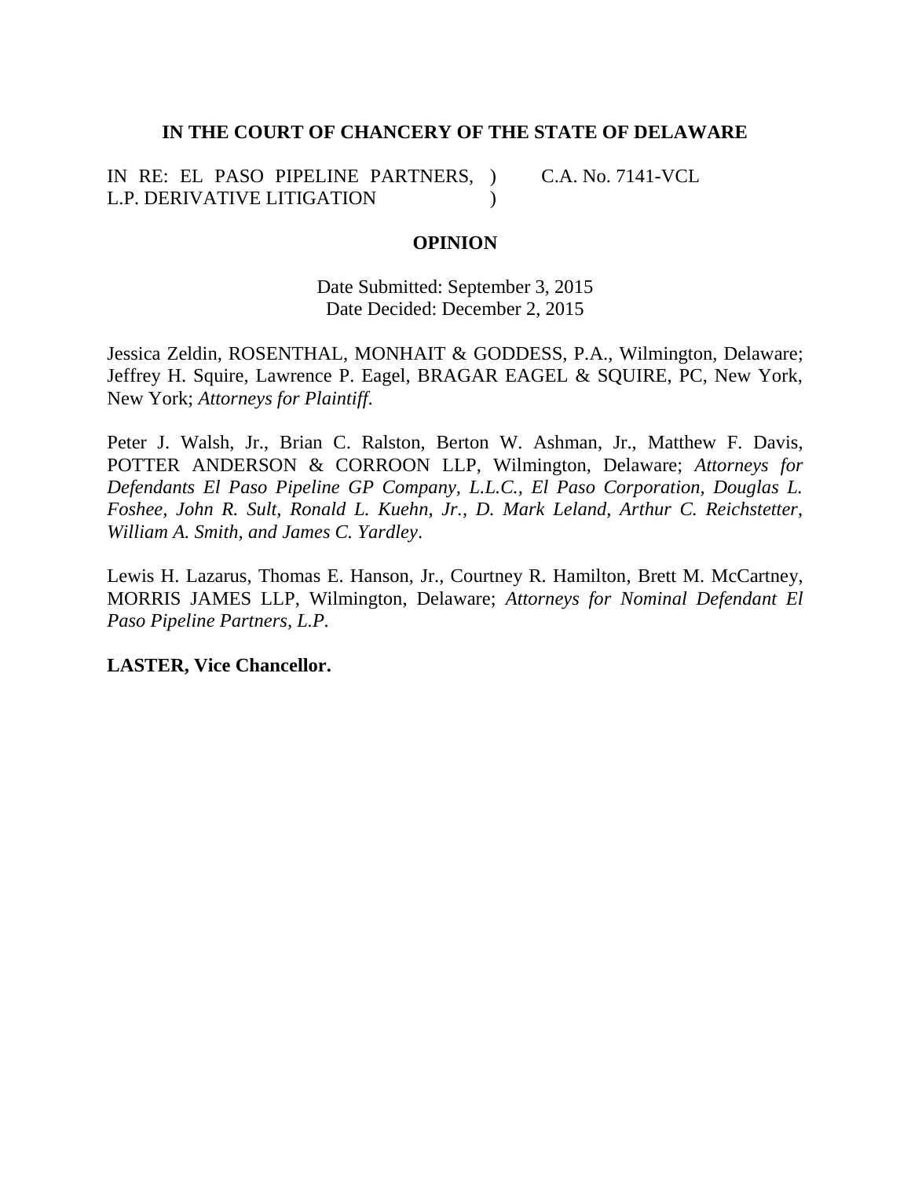**IN THE COURT OF CHANCERY OF THE STATE OF DELAWARE**

| | | |
|---|---|---|
| IN RE: EL PASO PIPELINE PARTNERS, L.P. DERIVATIVE LITIGATION | ) ) | C.A. No. 7141-VCL |

**OPINION**

Date Submitted: September 3, 2015
Date Decided: December 2, 2015

Jessica Zeldin, ROSENTHAL, MONHAIT & GODDESS, P.A., Wilmington, Delaware; Jeffrey H. Squire, Lawrence P. Eagel, BRAGAR EAGEL & SQUIRE, PC, New York, New York; *Attorneys for Plaintiff*.

Peter J. Walsh, Jr., Brian C. Ralston, Berton W. Ashman, Jr., Matthew F. Davis, POTTER ANDERSON & CORROON LLP, Wilmington, Delaware; *Attorneys for Defendants El Paso Pipeline GP Company, L.L.C., El Paso Corporation, Douglas L. Foshee, John R. Sult, Ronald L. Kuehn, Jr., D. Mark Leland, Arthur C. Reichstetter, William A. Smith, and James C. Yardley*.

Lewis H. Lazarus, Thomas E. Hanson, Jr., Courtney R. Hamilton, Brett M. McCartney, MORRIS JAMES LLP, Wilmington, Delaware; *Attorneys for Nominal Defendant El Paso Pipeline Partners, L.P.*

**LASTER, Vice Chancellor.**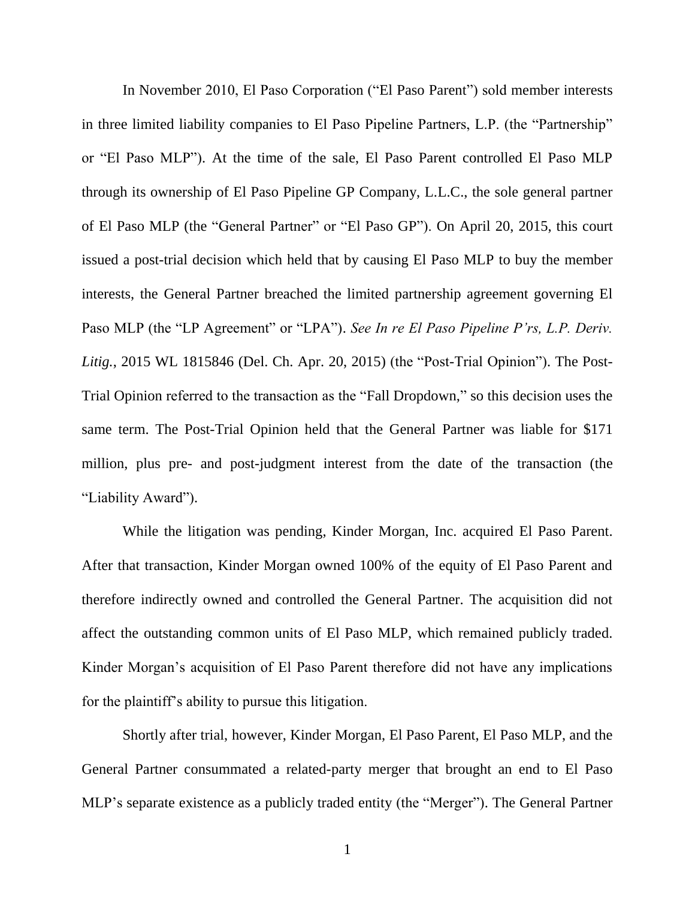In November 2010, El Paso Corporation ("El Paso Parent") sold member interests in three limited liability companies to El Paso Pipeline Partners, L.P. (the "Partnership" or "El Paso MLP"). At the time of the sale, El Paso Parent controlled El Paso MLP through its ownership of El Paso Pipeline GP Company, L.L.C., the sole general partner of El Paso MLP (the "General Partner" or "El Paso GP"). On April 20, 2015, this court issued a post-trial decision which held that by causing El Paso MLP to buy the member interests, the General Partner breached the limited partnership agreement governing El Paso MLP (the "LP Agreement" or "LPA"). *See In re El Paso Pipeline P'rs, L.P. Deriv. Litig.*, 2015 WL 1815846 (Del. Ch. Apr. 20, 2015) (the "Post-Trial Opinion"). The Post-Trial Opinion referred to the transaction as the "Fall Dropdown," so this decision uses the same term. The Post-Trial Opinion held that the General Partner was liable for $171 million, plus pre- and post-judgment interest from the date of the transaction (the "Liability Award").

While the litigation was pending, Kinder Morgan, Inc. acquired El Paso Parent. After that transaction, Kinder Morgan owned 100% of the equity of El Paso Parent and therefore indirectly owned and controlled the General Partner. The acquisition did not affect the outstanding common units of El Paso MLP, which remained publicly traded. Kinder Morgan's acquisition of El Paso Parent therefore did not have any implications for the plaintiff's ability to pursue this litigation.

Shortly after trial, however, Kinder Morgan, El Paso Parent, El Paso MLP, and the General Partner consummated a related-party merger that brought an end to El Paso MLP's separate existence as a publicly traded entity (the "Merger"). The General Partner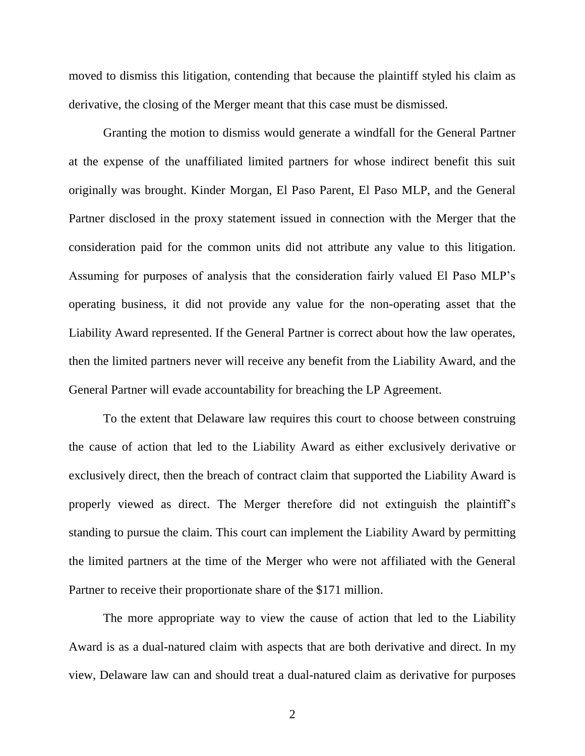moved to dismiss this litigation, contending that because the plaintiff styled his claim as derivative, the closing of the Merger meant that this case must be dismissed.

Granting the motion to dismiss would generate a windfall for the General Partner at the expense of the unaffiliated limited partners for whose indirect benefit this suit originally was brought. Kinder Morgan, El Paso Parent, El Paso MLP, and the General Partner disclosed in the proxy statement issued in connection with the Merger that the consideration paid for the common units did not attribute any value to this litigation. Assuming for purposes of analysis that the consideration fairly valued El Paso MLP's operating business, it did not provide any value for the non-operating asset that the Liability Award represented. If the General Partner is correct about how the law operates, then the limited partners never will receive any benefit from the Liability Award, and the General Partner will evade accountability for breaching the LP Agreement.

To the extent that Delaware law requires this court to choose between construing the cause of action that led to the Liability Award as either exclusively derivative or exclusively direct, then the breach of contract claim that supported the Liability Award is properly viewed as direct. The Merger therefore did not extinguish the plaintiff's standing to pursue the claim. This court can implement the Liability Award by permitting the limited partners at the time of the Merger who were not affiliated with the General Partner to receive their proportionate share of the $171 million.

The more appropriate way to view the cause of action that led to the Liability Award is as a dual-natured claim with aspects that are both derivative and direct. In my view, Delaware law can and should treat a dual-natured claim as derivative for purposes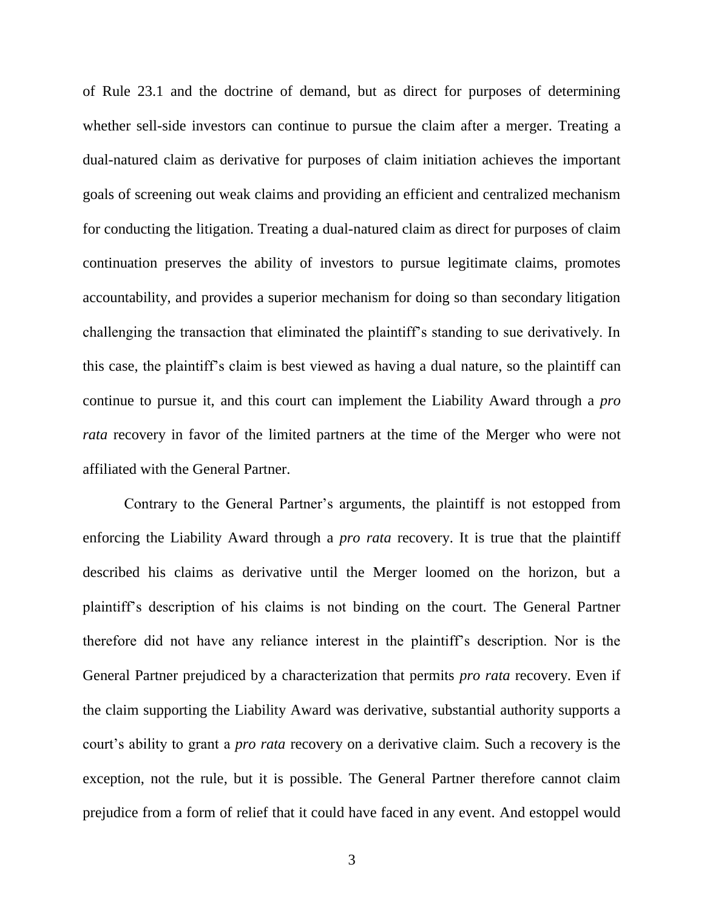of Rule 23.1 and the doctrine of demand, but as direct for purposes of determining whether sell-side investors can continue to pursue the claim after a merger. Treating a dual-natured claim as derivative for purposes of claim initiation achieves the important goals of screening out weak claims and providing an efficient and centralized mechanism for conducting the litigation. Treating a dual-natured claim as direct for purposes of claim continuation preserves the ability of investors to pursue legitimate claims, promotes accountability, and provides a superior mechanism for doing so than secondary litigation challenging the transaction that eliminated the plaintiff's standing to sue derivatively. In this case, the plaintiff's claim is best viewed as having a dual nature, so the plaintiff can continue to pursue it, and this court can implement the Liability Award through a *pro rata* recovery in favor of the limited partners at the time of the Merger who were not affiliated with the General Partner.

Contrary to the General Partner's arguments, the plaintiff is not estopped from enforcing the Liability Award through a *pro rata* recovery. It is true that the plaintiff described his claims as derivative until the Merger loomed on the horizon, but a plaintiff's description of his claims is not binding on the court. The General Partner therefore did not have any reliance interest in the plaintiff's description. Nor is the General Partner prejudiced by a characterization that permits *pro rata* recovery. Even if the claim supporting the Liability Award was derivative, substantial authority supports a court's ability to grant a *pro rata* recovery on a derivative claim. Such a recovery is the exception, not the rule, but it is possible. The General Partner therefore cannot claim prejudice from a form of relief that it could have faced in any event. And estoppel would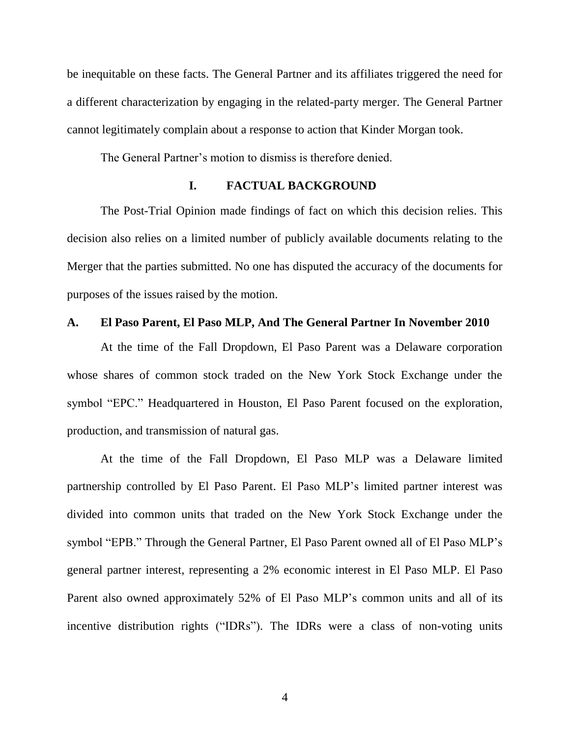be inequitable on these facts. The General Partner and its affiliates triggered the need for a different characterization by engaging in the related-party merger. The General Partner cannot legitimately complain about a response to action that Kinder Morgan took.

The General Partner's motion to dismiss is therefore denied.

## I. FACTUAL BACKGROUND

The Post-Trial Opinion made findings of fact on which this decision relies. This decision also relies on a limited number of publicly available documents relating to the Merger that the parties submitted. No one has disputed the accuracy of the documents for purposes of the issues raised by the motion.

### A. El Paso Parent, El Paso MLP, And The General Partner In November 2010

At the time of the Fall Dropdown, El Paso Parent was a Delaware corporation whose shares of common stock traded on the New York Stock Exchange under the symbol "EPC." Headquartered in Houston, El Paso Parent focused on the exploration, production, and transmission of natural gas.

At the time of the Fall Dropdown, El Paso MLP was a Delaware limited partnership controlled by El Paso Parent. El Paso MLP's limited partner interest was divided into common units that traded on the New York Stock Exchange under the symbol "EPB." Through the General Partner, El Paso Parent owned all of El Paso MLP's general partner interest, representing a 2% economic interest in El Paso MLP. El Paso Parent also owned approximately 52% of El Paso MLP's common units and all of its incentive distribution rights ("IDRs"). The IDRs were a class of non-voting units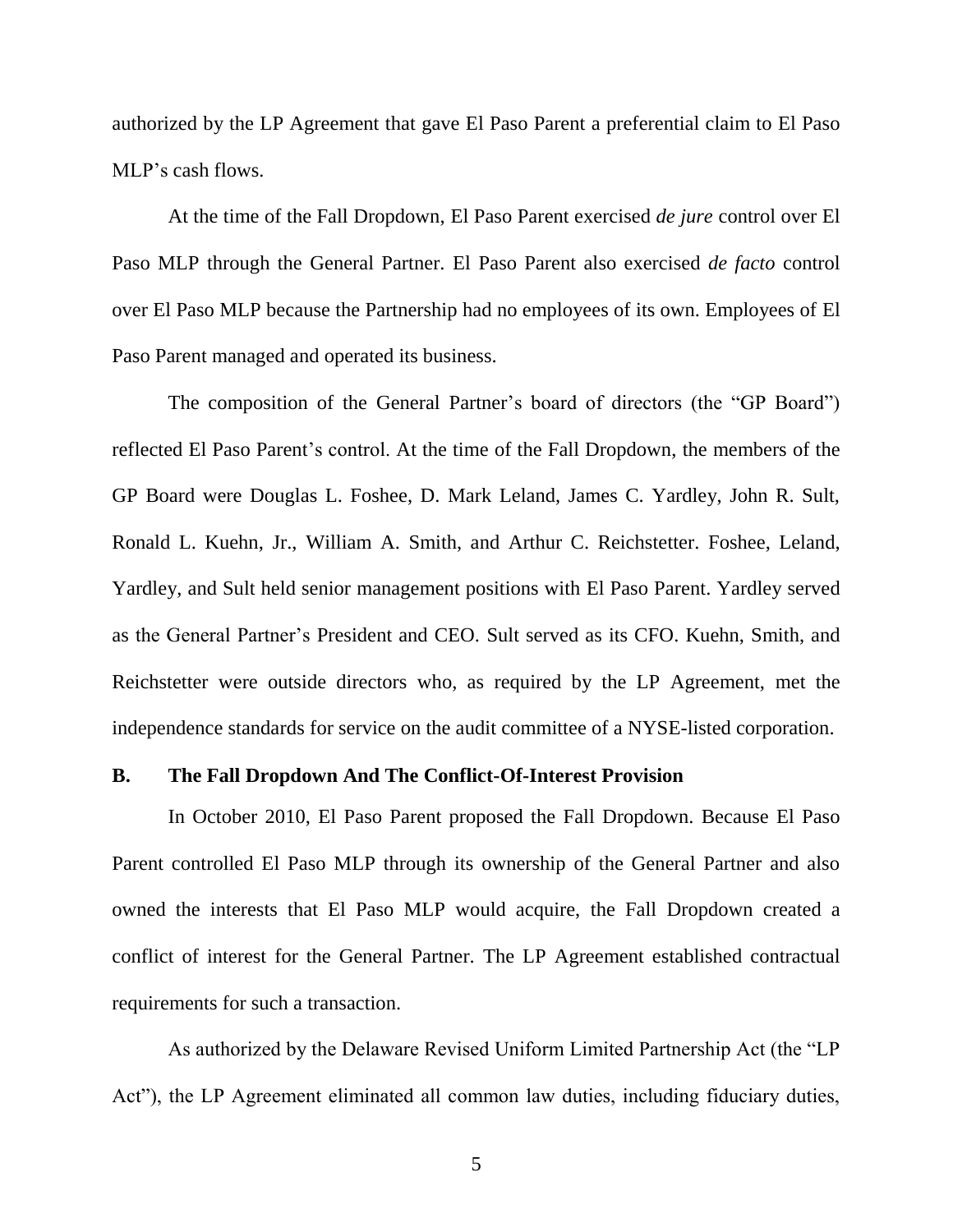authorized by the LP Agreement that gave El Paso Parent a preferential claim to El Paso MLP's cash flows.

At the time of the Fall Dropdown, El Paso Parent exercised *de jure* control over El Paso MLP through the General Partner. El Paso Parent also exercised *de facto* control over El Paso MLP because the Partnership had no employees of its own. Employees of El Paso Parent managed and operated its business.

The composition of the General Partner's board of directors (the "GP Board") reflected El Paso Parent's control. At the time of the Fall Dropdown, the members of the GP Board were Douglas L. Foshee, D. Mark Leland, James C. Yardley, John R. Sult, Ronald L. Kuehn, Jr., William A. Smith, and Arthur C. Reichstetter. Foshee, Leland, Yardley, and Sult held senior management positions with El Paso Parent. Yardley served as the General Partner's President and CEO. Sult served as its CFO. Kuehn, Smith, and Reichstetter were outside directors who, as required by the LP Agreement, met the independence standards for service on the audit committee of a NYSE-listed corporation.

## B. The Fall Dropdown And The Conflict-Of-Interest Provision

In October 2010, El Paso Parent proposed the Fall Dropdown. Because El Paso Parent controlled El Paso MLP through its ownership of the General Partner and also owned the interests that El Paso MLP would acquire, the Fall Dropdown created a conflict of interest for the General Partner. The LP Agreement established contractual requirements for such a transaction.

As authorized by the Delaware Revised Uniform Limited Partnership Act (the "LP Act"), the LP Agreement eliminated all common law duties, including fiduciary duties,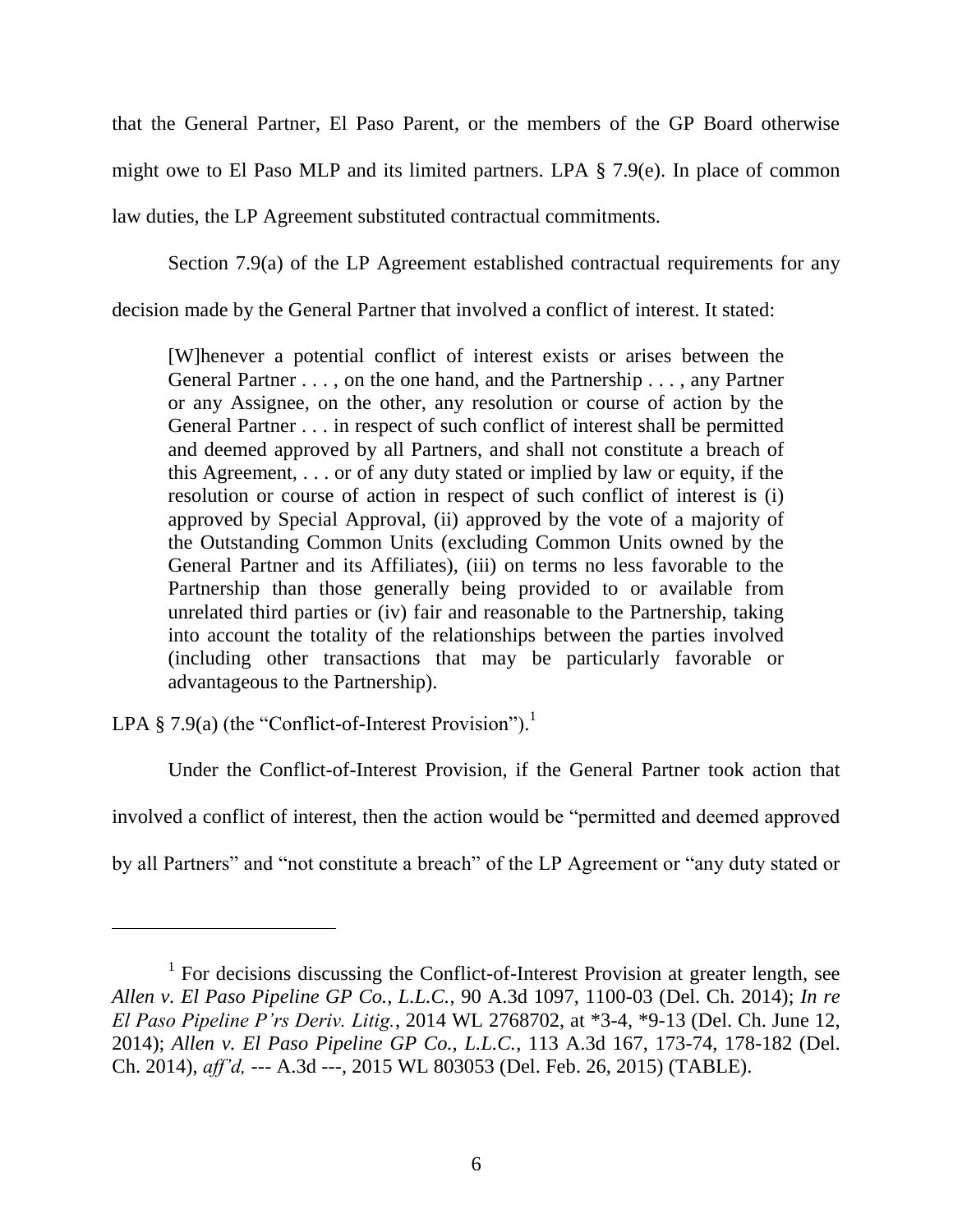that the General Partner, El Paso Parent, or the members of the GP Board otherwise might owe to El Paso MLP and its limited partners. LPA § 7.9(e). In place of common law duties, the LP Agreement substituted contractual commitments.

Section 7.9(a) of the LP Agreement established contractual requirements for any decision made by the General Partner that involved a conflict of interest. It stated:

> [W]henever a potential conflict of interest exists or arises between the General Partner . . . , on the one hand, and the Partnership . . . , any Partner or any Assignee, on the other, any resolution or course of action by the General Partner . . . in respect of such conflict of interest shall be permitted and deemed approved by all Partners, and shall not constitute a breach of this Agreement, . . . or of any duty stated or implied by law or equity, if the resolution or course of action in respect of such conflict of interest is (i) approved by Special Approval, (ii) approved by the vote of a majority of the Outstanding Common Units (excluding Common Units owned by the General Partner and its Affiliates), (iii) on terms no less favorable to the Partnership than those generally being provided to or available from unrelated third parties or (iv) fair and reasonable to the Partnership, taking into account the totality of the relationships between the parties involved (including other transactions that may be particularly favorable or advantageous to the Partnership).

LPA § 7.9(a) (the "Conflict-of-Interest Provision").[1]

Under the Conflict-of-Interest Provision, if the General Partner took action that involved a conflict of interest, then the action would be "permitted and deemed approved by all Partners" and "not constitute a breach" of the LP Agreement or "any duty stated or

---

[1] For decisions discussing the Conflict-of-Interest Provision at greater length, see *Allen v. El Paso Pipeline GP Co., L.L.C.*, 90 A.3d 1097, 1100-03 (Del. Ch. 2014); *In re El Paso Pipeline P'rs Deriv. Litig.*, 2014 WL 2768702, at *3-4, *9-13 (Del. Ch. June 12, 2014); *Allen v. El Paso Pipeline GP Co., L.L.C.*, 113 A.3d 167, 173-74, 178-182 (Del. Ch. 2014), *aff'd*, --- A.3d ---, 2015 WL 803053 (Del. Feb. 26, 2015) (TABLE).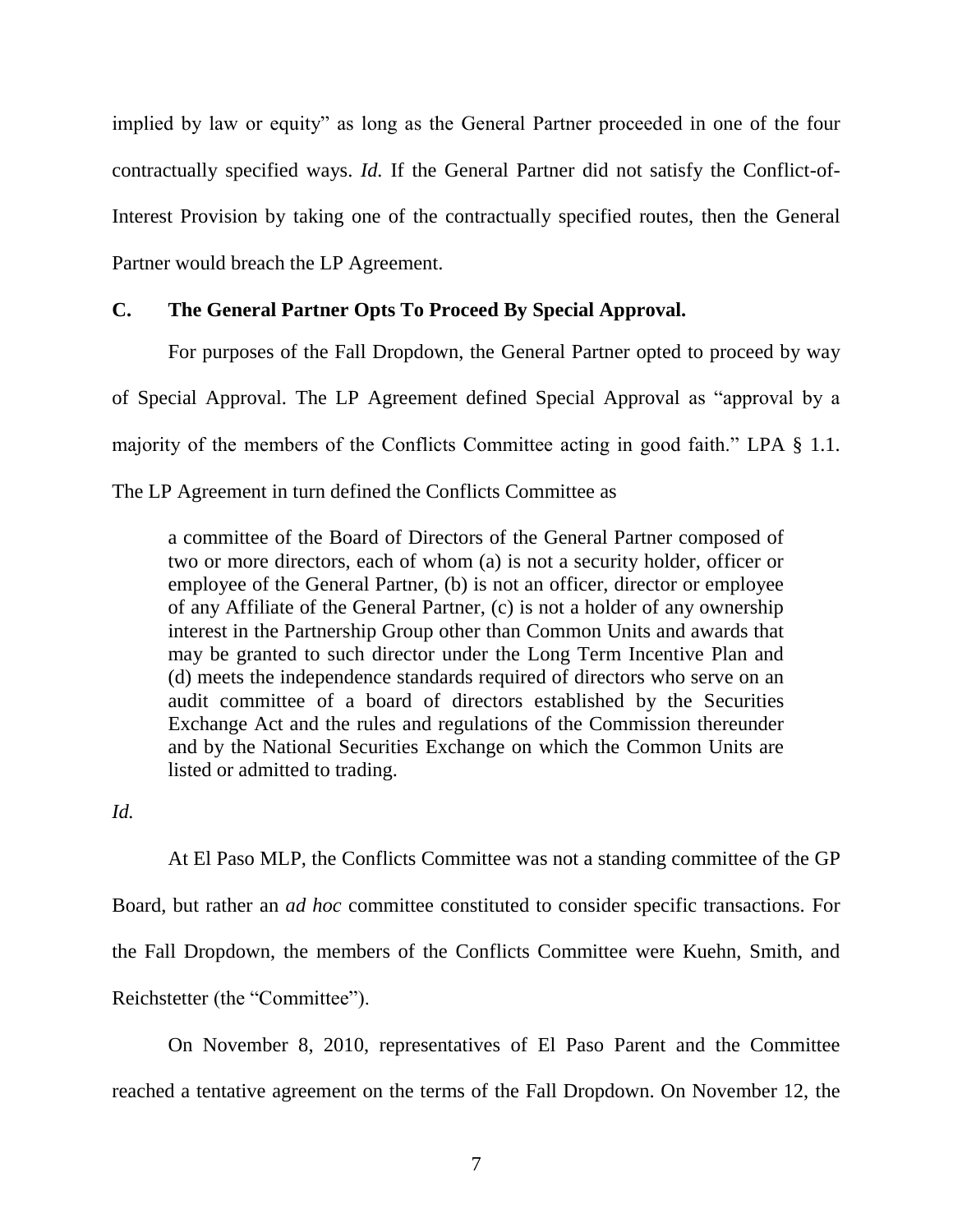implied by law or equity" as long as the General Partner proceeded in one of the four contractually specified ways. *Id.* If the General Partner did not satisfy the Conflict-of-Interest Provision by taking one of the contractually specified routes, then the General Partner would breach the LP Agreement.

### C. The General Partner Opts To Proceed By Special Approval.

For purposes of the Fall Dropdown, the General Partner opted to proceed by way of Special Approval. The LP Agreement defined Special Approval as "approval by a majority of the members of the Conflicts Committee acting in good faith." LPA § 1.1. The LP Agreement in turn defined the Conflicts Committee as

> a committee of the Board of Directors of the General Partner composed of two or more directors, each of whom (a) is not a security holder, officer or employee of the General Partner, (b) is not an officer, director or employee of any Affiliate of the General Partner, (c) is not a holder of any ownership interest in the Partnership Group other than Common Units and awards that may be granted to such director under the Long Term Incentive Plan and (d) meets the independence standards required of directors who serve on an audit committee of a board of directors established by the Securities Exchange Act and the rules and regulations of the Commission thereunder and by the National Securities Exchange on which the Common Units are listed or admitted to trading.

*Id.*

At El Paso MLP, the Conflicts Committee was not a standing committee of the GP Board, but rather an *ad hoc* committee constituted to consider specific transactions. For the Fall Dropdown, the members of the Conflicts Committee were Kuehn, Smith, and Reichstetter (the "Committee").

On November 8, 2010, representatives of El Paso Parent and the Committee reached a tentative agreement on the terms of the Fall Dropdown. On November 12, the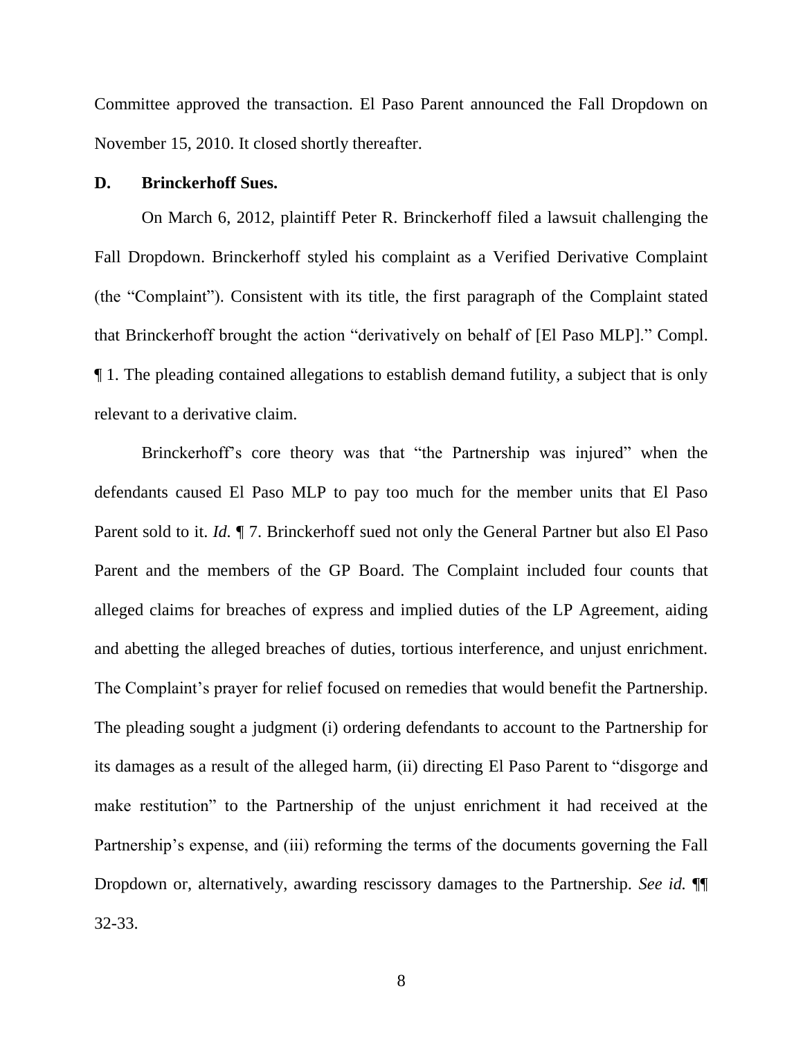Committee approved the transaction. El Paso Parent announced the Fall Dropdown on November 15, 2010. It closed shortly thereafter.

### D. Brinckerhoff Sues.

On March 6, 2012, plaintiff Peter R. Brinckerhoff filed a lawsuit challenging the Fall Dropdown. Brinckerhoff styled his complaint as a Verified Derivative Complaint (the "Complaint"). Consistent with its title, the first paragraph of the Complaint stated that Brinckerhoff brought the action "derivatively on behalf of [El Paso MLP]." Compl. ¶ 1. The pleading contained allegations to establish demand futility, a subject that is only relevant to a derivative claim.

Brinckerhoff's core theory was that "the Partnership was injured" when the defendants caused El Paso MLP to pay too much for the member units that El Paso Parent sold to it. *Id.* ¶ 7. Brinckerhoff sued not only the General Partner but also El Paso Parent and the members of the GP Board. The Complaint included four counts that alleged claims for breaches of express and implied duties of the LP Agreement, aiding and abetting the alleged breaches of duties, tortious interference, and unjust enrichment. The Complaint's prayer for relief focused on remedies that would benefit the Partnership. The pleading sought a judgment (i) ordering defendants to account to the Partnership for its damages as a result of the alleged harm, (ii) directing El Paso Parent to "disgorge and make restitution" to the Partnership of the unjust enrichment it had received at the Partnership's expense, and (iii) reforming the terms of the documents governing the Fall Dropdown or, alternatively, awarding rescissory damages to the Partnership. *See id.* ¶¶ 32-33.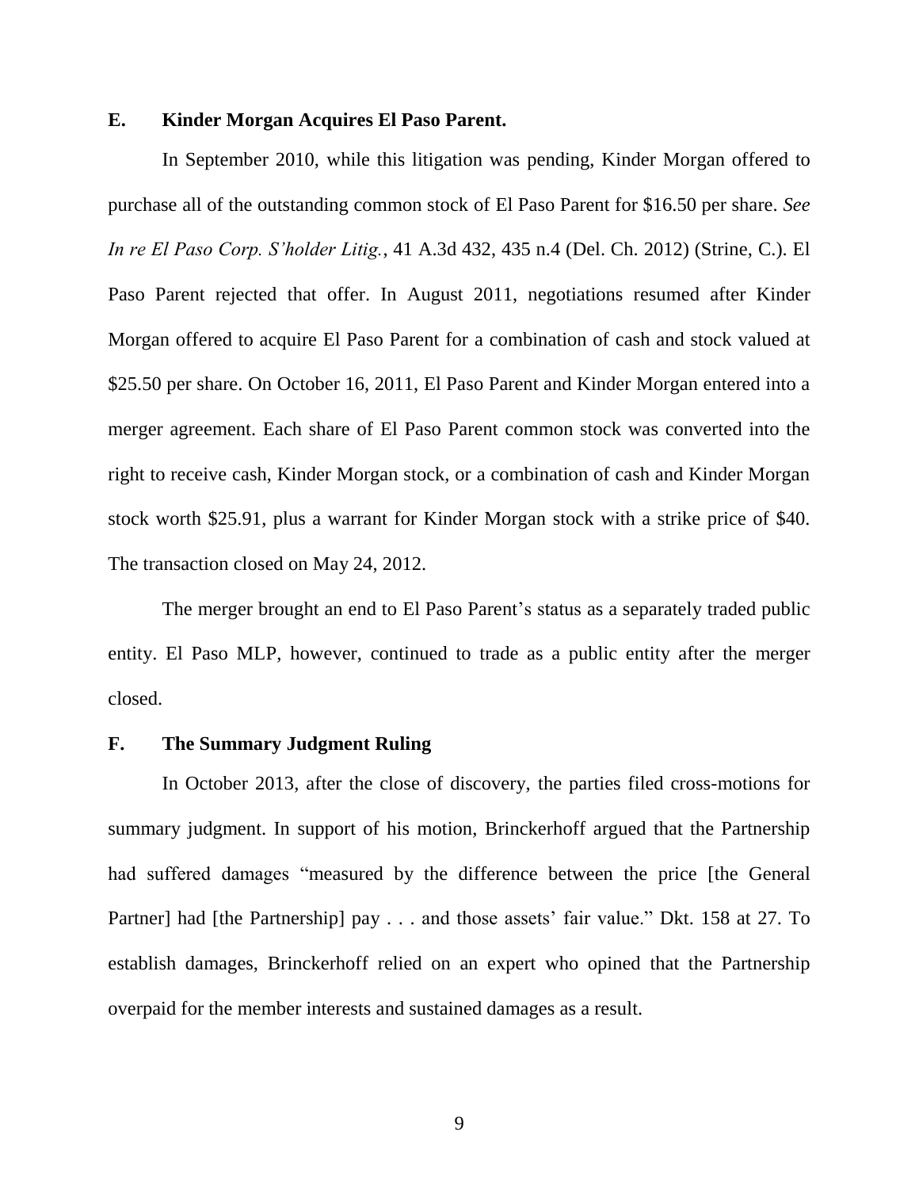### E. Kinder Morgan Acquires El Paso Parent.

In September 2010, while this litigation was pending, Kinder Morgan offered to purchase all of the outstanding common stock of El Paso Parent for $16.50 per share. *See In re El Paso Corp. S'holder Litig.*, 41 A.3d 432, 435 n.4 (Del. Ch. 2012) (Strine, C.). El Paso Parent rejected that offer. In August 2011, negotiations resumed after Kinder Morgan offered to acquire El Paso Parent for a combination of cash and stock valued at $25.50 per share. On October 16, 2011, El Paso Parent and Kinder Morgan entered into a merger agreement. Each share of El Paso Parent common stock was converted into the right to receive cash, Kinder Morgan stock, or a combination of cash and Kinder Morgan stock worth $25.91, plus a warrant for Kinder Morgan stock with a strike price of $40. The transaction closed on May 24, 2012.

The merger brought an end to El Paso Parent's status as a separately traded public entity. El Paso MLP, however, continued to trade as a public entity after the merger closed.

### F. The Summary Judgment Ruling

In October 2013, after the close of discovery, the parties filed cross-motions for summary judgment. In support of his motion, Brinckerhoff argued that the Partnership had suffered damages "measured by the difference between the price [the General Partner] had [the Partnership] pay . . . and those assets' fair value." Dkt. 158 at 27. To establish damages, Brinckerhoff relied on an expert who opined that the Partnership overpaid for the member interests and sustained damages as a result.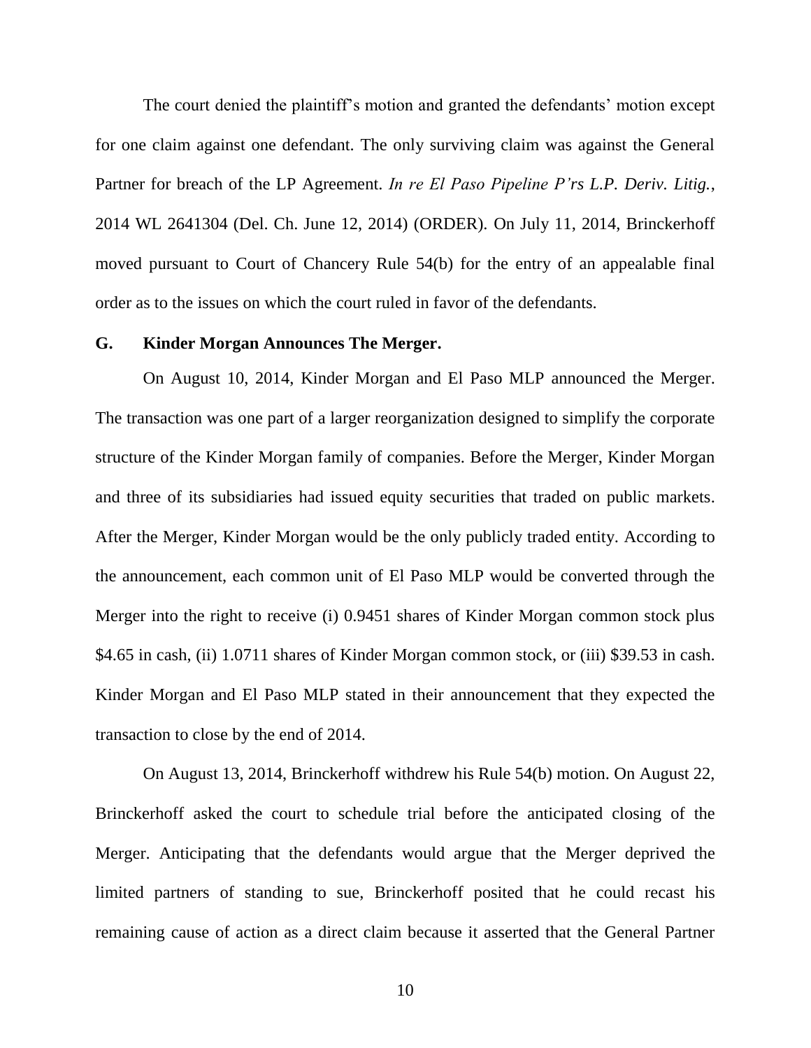The court denied the plaintiff's motion and granted the defendants' motion except for one claim against one defendant. The only surviving claim was against the General Partner for breach of the LP Agreement. *In re El Paso Pipeline P'rs L.P. Deriv. Litig.*, 2014 WL 2641304 (Del. Ch. June 12, 2014) (ORDER). On July 11, 2014, Brinckerhoff moved pursuant to Court of Chancery Rule 54(b) for the entry of an appealable final order as to the issues on which the court ruled in favor of the defendants.

### G. Kinder Morgan Announces The Merger.

On August 10, 2014, Kinder Morgan and El Paso MLP announced the Merger. The transaction was one part of a larger reorganization designed to simplify the corporate structure of the Kinder Morgan family of companies. Before the Merger, Kinder Morgan and three of its subsidiaries had issued equity securities that traded on public markets. After the Merger, Kinder Morgan would be the only publicly traded entity. According to the announcement, each common unit of El Paso MLP would be converted through the Merger into the right to receive (i) 0.9451 shares of Kinder Morgan common stock plus $4.65 in cash, (ii) 1.0711 shares of Kinder Morgan common stock, or (iii) $39.53 in cash. Kinder Morgan and El Paso MLP stated in their announcement that they expected the transaction to close by the end of 2014.

On August 13, 2014, Brinckerhoff withdrew his Rule 54(b) motion. On August 22, Brinckerhoff asked the court to schedule trial before the anticipated closing of the Merger. Anticipating that the defendants would argue that the Merger deprived the limited partners of standing to sue, Brinckerhoff posited that he could recast his remaining cause of action as a direct claim because it asserted that the General Partner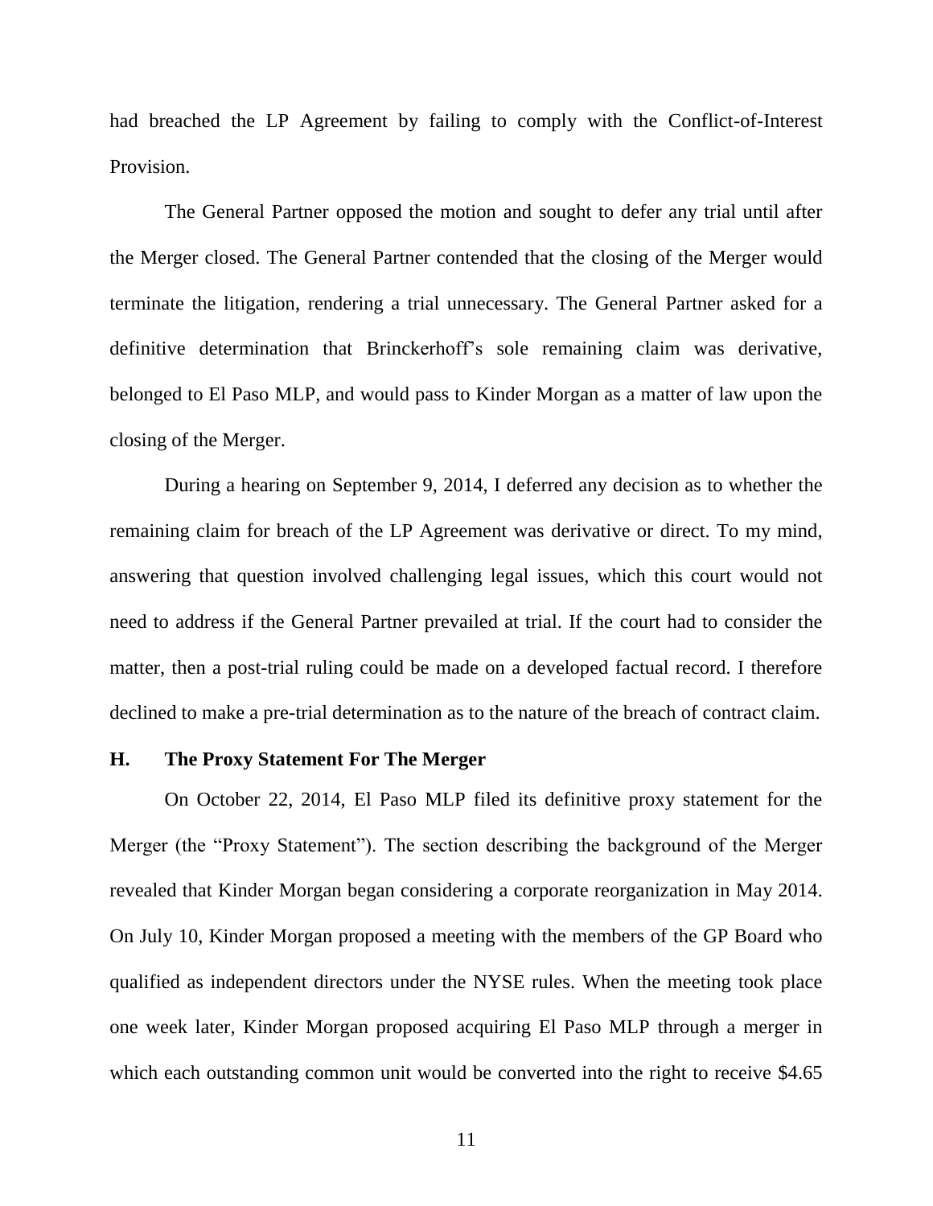had breached the LP Agreement by failing to comply with the Conflict-of-Interest Provision.

The General Partner opposed the motion and sought to defer any trial until after the Merger closed. The General Partner contended that the closing of the Merger would terminate the litigation, rendering a trial unnecessary. The General Partner asked for a definitive determination that Brinckerhoff's sole remaining claim was derivative, belonged to El Paso MLP, and would pass to Kinder Morgan as a matter of law upon the closing of the Merger.

During a hearing on September 9, 2014, I deferred any decision as to whether the remaining claim for breach of the LP Agreement was derivative or direct. To my mind, answering that question involved challenging legal issues, which this court would not need to address if the General Partner prevailed at trial. If the court had to consider the matter, then a post-trial ruling could be made on a developed factual record. I therefore declined to make a pre-trial determination as to the nature of the breach of contract claim.

### H. The Proxy Statement For The Merger

On October 22, 2014, El Paso MLP filed its definitive proxy statement for the Merger (the "Proxy Statement"). The section describing the background of the Merger revealed that Kinder Morgan began considering a corporate reorganization in May 2014. On July 10, Kinder Morgan proposed a meeting with the members of the GP Board who qualified as independent directors under the NYSE rules. When the meeting took place one week later, Kinder Morgan proposed acquiring El Paso MLP through a merger in which each outstanding common unit would be converted into the right to receive $4.65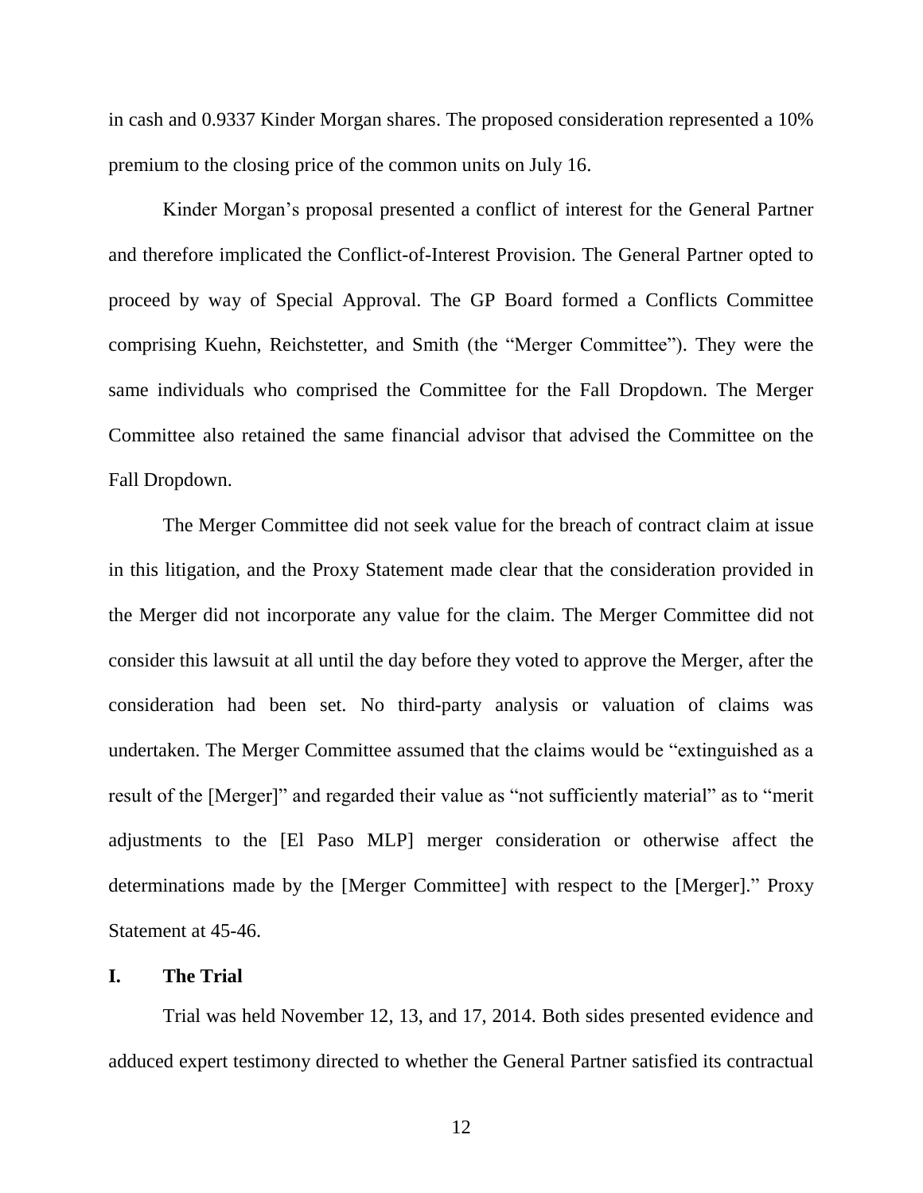in cash and 0.9337 Kinder Morgan shares. The proposed consideration represented a 10% premium to the closing price of the common units on July 16.

Kinder Morgan's proposal presented a conflict of interest for the General Partner and therefore implicated the Conflict-of-Interest Provision. The General Partner opted to proceed by way of Special Approval. The GP Board formed a Conflicts Committee comprising Kuehn, Reichstetter, and Smith (the "Merger Committee"). They were the same individuals who comprised the Committee for the Fall Dropdown. The Merger Committee also retained the same financial advisor that advised the Committee on the Fall Dropdown.

The Merger Committee did not seek value for the breach of contract claim at issue in this litigation, and the Proxy Statement made clear that the consideration provided in the Merger did not incorporate any value for the claim. The Merger Committee did not consider this lawsuit at all until the day before they voted to approve the Merger, after the consideration had been set. No third-party analysis or valuation of claims was undertaken. The Merger Committee assumed that the claims would be "extinguished as a result of the [Merger]" and regarded their value as "not sufficiently material" as to "merit adjustments to the [El Paso MLP] merger consideration or otherwise affect the determinations made by the [Merger Committee] with respect to the [Merger]." Proxy Statement at 45-46.

## I. The Trial

Trial was held November 12, 13, and 17, 2014. Both sides presented evidence and adduced expert testimony directed to whether the General Partner satisfied its contractual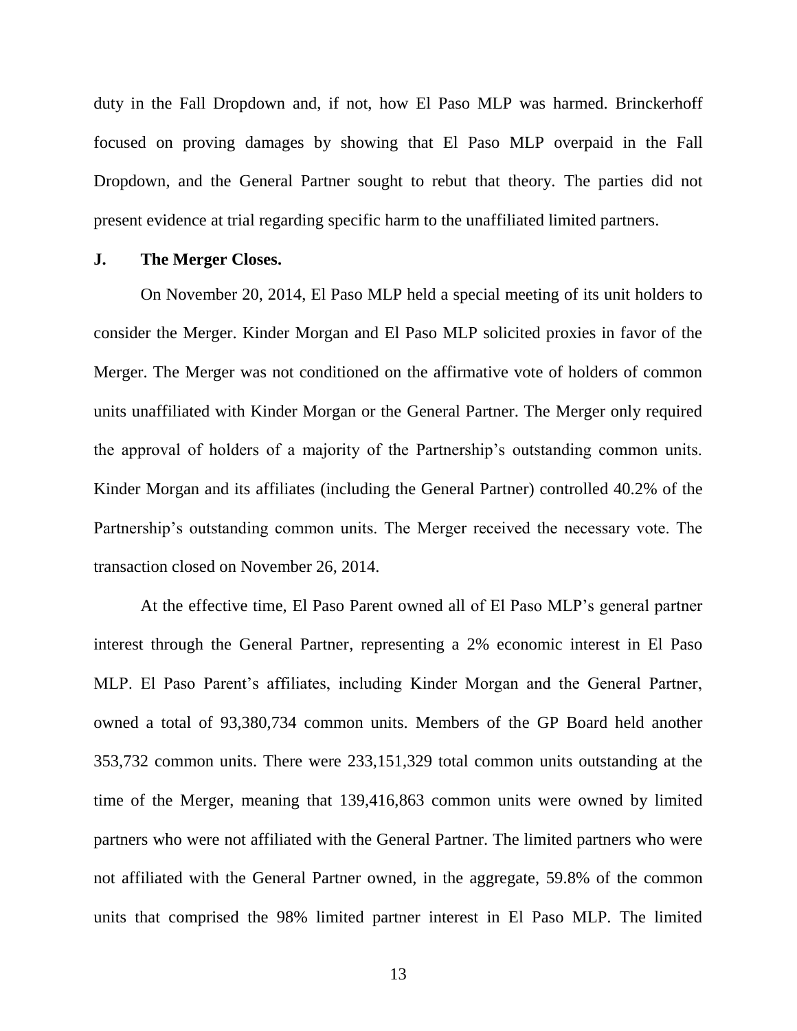duty in the Fall Dropdown and, if not, how El Paso MLP was harmed. Brinckerhoff focused on proving damages by showing that El Paso MLP overpaid in the Fall Dropdown, and the General Partner sought to rebut that theory. The parties did not present evidence at trial regarding specific harm to the unaffiliated limited partners.

## J. The Merger Closes.

On November 20, 2014, El Paso MLP held a special meeting of its unit holders to consider the Merger. Kinder Morgan and El Paso MLP solicited proxies in favor of the Merger. The Merger was not conditioned on the affirmative vote of holders of common units unaffiliated with Kinder Morgan or the General Partner. The Merger only required the approval of holders of a majority of the Partnership's outstanding common units. Kinder Morgan and its affiliates (including the General Partner) controlled 40.2% of the Partnership's outstanding common units. The Merger received the necessary vote. The transaction closed on November 26, 2014.

At the effective time, El Paso Parent owned all of El Paso MLP's general partner interest through the General Partner, representing a 2% economic interest in El Paso MLP. El Paso Parent's affiliates, including Kinder Morgan and the General Partner, owned a total of 93,380,734 common units. Members of the GP Board held another 353,732 common units. There were 233,151,329 total common units outstanding at the time of the Merger, meaning that 139,416,863 common units were owned by limited partners who were not affiliated with the General Partner. The limited partners who were not affiliated with the General Partner owned, in the aggregate, 59.8% of the common units that comprised the 98% limited partner interest in El Paso MLP. The limited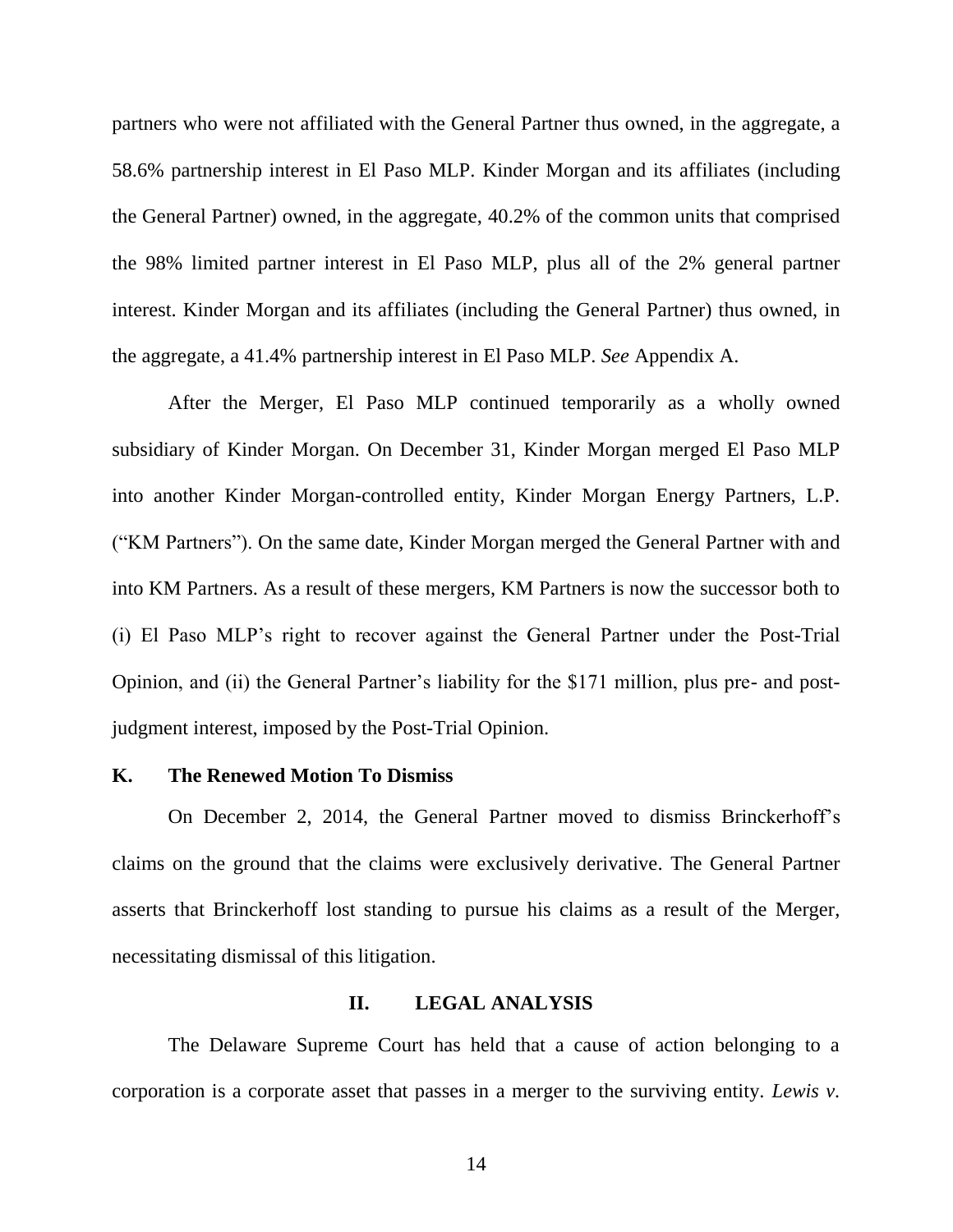partners who were not affiliated with the General Partner thus owned, in the aggregate, a 58.6% partnership interest in El Paso MLP. Kinder Morgan and its affiliates (including the General Partner) owned, in the aggregate, 40.2% of the common units that comprised the 98% limited partner interest in El Paso MLP, plus all of the 2% general partner interest. Kinder Morgan and its affiliates (including the General Partner) thus owned, in the aggregate, a 41.4% partnership interest in El Paso MLP. *See* Appendix A.

After the Merger, El Paso MLP continued temporarily as a wholly owned subsidiary of Kinder Morgan. On December 31, Kinder Morgan merged El Paso MLP into another Kinder Morgan-controlled entity, Kinder Morgan Energy Partners, L.P. ("KM Partners"). On the same date, Kinder Morgan merged the General Partner with and into KM Partners. As a result of these mergers, KM Partners is now the successor both to (i) El Paso MLP's right to recover against the General Partner under the Post-Trial Opinion, and (ii) the General Partner's liability for the $171 million, plus pre- and post-judgment interest, imposed by the Post-Trial Opinion.

### K. The Renewed Motion To Dismiss

On December 2, 2014, the General Partner moved to dismiss Brinckerhoff's claims on the ground that the claims were exclusively derivative. The General Partner asserts that Brinckerhoff lost standing to pursue his claims as a result of the Merger, necessitating dismissal of this litigation.

## II. LEGAL ANALYSIS

The Delaware Supreme Court has held that a cause of action belonging to a corporation is a corporate asset that passes in a merger to the surviving entity. *Lewis v.*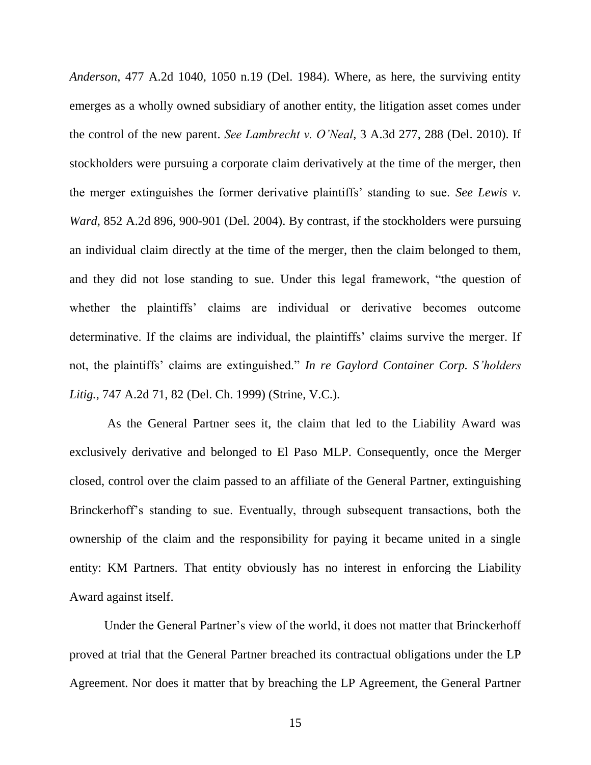*Anderson*, 477 A.2d 1040, 1050 n.19 (Del. 1984). Where, as here, the surviving entity emerges as a wholly owned subsidiary of another entity, the litigation asset comes under the control of the new parent. *See Lambrecht v. O'Neal*, 3 A.3d 277, 288 (Del. 2010). If stockholders were pursuing a corporate claim derivatively at the time of the merger, then the merger extinguishes the former derivative plaintiffs' standing to sue. *See Lewis v. Ward*, 852 A.2d 896, 900-901 (Del. 2004). By contrast, if the stockholders were pursuing an individual claim directly at the time of the merger, then the claim belonged to them, and they did not lose standing to sue. Under this legal framework, "the question of whether the plaintiffs' claims are individual or derivative becomes outcome determinative. If the claims are individual, the plaintiffs' claims survive the merger. If not, the plaintiffs' claims are extinguished." *In re Gaylord Container Corp. S'holders Litig.*, 747 A.2d 71, 82 (Del. Ch. 1999) (Strine, V.C.).

As the General Partner sees it, the claim that led to the Liability Award was exclusively derivative and belonged to El Paso MLP. Consequently, once the Merger closed, control over the claim passed to an affiliate of the General Partner, extinguishing Brinckerhoff's standing to sue. Eventually, through subsequent transactions, both the ownership of the claim and the responsibility for paying it became united in a single entity: KM Partners. That entity obviously has no interest in enforcing the Liability Award against itself.

Under the General Partner's view of the world, it does not matter that Brinckerhoff proved at trial that the General Partner breached its contractual obligations under the LP Agreement. Nor does it matter that by breaching the LP Agreement, the General Partner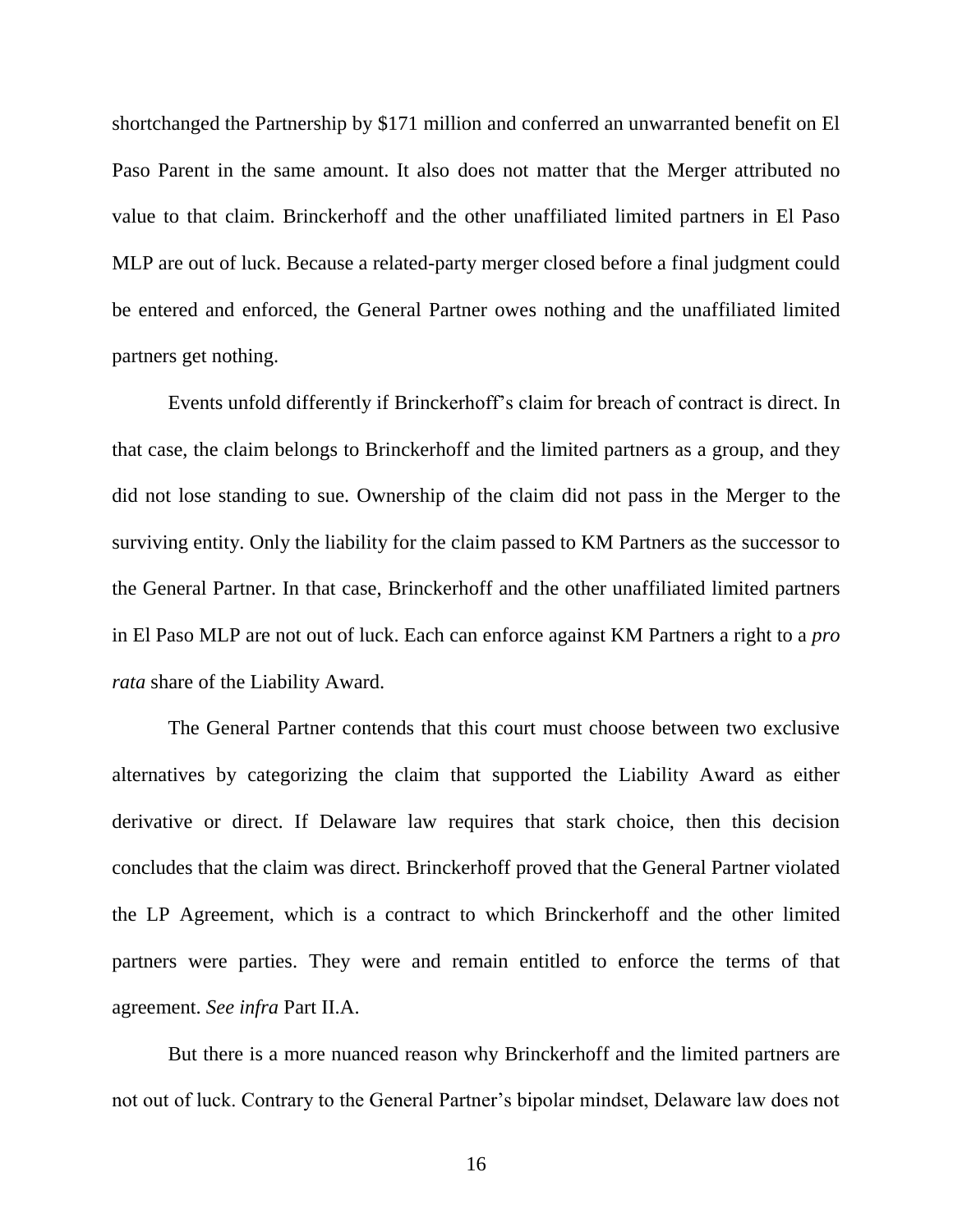shortchanged the Partnership by $171 million and conferred an unwarranted benefit on El Paso Parent in the same amount. It also does not matter that the Merger attributed no value to that claim. Brinckerhoff and the other unaffiliated limited partners in El Paso MLP are out of luck. Because a related-party merger closed before a final judgment could be entered and enforced, the General Partner owes nothing and the unaffiliated limited partners get nothing.

Events unfold differently if Brinckerhoff's claim for breach of contract is direct. In that case, the claim belongs to Brinckerhoff and the limited partners as a group, and they did not lose standing to sue. Ownership of the claim did not pass in the Merger to the surviving entity. Only the liability for the claim passed to KM Partners as the successor to the General Partner. In that case, Brinckerhoff and the other unaffiliated limited partners in El Paso MLP are not out of luck. Each can enforce against KM Partners a right to a *pro rata* share of the Liability Award.

The General Partner contends that this court must choose between two exclusive alternatives by categorizing the claim that supported the Liability Award as either derivative or direct. If Delaware law requires that stark choice, then this decision concludes that the claim was direct. Brinckerhoff proved that the General Partner violated the LP Agreement, which is a contract to which Brinckerhoff and the other limited partners were parties. They were and remain entitled to enforce the terms of that agreement. *See infra* Part II.A.

But there is a more nuanced reason why Brinckerhoff and the limited partners are not out of luck. Contrary to the General Partner's bipolar mindset, Delaware law does not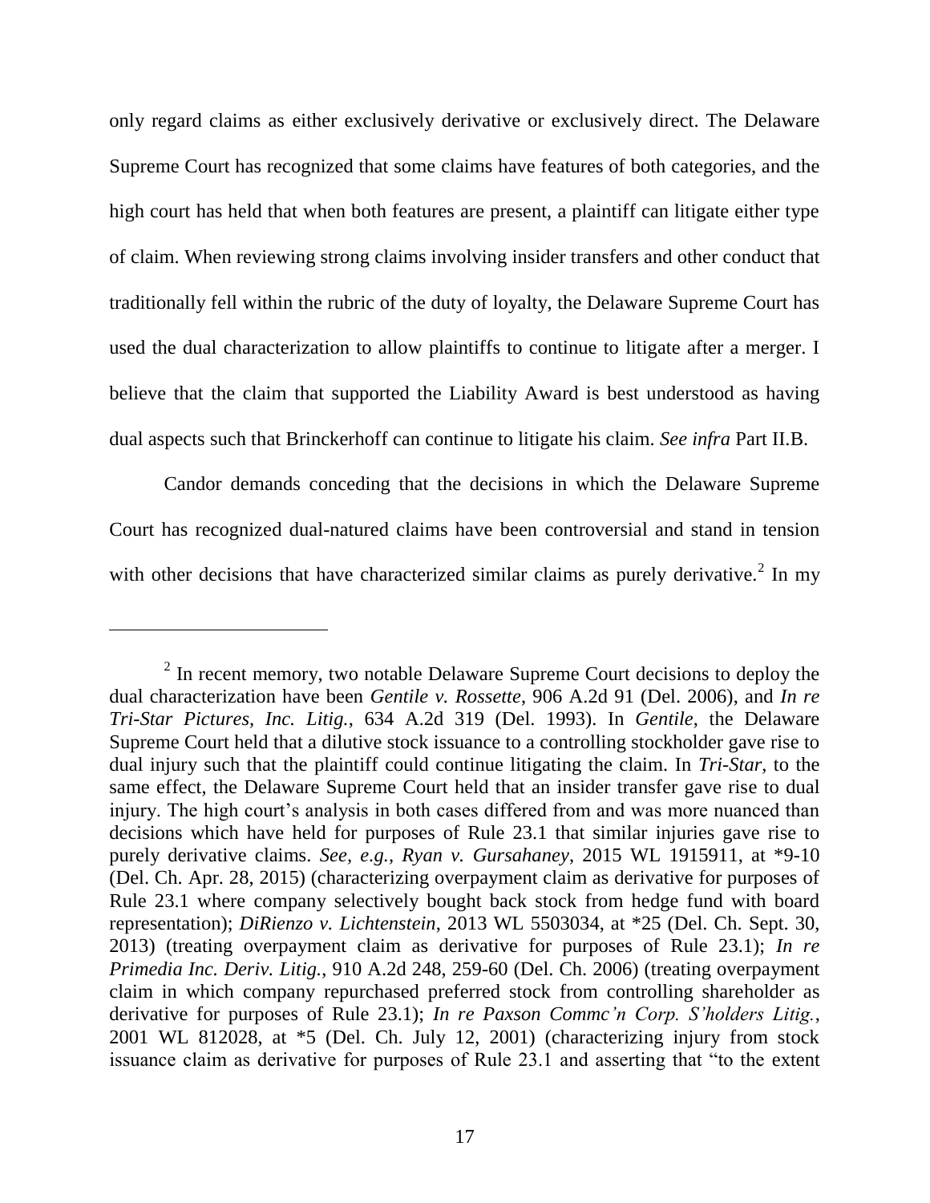only regard claims as either exclusively derivative or exclusively direct. The Delaware Supreme Court has recognized that some claims have features of both categories, and the high court has held that when both features are present, a plaintiff can litigate either type of claim. When reviewing strong claims involving insider transfers and other conduct that traditionally fell within the rubric of the duty of loyalty, the Delaware Supreme Court has used the dual characterization to allow plaintiffs to continue to litigate after a merger. I believe that the claim that supported the Liability Award is best understood as having dual aspects such that Brinckerhoff can continue to litigate his claim. *See infra* Part II.B.

Candor demands conceding that the decisions in which the Delaware Supreme Court has recognized dual-natured claims have been controversial and stand in tension with other decisions that have characterized similar claims as purely derivative.[2] In my

---

[2] In recent memory, two notable Delaware Supreme Court decisions to deploy the dual characterization have been *Gentile v. Rossette*, 906 A.2d 91 (Del. 2006), and *In re Tri-Star Pictures, Inc. Litig.*, 634 A.2d 319 (Del. 1993). In *Gentile*, the Delaware Supreme Court held that a dilutive stock issuance to a controlling stockholder gave rise to dual injury such that the plaintiff could continue litigating the claim. In *Tri-Star*, to the same effect, the Delaware Supreme Court held that an insider transfer gave rise to dual injury. The high court's analysis in both cases differed from and was more nuanced than decisions which have held for purposes of Rule 23.1 that similar injuries gave rise to purely derivative claims. *See, e.g.*, *Ryan v. Gursahaney*, 2015 WL 1915911, at *9-10 (Del. Ch. Apr. 28, 2015) (characterizing overpayment claim as derivative for purposes of Rule 23.1 where company selectively bought back stock from hedge fund with board representation); *DiRienzo v. Lichtenstein*, 2013 WL 5503034, at *25 (Del. Ch. Sept. 30, 2013) (treating overpayment claim as derivative for purposes of Rule 23.1); *In re Primedia Inc. Deriv. Litig.*, 910 A.2d 248, 259-60 (Del. Ch. 2006) (treating overpayment claim in which company repurchased preferred stock from controlling shareholder as derivative for purposes of Rule 23.1); *In re Paxson Commc'n Corp. S'holders Litig.*, 2001 WL 812028, at *5 (Del. Ch. July 12, 2001) (characterizing injury from stock issuance claim as derivative for purposes of Rule 23.1 and asserting that "to the extent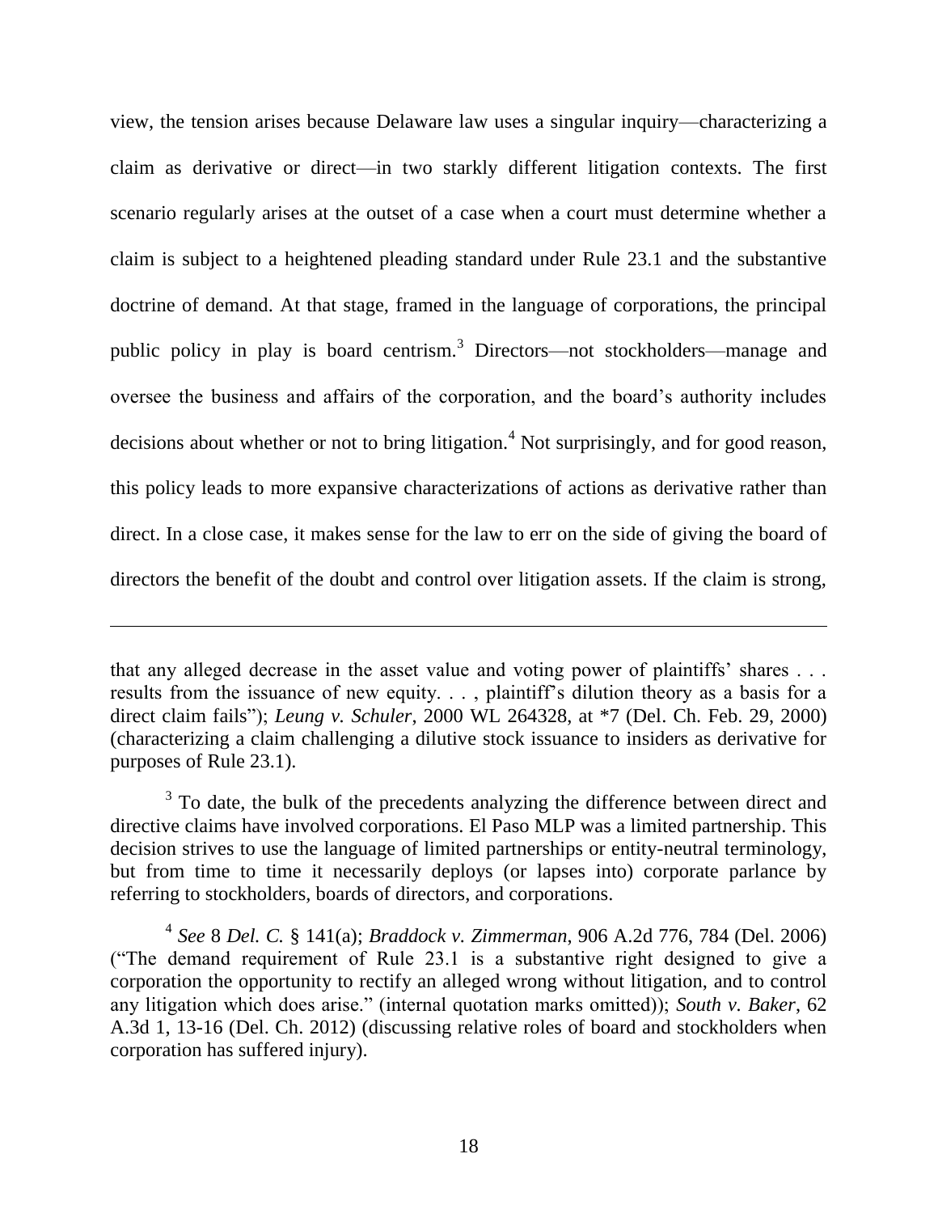view, the tension arises because Delaware law uses a singular inquiry—characterizing a claim as derivative or direct—in two starkly different litigation contexts. The first scenario regularly arises at the outset of a case when a court must determine whether a claim is subject to a heightened pleading standard under Rule 23.1 and the substantive doctrine of demand. At that stage, framed in the language of corporations, the principal public policy in play is board centrism.[3] Directors—not stockholders—manage and oversee the business and affairs of the corporation, and the board's authority includes decisions about whether or not to bring litigation.[4] Not surprisingly, and for good reason, this policy leads to more expansive characterizations of actions as derivative rather than direct. In a close case, it makes sense for the law to err on the side of giving the board of directors the benefit of the doubt and control over litigation assets. If the claim is strong,

---

that any alleged decrease in the asset value and voting power of plaintiffs' shares . . . results from the issuance of new equity. . . , plaintiff's dilution theory as a basis for a direct claim fails"); *Leung v. Schuler*, 2000 WL 264328, at *7 (Del. Ch. Feb. 29, 2000) (characterizing a claim challenging a dilutive stock issuance to insiders as derivative for purposes of Rule 23.1).

[3] To date, the bulk of the precedents analyzing the difference between direct and directive claims have involved corporations. El Paso MLP was a limited partnership. This decision strives to use the language of limited partnerships or entity-neutral terminology, but from time to time it necessarily deploys (or lapses into) corporate parlance by referring to stockholders, boards of directors, and corporations.

[4] *See* 8 *Del. C.* § 141(a); *Braddock v. Zimmerman*, 906 A.2d 776, 784 (Del. 2006) ("The demand requirement of Rule 23.1 is a substantive right designed to give a corporation the opportunity to rectify an alleged wrong without litigation, and to control any litigation which does arise." (internal quotation marks omitted)); *South v. Baker*, 62 A.3d 1, 13-16 (Del. Ch. 2012) (discussing relative roles of board and stockholders when corporation has suffered injury).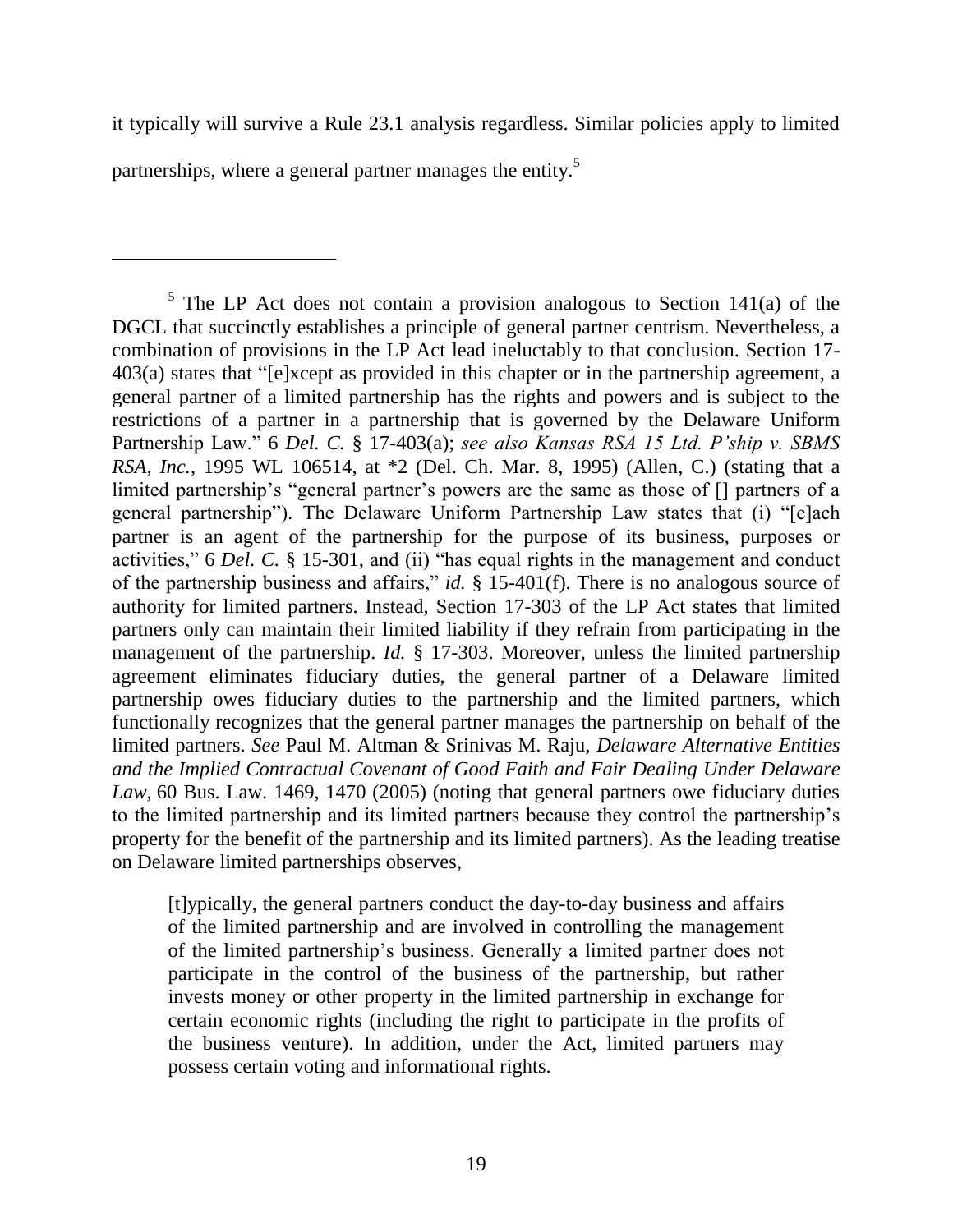it typically will survive a Rule 23.1 analysis regardless. Similar policies apply to limited partnerships, where a general partner manages the entity.[5]

---

[5] The LP Act does not contain a provision analogous to Section 141(a) of the DGCL that succinctly establishes a principle of general partner centrism. Nevertheless, a combination of provisions in the LP Act lead ineluctably to that conclusion. Section 17-403(a) states that "[e]xcept as provided in this chapter or in the partnership agreement, a general partner of a limited partnership has the rights and powers and is subject to the restrictions of a partner in a partnership that is governed by the Delaware Uniform Partnership Law." 6 *Del. C.* § 17-403(a); *see also Kansas RSA 15 Ltd. P'ship v. SBMS RSA, Inc.*, 1995 WL 106514, at *2 (Del. Ch. Mar. 8, 1995) (Allen, C.) (stating that a limited partnership's "general partner's powers are the same as those of [] partners of a general partnership"). The Delaware Uniform Partnership Law states that (i) "[e]ach partner is an agent of the partnership for the purpose of its business, purposes or activities," 6 *Del. C.* § 15-301, and (ii) "has equal rights in the management and conduct of the partnership business and affairs," *id.* § 15-401(f). There is no analogous source of authority for limited partners. Instead, Section 17-303 of the LP Act states that limited partners only can maintain their limited liability if they refrain from participating in the management of the partnership. *Id.* § 17-303. Moreover, unless the limited partnership agreement eliminates fiduciary duties, the general partner of a Delaware limited partnership owes fiduciary duties to the partnership and the limited partners, which functionally recognizes that the general partner manages the partnership on behalf of the limited partners. *See* Paul M. Altman & Srinivas M. Raju, *Delaware Alternative Entities and the Implied Contractual Covenant of Good Faith and Fair Dealing Under Delaware Law*, 60 Bus. Law. 1469, 1470 (2005) (noting that general partners owe fiduciary duties to the limited partnership and its limited partners because they control the partnership's property for the benefit of the partnership and its limited partners). As the leading treatise on Delaware limited partnerships observes,

> [t]ypically, the general partners conduct the day-to-day business and affairs of the limited partnership and are involved in controlling the management of the limited partnership's business. Generally a limited partner does not participate in the control of the business of the partnership, but rather invests money or other property in the limited partnership in exchange for certain economic rights (including the right to participate in the profits of the business venture). In addition, under the Act, limited partners may possess certain voting and informational rights.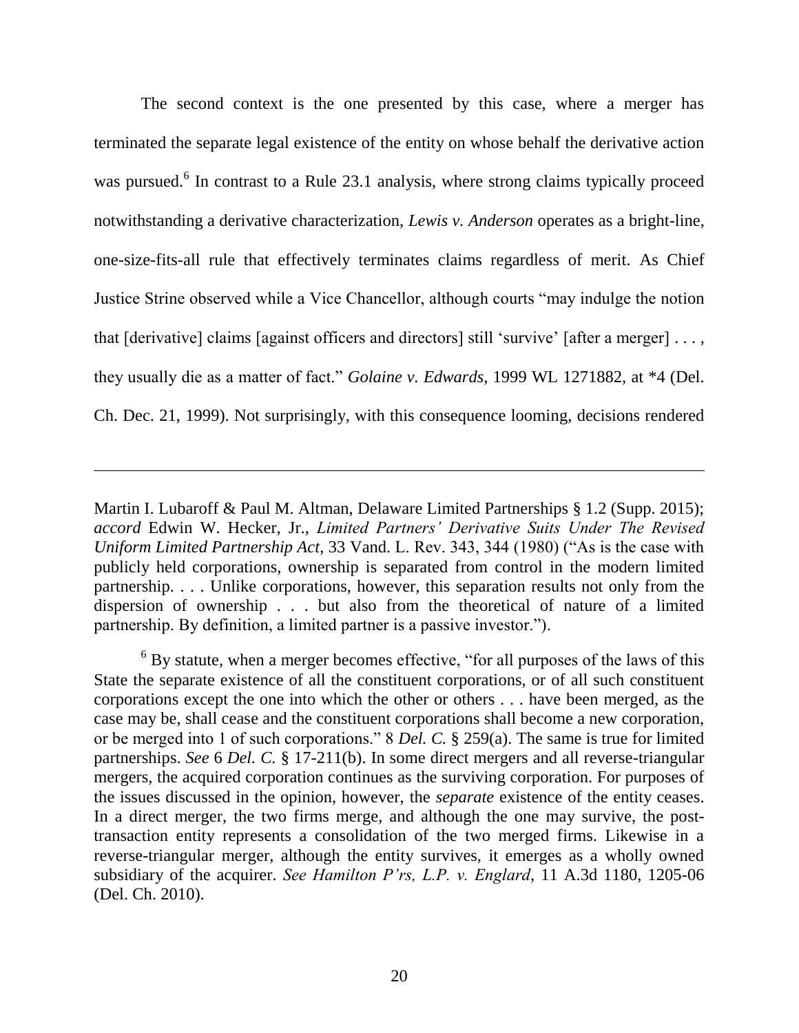The second context is the one presented by this case, where a merger has terminated the separate legal existence of the entity on whose behalf the derivative action was pursued.[6] In contrast to a Rule 23.1 analysis, where strong claims typically proceed notwithstanding a derivative characterization, *Lewis v. Anderson* operates as a bright-line, one-size-fits-all rule that effectively terminates claims regardless of merit. As Chief Justice Strine observed while a Vice Chancellor, although courts "may indulge the notion that [derivative] claims [against officers and directors] still 'survive' [after a merger] . . . , they usually die as a matter of fact." *Golaine v. Edwards*, 1999 WL 1271882, at *4 (Del. Ch. Dec. 21, 1999). Not surprisingly, with this consequence looming, decisions rendered

---

Martin I. Lubaroff & Paul M. Altman, Delaware Limited Partnerships § 1.2 (Supp. 2015); *accord* Edwin W. Hecker, Jr., *Limited Partners' Derivative Suits Under The Revised Uniform Limited Partnership Act*, 33 Vand. L. Rev. 343, 344 (1980) ("As is the case with publicly held corporations, ownership is separated from control in the modern limited partnership. . . . Unlike corporations, however, this separation results not only from the dispersion of ownership . . . but also from the theoretical of nature of a limited partnership. By definition, a limited partner is a passive investor.").

[6] By statute, when a merger becomes effective, "for all purposes of the laws of this State the separate existence of all the constituent corporations, or of all such constituent corporations except the one into which the other or others . . . have been merged, as the case may be, shall cease and the constituent corporations shall become a new corporation, or be merged into 1 of such corporations." 8 *Del. C.* § 259(a). The same is true for limited partnerships. *See* 6 *Del. C.* § 17-211(b). In some direct mergers and all reverse-triangular mergers, the acquired corporation continues as the surviving corporation. For purposes of the issues discussed in the opinion, however, the *separate* existence of the entity ceases. In a direct merger, the two firms merge, and although the one may survive, the post-transaction entity represents a consolidation of the two merged firms. Likewise in a reverse-triangular merger, although the entity survives, it emerges as a wholly owned subsidiary of the acquirer. *See Hamilton P'rs, L.P. v. Englard*, 11 A.3d 1180, 1205-06 (Del. Ch. 2010).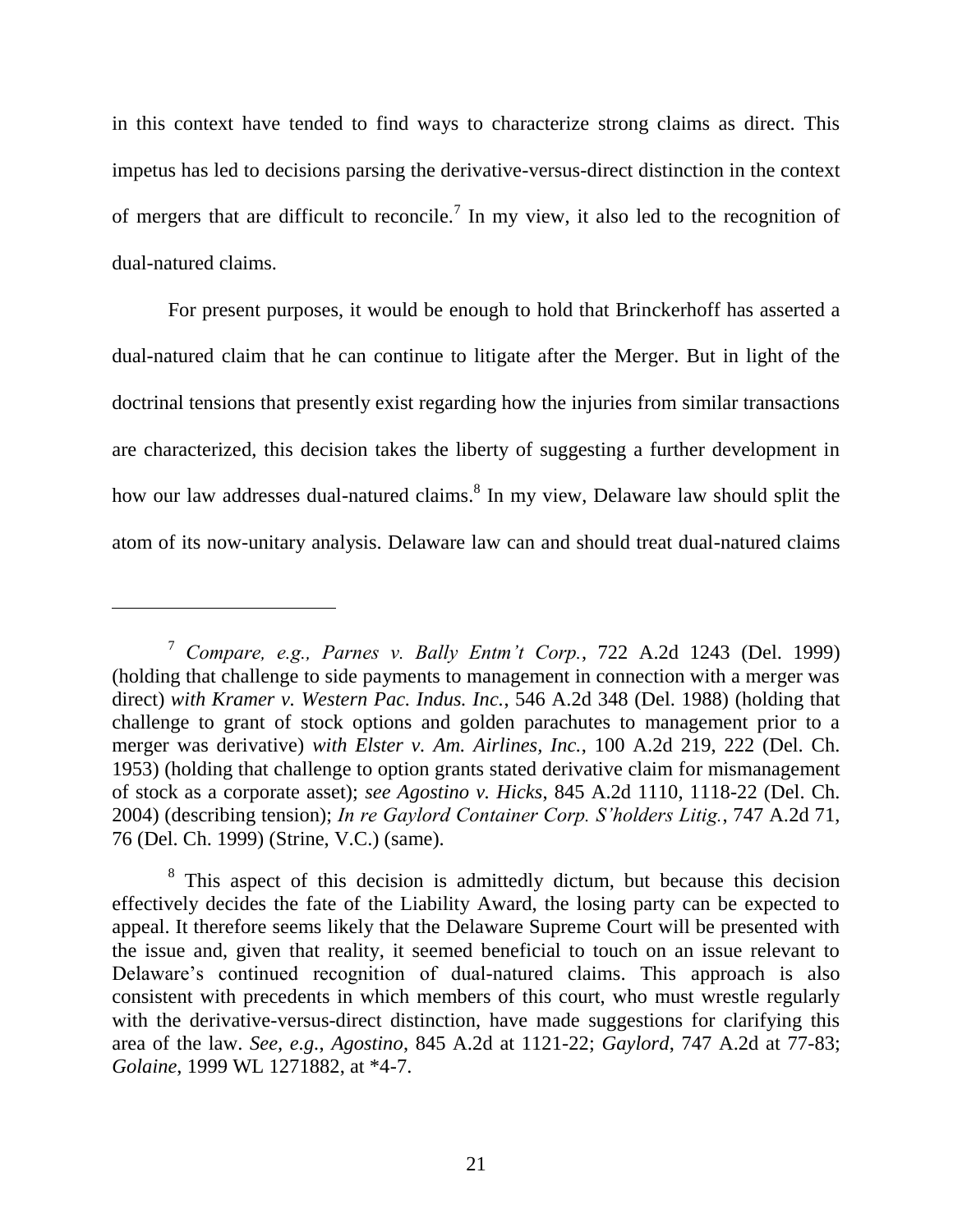in this context have tended to find ways to characterize strong claims as direct. This impetus has led to decisions parsing the derivative-versus-direct distinction in the context of mergers that are difficult to reconcile.[7] In my view, it also led to the recognition of dual-natured claims.

For present purposes, it would be enough to hold that Brinckerhoff has asserted a dual-natured claim that he can continue to litigate after the Merger. But in light of the doctrinal tensions that presently exist regarding how the injuries from similar transactions are characterized, this decision takes the liberty of suggesting a further development in how our law addresses dual-natured claims.[8] In my view, Delaware law should split the atom of its now-unitary analysis. Delaware law can and should treat dual-natured claims

---

[7] *Compare, e.g., Parnes v. Bally Entm't Corp.*, 722 A.2d 1243 (Del. 1999) (holding that challenge to side payments to management in connection with a merger was direct) *with Kramer v. Western Pac. Indus. Inc.*, 546 A.2d 348 (Del. 1988) (holding that challenge to grant of stock options and golden parachutes to management prior to a merger was derivative) *with Elster v. Am. Airlines, Inc.*, 100 A.2d 219, 222 (Del. Ch. 1953) (holding that challenge to option grants stated derivative claim for mismanagement of stock as a corporate asset); *see Agostino v. Hicks*, 845 A.2d 1110, 1118-22 (Del. Ch. 2004) (describing tension); *In re Gaylord Container Corp. S'holders Litig.*, 747 A.2d 71, 76 (Del. Ch. 1999) (Strine, V.C.) (same).

[8] This aspect of this decision is admittedly dictum, but because this decision effectively decides the fate of the Liability Award, the losing party can be expected to appeal. It therefore seems likely that the Delaware Supreme Court will be presented with the issue and, given that reality, it seemed beneficial to touch on an issue relevant to Delaware's continued recognition of dual-natured claims. This approach is also consistent with precedents in which members of this court, who must wrestle regularly with the derivative-versus-direct distinction, have made suggestions for clarifying this area of the law. *See, e.g.*, *Agostino*, 845 A.2d at 1121-22; *Gaylord*, 747 A.2d at 77-83; *Golaine*, 1999 WL 1271882, at *4-7.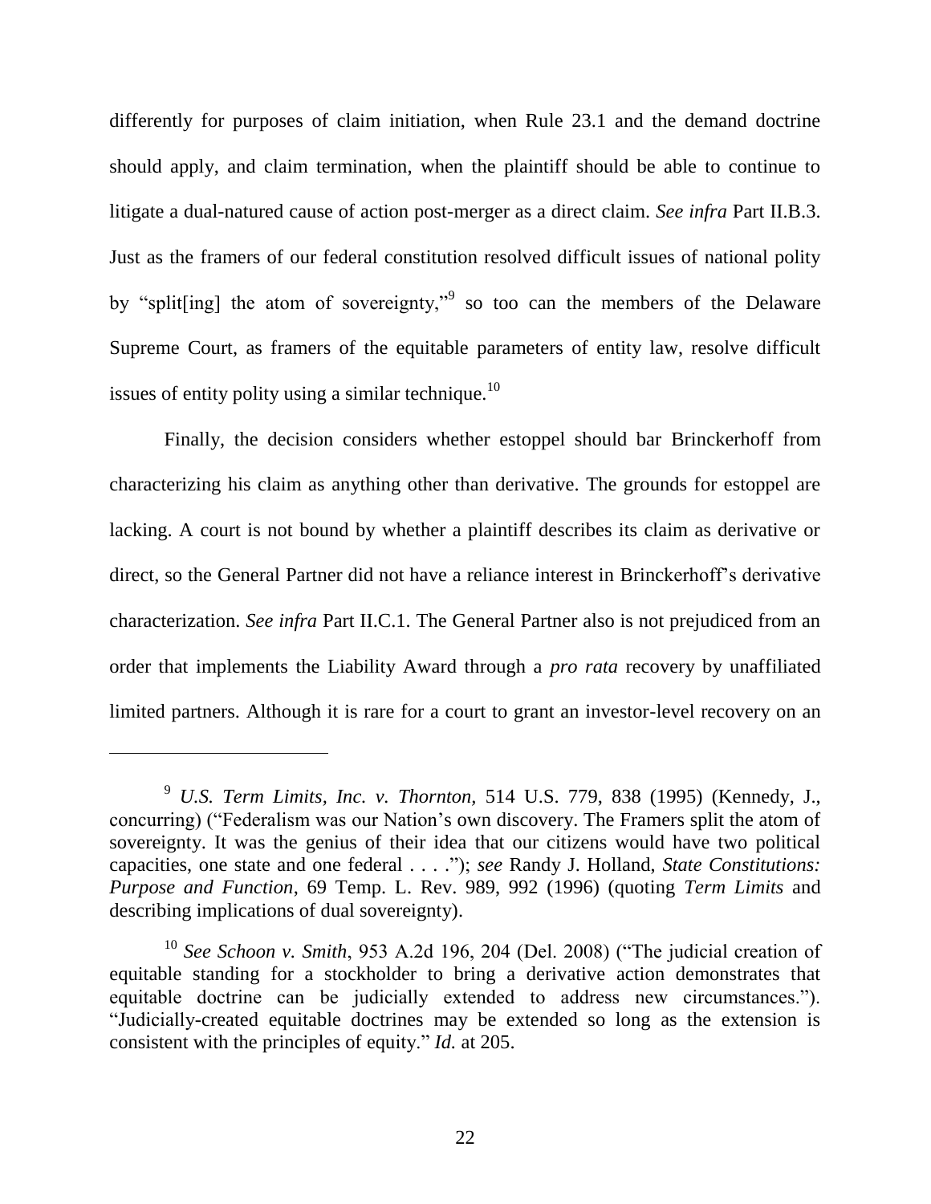differently for purposes of claim initiation, when Rule 23.1 and the demand doctrine should apply, and claim termination, when the plaintiff should be able to continue to litigate a dual-natured cause of action post-merger as a direct claim. *See infra* Part II.B.3. Just as the framers of our federal constitution resolved difficult issues of national polity by "split[ing] the atom of sovereignty,"[9] so too can the members of the Delaware Supreme Court, as framers of the equitable parameters of entity law, resolve difficult issues of entity polity using a similar technique.[10]

Finally, the decision considers whether estoppel should bar Brinckerhoff from characterizing his claim as anything other than derivative. The grounds for estoppel are lacking. A court is not bound by whether a plaintiff describes its claim as derivative or direct, so the General Partner did not have a reliance interest in Brinckerhoff's derivative characterization. *See infra* Part II.C.1. The General Partner also is not prejudiced from an order that implements the Liability Award through a *pro rata* recovery by unaffiliated limited partners. Although it is rare for a court to grant an investor-level recovery on an

---

[9] *U.S. Term Limits, Inc. v. Thornton*, 514 U.S. 779, 838 (1995) (Kennedy, J., concurring) ("Federalism was our Nation's own discovery. The Framers split the atom of sovereignty. It was the genius of their idea that our citizens would have two political capacities, one state and one federal . . . ."); *see* Randy J. Holland, *State Constitutions: Purpose and Function*, 69 Temp. L. Rev. 989, 992 (1996) (quoting *Term Limits* and describing implications of dual sovereignty).

[10] *See Schoon v. Smith*, 953 A.2d 196, 204 (Del. 2008) ("The judicial creation of equitable standing for a stockholder to bring a derivative action demonstrates that equitable doctrine can be judicially extended to address new circumstances."). "Judicially-created equitable doctrines may be extended so long as the extension is consistent with the principles of equity." *Id.* at 205.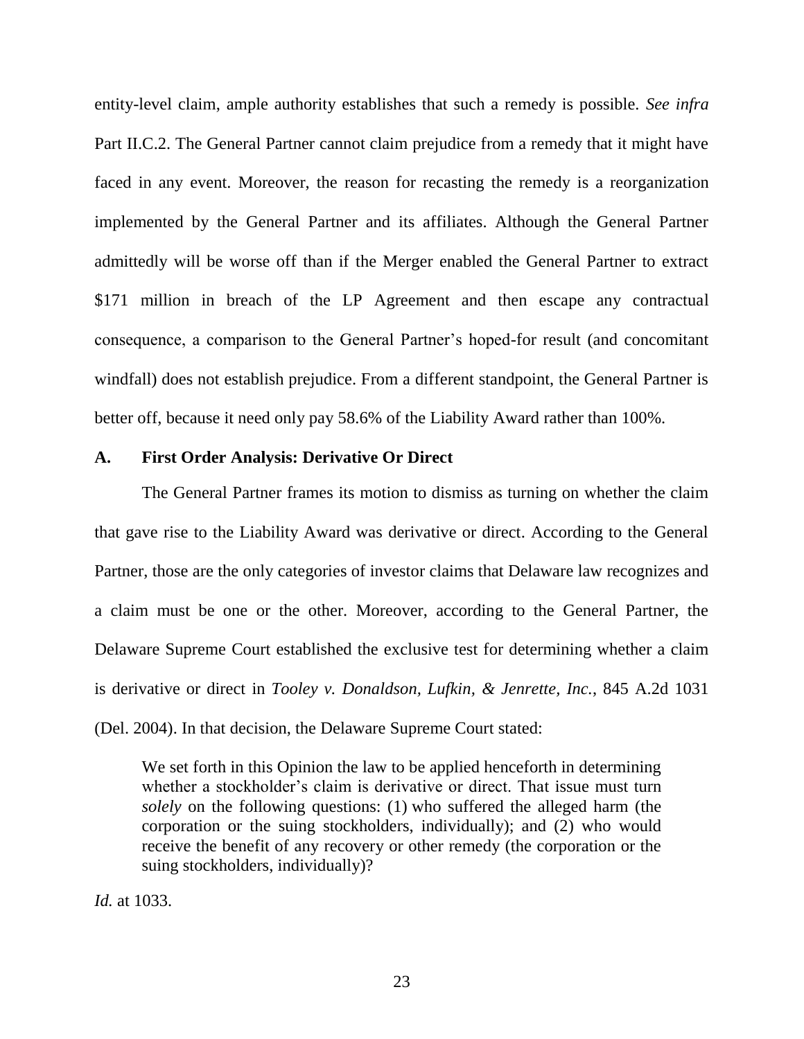entity-level claim, ample authority establishes that such a remedy is possible. *See infra* Part II.C.2. The General Partner cannot claim prejudice from a remedy that it might have faced in any event. Moreover, the reason for recasting the remedy is a reorganization implemented by the General Partner and its affiliates. Although the General Partner admittedly will be worse off than if the Merger enabled the General Partner to extract $171 million in breach of the LP Agreement and then escape any contractual consequence, a comparison to the General Partner's hoped-for result (and concomitant windfall) does not establish prejudice. From a different standpoint, the General Partner is better off, because it need only pay 58.6% of the Liability Award rather than 100%.

### A. First Order Analysis: Derivative Or Direct

The General Partner frames its motion to dismiss as turning on whether the claim that gave rise to the Liability Award was derivative or direct. According to the General Partner, those are the only categories of investor claims that Delaware law recognizes and a claim must be one or the other. Moreover, according to the General Partner, the Delaware Supreme Court established the exclusive test for determining whether a claim is derivative or direct in *Tooley v. Donaldson, Lufkin, & Jenrette, Inc.*, 845 A.2d 1031 (Del. 2004). In that decision, the Delaware Supreme Court stated:

> We set forth in this Opinion the law to be applied henceforth in determining whether a stockholder's claim is derivative or direct. That issue must turn *solely* on the following questions: (1) who suffered the alleged harm (the corporation or the suing stockholders, individually); and (2) who would receive the benefit of any recovery or other remedy (the corporation or the suing stockholders, individually)?

*Id.* at 1033.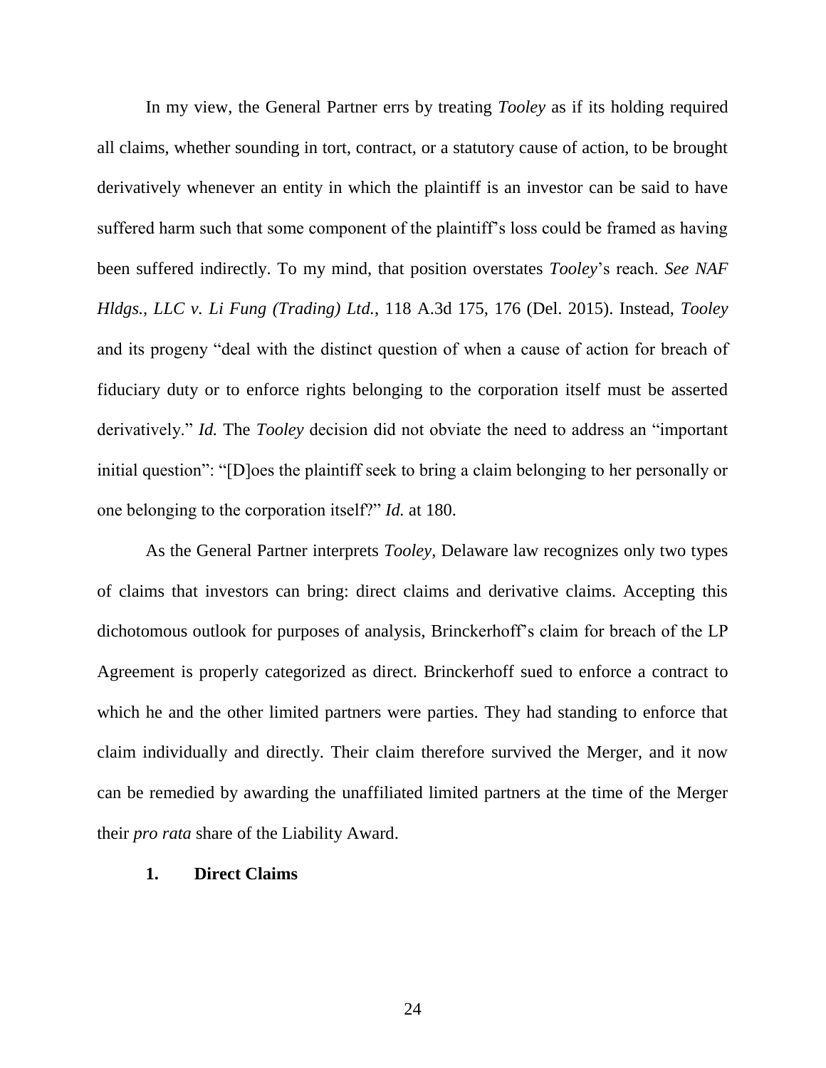In my view, the General Partner errs by treating *Tooley* as if its holding required all claims, whether sounding in tort, contract, or a statutory cause of action, to be brought derivatively whenever an entity in which the plaintiff is an investor can be said to have suffered harm such that some component of the plaintiff's loss could be framed as having been suffered indirectly. To my mind, that position overstates *Tooley*'s reach. *See NAF Hldgs., LLC v. Li Fung (Trading) Ltd.*, 118 A.3d 175, 176 (Del. 2015). Instead, *Tooley* and its progeny "deal with the distinct question of when a cause of action for breach of fiduciary duty or to enforce rights belonging to the corporation itself must be asserted derivatively." *Id.* The *Tooley* decision did not obviate the need to address an "important initial question": "[D]oes the plaintiff seek to bring a claim belonging to her personally or one belonging to the corporation itself?" *Id.* at 180.

As the General Partner interprets *Tooley*, Delaware law recognizes only two types of claims that investors can bring: direct claims and derivative claims. Accepting this dichotomous outlook for purposes of analysis, Brinckerhoff's claim for breach of the LP Agreement is properly categorized as direct. Brinckerhoff sued to enforce a contract to which he and the other limited partners were parties. They had standing to enforce that claim individually and directly. Their claim therefore survived the Merger, and it now can be remedied by awarding the unaffiliated limited partners at the time of the Merger their *pro rata* share of the Liability Award.

### 1. Direct Claims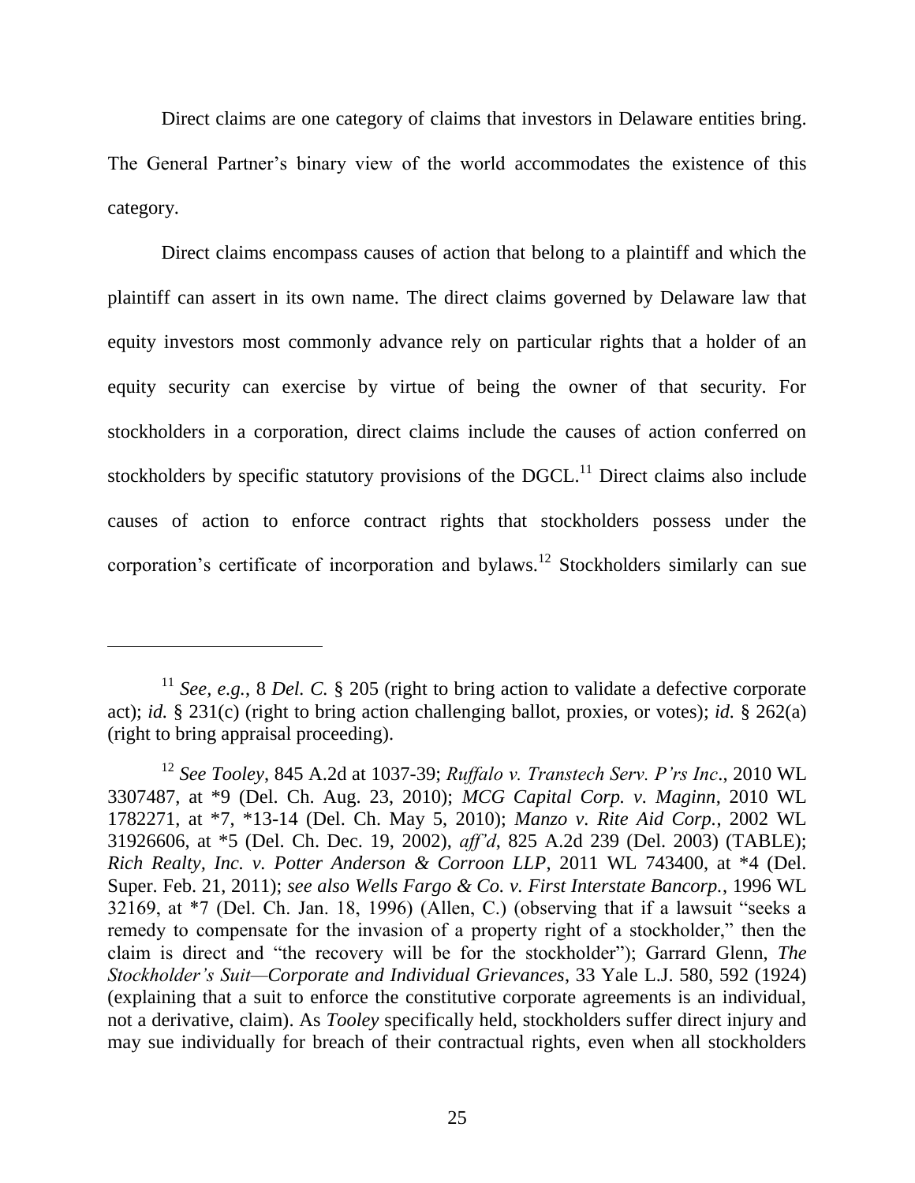Direct claims are one category of claims that investors in Delaware entities bring. The General Partner's binary view of the world accommodates the existence of this category.

Direct claims encompass causes of action that belong to a plaintiff and which the plaintiff can assert in its own name. The direct claims governed by Delaware law that equity investors most commonly advance rely on particular rights that a holder of an equity security can exercise by virtue of being the owner of that security. For stockholders in a corporation, direct claims include the causes of action conferred on stockholders by specific statutory provisions of the DGCL.[11] Direct claims also include causes of action to enforce contract rights that stockholders possess under the corporation's certificate of incorporation and bylaws.[12] Stockholders similarly can sue

---

[11] *See, e.g.*, 8 *Del. C.* § 205 (right to bring action to validate a defective corporate act); *id.* § 231(c) (right to bring action challenging ballot, proxies, or votes); *id.* § 262(a) (right to bring appraisal proceeding).

[12] *See Tooley*, 845 A.2d at 1037-39; *Ruffalo v. Transtech Serv. P'rs Inc*., 2010 WL 3307487, at *9 (Del. Ch. Aug. 23, 2010); *MCG Capital Corp. v. Maginn*, 2010 WL 1782271, at *7, *13-14 (Del. Ch. May 5, 2010); *Manzo v. Rite Aid Corp.*, 2002 WL 31926606, at *5 (Del. Ch. Dec. 19, 2002), *aff'd*, 825 A.2d 239 (Del. 2003) (TABLE); *Rich Realty, Inc. v. Potter Anderson & Corroon LLP*, 2011 WL 743400, at *4 (Del. Super. Feb. 21, 2011); *see also Wells Fargo & Co. v. First Interstate Bancorp.*, 1996 WL 32169, at *7 (Del. Ch. Jan. 18, 1996) (Allen, C.) (observing that if a lawsuit "seeks a remedy to compensate for the invasion of a property right of a stockholder," then the claim is direct and "the recovery will be for the stockholder"); Garrard Glenn, *The Stockholder's Suit—Corporate and Individual Grievances*, 33 Yale L.J. 580, 592 (1924) (explaining that a suit to enforce the constitutive corporate agreements is an individual, not a derivative, claim). As *Tooley* specifically held, stockholders suffer direct injury and may sue individually for breach of their contractual rights, even when all stockholders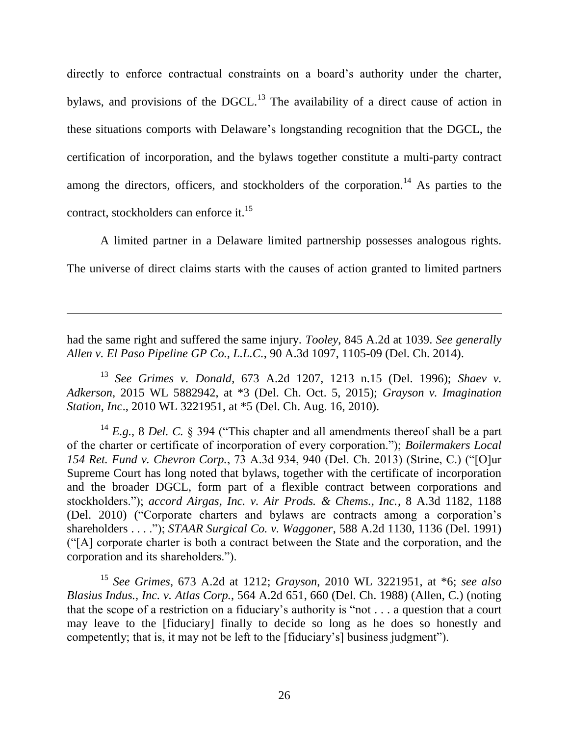directly to enforce contractual constraints on a board's authority under the charter, bylaws, and provisions of the DGCL.[13] The availability of a direct cause of action in these situations comports with Delaware's longstanding recognition that the DGCL, the certification of incorporation, and the bylaws together constitute a multi-party contract among the directors, officers, and stockholders of the corporation.[14] As parties to the contract, stockholders can enforce it.[15]

A limited partner in a Delaware limited partnership possesses analogous rights. The universe of direct claims starts with the causes of action granted to limited partners

---

had the same right and suffered the same injury. *Tooley*, 845 A.2d at 1039. *See generally Allen v. El Paso Pipeline GP Co., L.L.C.*, 90 A.3d 1097, 1105-09 (Del. Ch. 2014).

[13] *See Grimes v. Donald*, 673 A.2d 1207, 1213 n.15 (Del. 1996); *Shaev v. Adkerson*, 2015 WL 5882942, at *3 (Del. Ch. Oct. 5, 2015); *Grayson v. Imagination Station, Inc*., 2010 WL 3221951, at *5 (Del. Ch. Aug. 16, 2010).

[14] *E.g.*, 8 *Del. C.* § 394 ("This chapter and all amendments thereof shall be a part of the charter or certificate of incorporation of every corporation."); *Boilermakers Local 154 Ret. Fund v. Chevron Corp.*, 73 A.3d 934, 940 (Del. Ch. 2013) (Strine, C.) ("[O]ur Supreme Court has long noted that bylaws, together with the certificate of incorporation and the broader DGCL, form part of a flexible contract between corporations and stockholders."); *accord Airgas, Inc. v. Air Prods. & Chems., Inc.*, 8 A.3d 1182, 1188 (Del. 2010) ("Corporate charters and bylaws are contracts among a corporation's shareholders . . . ."); *STAAR Surgical Co. v. Waggoner*, 588 A.2d 1130, 1136 (Del. 1991) ("[A] corporate charter is both a contract between the State and the corporation, and the corporation and its shareholders.").

[15] *See Grimes*, 673 A.2d at 1212; *Grayson*, 2010 WL 3221951, at *6; *see also Blasius Indus., Inc. v. Atlas Corp.*, 564 A.2d 651, 660 (Del. Ch. 1988) (Allen, C.) (noting that the scope of a restriction on a fiduciary's authority is "not . . . a question that a court may leave to the [fiduciary] finally to decide so long as he does so honestly and competently; that is, it may not be left to the [fiduciary's] business judgment").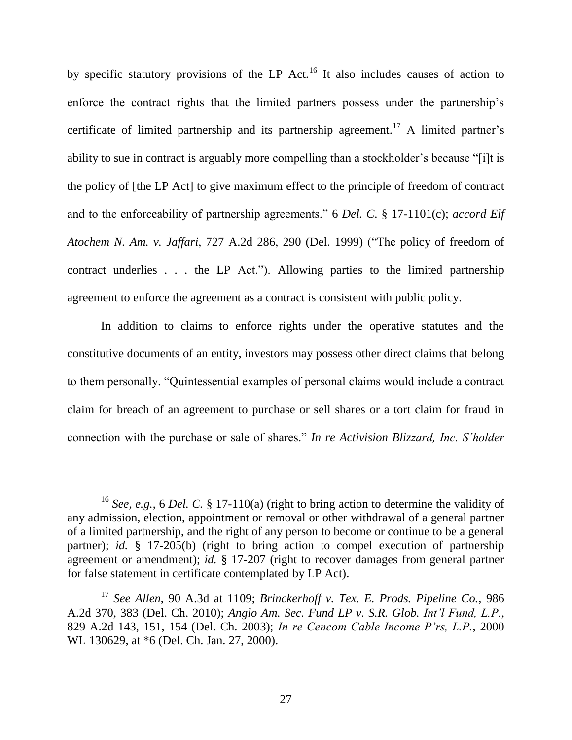by specific statutory provisions of the LP Act.[16] It also includes causes of action to enforce the contract rights that the limited partners possess under the partnership's certificate of limited partnership and its partnership agreement.[17] A limited partner's ability to sue in contract is arguably more compelling than a stockholder's because "[i]t is the policy of [the LP Act] to give maximum effect to the principle of freedom of contract and to the enforceability of partnership agreements." 6 *Del. C.* § 17-1101(c); *accord Elf Atochem N. Am. v. Jaffari*, 727 A.2d 286, 290 (Del. 1999) ("The policy of freedom of contract underlies . . . the LP Act."). Allowing parties to the limited partnership agreement to enforce the agreement as a contract is consistent with public policy.

In addition to claims to enforce rights under the operative statutes and the constitutive documents of an entity, investors may possess other direct claims that belong to them personally. "Quintessential examples of personal claims would include a contract claim for breach of an agreement to purchase or sell shares or a tort claim for fraud in connection with the purchase or sale of shares." *In re Activision Blizzard, Inc. S'holder*

---

[16] *See, e.g.*, 6 *Del. C.* § 17-110(a) (right to bring action to determine the validity of any admission, election, appointment or removal or other withdrawal of a general partner of a limited partnership, and the right of any person to become or continue to be a general partner); *id.* § 17-205(b) (right to bring action to compel execution of partnership agreement or amendment); *id.* § 17-207 (right to recover damages from general partner for false statement in certificate contemplated by LP Act).

[17] *See Allen*, 90 A.3d at 1109; *Brinckerhoff v. Tex. E. Prods. Pipeline Co.*, 986 A.2d 370, 383 (Del. Ch. 2010); *Anglo Am. Sec. Fund LP v. S.R. Glob. Int'l Fund, L.P.*, 829 A.2d 143, 151, 154 (Del. Ch. 2003); *In re Cencom Cable Income P'rs, L.P.*, 2000 WL 130629, at *6 (Del. Ch. Jan. 27, 2000).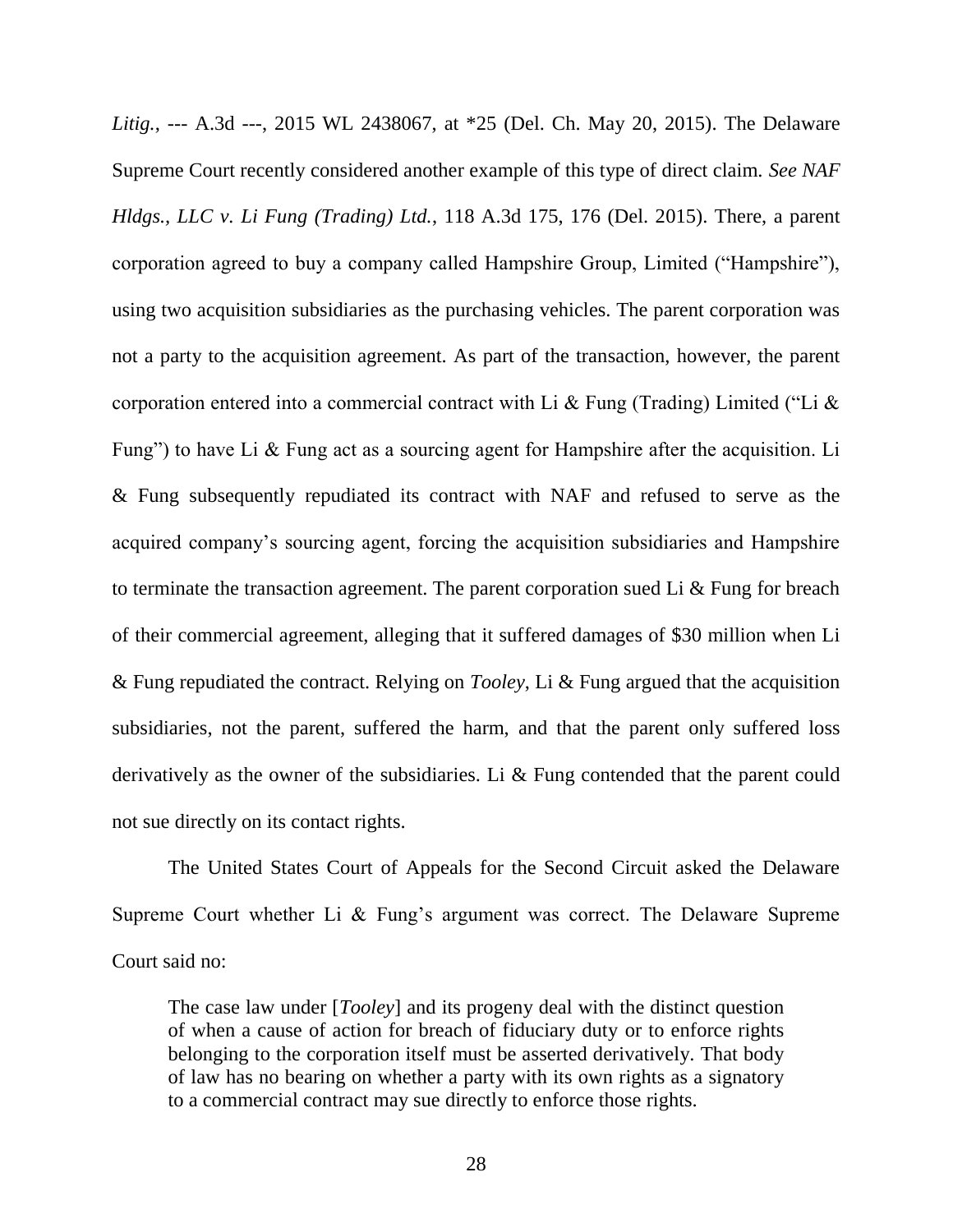*Litig.*, --- A.3d ---, 2015 WL 2438067, at *25 (Del. Ch. May 20, 2015). The Delaware Supreme Court recently considered another example of this type of direct claim. *See NAF Hldgs., LLC v. Li Fung (Trading) Ltd.*, 118 A.3d 175, 176 (Del. 2015). There, a parent corporation agreed to buy a company called Hampshire Group, Limited ("Hampshire"), using two acquisition subsidiaries as the purchasing vehicles. The parent corporation was not a party to the acquisition agreement. As part of the transaction, however, the parent corporation entered into a commercial contract with Li & Fung (Trading) Limited ("Li & Fung") to have Li & Fung act as a sourcing agent for Hampshire after the acquisition. Li & Fung subsequently repudiated its contract with NAF and refused to serve as the acquired company's sourcing agent, forcing the acquisition subsidiaries and Hampshire to terminate the transaction agreement. The parent corporation sued Li & Fung for breach of their commercial agreement, alleging that it suffered damages of $30 million when Li & Fung repudiated the contract. Relying on *Tooley*, Li & Fung argued that the acquisition subsidiaries, not the parent, suffered the harm, and that the parent only suffered loss derivatively as the owner of the subsidiaries. Li & Fung contended that the parent could not sue directly on its contact rights.

The United States Court of Appeals for the Second Circuit asked the Delaware Supreme Court whether Li & Fung's argument was correct. The Delaware Supreme Court said no:

> The case law under [*Tooley*] and its progeny deal with the distinct question of when a cause of action for breach of fiduciary duty or to enforce rights belonging to the corporation itself must be asserted derivatively. That body of law has no bearing on whether a party with its own rights as a signatory to a commercial contract may sue directly to enforce those rights.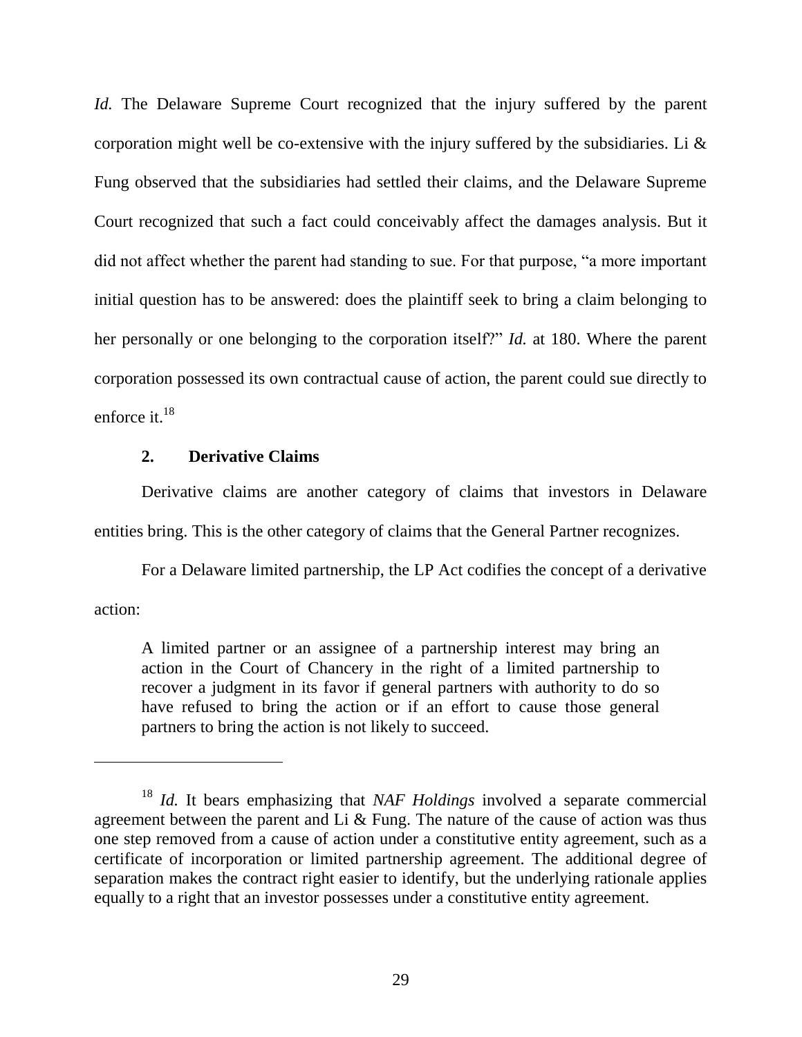*Id.* The Delaware Supreme Court recognized that the injury suffered by the parent corporation might well be co-extensive with the injury suffered by the subsidiaries. Li & Fung observed that the subsidiaries had settled their claims, and the Delaware Supreme Court recognized that such a fact could conceivably affect the damages analysis. But it did not affect whether the parent had standing to sue. For that purpose, "a more important initial question has to be answered: does the plaintiff seek to bring a claim belonging to her personally or one belonging to the corporation itself?" *Id.* at 180. Where the parent corporation possessed its own contractual cause of action, the parent could sue directly to enforce it.[18]

### 2. Derivative Claims

Derivative claims are another category of claims that investors in Delaware entities bring. This is the other category of claims that the General Partner recognizes.

For a Delaware limited partnership, the LP Act codifies the concept of a derivative action:

> A limited partner or an assignee of a partnership interest may bring an action in the Court of Chancery in the right of a limited partnership to recover a judgment in its favor if general partners with authority to do so have refused to bring the action or if an effort to cause those general partners to bring the action is not likely to succeed.

---

[18] *Id.* It bears emphasizing that *NAF Holdings* involved a separate commercial agreement between the parent and Li & Fung. The nature of the cause of action was thus one step removed from a cause of action under a constitutive entity agreement, such as a certificate of incorporation or limited partnership agreement. The additional degree of separation makes the contract right easier to identify, but the underlying rationale applies equally to a right that an investor possesses under a constitutive entity agreement.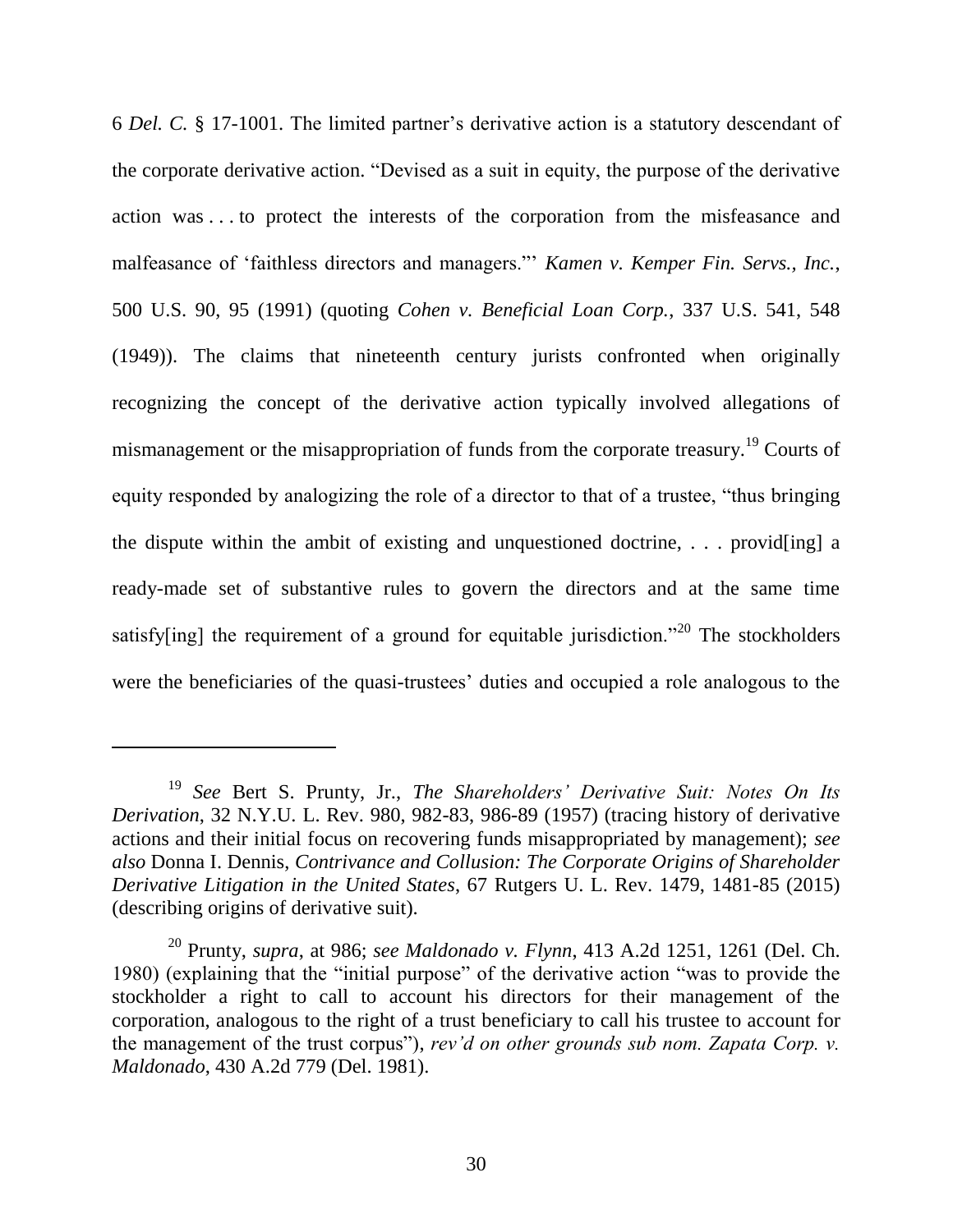6 *Del. C.* § 17-1001. The limited partner's derivative action is a statutory descendant of the corporate derivative action. "Devised as a suit in equity, the purpose of the derivative action was . . . to protect the interests of the corporation from the misfeasance and malfeasance of 'faithless directors and managers.'" *Kamen v. Kemper Fin. Servs., Inc.*, 500 U.S. 90, 95 (1991) (quoting *Cohen v. Beneficial Loan Corp.*, 337 U.S. 541, 548 (1949)). The claims that nineteenth century jurists confronted when originally recognizing the concept of the derivative action typically involved allegations of mismanagement or the misappropriation of funds from the corporate treasury.[19] Courts of equity responded by analogizing the role of a director to that of a trustee, "thus bringing the dispute within the ambit of existing and unquestioned doctrine, . . . provid[ing] a ready-made set of substantive rules to govern the directors and at the same time satisfy[ing] the requirement of a ground for equitable jurisdiction."[20] The stockholders were the beneficiaries of the quasi-trustees' duties and occupied a role analogous to the

---

[19] *See* Bert S. Prunty, Jr., *The Shareholders' Derivative Suit: Notes On Its Derivation*, 32 N.Y.U. L. Rev. 980, 982-83, 986-89 (1957) (tracing history of derivative actions and their initial focus on recovering funds misappropriated by management); *see also* Donna I. Dennis, *Contrivance and Collusion: The Corporate Origins of Shareholder Derivative Litigation in the United States*, 67 Rutgers U. L. Rev. 1479, 1481-85 (2015) (describing origins of derivative suit).

[20] Prunty, *supra*, at 986; *see Maldonado v. Flynn*, 413 A.2d 1251, 1261 (Del. Ch. 1980) (explaining that the "initial purpose" of the derivative action "was to provide the stockholder a right to call to account his directors for their management of the corporation, analogous to the right of a trust beneficiary to call his trustee to account for the management of the trust corpus"), *rev'd on other grounds sub nom. Zapata Corp. v. Maldonado*, 430 A.2d 779 (Del. 1981).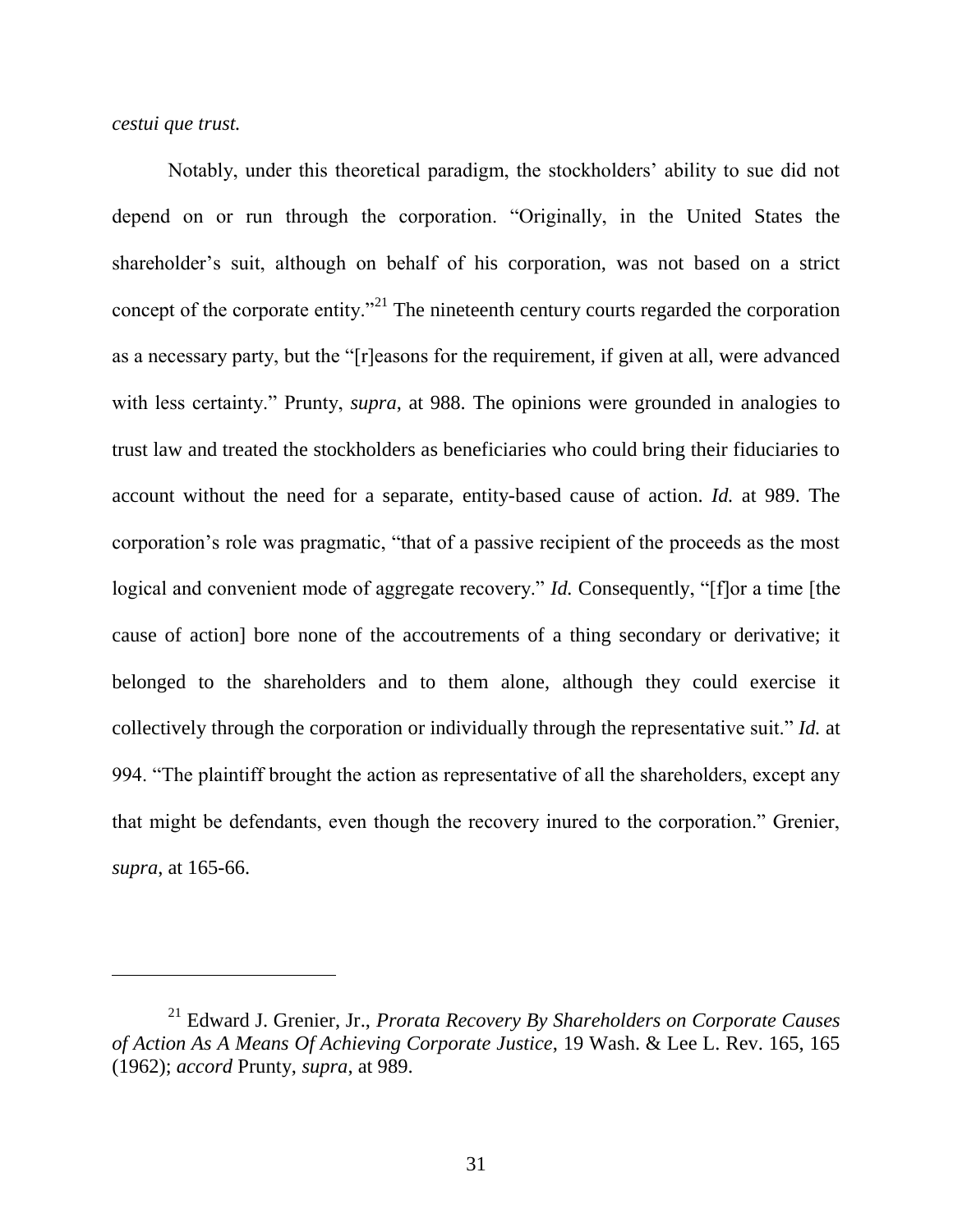*cestui que trust.*

Notably, under this theoretical paradigm, the stockholders' ability to sue did not depend on or run through the corporation. "Originally, in the United States the shareholder's suit, although on behalf of his corporation, was not based on a strict concept of the corporate entity."[21] The nineteenth century courts regarded the corporation as a necessary party, but the "[r]easons for the requirement, if given at all, were advanced with less certainty." Prunty, *supra*, at 988. The opinions were grounded in analogies to trust law and treated the stockholders as beneficiaries who could bring their fiduciaries to account without the need for a separate, entity-based cause of action. *Id.* at 989. The corporation's role was pragmatic, "that of a passive recipient of the proceeds as the most logical and convenient mode of aggregate recovery." *Id.* Consequently, "[f]or a time [the cause of action] bore none of the accoutrements of a thing secondary or derivative; it belonged to the shareholders and to them alone, although they could exercise it collectively through the corporation or individually through the representative suit." *Id.* at 994. "The plaintiff brought the action as representative of all the shareholders, except any that might be defendants, even though the recovery inured to the corporation." Grenier, *supra*, at 165-66.

---

[21] Edward J. Grenier, Jr., *Prorata Recovery By Shareholders on Corporate Causes of Action As A Means Of Achieving Corporate Justice*, 19 Wash. & Lee L. Rev. 165, 165 (1962); *accord* Prunty, *supra*, at 989.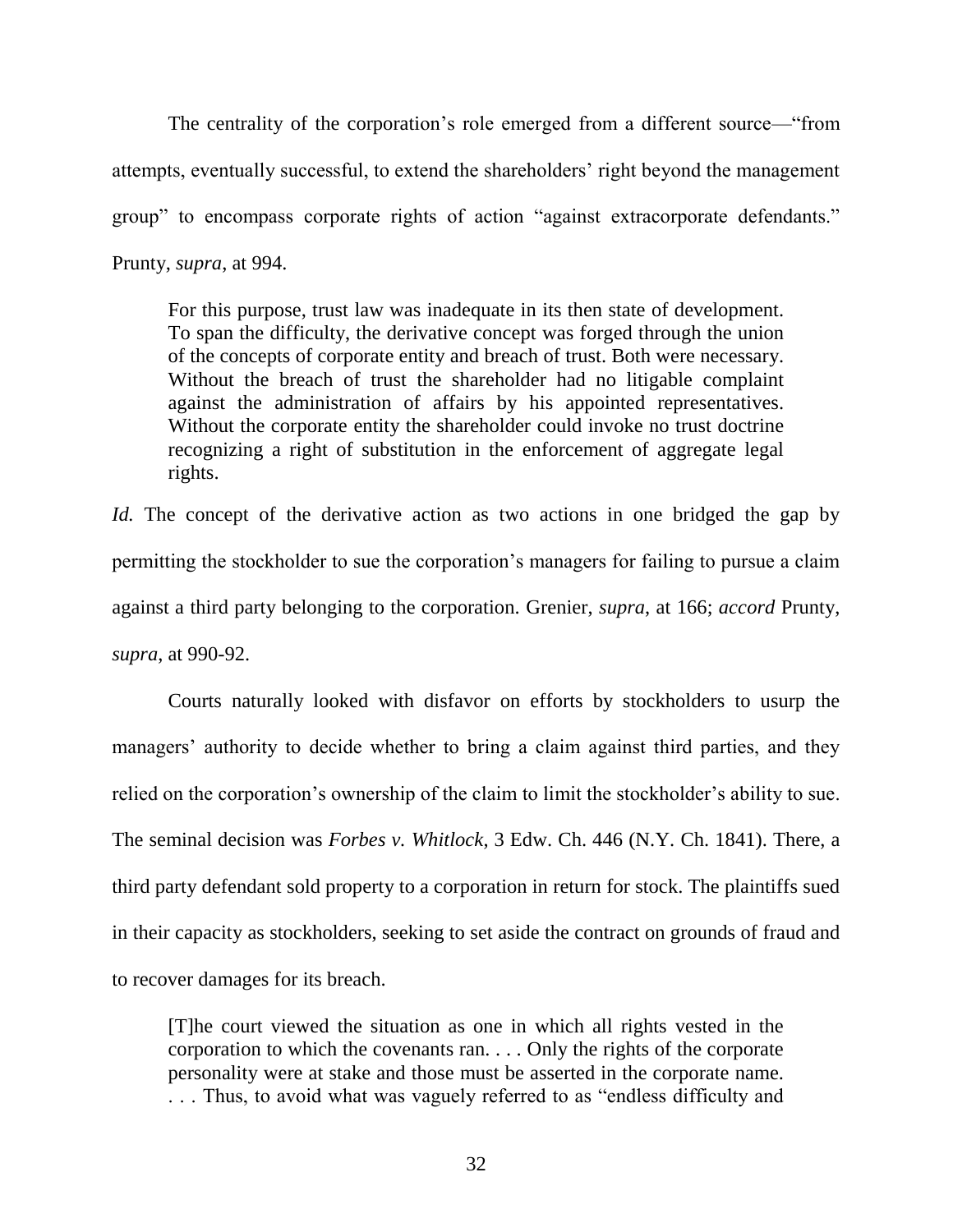The centrality of the corporation's role emerged from a different source—"from attempts, eventually successful, to extend the shareholders' right beyond the management group" to encompass corporate rights of action "against extracorporate defendants." Prunty, *supra*, at 994.

> For this purpose, trust law was inadequate in its then state of development. To span the difficulty, the derivative concept was forged through the union of the concepts of corporate entity and breach of trust. Both were necessary. Without the breach of trust the shareholder had no litigable complaint against the administration of affairs by his appointed representatives. Without the corporate entity the shareholder could invoke no trust doctrine recognizing a right of substitution in the enforcement of aggregate legal rights.

*Id.* The concept of the derivative action as two actions in one bridged the gap by permitting the stockholder to sue the corporation's managers for failing to pursue a claim against a third party belonging to the corporation. Grenier, *supra*, at 166; *accord* Prunty, *supra*, at 990-92.

Courts naturally looked with disfavor on efforts by stockholders to usurp the managers' authority to decide whether to bring a claim against third parties, and they relied on the corporation's ownership of the claim to limit the stockholder's ability to sue. The seminal decision was *Forbes v. Whitlock*, 3 Edw. Ch. 446 (N.Y. Ch. 1841). There, a third party defendant sold property to a corporation in return for stock. The plaintiffs sued in their capacity as stockholders, seeking to set aside the contract on grounds of fraud and to recover damages for its breach.

> [T]he court viewed the situation as one in which all rights vested in the corporation to which the covenants ran. . . . Only the rights of the corporate personality were at stake and those must be asserted in the corporate name. . . . Thus, to avoid what was vaguely referred to as "endless difficulty and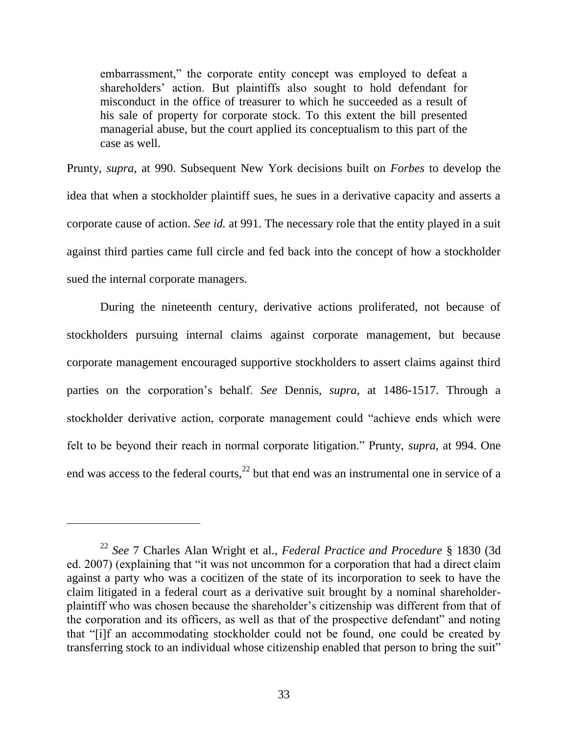> embarrassment," the corporate entity concept was employed to defeat a shareholders' action. But plaintiffs also sought to hold defendant for misconduct in the office of treasurer to which he succeeded as a result of his sale of property for corporate stock. To this extent the bill presented managerial abuse, but the court applied its conceptualism to this part of the case as well.

Prunty, *supra*, at 990. Subsequent New York decisions built on *Forbes* to develop the idea that when a stockholder plaintiff sues, he sues in a derivative capacity and asserts a corporate cause of action. *See id.* at 991. The necessary role that the entity played in a suit against third parties came full circle and fed back into the concept of how a stockholder sued the internal corporate managers.

During the nineteenth century, derivative actions proliferated, not because of stockholders pursuing internal claims against corporate management, but because corporate management encouraged supportive stockholders to assert claims against third parties on the corporation's behalf. *See* Dennis, *supra*, at 1486-1517. Through a stockholder derivative action, corporate management could "achieve ends which were felt to be beyond their reach in normal corporate litigation." Prunty, *supra*, at 994. One end was access to the federal courts,[22] but that end was an instrumental one in service of a

---

[22] *See* 7 Charles Alan Wright et al., *Federal Practice and Procedure* § 1830 (3d ed. 2007) (explaining that "it was not uncommon for a corporation that had a direct claim against a party who was a cocitizen of the state of its incorporation to seek to have the claim litigated in a federal court as a derivative suit brought by a nominal shareholder-plaintiff who was chosen because the shareholder's citizenship was different from that of the corporation and its officers, as well as that of the prospective defendant" and noting that "[i]f an accommodating stockholder could not be found, one could be created by transferring stock to an individual whose citizenship enabled that person to bring the suit"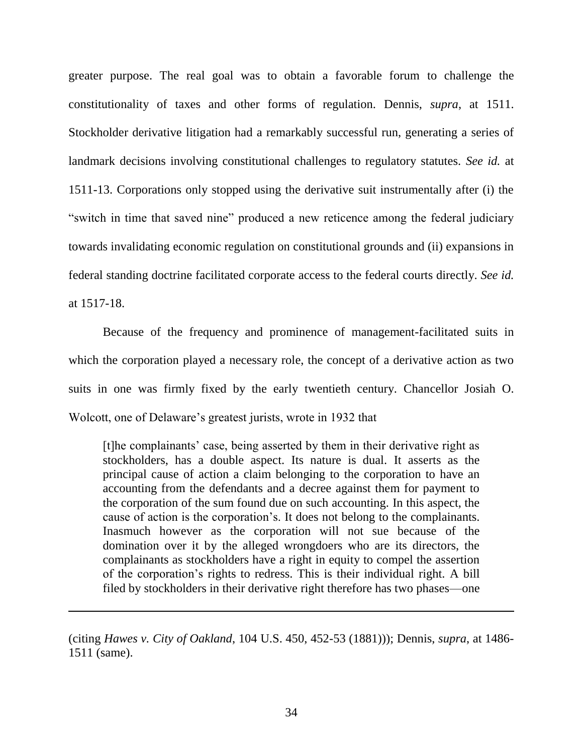greater purpose. The real goal was to obtain a favorable forum to challenge the constitutionality of taxes and other forms of regulation. Dennis, *supra*, at 1511. Stockholder derivative litigation had a remarkably successful run, generating a series of landmark decisions involving constitutional challenges to regulatory statutes. *See id.* at 1511-13. Corporations only stopped using the derivative suit instrumentally after (i) the "switch in time that saved nine" produced a new reticence among the federal judiciary towards invalidating economic regulation on constitutional grounds and (ii) expansions in federal standing doctrine facilitated corporate access to the federal courts directly. *See id.* at 1517-18.

Because of the frequency and prominence of management-facilitated suits in which the corporation played a necessary role, the concept of a derivative action as two suits in one was firmly fixed by the early twentieth century. Chancellor Josiah O. Wolcott, one of Delaware's greatest jurists, wrote in 1932 that

> [t]he complainants' case, being asserted by them in their derivative right as stockholders, has a double aspect. Its nature is dual. It asserts as the principal cause of action a claim belonging to the corporation to have an accounting from the defendants and a decree against them for payment to the corporation of the sum found due on such accounting. In this aspect, the cause of action is the corporation's. It does not belong to the complainants. Inasmuch however as the corporation will not sue because of the domination over it by the alleged wrongdoers who are its directors, the complainants as stockholders have a right in equity to compel the assertion of the corporation's rights to redress. This is their individual right. A bill filed by stockholders in their derivative right therefore has two phases—one

---

(citing *Hawes v. City of Oakland*, 104 U.S. 450, 452-53 (1881))); Dennis, *supra*, at 1486-1511 (same).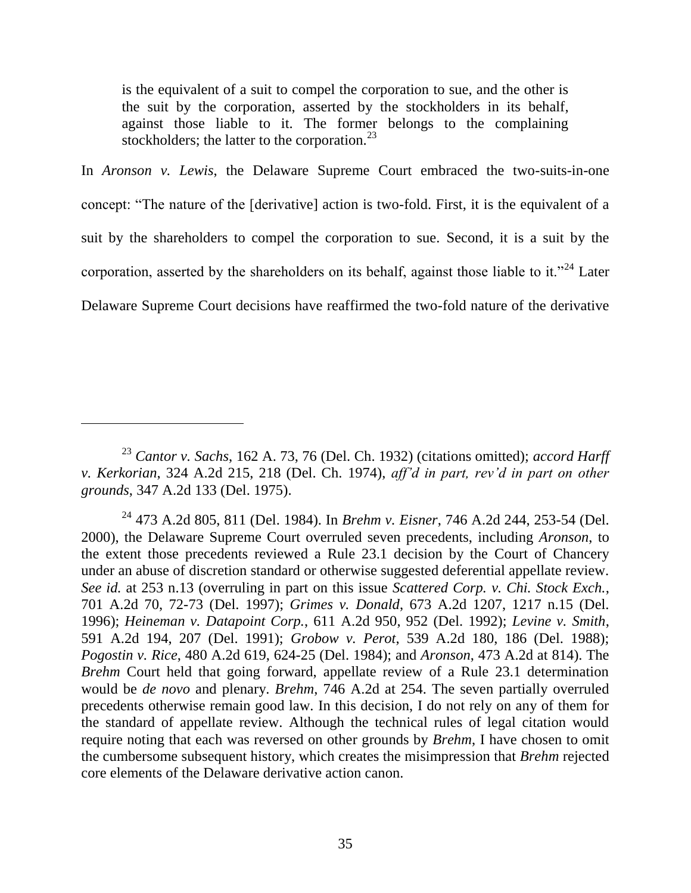> is the equivalent of a suit to compel the corporation to sue, and the other is the suit by the corporation, asserted by the stockholders in its behalf, against those liable to it. The former belongs to the complaining stockholders; the latter to the corporation.[23]

In *Aronson v. Lewis*, the Delaware Supreme Court embraced the two-suits-in-one concept: "The nature of the [derivative] action is two-fold. First, it is the equivalent of a suit by the shareholders to compel the corporation to sue. Second, it is a suit by the corporation, asserted by the shareholders on its behalf, against those liable to it."[24] Later Delaware Supreme Court decisions have reaffirmed the two-fold nature of the derivative

---

[23] *Cantor v. Sachs*, 162 A. 73, 76 (Del. Ch. 1932) (citations omitted); *accord Harff v. Kerkorian*, 324 A.2d 215, 218 (Del. Ch. 1974), *aff'd in part, rev'd in part on other grounds*, 347 A.2d 133 (Del. 1975).

[24] 473 A.2d 805, 811 (Del. 1984). In *Brehm v. Eisner*, 746 A.2d 244, 253-54 (Del. 2000), the Delaware Supreme Court overruled seven precedents, including *Aronson*, to the extent those precedents reviewed a Rule 23.1 decision by the Court of Chancery under an abuse of discretion standard or otherwise suggested deferential appellate review. *See id.* at 253 n.13 (overruling in part on this issue *Scattered Corp. v. Chi. Stock Exch.*, 701 A.2d 70, 72-73 (Del. 1997); *Grimes v. Donald*, 673 A.2d 1207, 1217 n.15 (Del. 1996); *Heineman v. Datapoint Corp.*, 611 A.2d 950, 952 (Del. 1992); *Levine v. Smith*, 591 A.2d 194, 207 (Del. 1991); *Grobow v. Perot*, 539 A.2d 180, 186 (Del. 1988); *Pogostin v. Rice*, 480 A.2d 619, 624-25 (Del. 1984); and *Aronson*, 473 A.2d at 814). The *Brehm* Court held that going forward, appellate review of a Rule 23.1 determination would be *de novo* and plenary. *Brehm*, 746 A.2d at 254. The seven partially overruled precedents otherwise remain good law. In this decision, I do not rely on any of them for the standard of appellate review. Although the technical rules of legal citation would require noting that each was reversed on other grounds by *Brehm*, I have chosen to omit the cumbersome subsequent history, which creates the misimpression that *Brehm* rejected core elements of the Delaware derivative action canon.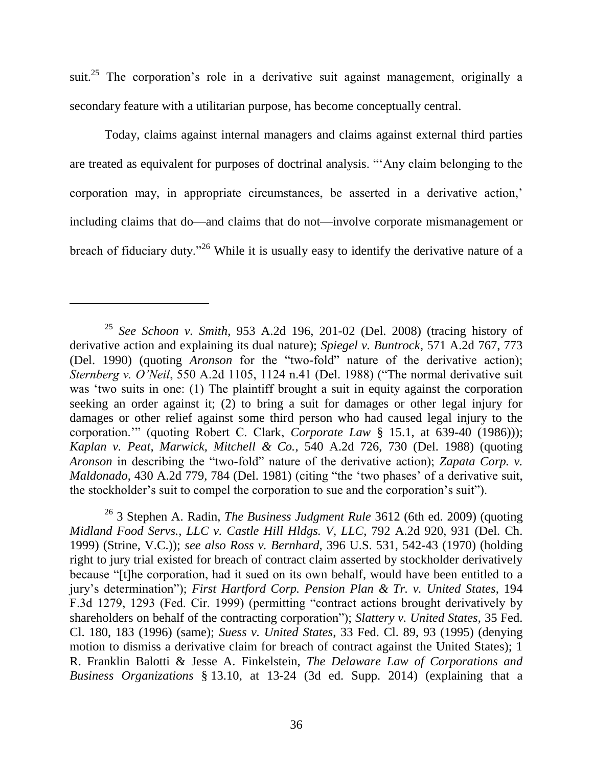suit.[25] The corporation's role in a derivative suit against management, originally a secondary feature with a utilitarian purpose, has become conceptually central.

Today, claims against internal managers and claims against external third parties are treated as equivalent for purposes of doctrinal analysis. "'Any claim belonging to the corporation may, in appropriate circumstances, be asserted in a derivative action,' including claims that do—and claims that do not—involve corporate mismanagement or breach of fiduciary duty."[26] While it is usually easy to identify the derivative nature of a

---

[25] *See Schoon v. Smith*, 953 A.2d 196, 201-02 (Del. 2008) (tracing history of derivative action and explaining its dual nature); *Spiegel v. Buntrock*, 571 A.2d 767, 773 (Del. 1990) (quoting *Aronson* for the "two-fold" nature of the derivative action); *Sternberg v. O'Neil*, 550 A.2d 1105, 1124 n.41 (Del. 1988) ("The normal derivative suit was 'two suits in one: (1) The plaintiff brought a suit in equity against the corporation seeking an order against it; (2) to bring a suit for damages or other legal injury for damages or other relief against some third person who had caused legal injury to the corporation.'" (quoting Robert C. Clark, *Corporate Law* § 15.1, at 639-40 (1986))); *Kaplan v. Peat, Marwick, Mitchell & Co.*, 540 A.2d 726, 730 (Del. 1988) (quoting *Aronson* in describing the "two-fold" nature of the derivative action); *Zapata Corp. v. Maldonado*, 430 A.2d 779, 784 (Del. 1981) (citing "the 'two phases' of a derivative suit, the stockholder's suit to compel the corporation to sue and the corporation's suit").

[26] 3 Stephen A. Radin, *The Business Judgment Rule* 3612 (6th ed. 2009) (quoting *Midland Food Servs., LLC v. Castle Hill Hldgs. V, LLC*, 792 A.2d 920, 931 (Del. Ch. 1999) (Strine, V.C.)); *see also Ross v. Bernhard*, 396 U.S. 531, 542-43 (1970) (holding right to jury trial existed for breach of contract claim asserted by stockholder derivatively because "[t]he corporation, had it sued on its own behalf, would have been entitled to a jury's determination"); *First Hartford Corp. Pension Plan & Tr. v. United States*, 194 F.3d 1279, 1293 (Fed. Cir. 1999) (permitting "contract actions brought derivatively by shareholders on behalf of the contracting corporation"); *Slattery v. United States*, 35 Fed. Cl. 180, 183 (1996) (same); *Suess v. United States*, 33 Fed. Cl. 89, 93 (1995) (denying motion to dismiss a derivative claim for breach of contract against the United States); 1 R. Franklin Balotti & Jesse A. Finkelstein, *The Delaware Law of Corporations and Business Organizations* § 13.10, at 13-24 (3d ed. Supp. 2014) (explaining that a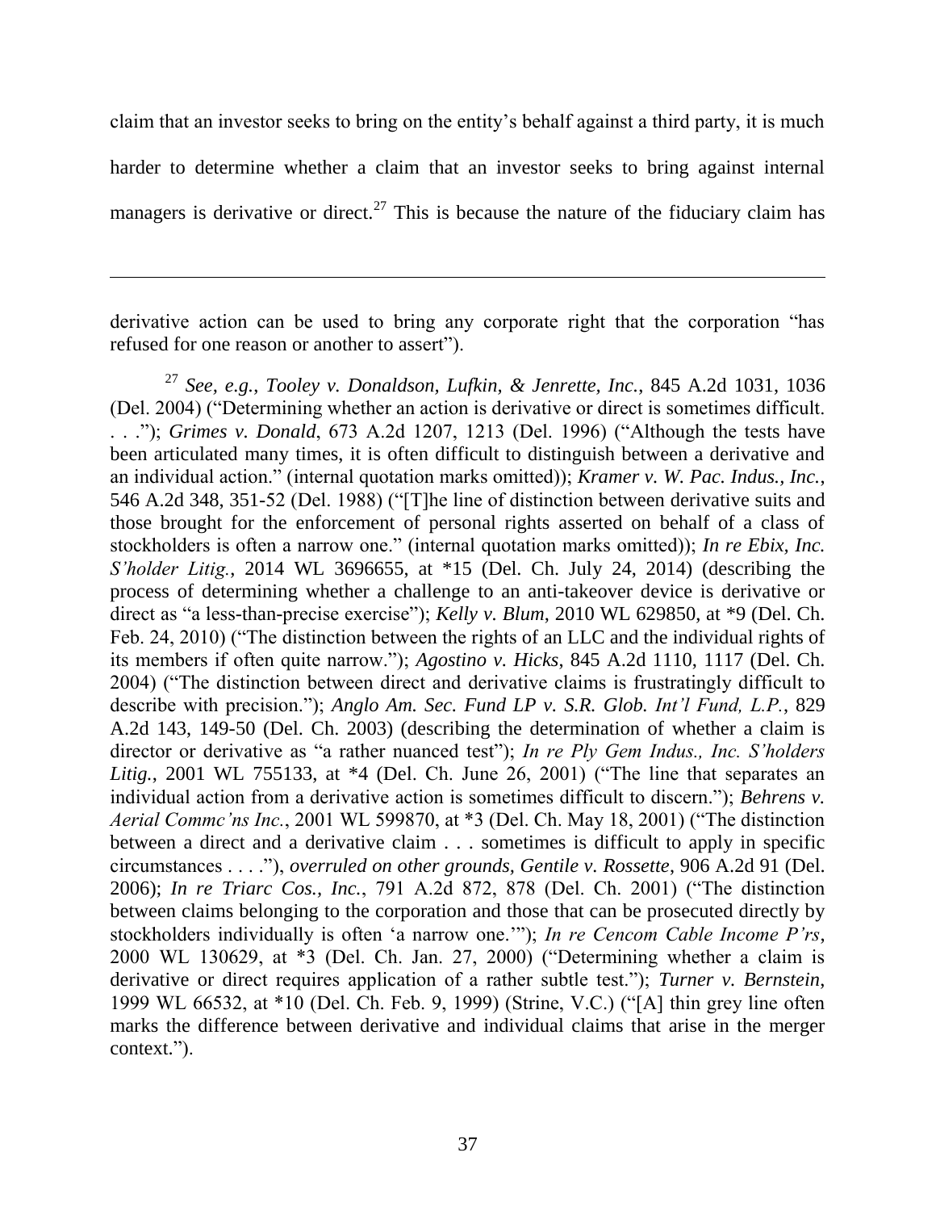claim that an investor seeks to bring on the entity's behalf against a third party, it is much harder to determine whether a claim that an investor seeks to bring against internal managers is derivative or direct.[27] This is because the nature of the fiduciary claim has

---

derivative action can be used to bring any corporate right that the corporation "has refused for one reason or another to assert").

[27] *See, e.g.*, *Tooley v. Donaldson, Lufkin, & Jenrette, Inc.*, 845 A.2d 1031, 1036 (Del. 2004) ("Determining whether an action is derivative or direct is sometimes difficult. . . ."); *Grimes v. Donald*, 673 A.2d 1207, 1213 (Del. 1996) ("Although the tests have been articulated many times, it is often difficult to distinguish between a derivative and an individual action." (internal quotation marks omitted)); *Kramer v. W. Pac. Indus., Inc.*, 546 A.2d 348, 351-52 (Del. 1988) ("[T]he line of distinction between derivative suits and those brought for the enforcement of personal rights asserted on behalf of a class of stockholders is often a narrow one." (internal quotation marks omitted)); *In re Ebix, Inc. S'holder Litig.*, 2014 WL 3696655, at *15 (Del. Ch. July 24, 2014) (describing the process of determining whether a challenge to an anti-takeover device is derivative or direct as "a less-than-precise exercise"); *Kelly v. Blum*, 2010 WL 629850, at *9 (Del. Ch. Feb. 24, 2010) ("The distinction between the rights of an LLC and the individual rights of its members if often quite narrow."); *Agostino v. Hicks*, 845 A.2d 1110, 1117 (Del. Ch. 2004) ("The distinction between direct and derivative claims is frustratingly difficult to describe with precision."); *Anglo Am. Sec. Fund LP v. S.R. Glob. Int'l Fund, L.P.*, 829 A.2d 143, 149-50 (Del. Ch. 2003) (describing the determination of whether a claim is director or derivative as "a rather nuanced test"); *In re Ply Gem Indus., Inc. S'holders Litig.*, 2001 WL 755133, at *4 (Del. Ch. June 26, 2001) ("The line that separates an individual action from a derivative action is sometimes difficult to discern."); *Behrens v. Aerial Commc'ns Inc.*, 2001 WL 599870, at *3 (Del. Ch. May 18, 2001) ("The distinction between a direct and a derivative claim . . . sometimes is difficult to apply in specific circumstances . . . ."), *overruled on other grounds, Gentile v. Rossette*, 906 A.2d 91 (Del. 2006); *In re Triarc Cos., Inc.*, 791 A.2d 872, 878 (Del. Ch. 2001) ("The distinction between claims belonging to the corporation and those that can be prosecuted directly by stockholders individually is often 'a narrow one.'"); *In re Cencom Cable Income P'rs*, 2000 WL 130629, at *3 (Del. Ch. Jan. 27, 2000) ("Determining whether a claim is derivative or direct requires application of a rather subtle test."); *Turner v. Bernstein*, 1999 WL 66532, at *10 (Del. Ch. Feb. 9, 1999) (Strine, V.C.) ("[A] thin grey line often marks the difference between derivative and individual claims that arise in the merger context.").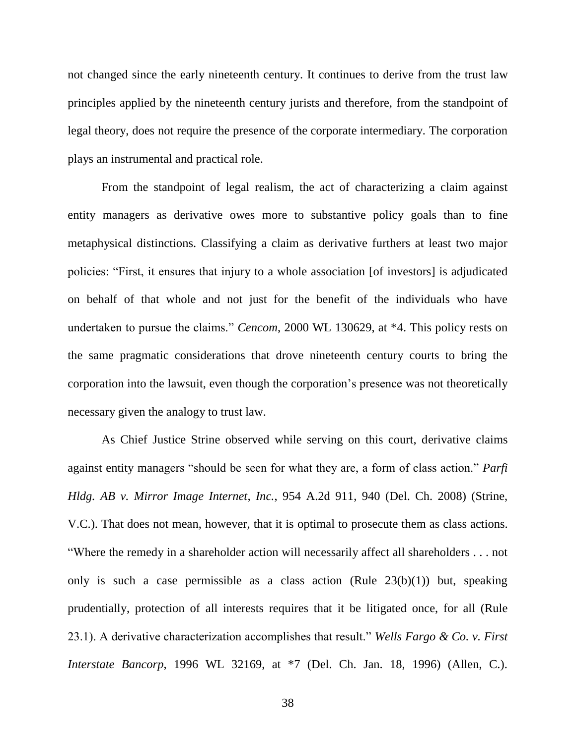not changed since the early nineteenth century. It continues to derive from the trust law principles applied by the nineteenth century jurists and therefore, from the standpoint of legal theory, does not require the presence of the corporate intermediary. The corporation plays an instrumental and practical role.

From the standpoint of legal realism, the act of characterizing a claim against entity managers as derivative owes more to substantive policy goals than to fine metaphysical distinctions. Classifying a claim as derivative furthers at least two major policies: "First, it ensures that injury to a whole association [of investors] is adjudicated on behalf of that whole and not just for the benefit of the individuals who have undertaken to pursue the claims." *Cencom*, 2000 WL 130629, at *4. This policy rests on the same pragmatic considerations that drove nineteenth century courts to bring the corporation into the lawsuit, even though the corporation's presence was not theoretically necessary given the analogy to trust law.

As Chief Justice Strine observed while serving on this court, derivative claims against entity managers "should be seen for what they are, a form of class action." *Parfi Hldg. AB v. Mirror Image Internet, Inc.*, 954 A.2d 911, 940 (Del. Ch. 2008) (Strine, V.C.). That does not mean, however, that it is optimal to prosecute them as class actions. "Where the remedy in a shareholder action will necessarily affect all shareholders . . . not only is such a case permissible as a class action (Rule 23(b)(1)) but, speaking prudentially, protection of all interests requires that it be litigated once, for all (Rule 23.1). A derivative characterization accomplishes that result." *Wells Fargo & Co. v. First Interstate Bancorp*, 1996 WL 32169, at *7 (Del. Ch. Jan. 18, 1996) (Allen, C.).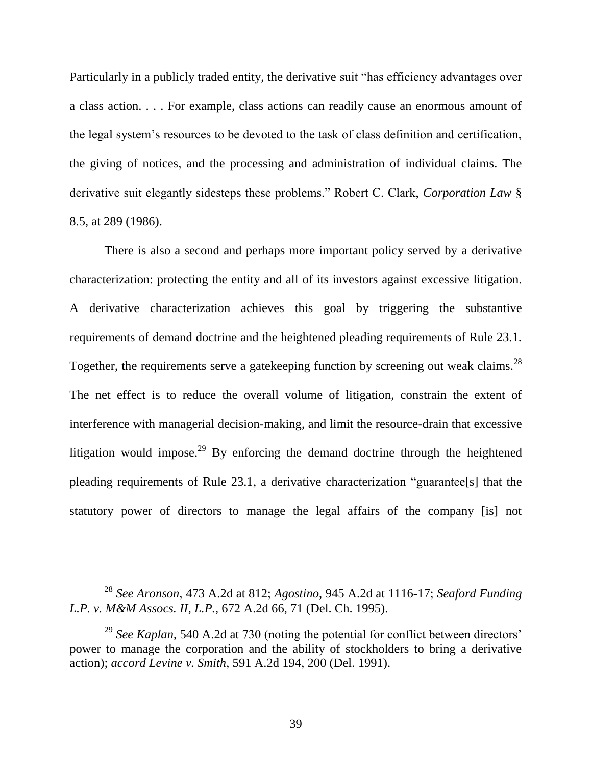Particularly in a publicly traded entity, the derivative suit "has efficiency advantages over a class action. . . . For example, class actions can readily cause an enormous amount of the legal system's resources to be devoted to the task of class definition and certification, the giving of notices, and the processing and administration of individual claims. The derivative suit elegantly sidesteps these problems." Robert C. Clark, *Corporation Law* § 8.5, at 289 (1986).

There is also a second and perhaps more important policy served by a derivative characterization: protecting the entity and all of its investors against excessive litigation. A derivative characterization achieves this goal by triggering the substantive requirements of demand doctrine and the heightened pleading requirements of Rule 23.1. Together, the requirements serve a gatekeeping function by screening out weak claims.[28] The net effect is to reduce the overall volume of litigation, constrain the extent of interference with managerial decision-making, and limit the resource-drain that excessive litigation would impose.[29] By enforcing the demand doctrine through the heightened pleading requirements of Rule 23.1, a derivative characterization "guarantee[s] that the statutory power of directors to manage the legal affairs of the company [is] not

---

[28] *See Aronson*, 473 A.2d at 812; *Agostino*, 945 A.2d at 1116-17; *Seaford Funding L.P. v. M&M Assocs. II, L.P.*, 672 A.2d 66, 71 (Del. Ch. 1995).

[29] *See Kaplan*, 540 A.2d at 730 (noting the potential for conflict between directors' power to manage the corporation and the ability of stockholders to bring a derivative action); *accord Levine v. Smith*, 591 A.2d 194, 200 (Del. 1991).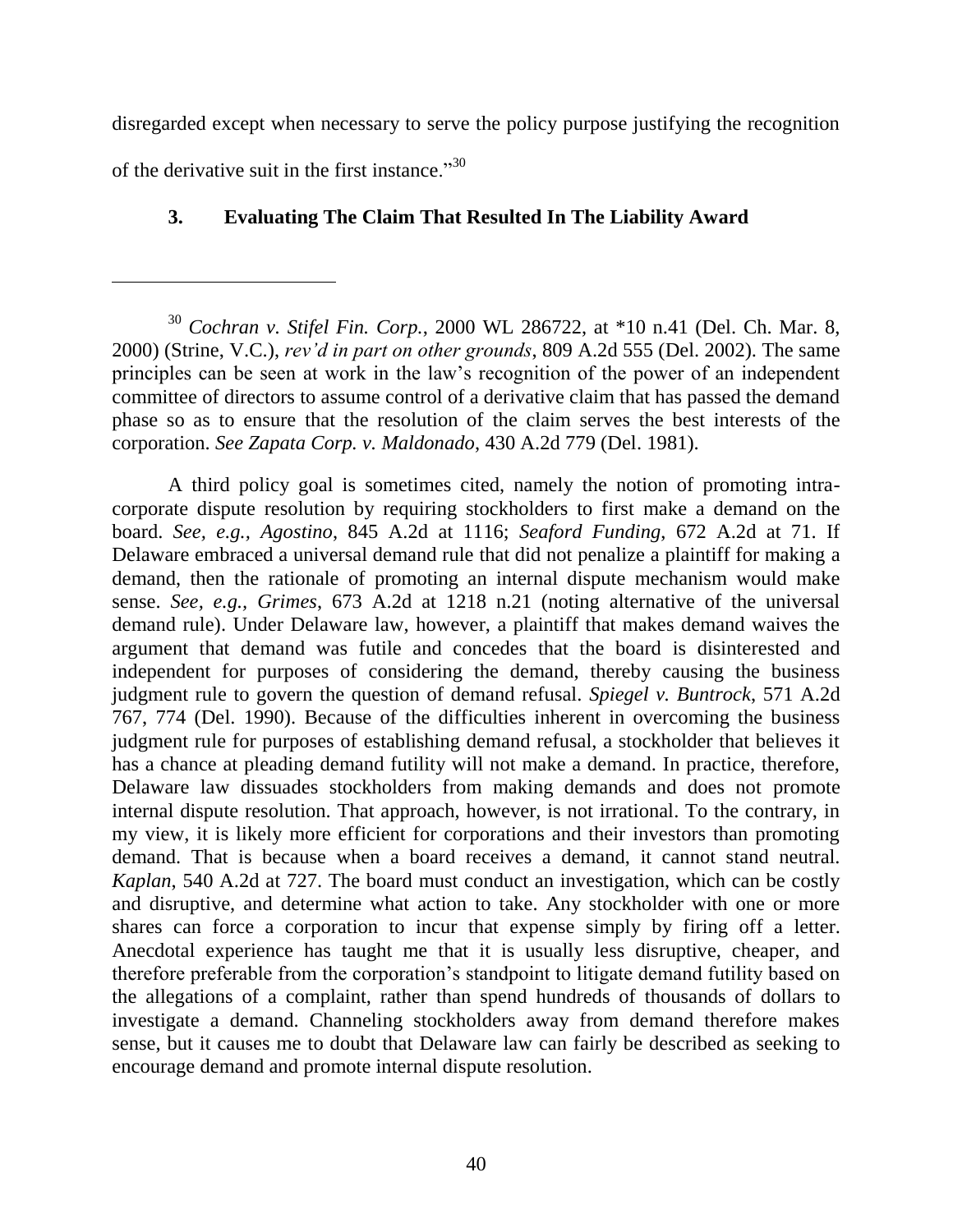disregarded except when necessary to serve the policy purpose justifying the recognition of the derivative suit in the first instance."[30]

### 3. Evaluating The Claim That Resulted In The Liability Award

---

[30] *Cochran v. Stifel Fin. Corp.*, 2000 WL 286722, at *10 n.41 (Del. Ch. Mar. 8, 2000) (Strine, V.C.), *rev'd in part on other grounds*, 809 A.2d 555 (Del. 2002). The same principles can be seen at work in the law's recognition of the power of an independent committee of directors to assume control of a derivative claim that has passed the demand phase so as to ensure that the resolution of the claim serves the best interests of the corporation. *See Zapata Corp. v. Maldonado*, 430 A.2d 779 (Del. 1981).

A third policy goal is sometimes cited, namely the notion of promoting intra-corporate dispute resolution by requiring stockholders to first make a demand on the board. *See, e.g.*, *Agostino*, 845 A.2d at 1116; *Seaford Funding*, 672 A.2d at 71. If Delaware embraced a universal demand rule that did not penalize a plaintiff for making a demand, then the rationale of promoting an internal dispute mechanism would make sense. *See, e.g.*, *Grimes*, 673 A.2d at 1218 n.21 (noting alternative of the universal demand rule). Under Delaware law, however, a plaintiff that makes demand waives the argument that demand was futile and concedes that the board is disinterested and independent for purposes of considering the demand, thereby causing the business judgment rule to govern the question of demand refusal. *Spiegel v. Buntrock*, 571 A.2d 767, 774 (Del. 1990). Because of the difficulties inherent in overcoming the business judgment rule for purposes of establishing demand refusal, a stockholder that believes it has a chance at pleading demand futility will not make a demand. In practice, therefore, Delaware law dissuades stockholders from making demands and does not promote internal dispute resolution. That approach, however, is not irrational. To the contrary, in my view, it is likely more efficient for corporations and their investors than promoting demand. That is because when a board receives a demand, it cannot stand neutral. *Kaplan*, 540 A.2d at 727. The board must conduct an investigation, which can be costly and disruptive, and determine what action to take. Any stockholder with one or more shares can force a corporation to incur that expense simply by firing off a letter. Anecdotal experience has taught me that it is usually less disruptive, cheaper, and therefore preferable from the corporation's standpoint to litigate demand futility based on the allegations of a complaint, rather than spend hundreds of thousands of dollars to investigate a demand. Channeling stockholders away from demand therefore makes sense, but it causes me to doubt that Delaware law can fairly be described as seeking to encourage demand and promote internal dispute resolution.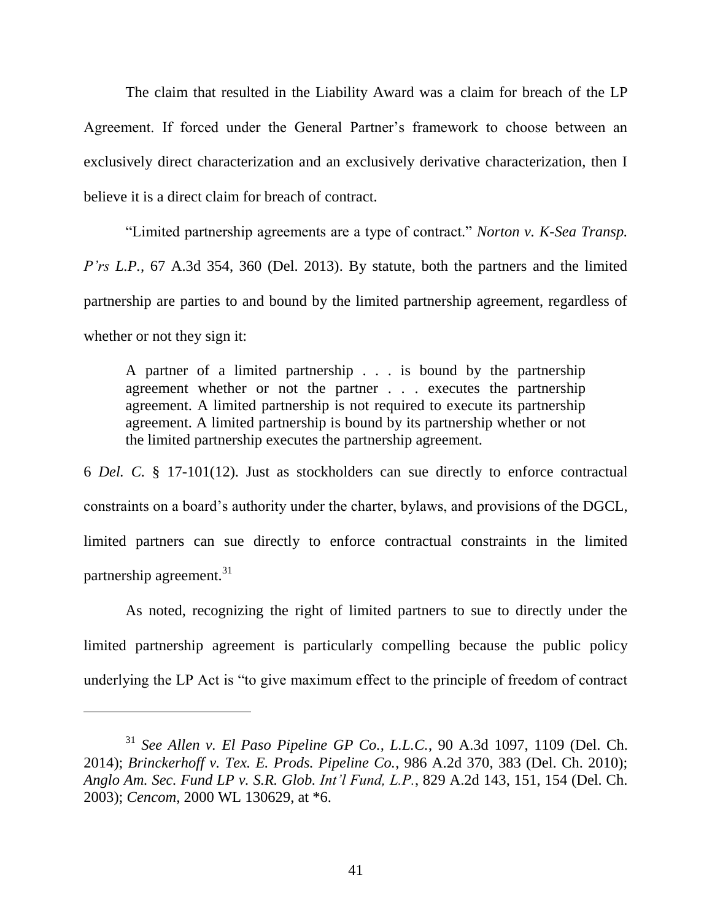The claim that resulted in the Liability Award was a claim for breach of the LP Agreement. If forced under the General Partner's framework to choose between an exclusively direct characterization and an exclusively derivative characterization, then I believe it is a direct claim for breach of contract.

"Limited partnership agreements are a type of contract." *Norton v. K-Sea Transp. P'rs L.P.*, 67 A.3d 354, 360 (Del. 2013). By statute, both the partners and the limited partnership are parties to and bound by the limited partnership agreement, regardless of whether or not they sign it:

> A partner of a limited partnership . . . is bound by the partnership agreement whether or not the partner . . . executes the partnership agreement. A limited partnership is not required to execute its partnership agreement. A limited partnership is bound by its partnership whether or not the limited partnership executes the partnership agreement.

6 *Del. C.* § 17-101(12). Just as stockholders can sue directly to enforce contractual constraints on a board's authority under the charter, bylaws, and provisions of the DGCL, limited partners can sue directly to enforce contractual constraints in the limited partnership agreement.[31]

As noted, recognizing the right of limited partners to sue to directly under the limited partnership agreement is particularly compelling because the public policy underlying the LP Act is "to give maximum effect to the principle of freedom of contract

---

[31] *See Allen v. El Paso Pipeline GP Co., L.L.C.*, 90 A.3d 1097, 1109 (Del. Ch. 2014); *Brinckerhoff v. Tex. E. Prods. Pipeline Co.*, 986 A.2d 370, 383 (Del. Ch. 2010); *Anglo Am. Sec. Fund LP v. S.R. Glob. Int'l Fund, L.P.*, 829 A.2d 143, 151, 154 (Del. Ch. 2003); *Cencom*, 2000 WL 130629, at *6.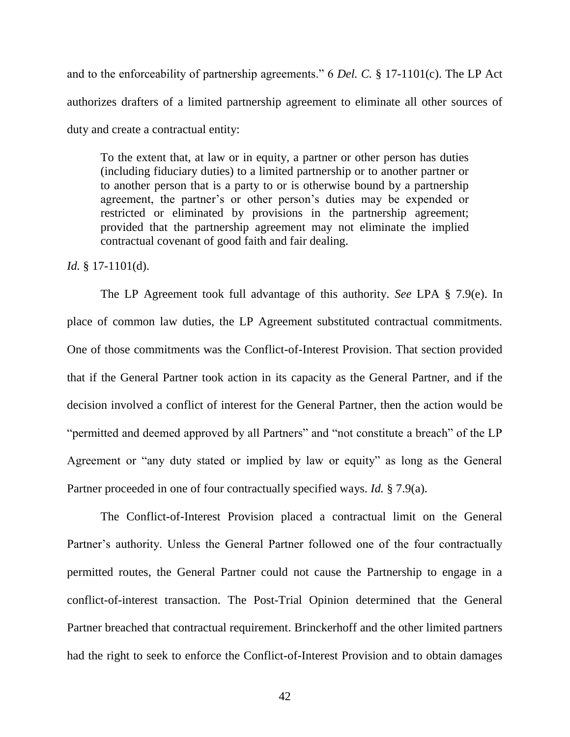and to the enforceability of partnership agreements." 6 *Del. C.* § 17-1101(c). The LP Act authorizes drafters of a limited partnership agreement to eliminate all other sources of duty and create a contractual entity:

> To the extent that, at law or in equity, a partner or other person has duties (including fiduciary duties) to a limited partnership or to another partner or to another person that is a party to or is otherwise bound by a partnership agreement, the partner's or other person's duties may be expended or restricted or eliminated by provisions in the partnership agreement; provided that the partnership agreement may not eliminate the implied contractual covenant of good faith and fair dealing.

*Id.* § 17-1101(d).

The LP Agreement took full advantage of this authority. *See* LPA § 7.9(e). In place of common law duties, the LP Agreement substituted contractual commitments. One of those commitments was the Conflict-of-Interest Provision. That section provided that if the General Partner took action in its capacity as the General Partner, and if the decision involved a conflict of interest for the General Partner, then the action would be "permitted and deemed approved by all Partners" and "not constitute a breach" of the LP Agreement or "any duty stated or implied by law or equity" as long as the General Partner proceeded in one of four contractually specified ways. *Id.* § 7.9(a).

The Conflict-of-Interest Provision placed a contractual limit on the General Partner's authority. Unless the General Partner followed one of the four contractually permitted routes, the General Partner could not cause the Partnership to engage in a conflict-of-interest transaction. The Post-Trial Opinion determined that the General Partner breached that contractual requirement. Brinckerhoff and the other limited partners had the right to seek to enforce the Conflict-of-Interest Provision and to obtain damages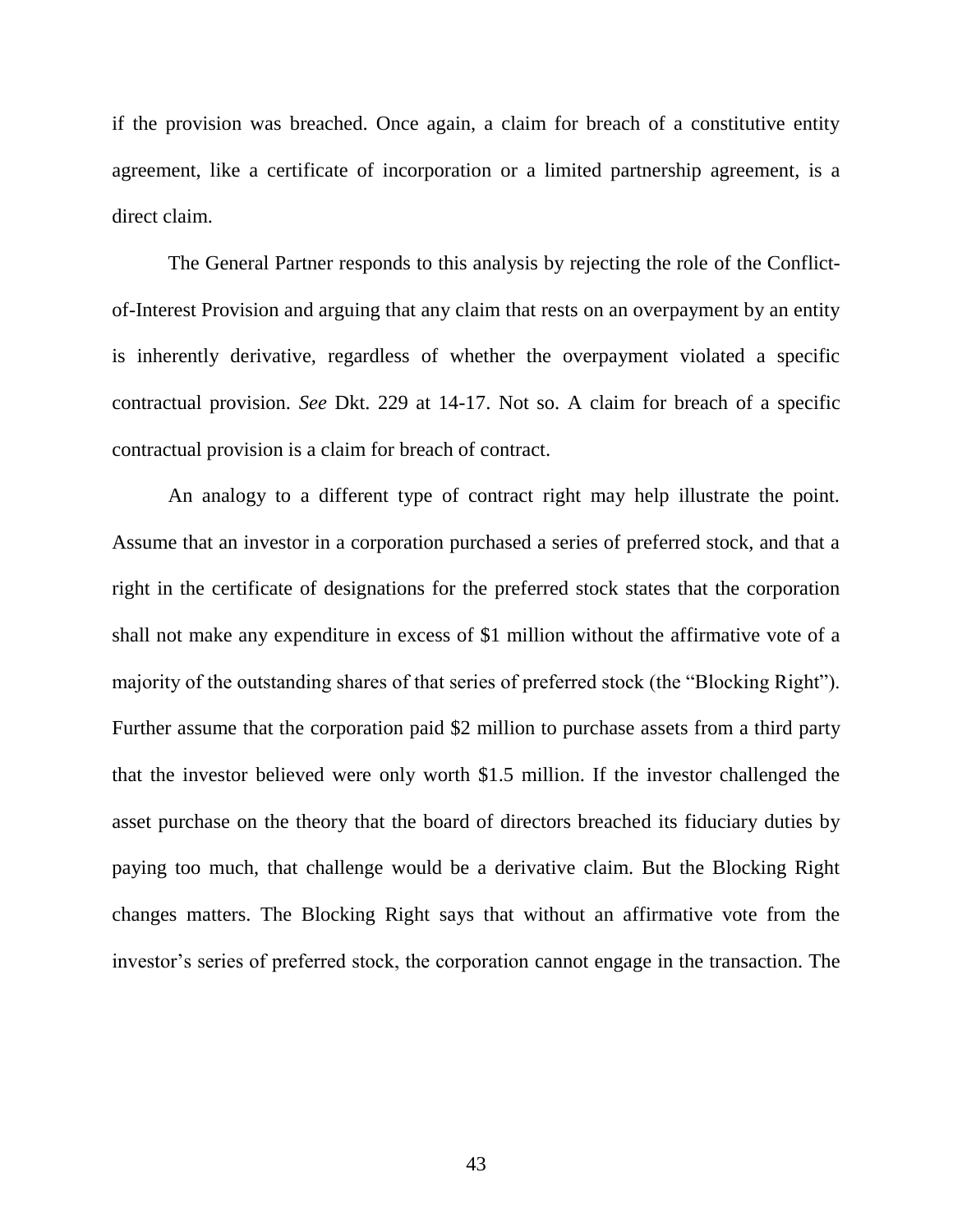if the provision was breached. Once again, a claim for breach of a constitutive entity agreement, like a certificate of incorporation or a limited partnership agreement, is a direct claim.

The General Partner responds to this analysis by rejecting the role of the Conflict-of-Interest Provision and arguing that any claim that rests on an overpayment by an entity is inherently derivative, regardless of whether the overpayment violated a specific contractual provision. *See* Dkt. 229 at 14-17. Not so. A claim for breach of a specific contractual provision is a claim for breach of contract.

An analogy to a different type of contract right may help illustrate the point. Assume that an investor in a corporation purchased a series of preferred stock, and that a right in the certificate of designations for the preferred stock states that the corporation shall not make any expenditure in excess of $1 million without the affirmative vote of a majority of the outstanding shares of that series of preferred stock (the "Blocking Right"). Further assume that the corporation paid $2 million to purchase assets from a third party that the investor believed were only worth $1.5 million. If the investor challenged the asset purchase on the theory that the board of directors breached its fiduciary duties by paying too much, that challenge would be a derivative claim. But the Blocking Right changes matters. The Blocking Right says that without an affirmative vote from the investor's series of preferred stock, the corporation cannot engage in the transaction. The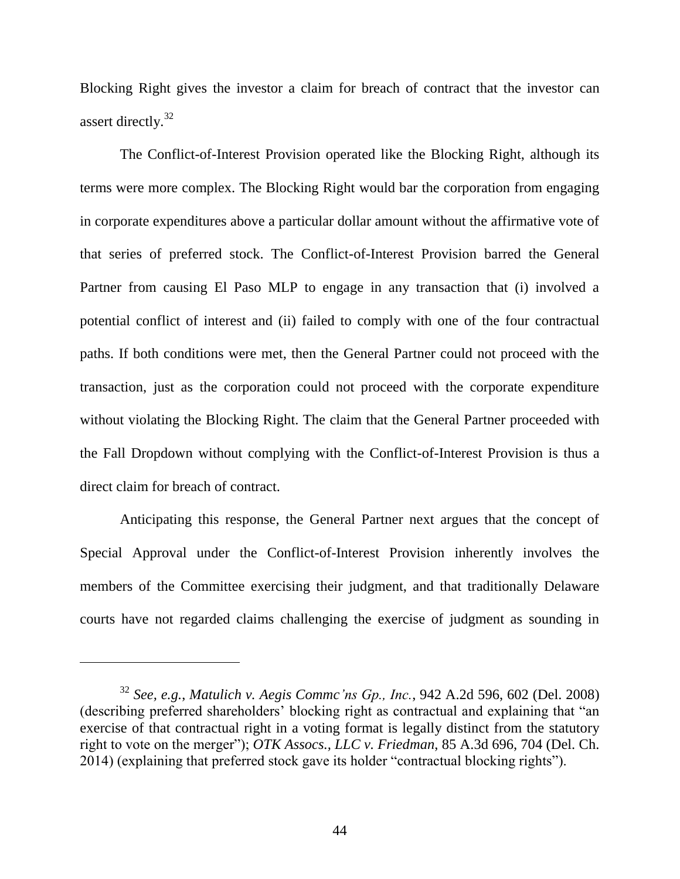Blocking Right gives the investor a claim for breach of contract that the investor can assert directly.[32]

The Conflict-of-Interest Provision operated like the Blocking Right, although its terms were more complex. The Blocking Right would bar the corporation from engaging in corporate expenditures above a particular dollar amount without the affirmative vote of that series of preferred stock. The Conflict-of-Interest Provision barred the General Partner from causing El Paso MLP to engage in any transaction that (i) involved a potential conflict of interest and (ii) failed to comply with one of the four contractual paths. If both conditions were met, then the General Partner could not proceed with the transaction, just as the corporation could not proceed with the corporate expenditure without violating the Blocking Right. The claim that the General Partner proceeded with the Fall Dropdown without complying with the Conflict-of-Interest Provision is thus a direct claim for breach of contract.

Anticipating this response, the General Partner next argues that the concept of Special Approval under the Conflict-of-Interest Provision inherently involves the members of the Committee exercising their judgment, and that traditionally Delaware courts have not regarded claims challenging the exercise of judgment as sounding in

---

[32] *See, e.g.*, *Matulich v. Aegis Commc'ns Gp., Inc.*, 942 A.2d 596, 602 (Del. 2008) (describing preferred shareholders' blocking right as contractual and explaining that "an exercise of that contractual right in a voting format is legally distinct from the statutory right to vote on the merger"); *OTK Assocs., LLC v. Friedman*, 85 A.3d 696, 704 (Del. Ch. 2014) (explaining that preferred stock gave its holder "contractual blocking rights").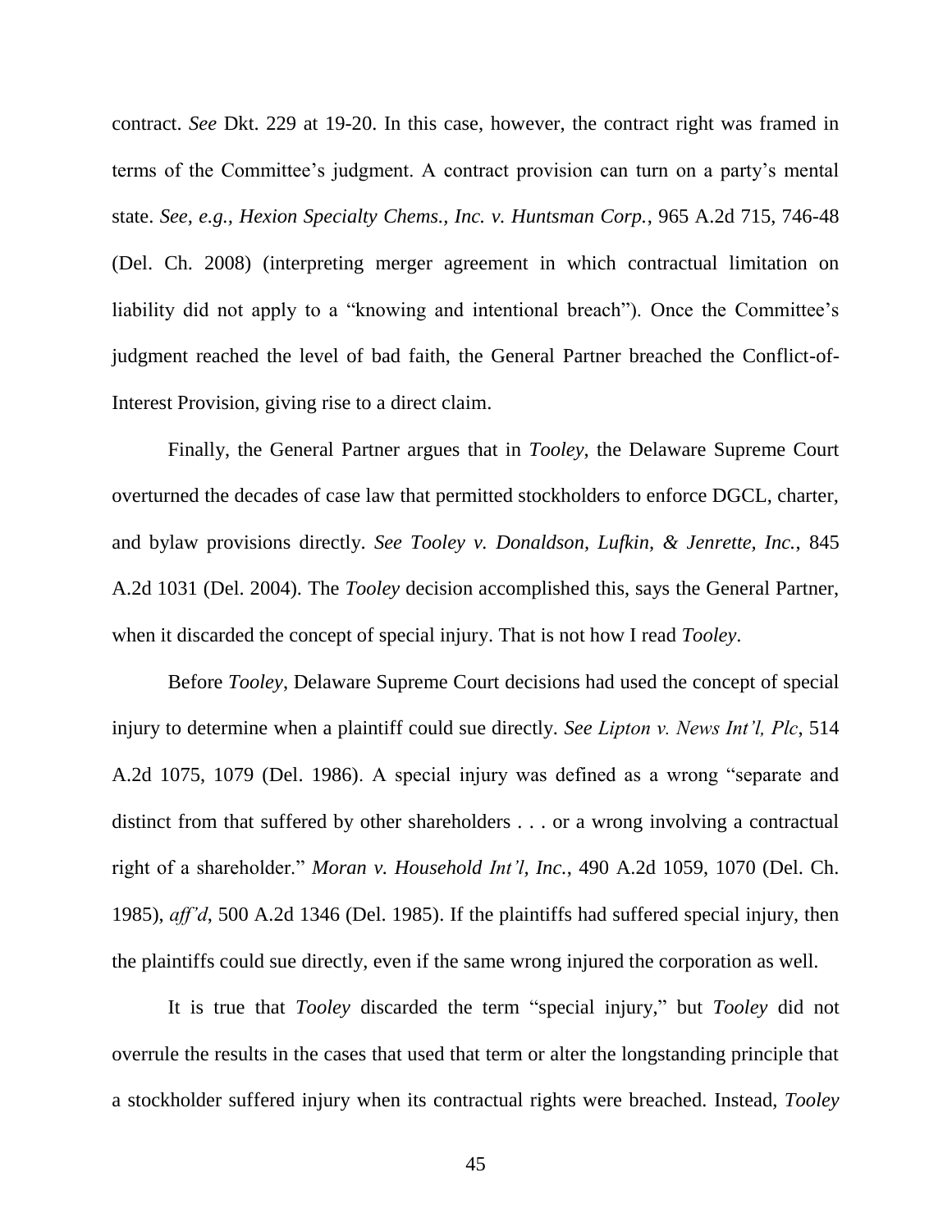contract. *See* Dkt. 229 at 19-20. In this case, however, the contract right was framed in terms of the Committee's judgment. A contract provision can turn on a party's mental state. *See, e.g.*, *Hexion Specialty Chems., Inc. v. Huntsman Corp.*, 965 A.2d 715, 746-48 (Del. Ch. 2008) (interpreting merger agreement in which contractual limitation on liability did not apply to a "knowing and intentional breach"). Once the Committee's judgment reached the level of bad faith, the General Partner breached the Conflict-of-Interest Provision, giving rise to a direct claim.

Finally, the General Partner argues that in *Tooley*, the Delaware Supreme Court overturned the decades of case law that permitted stockholders to enforce DGCL, charter, and bylaw provisions directly. *See Tooley v. Donaldson, Lufkin, & Jenrette, Inc.*, 845 A.2d 1031 (Del. 2004). The *Tooley* decision accomplished this, says the General Partner, when it discarded the concept of special injury. That is not how I read *Tooley*.

Before *Tooley*, Delaware Supreme Court decisions had used the concept of special injury to determine when a plaintiff could sue directly. *See Lipton v. News Int'l, Plc*, 514 A.2d 1075, 1079 (Del. 1986). A special injury was defined as a wrong "separate and distinct from that suffered by other shareholders . . . or a wrong involving a contractual right of a shareholder." *Moran v. Household Int'l, Inc.*, 490 A.2d 1059, 1070 (Del. Ch. 1985), *aff'd*, 500 A.2d 1346 (Del. 1985). If the plaintiffs had suffered special injury, then the plaintiffs could sue directly, even if the same wrong injured the corporation as well.

It is true that *Tooley* discarded the term "special injury," but *Tooley* did not overrule the results in the cases that used that term or alter the longstanding principle that a stockholder suffered injury when its contractual rights were breached. Instead, *Tooley*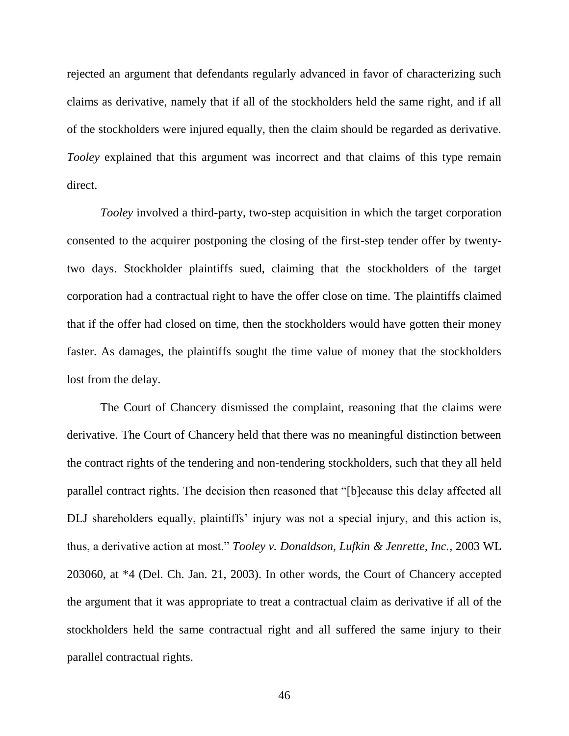rejected an argument that defendants regularly advanced in favor of characterizing such claims as derivative, namely that if all of the stockholders held the same right, and if all of the stockholders were injured equally, then the claim should be regarded as derivative. *Tooley* explained that this argument was incorrect and that claims of this type remain direct.

*Tooley* involved a third-party, two-step acquisition in which the target corporation consented to the acquirer postponing the closing of the first-step tender offer by twenty-two days. Stockholder plaintiffs sued, claiming that the stockholders of the target corporation had a contractual right to have the offer close on time. The plaintiffs claimed that if the offer had closed on time, then the stockholders would have gotten their money faster. As damages, the plaintiffs sought the time value of money that the stockholders lost from the delay.

The Court of Chancery dismissed the complaint, reasoning that the claims were derivative. The Court of Chancery held that there was no meaningful distinction between the contract rights of the tendering and non-tendering stockholders, such that they all held parallel contract rights. The decision then reasoned that "[b]ecause this delay affected all DLJ shareholders equally, plaintiffs' injury was not a special injury, and this action is, thus, a derivative action at most." *Tooley v. Donaldson, Lufkin & Jenrette, Inc.*, 2003 WL 203060, at *4 (Del. Ch. Jan. 21, 2003). In other words, the Court of Chancery accepted the argument that it was appropriate to treat a contractual claim as derivative if all of the stockholders held the same contractual right and all suffered the same injury to their parallel contractual rights.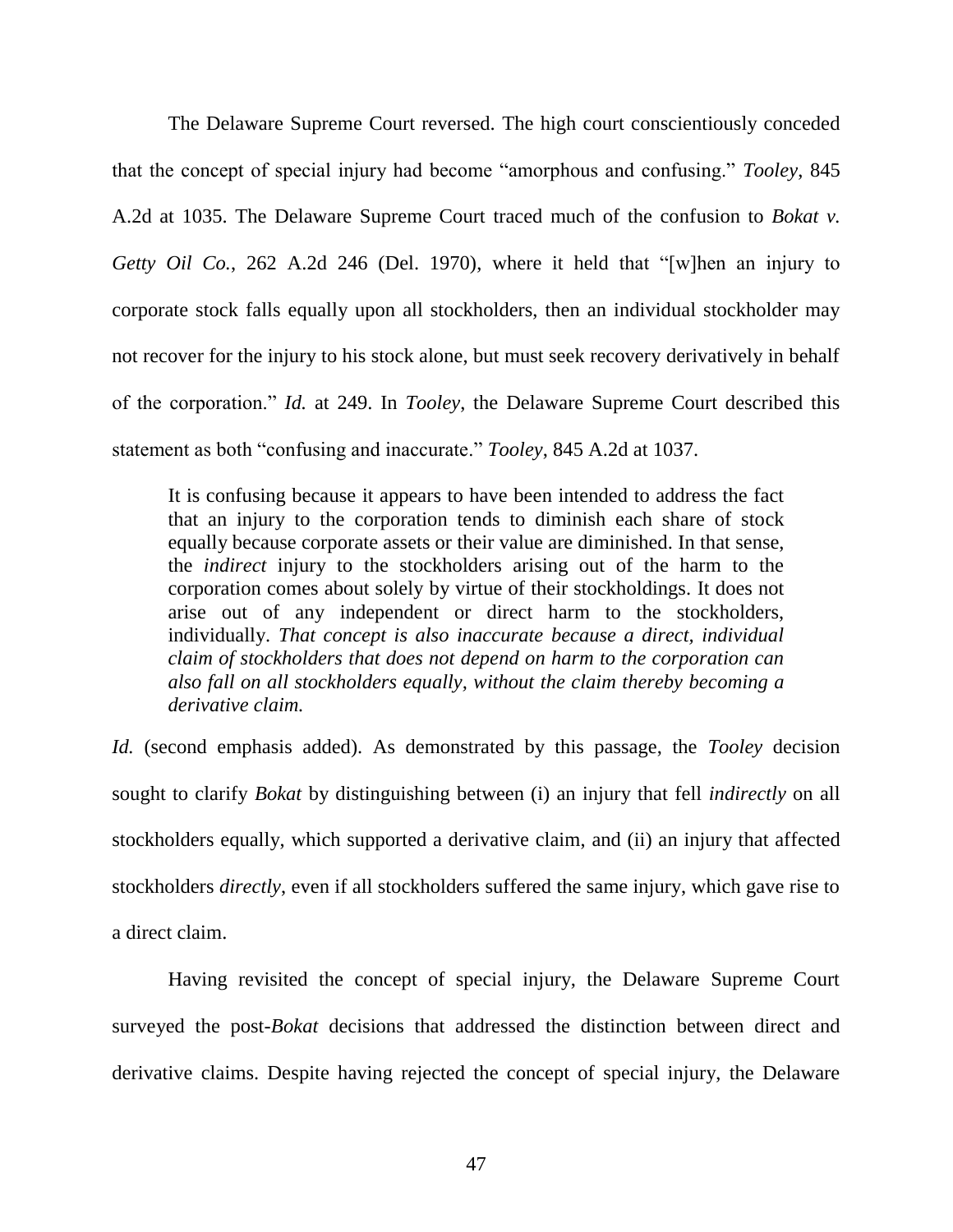The Delaware Supreme Court reversed. The high court conscientiously conceded that the concept of special injury had become "amorphous and confusing." *Tooley*, 845 A.2d at 1035. The Delaware Supreme Court traced much of the confusion to *Bokat v. Getty Oil Co.*, 262 A.2d 246 (Del. 1970), where it held that "[w]hen an injury to corporate stock falls equally upon all stockholders, then an individual stockholder may not recover for the injury to his stock alone, but must seek recovery derivatively in behalf of the corporation." *Id.* at 249. In *Tooley*, the Delaware Supreme Court described this statement as both "confusing and inaccurate." *Tooley*, 845 A.2d at 1037.

> It is confusing because it appears to have been intended to address the fact that an injury to the corporation tends to diminish each share of stock equally because corporate assets or their value are diminished. In that sense, the *indirect* injury to the stockholders arising out of the harm to the corporation comes about solely by virtue of their stockholdings. It does not arise out of any independent or direct harm to the stockholders, individually. *That concept is also inaccurate because a direct, individual claim of stockholders that does not depend on harm to the corporation can also fall on all stockholders equally, without the claim thereby becoming a derivative claim.*

*Id.* (second emphasis added). As demonstrated by this passage, the *Tooley* decision sought to clarify *Bokat* by distinguishing between (i) an injury that fell *indirectly* on all stockholders equally, which supported a derivative claim, and (ii) an injury that affected stockholders *directly*, even if all stockholders suffered the same injury, which gave rise to a direct claim.

Having revisited the concept of special injury, the Delaware Supreme Court surveyed the post-*Bokat* decisions that addressed the distinction between direct and derivative claims. Despite having rejected the concept of special injury, the Delaware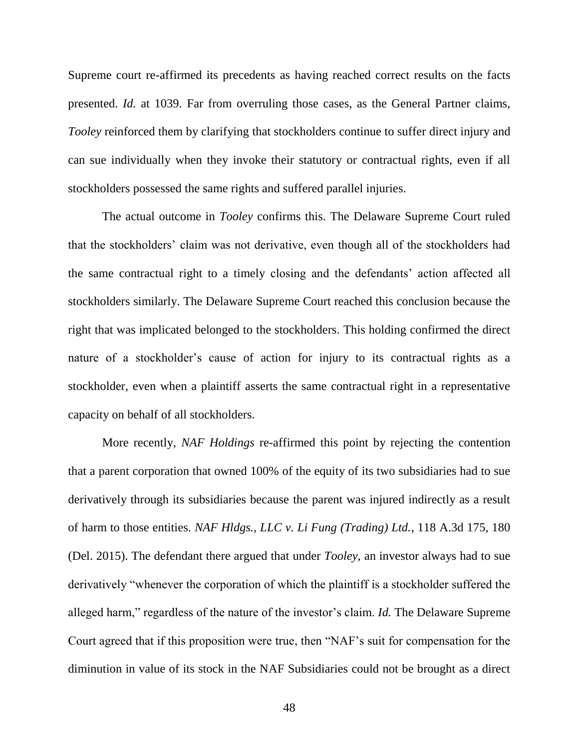Supreme court re-affirmed its precedents as having reached correct results on the facts presented. *Id.* at 1039. Far from overruling those cases, as the General Partner claims, *Tooley* reinforced them by clarifying that stockholders continue to suffer direct injury and can sue individually when they invoke their statutory or contractual rights, even if all stockholders possessed the same rights and suffered parallel injuries.

The actual outcome in *Tooley* confirms this. The Delaware Supreme Court ruled that the stockholders' claim was not derivative, even though all of the stockholders had the same contractual right to a timely closing and the defendants' action affected all stockholders similarly. The Delaware Supreme Court reached this conclusion because the right that was implicated belonged to the stockholders. This holding confirmed the direct nature of a stockholder's cause of action for injury to its contractual rights as a stockholder, even when a plaintiff asserts the same contractual right in a representative capacity on behalf of all stockholders.

More recently, *NAF Holdings* re-affirmed this point by rejecting the contention that a parent corporation that owned 100% of the equity of its two subsidiaries had to sue derivatively through its subsidiaries because the parent was injured indirectly as a result of harm to those entities. *NAF Hldgs., LLC v. Li Fung (Trading) Ltd.*, 118 A.3d 175, 180 (Del. 2015). The defendant there argued that under *Tooley*, an investor always had to sue derivatively "whenever the corporation of which the plaintiff is a stockholder suffered the alleged harm," regardless of the nature of the investor's claim. *Id.* The Delaware Supreme Court agreed that if this proposition were true, then "NAF's suit for compensation for the diminution in value of its stock in the NAF Subsidiaries could not be brought as a direct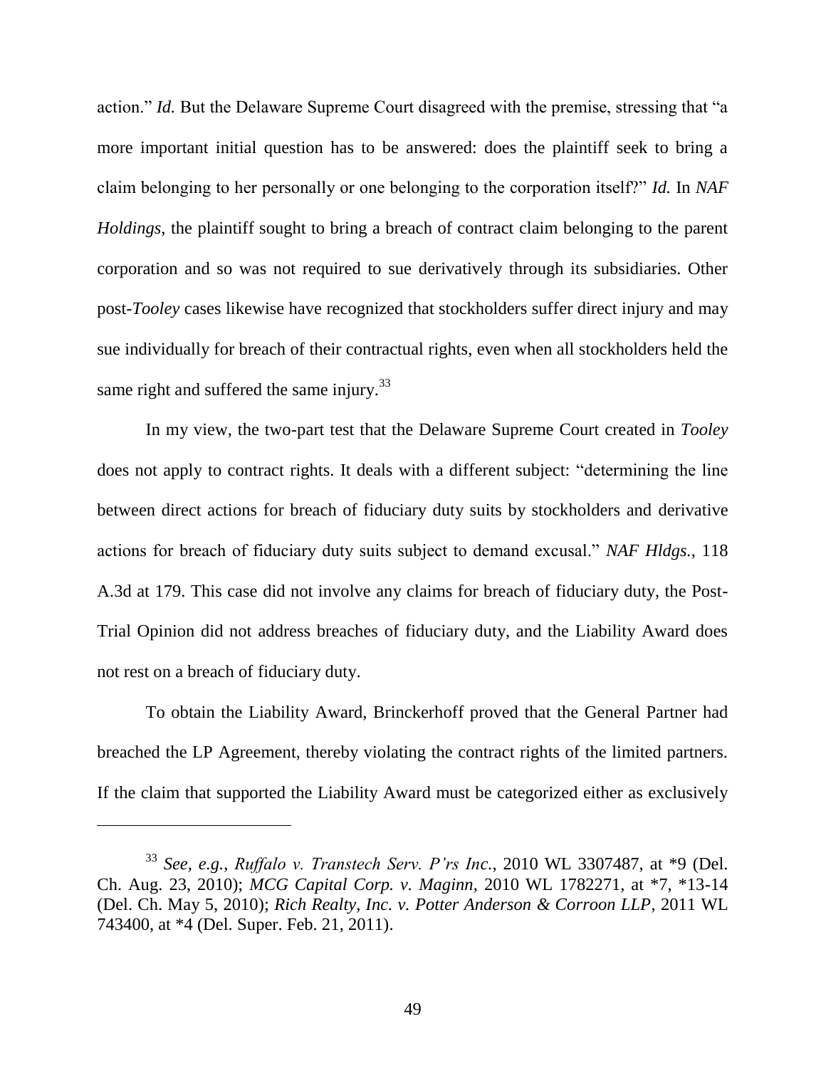action." *Id.* But the Delaware Supreme Court disagreed with the premise, stressing that "a more important initial question has to be answered: does the plaintiff seek to bring a claim belonging to her personally or one belonging to the corporation itself?" *Id.* In *NAF Holdings*, the plaintiff sought to bring a breach of contract claim belonging to the parent corporation and so was not required to sue derivatively through its subsidiaries. Other post-*Tooley* cases likewise have recognized that stockholders suffer direct injury and may sue individually for breach of their contractual rights, even when all stockholders held the same right and suffered the same injury.[33]

In my view, the two-part test that the Delaware Supreme Court created in *Tooley* does not apply to contract rights. It deals with a different subject: "determining the line between direct actions for breach of fiduciary duty suits by stockholders and derivative actions for breach of fiduciary duty suits subject to demand excusal." *NAF Hldgs.*, 118 A.3d at 179. This case did not involve any claims for breach of fiduciary duty, the Post-Trial Opinion did not address breaches of fiduciary duty, and the Liability Award does not rest on a breach of fiduciary duty.

To obtain the Liability Award, Brinckerhoff proved that the General Partner had breached the LP Agreement, thereby violating the contract rights of the limited partners. If the claim that supported the Liability Award must be categorized either as exclusively

---

[33] *See, e.g.*, *Ruffalo v. Transtech Serv. P'rs Inc.*, 2010 WL 3307487, at *9 (Del. Ch. Aug. 23, 2010); *MCG Capital Corp. v. Maginn*, 2010 WL 1782271, at *7, *13-14 (Del. Ch. May 5, 2010); *Rich Realty, Inc. v. Potter Anderson & Corroon LLP*, 2011 WL 743400, at *4 (Del. Super. Feb. 21, 2011).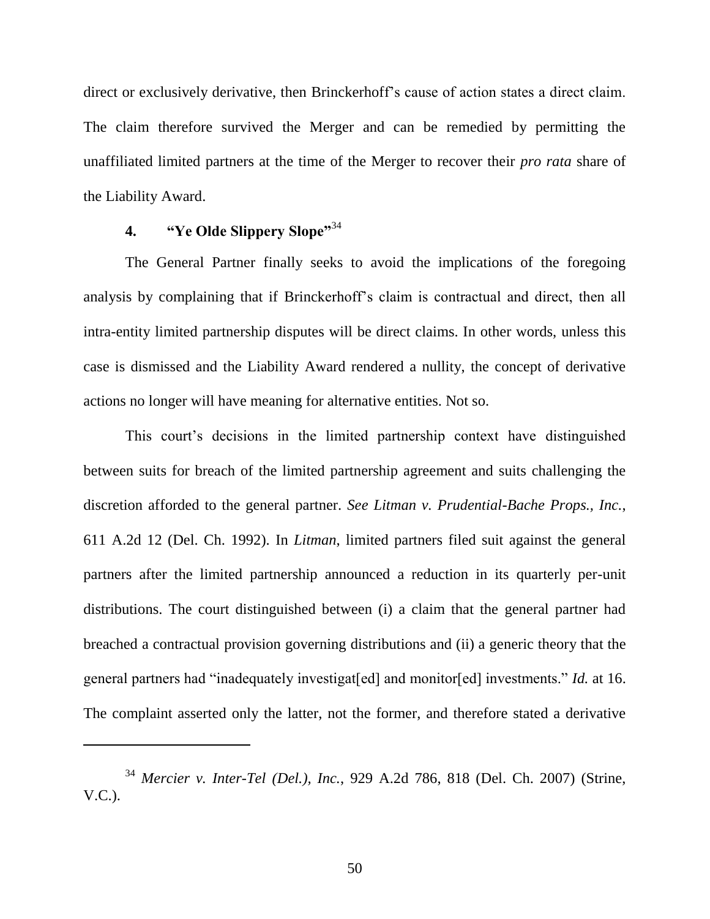direct or exclusively derivative, then Brinckerhoff's cause of action states a direct claim. The claim therefore survived the Merger and can be remedied by permitting the unaffiliated limited partners at the time of the Merger to recover their *pro rata* share of the Liability Award.

#### 4. "Ye Olde Slippery Slope"[34]

The General Partner finally seeks to avoid the implications of the foregoing analysis by complaining that if Brinckerhoff's claim is contractual and direct, then all intra-entity limited partnership disputes will be direct claims. In other words, unless this case is dismissed and the Liability Award rendered a nullity, the concept of derivative actions no longer will have meaning for alternative entities. Not so.

This court's decisions in the limited partnership context have distinguished between suits for breach of the limited partnership agreement and suits challenging the discretion afforded to the general partner. *See Litman v. Prudential-Bache Props., Inc.*, 611 A.2d 12 (Del. Ch. 1992). In *Litman*, limited partners filed suit against the general partners after the limited partnership announced a reduction in its quarterly per-unit distributions. The court distinguished between (i) a claim that the general partner had breached a contractual provision governing distributions and (ii) a generic theory that the general partners had "inadequately investigat[ed] and monitor[ed] investments." *Id.* at 16. The complaint asserted only the latter, not the former, and therefore stated a derivative

---

[34] *Mercier v. Inter-Tel (Del.), Inc.*, 929 A.2d 786, 818 (Del. Ch. 2007) (Strine, V.C.).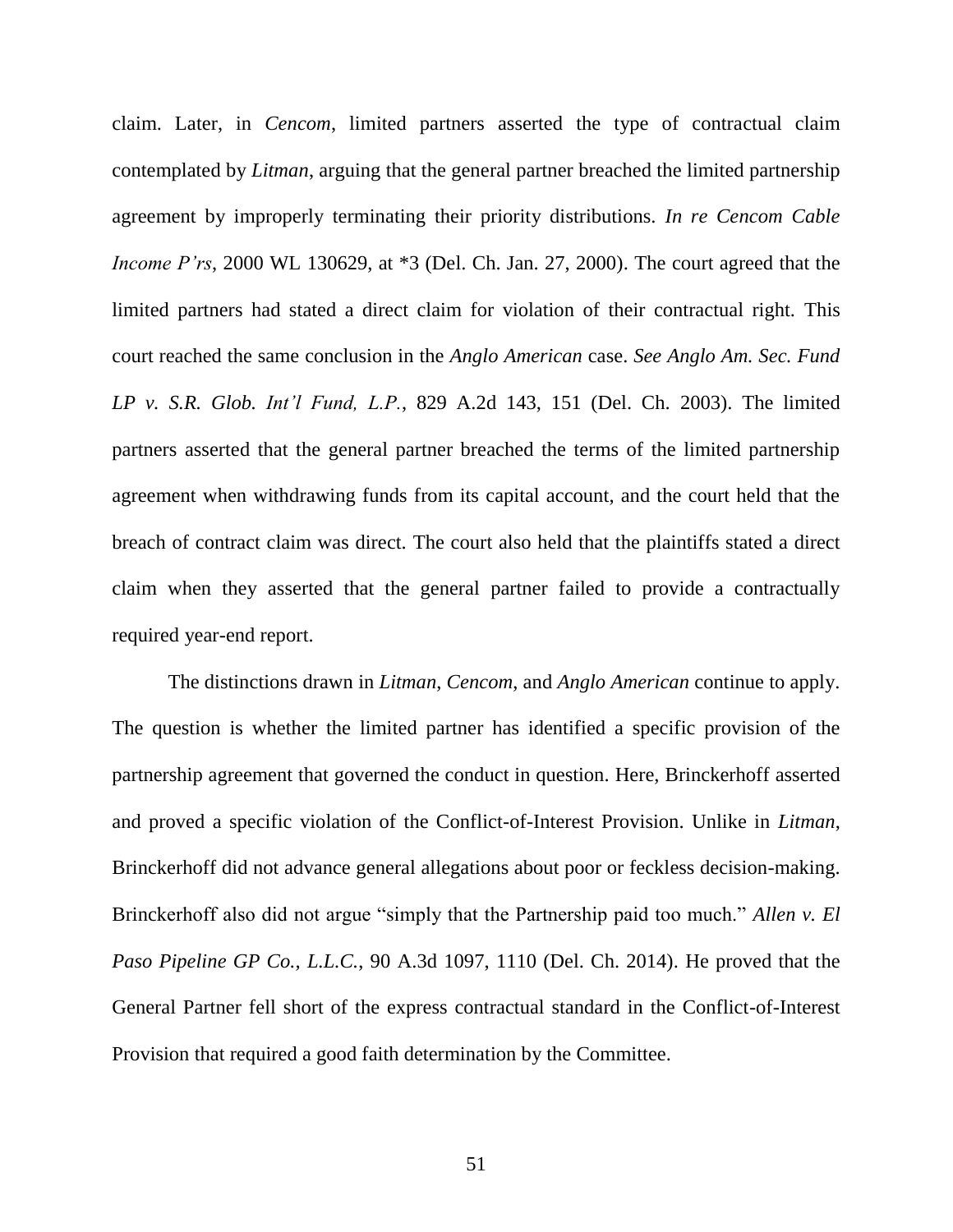claim. Later, in *Cencom*, limited partners asserted the type of contractual claim contemplated by *Litman*, arguing that the general partner breached the limited partnership agreement by improperly terminating their priority distributions. *In re Cencom Cable Income P'rs*, 2000 WL 130629, at *3 (Del. Ch. Jan. 27, 2000). The court agreed that the limited partners had stated a direct claim for violation of their contractual right. This court reached the same conclusion in the *Anglo American* case. *See Anglo Am. Sec. Fund LP v. S.R. Glob. Int'l Fund, L.P.*, 829 A.2d 143, 151 (Del. Ch. 2003). The limited partners asserted that the general partner breached the terms of the limited partnership agreement when withdrawing funds from its capital account, and the court held that the breach of contract claim was direct. The court also held that the plaintiffs stated a direct claim when they asserted that the general partner failed to provide a contractually required year-end report.

The distinctions drawn in *Litman*, *Cencom*, and *Anglo American* continue to apply. The question is whether the limited partner has identified a specific provision of the partnership agreement that governed the conduct in question. Here, Brinckerhoff asserted and proved a specific violation of the Conflict-of-Interest Provision. Unlike in *Litman*, Brinckerhoff did not advance general allegations about poor or feckless decision-making. Brinckerhoff also did not argue "simply that the Partnership paid too much." *Allen v. El Paso Pipeline GP Co., L.L.C.*, 90 A.3d 1097, 1110 (Del. Ch. 2014). He proved that the General Partner fell short of the express contractual standard in the Conflict-of-Interest Provision that required a good faith determination by the Committee.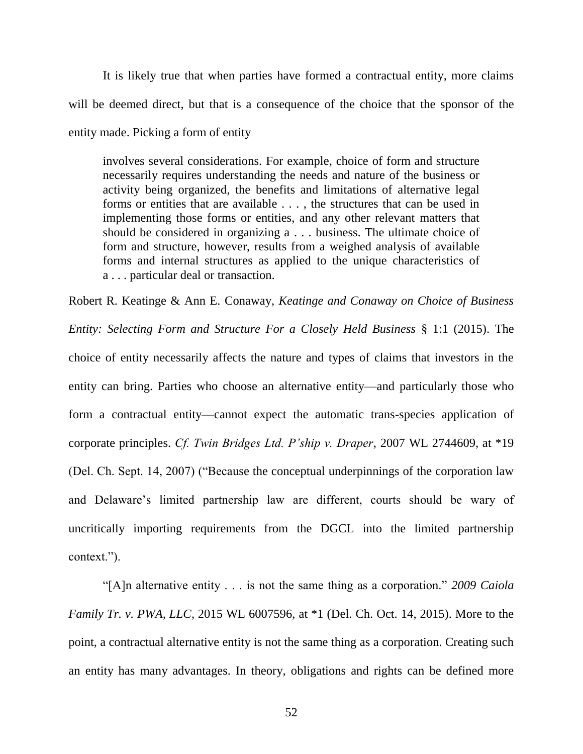It is likely true that when parties have formed a contractual entity, more claims will be deemed direct, but that is a consequence of the choice that the sponsor of the entity made. Picking a form of entity

> involves several considerations. For example, choice of form and structure necessarily requires understanding the needs and nature of the business or activity being organized, the benefits and limitations of alternative legal forms or entities that are available . . . , the structures that can be used in implementing those forms or entities, and any other relevant matters that should be considered in organizing a . . . business. The ultimate choice of form and structure, however, results from a weighed analysis of available forms and internal structures as applied to the unique characteristics of a . . . particular deal or transaction.

Robert R. Keatinge & Ann E. Conaway, *Keatinge and Conaway on Choice of Business Entity: Selecting Form and Structure For a Closely Held Business* § 1:1 (2015). The choice of entity necessarily affects the nature and types of claims that investors in the entity can bring. Parties who choose an alternative entity—and particularly those who form a contractual entity—cannot expect the automatic trans-species application of corporate principles. *Cf. Twin Bridges Ltd. P'ship v. Draper*, 2007 WL 2744609, at *19 (Del. Ch. Sept. 14, 2007) ("Because the conceptual underpinnings of the corporation law and Delaware's limited partnership law are different, courts should be wary of uncritically importing requirements from the DGCL into the limited partnership context.").

"[A]n alternative entity . . . is not the same thing as a corporation." *2009 Caiola Family Tr. v. PWA, LLC*, 2015 WL 6007596, at *1 (Del. Ch. Oct. 14, 2015). More to the point, a contractual alternative entity is not the same thing as a corporation. Creating such an entity has many advantages. In theory, obligations and rights can be defined more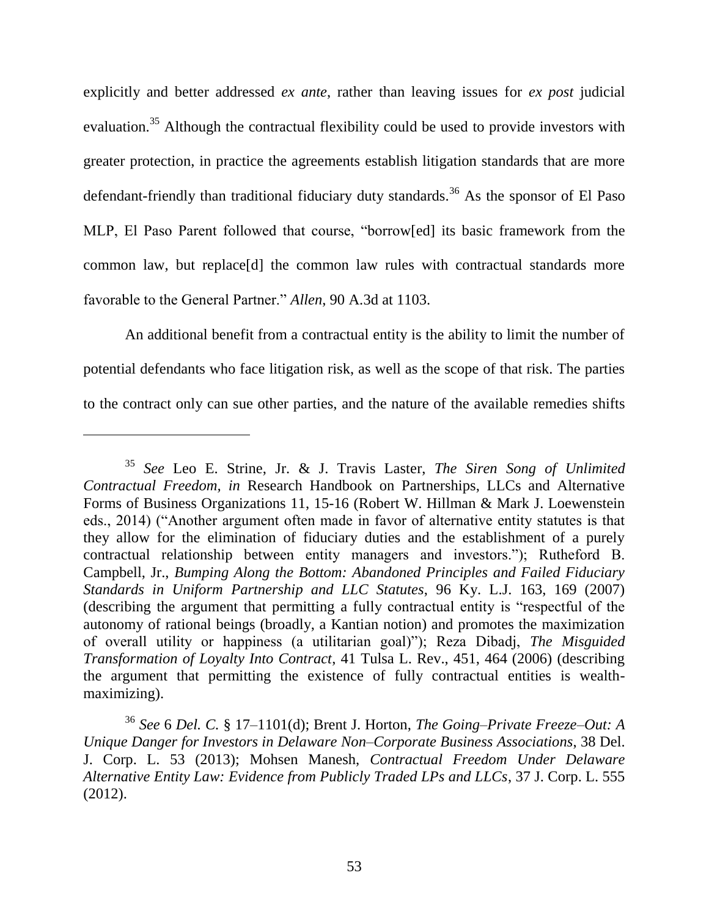explicitly and better addressed *ex ante*, rather than leaving issues for *ex post* judicial evaluation.[35] Although the contractual flexibility could be used to provide investors with greater protection, in practice the agreements establish litigation standards that are more defendant-friendly than traditional fiduciary duty standards.[36] As the sponsor of El Paso MLP, El Paso Parent followed that course, "borrow[ed] its basic framework from the common law, but replace[d] the common law rules with contractual standards more favorable to the General Partner." *Allen*, 90 A.3d at 1103.

An additional benefit from a contractual entity is the ability to limit the number of potential defendants who face litigation risk, as well as the scope of that risk. The parties to the contract only can sue other parties, and the nature of the available remedies shifts

---

[35] *See* Leo E. Strine, Jr. & J. Travis Laster, *The Siren Song of Unlimited Contractual Freedom, in* Research Handbook on Partnerships, LLCs and Alternative Forms of Business Organizations 11, 15-16 (Robert W. Hillman & Mark J. Loewenstein eds., 2014) ("Another argument often made in favor of alternative entity statutes is that they allow for the elimination of fiduciary duties and the establishment of a purely contractual relationship between entity managers and investors."); Rutheford B. Campbell, Jr., *Bumping Along the Bottom: Abandoned Principles and Failed Fiduciary Standards in Uniform Partnership and LLC Statutes*, 96 Ky. L.J. 163, 169 (2007) (describing the argument that permitting a fully contractual entity is "respectful of the autonomy of rational beings (broadly, a Kantian notion) and promotes the maximization of overall utility or happiness (a utilitarian goal)"); Reza Dibadj, *The Misguided Transformation of Loyalty Into Contract*, 41 Tulsa L. Rev., 451, 464 (2006) (describing the argument that permitting the existence of fully contractual entities is wealth-maximizing).

[36] *See* 6 *Del. C.* § 17–1101(d); Brent J. Horton, *The Going–Private Freeze–Out: A Unique Danger for Investors in Delaware Non–Corporate Business Associations*, 38 Del. J. Corp. L. 53 (2013); Mohsen Manesh, *Contractual Freedom Under Delaware Alternative Entity Law: Evidence from Publicly Traded LPs and LLCs*, 37 J. Corp. L. 555 (2012).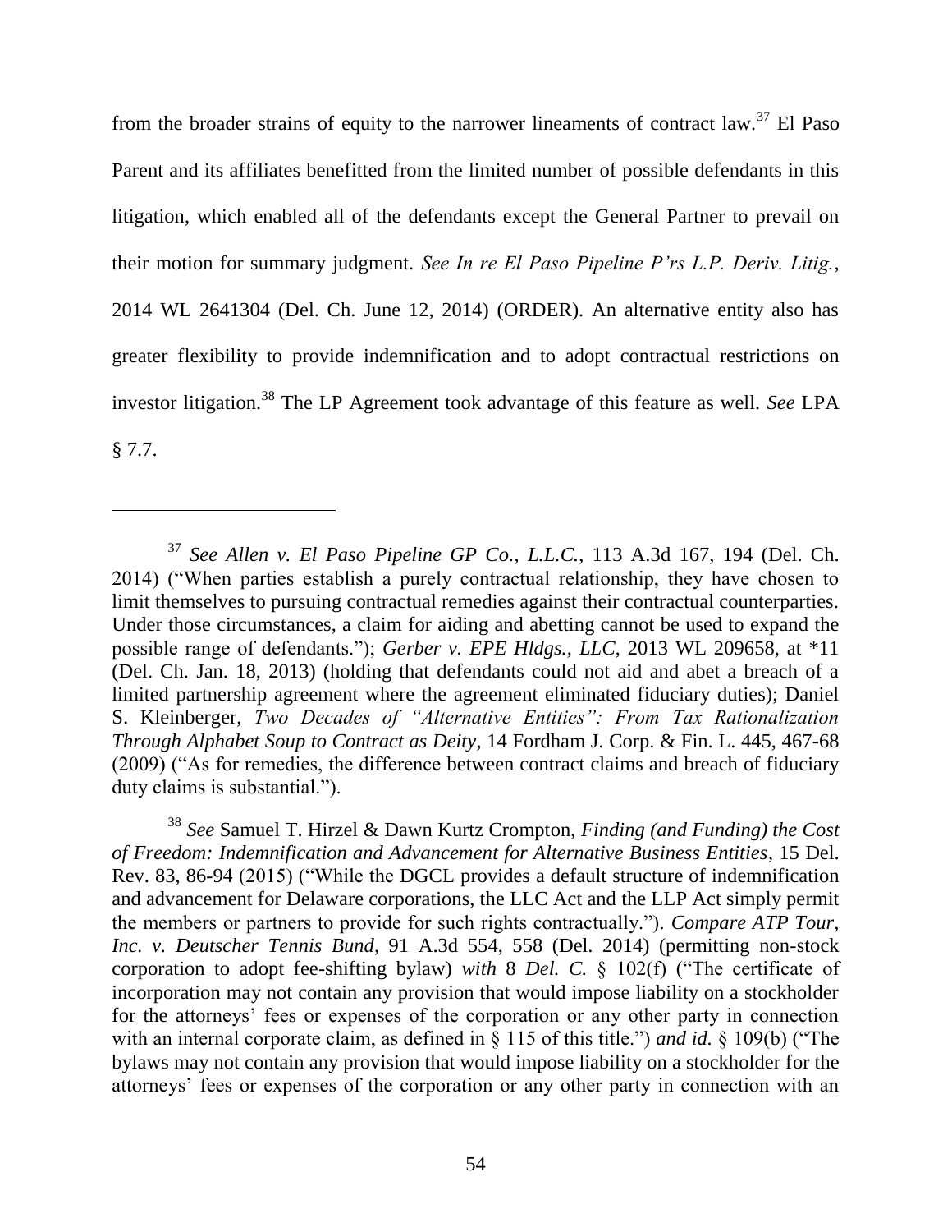from the broader strains of equity to the narrower lineaments of contract law.[37] El Paso Parent and its affiliates benefitted from the limited number of possible defendants in this litigation, which enabled all of the defendants except the General Partner to prevail on their motion for summary judgment. *See In re El Paso Pipeline P'rs L.P. Deriv. Litig.*, 2014 WL 2641304 (Del. Ch. June 12, 2014) (ORDER). An alternative entity also has greater flexibility to provide indemnification and to adopt contractual restrictions on investor litigation.[38] The LP Agreement took advantage of this feature as well. *See* LPA § 7.7.

---

[37] *See Allen v. El Paso Pipeline GP Co., L.L.C.*, 113 A.3d 167, 194 (Del. Ch. 2014) ("When parties establish a purely contractual relationship, they have chosen to limit themselves to pursuing contractual remedies against their contractual counterparties. Under those circumstances, a claim for aiding and abetting cannot be used to expand the possible range of defendants."); *Gerber v. EPE Hldgs., LLC*, 2013 WL 209658, at *11 (Del. Ch. Jan. 18, 2013) (holding that defendants could not aid and abet a breach of a limited partnership agreement where the agreement eliminated fiduciary duties); Daniel S. Kleinberger, *Two Decades of "Alternative Entities": From Tax Rationalization Through Alphabet Soup to Contract as Deity*, 14 Fordham J. Corp. & Fin. L. 445, 467-68 (2009) ("As for remedies, the difference between contract claims and breach of fiduciary duty claims is substantial.").

[38] *See* Samuel T. Hirzel & Dawn Kurtz Crompton, *Finding (and Funding) the Cost of Freedom: Indemnification and Advancement for Alternative Business Entities*, 15 Del. Rev. 83, 86-94 (2015) ("While the DGCL provides a default structure of indemnification and advancement for Delaware corporations, the LLC Act and the LLP Act simply permit the members or partners to provide for such rights contractually."). *Compare ATP Tour, Inc. v. Deutscher Tennis Bund*, 91 A.3d 554, 558 (Del. 2014) (permitting non-stock corporation to adopt fee-shifting bylaw) *with* 8 *Del. C.* § 102(f) ("The certificate of incorporation may not contain any provision that would impose liability on a stockholder for the attorneys' fees or expenses of the corporation or any other party in connection with an internal corporate claim, as defined in § 115 of this title.") *and id.* § 109(b) ("The bylaws may not contain any provision that would impose liability on a stockholder for the attorneys' fees or expenses of the corporation or any other party in connection with an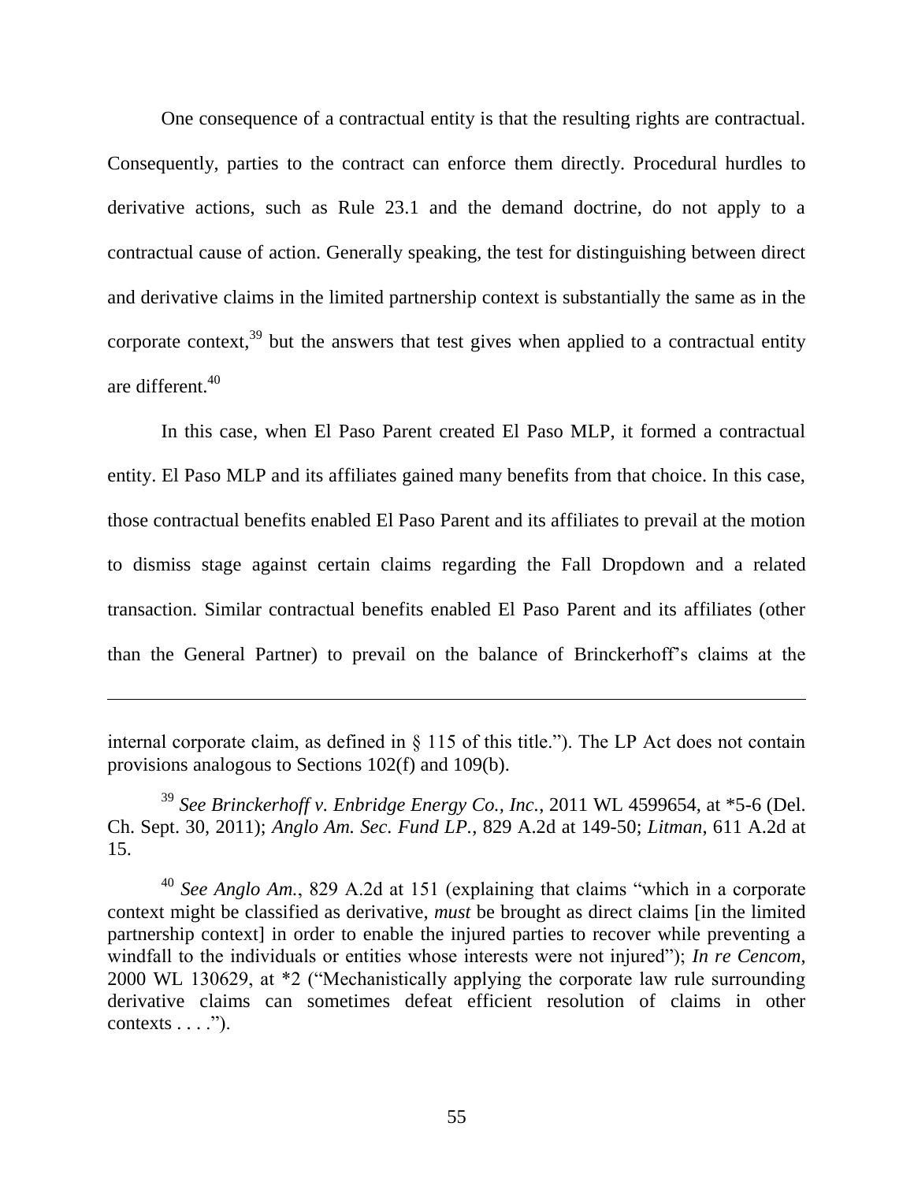One consequence of a contractual entity is that the resulting rights are contractual. Consequently, parties to the contract can enforce them directly. Procedural hurdles to derivative actions, such as Rule 23.1 and the demand doctrine, do not apply to a contractual cause of action. Generally speaking, the test for distinguishing between direct and derivative claims in the limited partnership context is substantially the same as in the corporate context,[39] but the answers that test gives when applied to a contractual entity are different.[40]

In this case, when El Paso Parent created El Paso MLP, it formed a contractual entity. El Paso MLP and its affiliates gained many benefits from that choice. In this case, those contractual benefits enabled El Paso Parent and its affiliates to prevail at the motion to dismiss stage against certain claims regarding the Fall Dropdown and a related transaction. Similar contractual benefits enabled El Paso Parent and its affiliates (other than the General Partner) to prevail on the balance of Brinckerhoff's claims at the

---

internal corporate claim, as defined in § 115 of this title."). The LP Act does not contain provisions analogous to Sections 102(f) and 109(b).

[39] *See Brinckerhoff v. Enbridge Energy Co., Inc.*, 2011 WL 4599654, at *5-6 (Del. Ch. Sept. 30, 2011); *Anglo Am. Sec. Fund LP.*, 829 A.2d at 149-50; *Litman*, 611 A.2d at 15.

[40] *See Anglo Am.*, 829 A.2d at 151 (explaining that claims "which in a corporate context might be classified as derivative, *must* be brought as direct claims [in the limited partnership context] in order to enable the injured parties to recover while preventing a windfall to the individuals or entities whose interests were not injured"); *In re Cencom*, 2000 WL 130629, at *2 ("Mechanistically applying the corporate law rule surrounding derivative claims can sometimes defeat efficient resolution of claims in other contexts . . . .").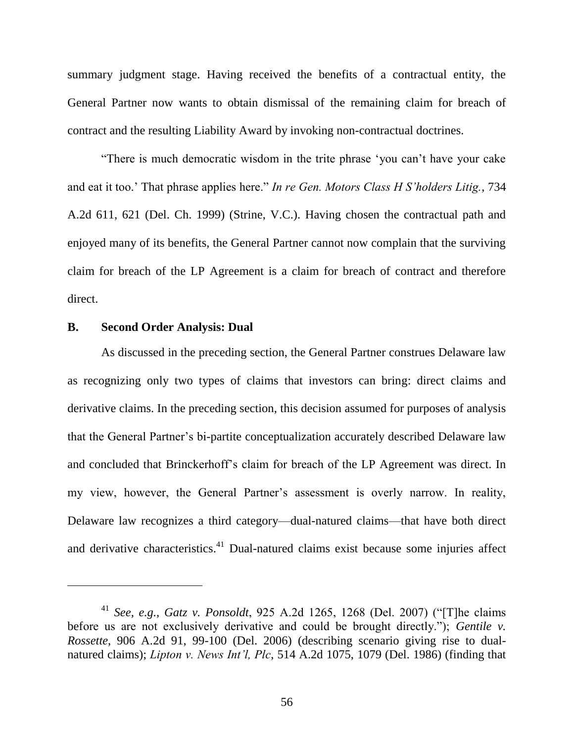summary judgment stage. Having received the benefits of a contractual entity, the General Partner now wants to obtain dismissal of the remaining claim for breach of contract and the resulting Liability Award by invoking non-contractual doctrines.

"There is much democratic wisdom in the trite phrase 'you can't have your cake and eat it too.' That phrase applies here." *In re Gen. Motors Class H S'holders Litig.*, 734 A.2d 611, 621 (Del. Ch. 1999) (Strine, V.C.). Having chosen the contractual path and enjoyed many of its benefits, the General Partner cannot now complain that the surviving claim for breach of the LP Agreement is a claim for breach of contract and therefore direct.

### B. Second Order Analysis: Dual

As discussed in the preceding section, the General Partner construes Delaware law as recognizing only two types of claims that investors can bring: direct claims and derivative claims. In the preceding section, this decision assumed for purposes of analysis that the General Partner's bi-partite conceptualization accurately described Delaware law and concluded that Brinckerhoff's claim for breach of the LP Agreement was direct. In my view, however, the General Partner's assessment is overly narrow. In reality, Delaware law recognizes a third category—dual-natured claims—that have both direct and derivative characteristics.[41] Dual-natured claims exist because some injuries affect

---

[41] *See, e.g.*, *Gatz v. Ponsoldt*, 925 A.2d 1265, 1268 (Del. 2007) ("[T]he claims before us are not exclusively derivative and could be brought directly."); *Gentile v. Rossette*, 906 A.2d 91, 99-100 (Del. 2006) (describing scenario giving rise to dual-natured claims); *Lipton v. News Int'l, Plc*, 514 A.2d 1075, 1079 (Del. 1986) (finding that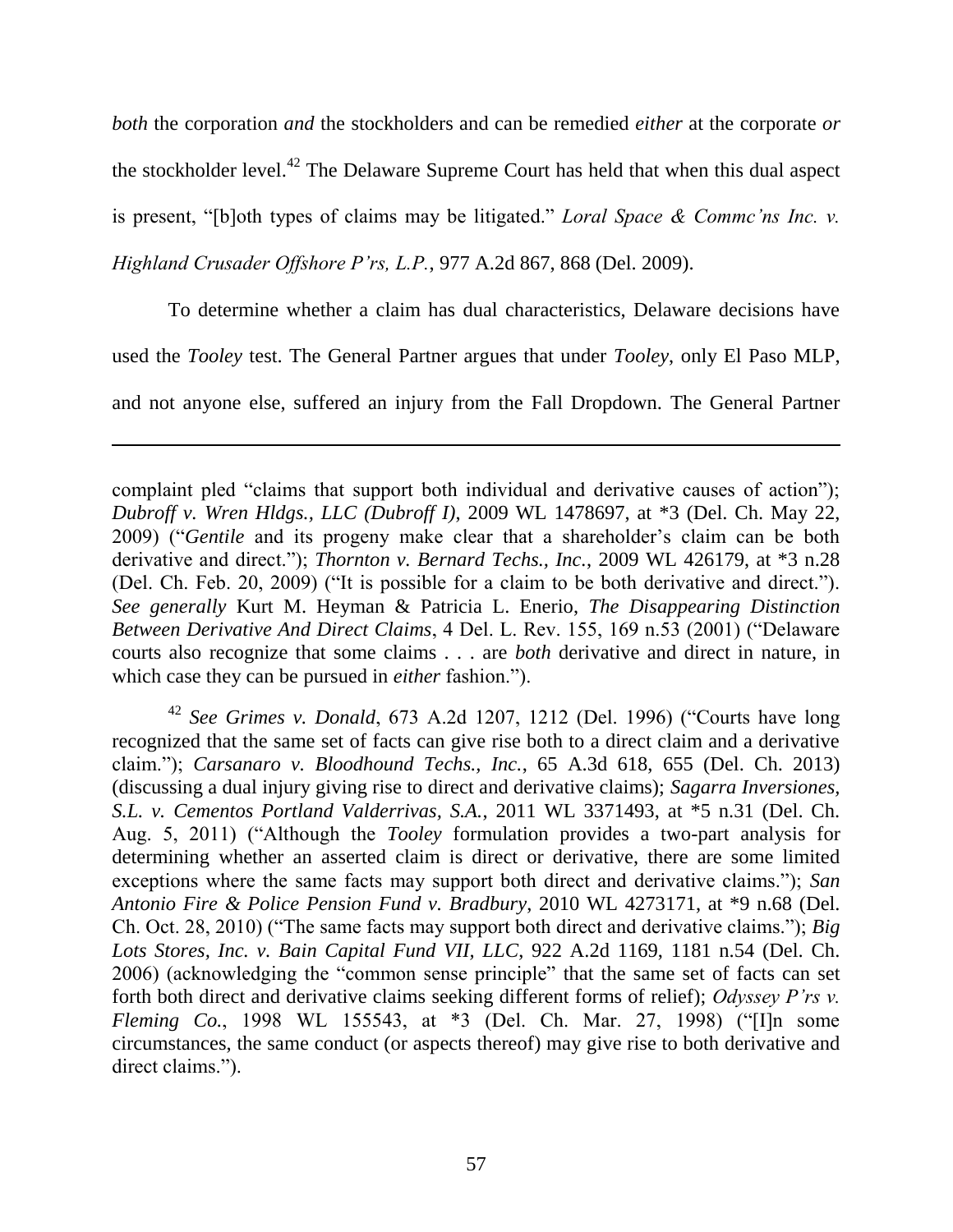*both* the corporation *and* the stockholders and can be remedied *either* at the corporate *or* the stockholder level.[42] The Delaware Supreme Court has held that when this dual aspect is present, "[b]oth types of claims may be litigated." *Loral Space & Commc'ns Inc. v. Highland Crusader Offshore P'rs, L.P.*, 977 A.2d 867, 868 (Del. 2009).

To determine whether a claim has dual characteristics, Delaware decisions have used the *Tooley* test. The General Partner argues that under *Tooley*, only El Paso MLP, and not anyone else, suffered an injury from the Fall Dropdown. The General Partner

---

complaint pled "claims that support both individual and derivative causes of action"); *Dubroff v. Wren Hldgs., LLC (Dubroff I)*, 2009 WL 1478697, at *3 (Del. Ch. May 22, 2009) ("*Gentile* and its progeny make clear that a shareholder's claim can be both derivative and direct."); *Thornton v. Bernard Techs., Inc.*, 2009 WL 426179, at *3 n.28 (Del. Ch. Feb. 20, 2009) ("It is possible for a claim to be both derivative and direct."). *See generally* Kurt M. Heyman & Patricia L. Enerio, *The Disappearing Distinction Between Derivative And Direct Claims*, 4 Del. L. Rev. 155, 169 n.53 (2001) ("Delaware courts also recognize that some claims . . . are *both* derivative and direct in nature, in which case they can be pursued in *either* fashion.").

[42] *See Grimes v. Donald*, 673 A.2d 1207, 1212 (Del. 1996) ("Courts have long recognized that the same set of facts can give rise both to a direct claim and a derivative claim."); *Carsanaro v. Bloodhound Techs., Inc.*, 65 A.3d 618, 655 (Del. Ch. 2013) (discussing a dual injury giving rise to direct and derivative claims); *Sagarra Inversiones, S.L. v. Cementos Portland Valderrivas, S.A.*, 2011 WL 3371493, at *5 n.31 (Del. Ch. Aug. 5, 2011) ("Although the *Tooley* formulation provides a two-part analysis for determining whether an asserted claim is direct or derivative, there are some limited exceptions where the same facts may support both direct and derivative claims."); *San Antonio Fire & Police Pension Fund v. Bradbury*, 2010 WL 4273171, at *9 n.68 (Del. Ch. Oct. 28, 2010) ("The same facts may support both direct and derivative claims."); *Big Lots Stores, Inc. v. Bain Capital Fund VII, LLC*, 922 A.2d 1169, 1181 n.54 (Del. Ch. 2006) (acknowledging the "common sense principle" that the same set of facts can set forth both direct and derivative claims seeking different forms of relief); *Odyssey P'rs v. Fleming Co.*, 1998 WL 155543, at *3 (Del. Ch. Mar. 27, 1998) ("[I]n some circumstances, the same conduct (or aspects thereof) may give rise to both derivative and direct claims.").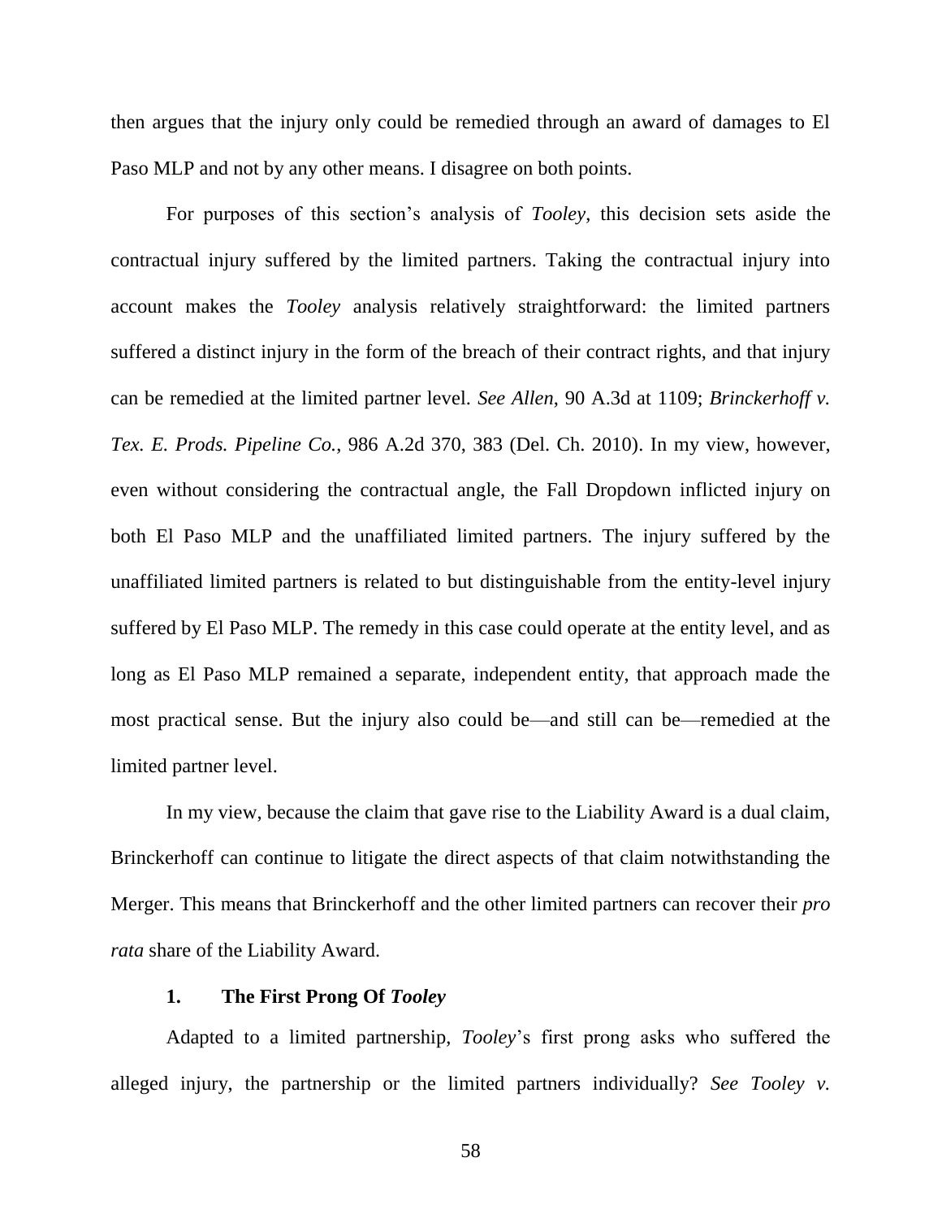then argues that the injury only could be remedied through an award of damages to El Paso MLP and not by any other means. I disagree on both points.

For purposes of this section's analysis of *Tooley*, this decision sets aside the contractual injury suffered by the limited partners. Taking the contractual injury into account makes the *Tooley* analysis relatively straightforward: the limited partners suffered a distinct injury in the form of the breach of their contract rights, and that injury can be remedied at the limited partner level. *See Allen*, 90 A.3d at 1109; *Brinckerhoff v. Tex. E. Prods. Pipeline Co.*, 986 A.2d 370, 383 (Del. Ch. 2010). In my view, however, even without considering the contractual angle, the Fall Dropdown inflicted injury on both El Paso MLP and the unaffiliated limited partners. The injury suffered by the unaffiliated limited partners is related to but distinguishable from the entity-level injury suffered by El Paso MLP. The remedy in this case could operate at the entity level, and as long as El Paso MLP remained a separate, independent entity, that approach made the most practical sense. But the injury also could be—and still can be—remedied at the limited partner level.

In my view, because the claim that gave rise to the Liability Award is a dual claim, Brinckerhoff can continue to litigate the direct aspects of that claim notwithstanding the Merger. This means that Brinckerhoff and the other limited partners can recover their *pro rata* share of the Liability Award.

### 1. The First Prong Of *Tooley*

Adapted to a limited partnership, *Tooley*'s first prong asks who suffered the alleged injury, the partnership or the limited partners individually? *See Tooley v.*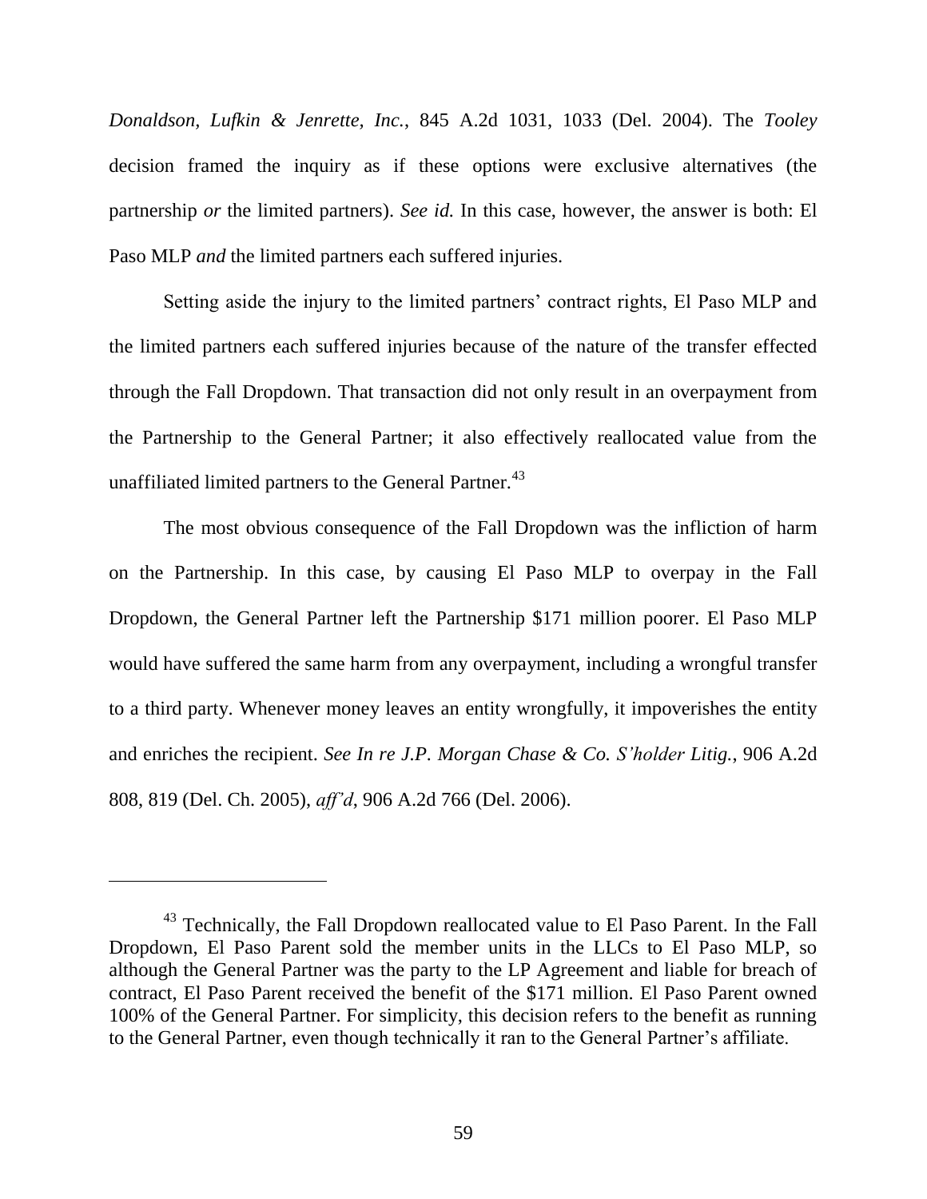*Donaldson, Lufkin & Jenrette, Inc.*, 845 A.2d 1031, 1033 (Del. 2004). The *Tooley* decision framed the inquiry as if these options were exclusive alternatives (the partnership *or* the limited partners). *See id.* In this case, however, the answer is both: El Paso MLP *and* the limited partners each suffered injuries.

Setting aside the injury to the limited partners' contract rights, El Paso MLP and the limited partners each suffered injuries because of the nature of the transfer effected through the Fall Dropdown. That transaction did not only result in an overpayment from the Partnership to the General Partner; it also effectively reallocated value from the unaffiliated limited partners to the General Partner.[43]

The most obvious consequence of the Fall Dropdown was the infliction of harm on the Partnership. In this case, by causing El Paso MLP to overpay in the Fall Dropdown, the General Partner left the Partnership $171 million poorer. El Paso MLP would have suffered the same harm from any overpayment, including a wrongful transfer to a third party. Whenever money leaves an entity wrongfully, it impoverishes the entity and enriches the recipient. *See In re J.P. Morgan Chase & Co. S'holder Litig.*, 906 A.2d 808, 819 (Del. Ch. 2005), *aff'd*, 906 A.2d 766 (Del. 2006).

---

[43] Technically, the Fall Dropdown reallocated value to El Paso Parent. In the Fall Dropdown, El Paso Parent sold the member units in the LLCs to El Paso MLP, so although the General Partner was the party to the LP Agreement and liable for breach of contract, El Paso Parent received the benefit of the $171 million. El Paso Parent owned 100% of the General Partner. For simplicity, this decision refers to the benefit as running to the General Partner, even though technically it ran to the General Partner's affiliate.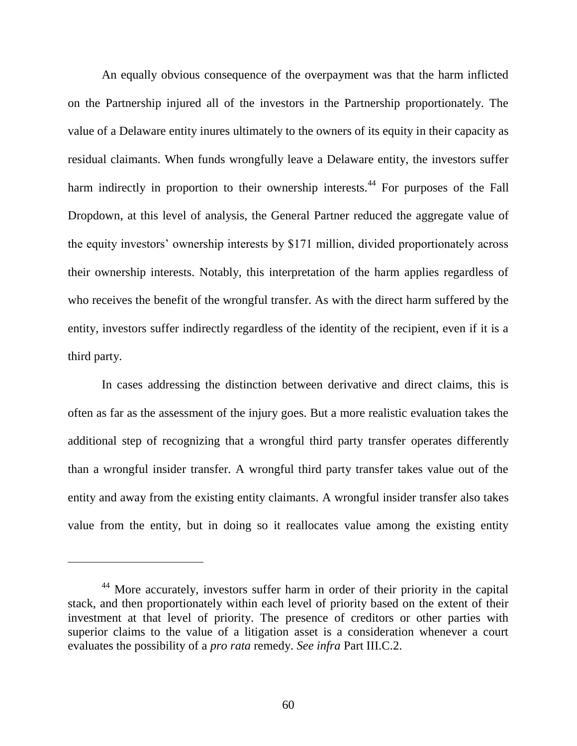An equally obvious consequence of the overpayment was that the harm inflicted on the Partnership injured all of the investors in the Partnership proportionately. The value of a Delaware entity inures ultimately to the owners of its equity in their capacity as residual claimants. When funds wrongfully leave a Delaware entity, the investors suffer harm indirectly in proportion to their ownership interests.[44] For purposes of the Fall Dropdown, at this level of analysis, the General Partner reduced the aggregate value of the equity investors' ownership interests by $171 million, divided proportionately across their ownership interests. Notably, this interpretation of the harm applies regardless of who receives the benefit of the wrongful transfer. As with the direct harm suffered by the entity, investors suffer indirectly regardless of the identity of the recipient, even if it is a third party.

In cases addressing the distinction between derivative and direct claims, this is often as far as the assessment of the injury goes. But a more realistic evaluation takes the additional step of recognizing that a wrongful third party transfer operates differently than a wrongful insider transfer. A wrongful third party transfer takes value out of the entity and away from the existing entity claimants. A wrongful insider transfer also takes value from the entity, but in doing so it reallocates value among the existing entity

[44] More accurately, investors suffer harm in order of their priority in the capital stack, and then proportionately within each level of priority based on the extent of their investment at that level of priority. The presence of creditors or other parties with superior claims to the value of a litigation asset is a consideration whenever a court evaluates the possibility of a *pro rata* remedy. *See infra* Part III.C.2.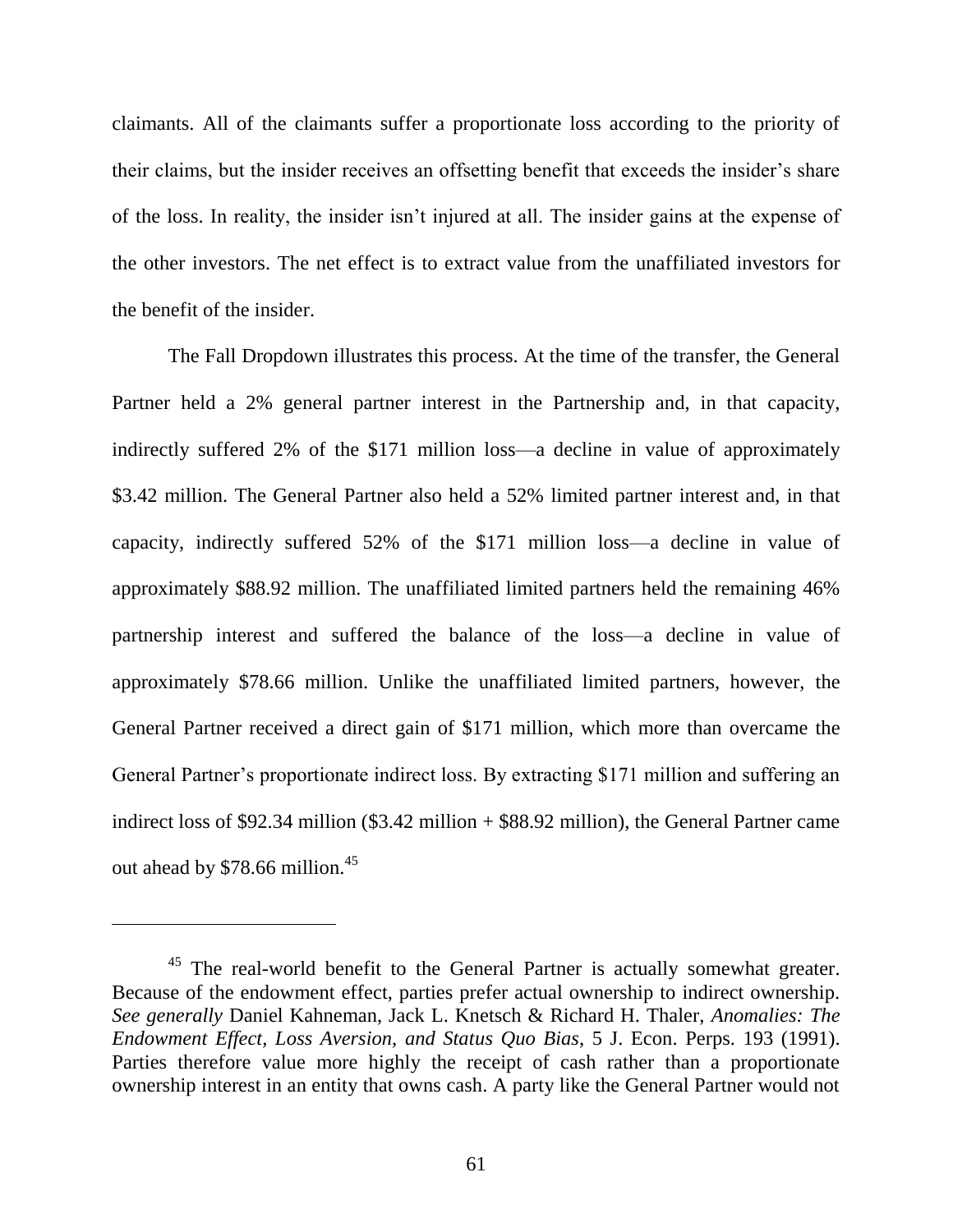claimants. All of the claimants suffer a proportionate loss according to the priority of their claims, but the insider receives an offsetting benefit that exceeds the insider's share of the loss. In reality, the insider isn't injured at all. The insider gains at the expense of the other investors. The net effect is to extract value from the unaffiliated investors for the benefit of the insider.

The Fall Dropdown illustrates this process. At the time of the transfer, the General Partner held a 2% general partner interest in the Partnership and, in that capacity, indirectly suffered 2% of the $171 million loss—a decline in value of approximately $3.42 million. The General Partner also held a 52% limited partner interest and, in that capacity, indirectly suffered 52% of the $171 million loss—a decline in value of approximately $88.92 million. The unaffiliated limited partners held the remaining 46% partnership interest and suffered the balance of the loss—a decline in value of approximately $78.66 million. Unlike the unaffiliated limited partners, however, the General Partner received a direct gain of $171 million, which more than overcame the General Partner's proportionate indirect loss. By extracting $171 million and suffering an indirect loss of $92.34 million ($3.42 million + $88.92 million), the General Partner came out ahead by $78.66 million.[45]

---

[45] The real-world benefit to the General Partner is actually somewhat greater. Because of the endowment effect, parties prefer actual ownership to indirect ownership. *See generally* Daniel Kahneman, Jack L. Knetsch & Richard H. Thaler, *Anomalies: The Endowment Effect, Loss Aversion, and Status Quo Bias*, 5 J. Econ. Perps. 193 (1991). Parties therefore value more highly the receipt of cash rather than a proportionate ownership interest in an entity that owns cash. A party like the General Partner would not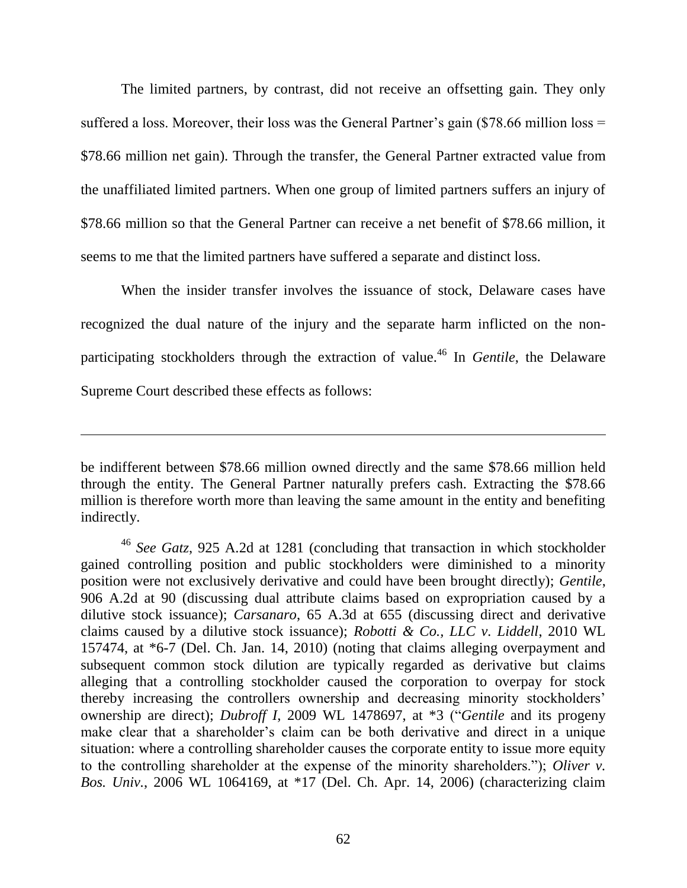The limited partners, by contrast, did not receive an offsetting gain. They only suffered a loss. Moreover, their loss was the General Partner's gain (\$78.66 million loss = \$78.66 million net gain). Through the transfer, the General Partner extracted value from the unaffiliated limited partners. When one group of limited partners suffers an injury of \$78.66 million so that the General Partner can receive a net benefit of \$78.66 million, it seems to me that the limited partners have suffered a separate and distinct loss.

When the insider transfer involves the issuance of stock, Delaware cases have recognized the dual nature of the injury and the separate harm inflicted on the non-participating stockholders through the extraction of value.[46] In *Gentile*, the Delaware Supreme Court described these effects as follows:

---

be indifferent between \$78.66 million owned directly and the same \$78.66 million held through the entity. The General Partner naturally prefers cash. Extracting the \$78.66 million is therefore worth more than leaving the same amount in the entity and benefiting indirectly.

[46] *See Gatz*, 925 A.2d at 1281 (concluding that transaction in which stockholder gained controlling position and public stockholders were diminished to a minority position were not exclusively derivative and could have been brought directly); *Gentile*, 906 A.2d at 90 (discussing dual attribute claims based on expropriation caused by a dilutive stock issuance); *Carsanaro*, 65 A.3d at 655 (discussing direct and derivative claims caused by a dilutive stock issuance); *Robotti & Co., LLC v. Liddell*, 2010 WL 157474, at *6-7 (Del. Ch. Jan. 14, 2010) (noting that claims alleging overpayment and subsequent common stock dilution are typically regarded as derivative but claims alleging that a controlling stockholder caused the corporation to overpay for stock thereby increasing the controllers ownership and decreasing minority stockholders' ownership are direct); *Dubroff I*, 2009 WL 1478697, at *3 ("*Gentile* and its progeny make clear that a shareholder's claim can be both derivative and direct in a unique situation: where a controlling shareholder causes the corporate entity to issue more equity to the controlling shareholder at the expense of the minority shareholders."); *Oliver v. Bos. Univ.*, 2006 WL 1064169, at *17 (Del. Ch. Apr. 14, 2006) (characterizing claim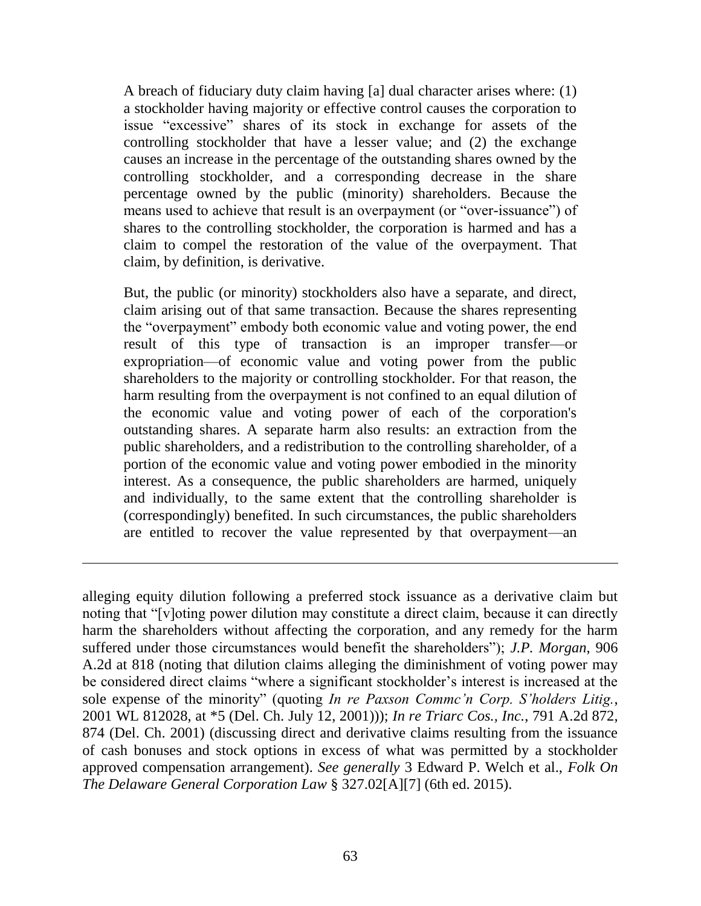> A breach of fiduciary duty claim having [a] dual character arises where: (1) a stockholder having majority or effective control causes the corporation to issue "excessive" shares of its stock in exchange for assets of the controlling stockholder that have a lesser value; and (2) the exchange causes an increase in the percentage of the outstanding shares owned by the controlling stockholder, and a corresponding decrease in the share percentage owned by the public (minority) shareholders. Because the means used to achieve that result is an overpayment (or "over-issuance") of shares to the controlling stockholder, the corporation is harmed and has a claim to compel the restoration of the value of the overpayment. That claim, by definition, is derivative.
>
> But, the public (or minority) stockholders also have a separate, and direct, claim arising out of that same transaction. Because the shares representing the "overpayment" embody both economic value and voting power, the end result of this type of transaction is an improper transfer—or expropriation—of economic value and voting power from the public shareholders to the majority or controlling stockholder. For that reason, the harm resulting from the overpayment is not confined to an equal dilution of the economic value and voting power of each of the corporation's outstanding shares. A separate harm also results: an extraction from the public shareholders, and a redistribution to the controlling shareholder, of a portion of the economic value and voting power embodied in the minority interest. As a consequence, the public shareholders are harmed, uniquely and individually, to the same extent that the controlling shareholder is (correspondingly) benefited. In such circumstances, the public shareholders are entitled to recover the value represented by that overpayment—an

---

alleging equity dilution following a preferred stock issuance as a derivative claim but noting that "[v]oting power dilution may constitute a direct claim, because it can directly harm the shareholders without affecting the corporation, and any remedy for the harm suffered under those circumstances would benefit the shareholders"); *J.P. Morgan*, 906 A.2d at 818 (noting that dilution claims alleging the diminishment of voting power may be considered direct claims "where a significant stockholder's interest is increased at the sole expense of the minority" (quoting *In re Paxson Commc'n Corp. S'holders Litig.*, 2001 WL 812028, at *5 (Del. Ch. July 12, 2001))); *In re Triarc Cos., Inc.*, 791 A.2d 872, 874 (Del. Ch. 2001) (discussing direct and derivative claims resulting from the issuance of cash bonuses and stock options in excess of what was permitted by a stockholder approved compensation arrangement). *See generally* 3 Edward P. Welch et al., *Folk On The Delaware General Corporation Law* § 327.02[A][7] (6th ed. 2015).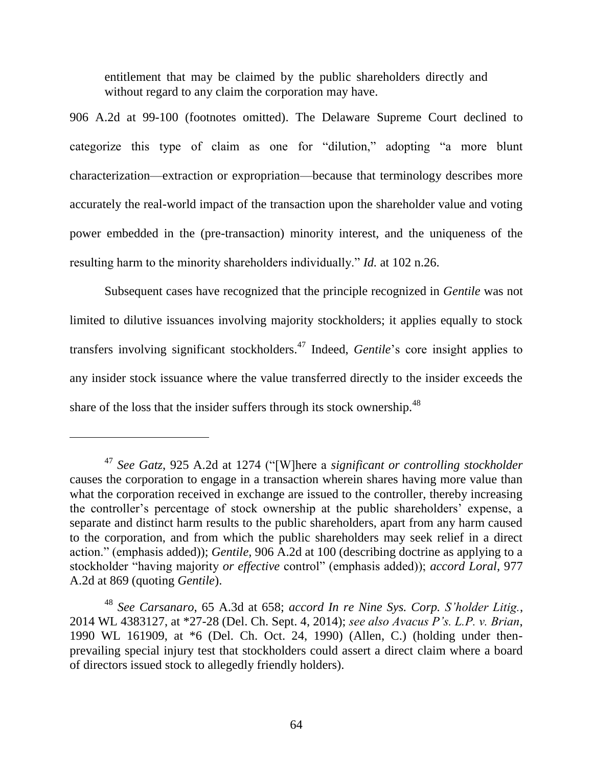entitlement that may be claimed by the public shareholders directly and without regard to any claim the corporation may have.

906 A.2d at 99-100 (footnotes omitted). The Delaware Supreme Court declined to categorize this type of claim as one for "dilution," adopting "a more blunt characterization—extraction or expropriation—because that terminology describes more accurately the real-world impact of the transaction upon the shareholder value and voting power embedded in the (pre-transaction) minority interest, and the uniqueness of the resulting harm to the minority shareholders individually." *Id.* at 102 n.26.

Subsequent cases have recognized that the principle recognized in *Gentile* was not limited to dilutive issuances involving majority stockholders; it applies equally to stock transfers involving significant stockholders.[47] Indeed, *Gentile*'s core insight applies to any insider stock issuance where the value transferred directly to the insider exceeds the share of the loss that the insider suffers through its stock ownership.[48]

---

[47] *See Gatz*, 925 A.2d at 1274 ("[W]here a *significant or controlling stockholder* causes the corporation to engage in a transaction wherein shares having more value than what the corporation received in exchange are issued to the controller, thereby increasing the controller's percentage of stock ownership at the public shareholders' expense, a separate and distinct harm results to the public shareholders, apart from any harm caused to the corporation, and from which the public shareholders may seek relief in a direct action." (emphasis added)); *Gentile*, 906 A.2d at 100 (describing doctrine as applying to a stockholder "having majority *or effective* control" (emphasis added)); *accord Loral*, 977 A.2d at 869 (quoting *Gentile*).

[48] *See Carsanaro*, 65 A.3d at 658; *accord In re Nine Sys. Corp. S'holder Litig.*, 2014 WL 4383127, at *27-28 (Del. Ch. Sept. 4, 2014); *see also Avacus P's. L.P. v. Brian*, 1990 WL 161909, at *6 (Del. Ch. Oct. 24, 1990) (Allen, C.) (holding under then-prevailing special injury test that stockholders could assert a direct claim where a board of directors issued stock to allegedly friendly holders).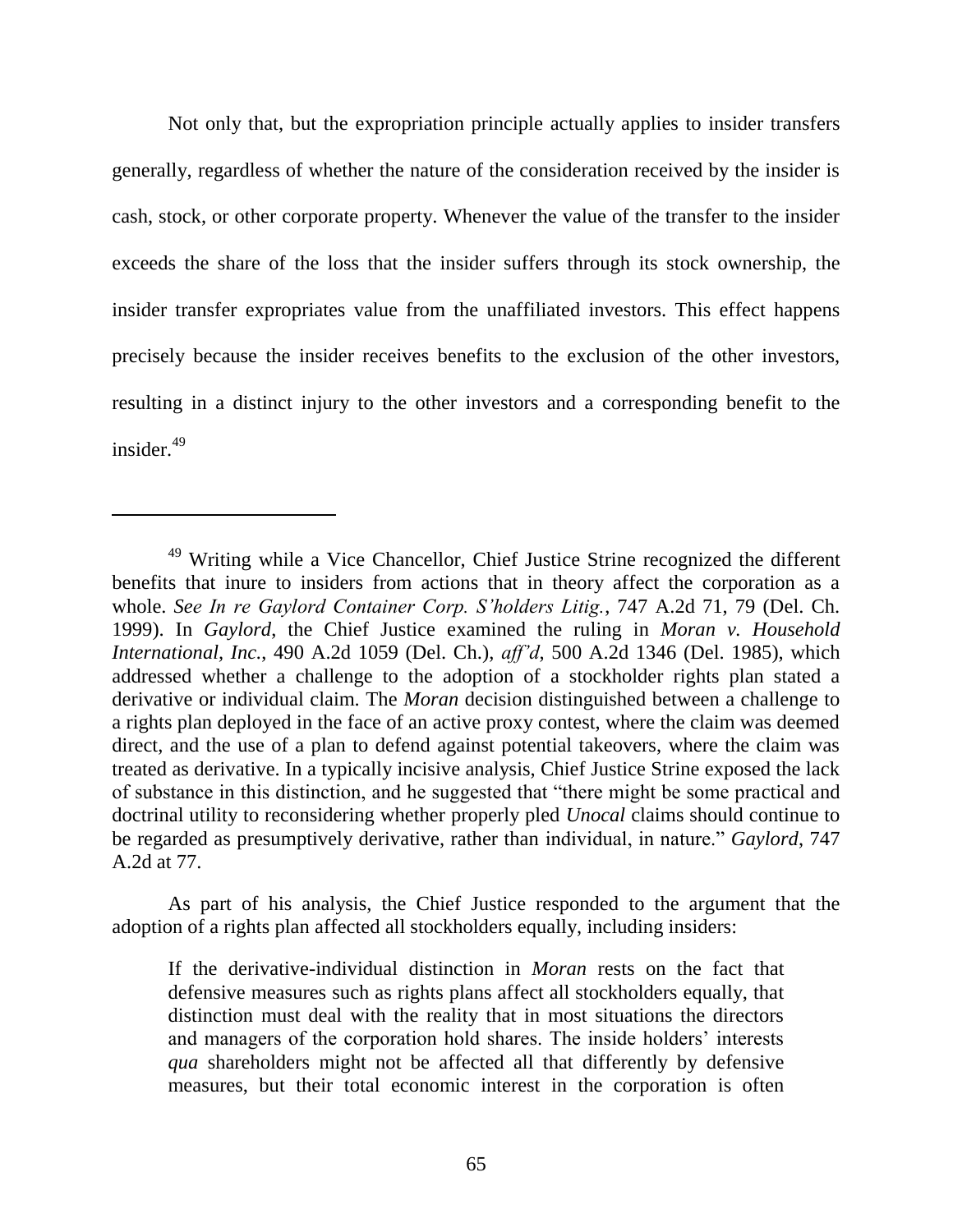Not only that, but the expropriation principle actually applies to insider transfers generally, regardless of whether the nature of the consideration received by the insider is cash, stock, or other corporate property. Whenever the value of the transfer to the insider exceeds the share of the loss that the insider suffers through its stock ownership, the insider transfer expropriates value from the unaffiliated investors. This effect happens precisely because the insider receives benefits to the exclusion of the other investors, resulting in a distinct injury to the other investors and a corresponding benefit to the insider.[49]

---

[49] Writing while a Vice Chancellor, Chief Justice Strine recognized the different benefits that inure to insiders from actions that in theory affect the corporation as a whole. *See In re Gaylord Container Corp. S'holders Litig.*, 747 A.2d 71, 79 (Del. Ch. 1999). In *Gaylord*, the Chief Justice examined the ruling in *Moran v. Household International, Inc.*, 490 A.2d 1059 (Del. Ch.), *aff'd*, 500 A.2d 1346 (Del. 1985), which addressed whether a challenge to the adoption of a stockholder rights plan stated a derivative or individual claim. The *Moran* decision distinguished between a challenge to a rights plan deployed in the face of an active proxy contest, where the claim was deemed direct, and the use of a plan to defend against potential takeovers, where the claim was treated as derivative. In a typically incisive analysis, Chief Justice Strine exposed the lack of substance in this distinction, and he suggested that "there might be some practical and doctrinal utility to reconsidering whether properly pled *Unocal* claims should continue to be regarded as presumptively derivative, rather than individual, in nature." *Gaylord*, 747 A.2d at 77.

As part of his analysis, the Chief Justice responded to the argument that the adoption of a rights plan affected all stockholders equally, including insiders:

> If the derivative-individual distinction in *Moran* rests on the fact that defensive measures such as rights plans affect all stockholders equally, that distinction must deal with the reality that in most situations the directors and managers of the corporation hold shares. The inside holders' interests *qua* shareholders might not be affected all that differently by defensive measures, but their total economic interest in the corporation is often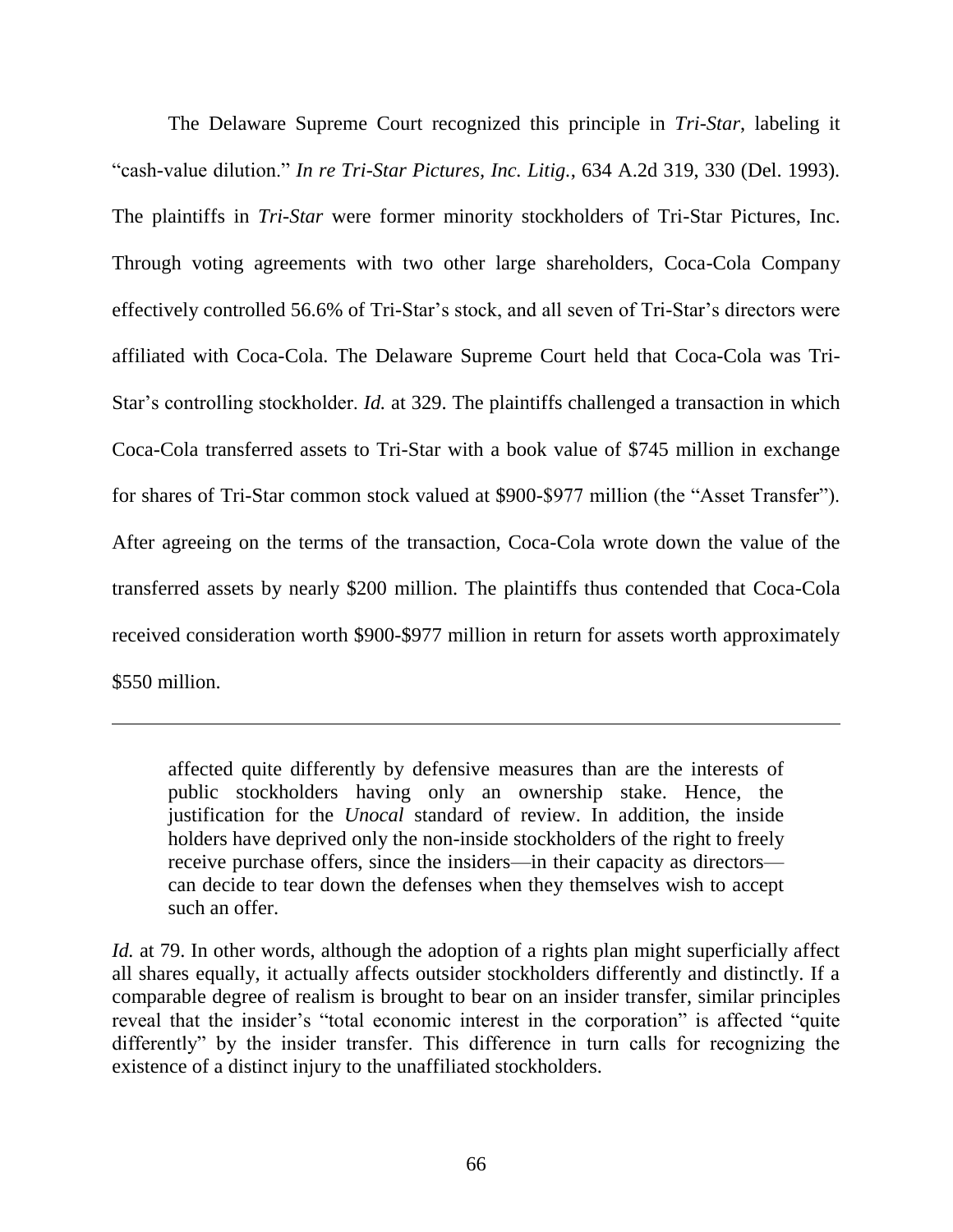The Delaware Supreme Court recognized this principle in *Tri-Star*, labeling it "cash-value dilution." *In re Tri-Star Pictures, Inc. Litig.*, 634 A.2d 319, 330 (Del. 1993). The plaintiffs in *Tri-Star* were former minority stockholders of Tri-Star Pictures, Inc. Through voting agreements with two other large shareholders, Coca-Cola Company effectively controlled 56.6% of Tri-Star's stock, and all seven of Tri-Star's directors were affiliated with Coca-Cola. The Delaware Supreme Court held that Coca-Cola was Tri-Star's controlling stockholder. *Id.* at 329. The plaintiffs challenged a transaction in which Coca-Cola transferred assets to Tri-Star with a book value of $745 million in exchange for shares of Tri-Star common stock valued at $900-$977 million (the "Asset Transfer"). After agreeing on the terms of the transaction, Coca-Cola wrote down the value of the transferred assets by nearly $200 million. The plaintiffs thus contended that Coca-Cola received consideration worth $900-$977 million in return for assets worth approximately $550 million.

---

> affected quite differently by defensive measures than are the interests of public stockholders having only an ownership stake. Hence, the justification for the *Unocal* standard of review. In addition, the inside holders have deprived only the non-inside stockholders of the right to freely receive purchase offers, since the insiders—in their capacity as directors—can decide to tear down the defenses when they themselves wish to accept such an offer.

*Id.* at 79. In other words, although the adoption of a rights plan might superficially affect all shares equally, it actually affects outsider stockholders differently and distinctly. If a comparable degree of realism is brought to bear on an insider transfer, similar principles reveal that the insider's "total economic interest in the corporation" is affected "quite differently" by the insider transfer. This difference in turn calls for recognizing the existence of a distinct injury to the unaffiliated stockholders.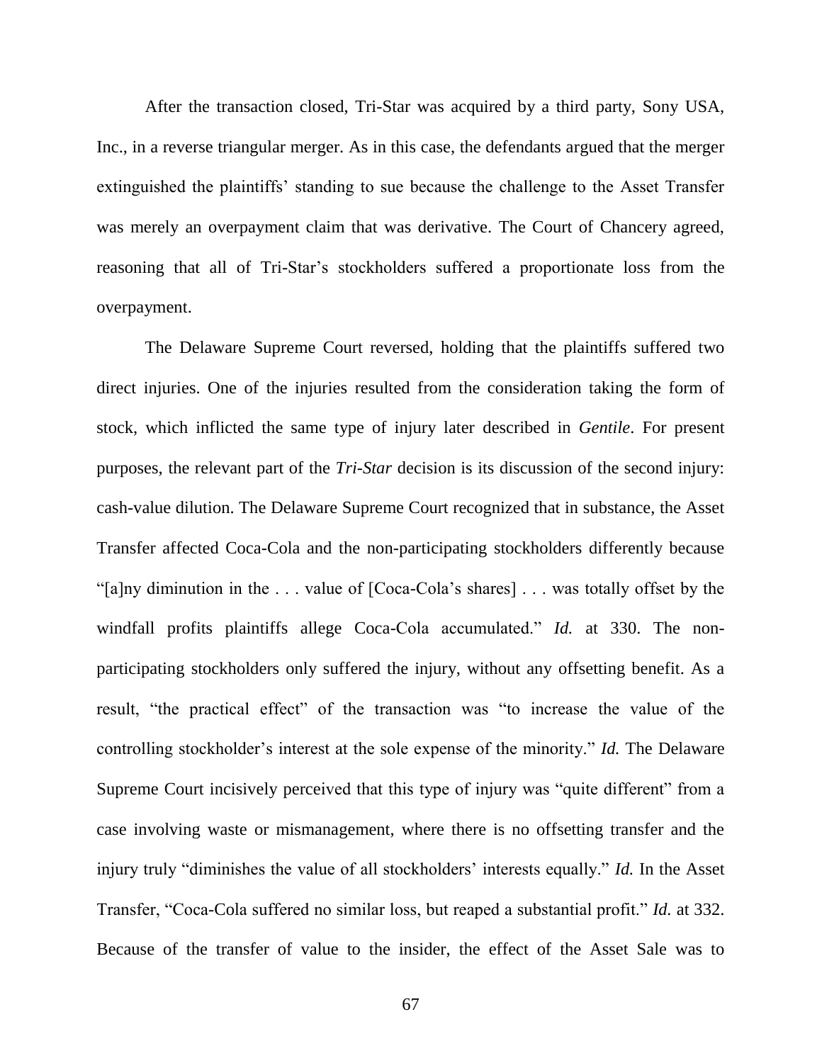After the transaction closed, Tri-Star was acquired by a third party, Sony USA, Inc., in a reverse triangular merger. As in this case, the defendants argued that the merger extinguished the plaintiffs' standing to sue because the challenge to the Asset Transfer was merely an overpayment claim that was derivative. The Court of Chancery agreed, reasoning that all of Tri-Star's stockholders suffered a proportionate loss from the overpayment.

The Delaware Supreme Court reversed, holding that the plaintiffs suffered two direct injuries. One of the injuries resulted from the consideration taking the form of stock, which inflicted the same type of injury later described in *Gentile*. For present purposes, the relevant part of the *Tri-Star* decision is its discussion of the second injury: cash-value dilution. The Delaware Supreme Court recognized that in substance, the Asset Transfer affected Coca-Cola and the non-participating stockholders differently because "[a]ny diminution in the . . . value of [Coca-Cola's shares] . . . was totally offset by the windfall profits plaintiffs allege Coca-Cola accumulated." *Id.* at 330. The non-participating stockholders only suffered the injury, without any offsetting benefit. As a result, "the practical effect" of the transaction was "to increase the value of the controlling stockholder's interest at the sole expense of the minority." *Id.* The Delaware Supreme Court incisively perceived that this type of injury was "quite different" from a case involving waste or mismanagement, where there is no offsetting transfer and the injury truly "diminishes the value of all stockholders' interests equally." *Id.* In the Asset Transfer, "Coca-Cola suffered no similar loss, but reaped a substantial profit." *Id.* at 332. Because of the transfer of value to the insider, the effect of the Asset Sale was to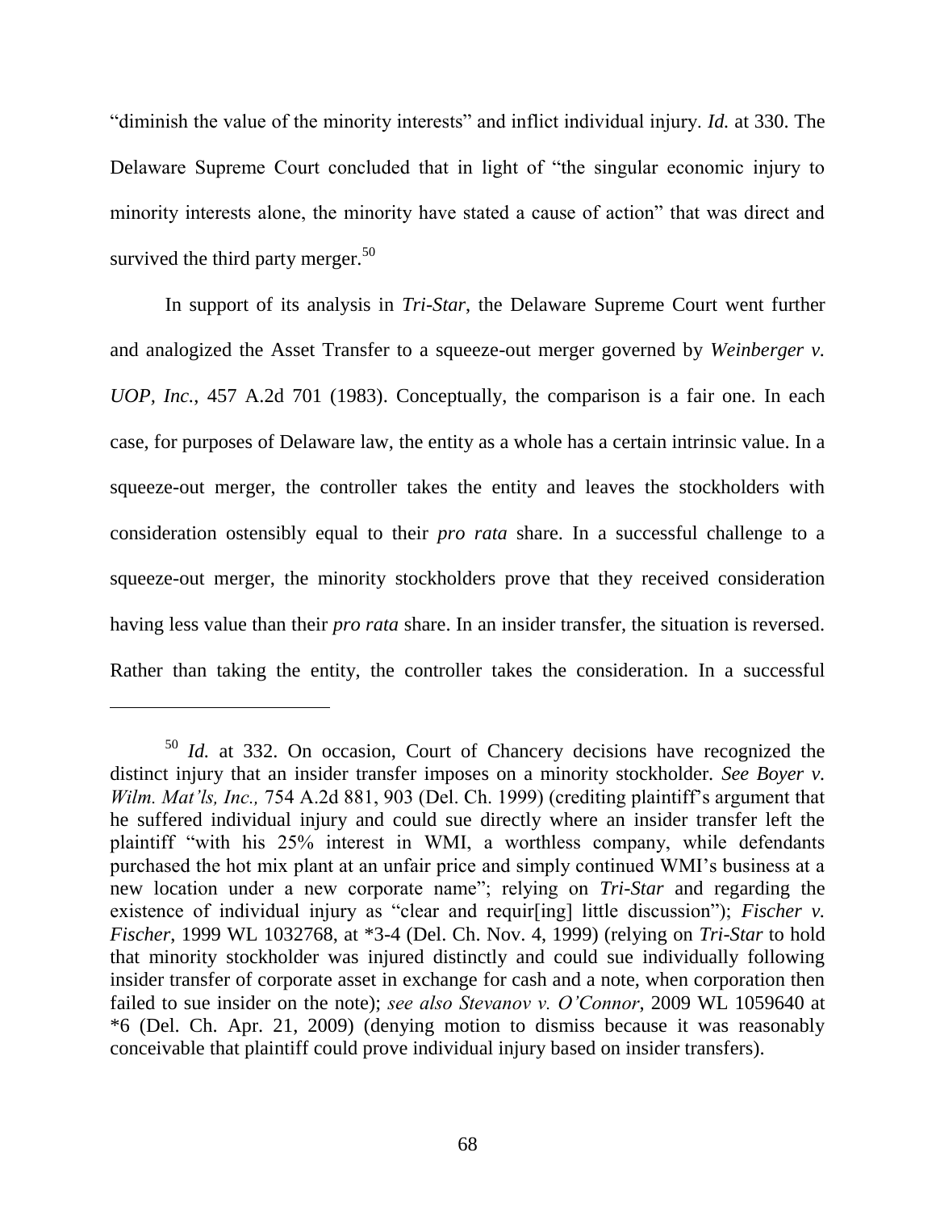"diminish the value of the minority interests" and inflict individual injury. *Id.* at 330. The Delaware Supreme Court concluded that in light of "the singular economic injury to minority interests alone, the minority have stated a cause of action" that was direct and survived the third party merger.[50]

In support of its analysis in *Tri-Star*, the Delaware Supreme Court went further and analogized the Asset Transfer to a squeeze-out merger governed by *Weinberger v. UOP, Inc.*, 457 A.2d 701 (1983). Conceptually, the comparison is a fair one. In each case, for purposes of Delaware law, the entity as a whole has a certain intrinsic value. In a squeeze-out merger, the controller takes the entity and leaves the stockholders with consideration ostensibly equal to their *pro rata* share. In a successful challenge to a squeeze-out merger, the minority stockholders prove that they received consideration having less value than their *pro rata* share. In an insider transfer, the situation is reversed. Rather than taking the entity, the controller takes the consideration. In a successful

---

[50] *Id.* at 332. On occasion, Court of Chancery decisions have recognized the distinct injury that an insider transfer imposes on a minority stockholder. *See Boyer v. Wilm. Mat'ls, Inc.,* 754 A.2d 881, 903 (Del. Ch. 1999) (crediting plaintiff's argument that he suffered individual injury and could sue directly where an insider transfer left the plaintiff "with his 25% interest in WMI, a worthless company, while defendants purchased the hot mix plant at an unfair price and simply continued WMI's business at a new location under a new corporate name"; relying on *Tri-Star* and regarding the existence of individual injury as "clear and requir[ing] little discussion"); *Fischer v. Fischer*, 1999 WL 1032768, at *3-4 (Del. Ch. Nov. 4, 1999) (relying on *Tri-Star* to hold that minority stockholder was injured distinctly and could sue individually following insider transfer of corporate asset in exchange for cash and a note, when corporation then failed to sue insider on the note); *see also Stevanov v. O'Connor*, 2009 WL 1059640 at *6 (Del. Ch. Apr. 21, 2009) (denying motion to dismiss because it was reasonably conceivable that plaintiff could prove individual injury based on insider transfers).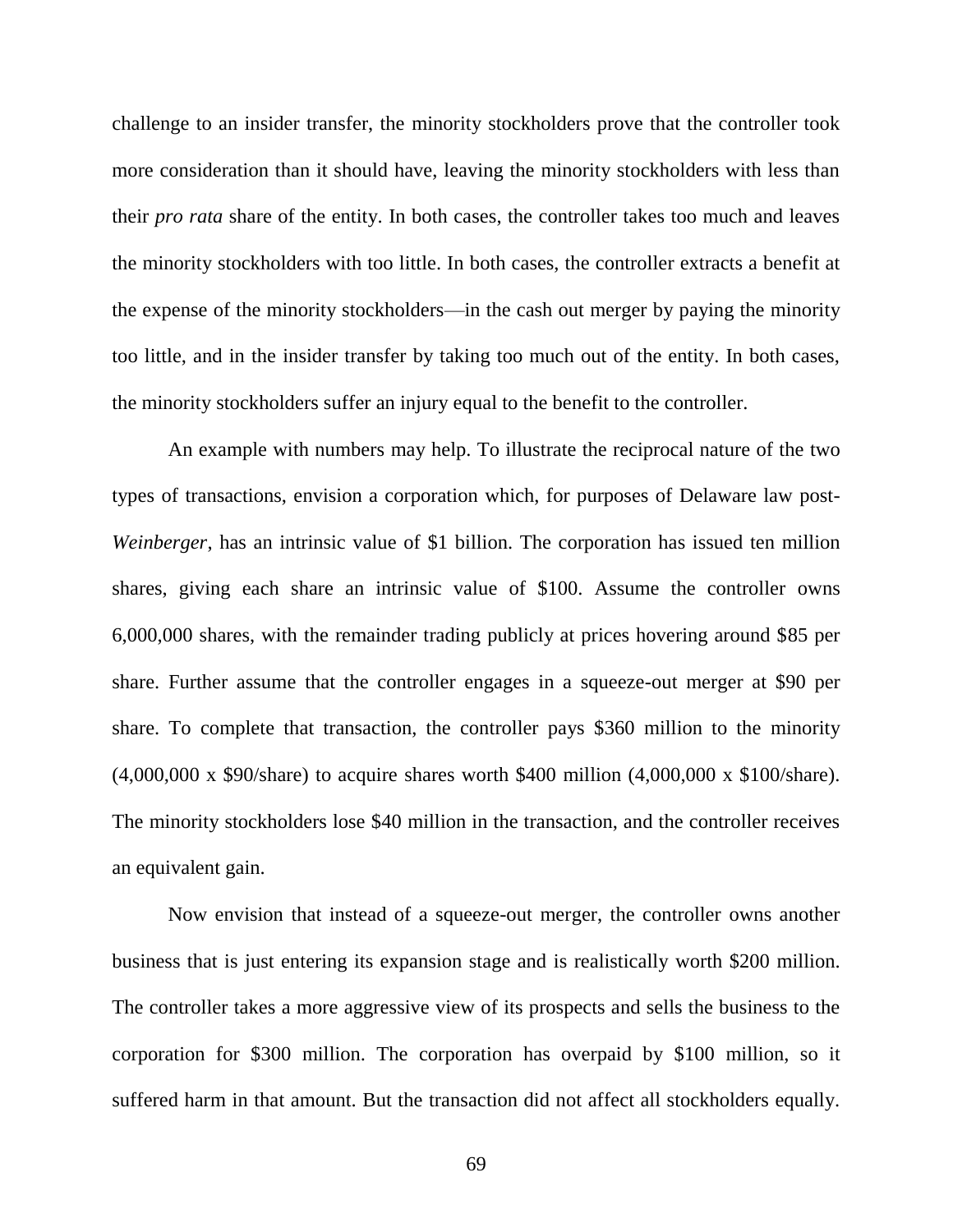challenge to an insider transfer, the minority stockholders prove that the controller took more consideration than it should have, leaving the minority stockholders with less than their *pro rata* share of the entity. In both cases, the controller takes too much and leaves the minority stockholders with too little. In both cases, the controller extracts a benefit at the expense of the minority stockholders—in the cash out merger by paying the minority too little, and in the insider transfer by taking too much out of the entity. In both cases, the minority stockholders suffer an injury equal to the benefit to the controller.

An example with numbers may help. To illustrate the reciprocal nature of the two types of transactions, envision a corporation which, for purposes of Delaware law post-*Weinberger*, has an intrinsic value of $1 billion. The corporation has issued ten million shares, giving each share an intrinsic value of $100. Assume the controller owns 6,000,000 shares, with the remainder trading publicly at prices hovering around $85 per share. Further assume that the controller engages in a squeeze-out merger at $90 per share. To complete that transaction, the controller pays $360 million to the minority (4,000,000 x $90/share) to acquire shares worth $400 million (4,000,000 x $100/share). The minority stockholders lose $40 million in the transaction, and the controller receives an equivalent gain.

Now envision that instead of a squeeze-out merger, the controller owns another business that is just entering its expansion stage and is realistically worth $200 million. The controller takes a more aggressive view of its prospects and sells the business to the corporation for $300 million. The corporation has overpaid by $100 million, so it suffered harm in that amount. But the transaction did not affect all stockholders equally.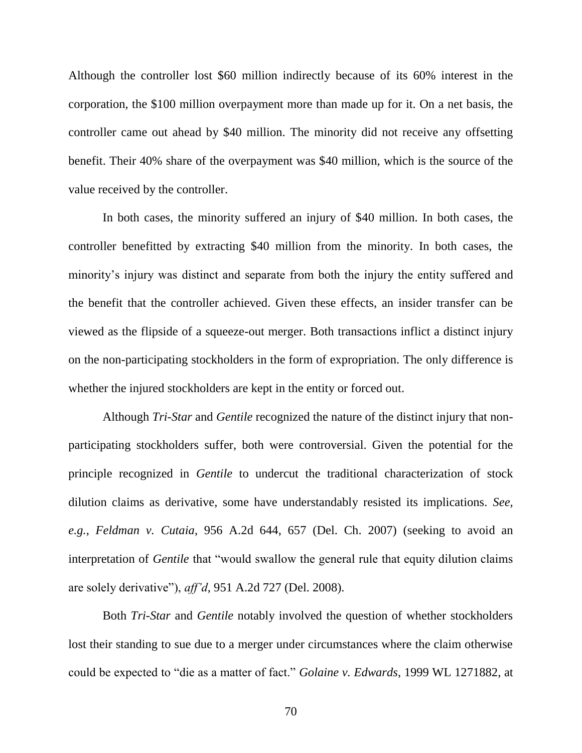Although the controller lost $60 million indirectly because of its 60% interest in the corporation, the $100 million overpayment more than made up for it. On a net basis, the controller came out ahead by $40 million. The minority did not receive any offsetting benefit. Their 40% share of the overpayment was $40 million, which is the source of the value received by the controller.

In both cases, the minority suffered an injury of $40 million. In both cases, the controller benefitted by extracting $40 million from the minority. In both cases, the minority's injury was distinct and separate from both the injury the entity suffered and the benefit that the controller achieved. Given these effects, an insider transfer can be viewed as the flipside of a squeeze-out merger. Both transactions inflict a distinct injury on the non-participating stockholders in the form of expropriation. The only difference is whether the injured stockholders are kept in the entity or forced out.

Although *Tri-Star* and *Gentile* recognized the nature of the distinct injury that non-participating stockholders suffer, both were controversial. Given the potential for the principle recognized in *Gentile* to undercut the traditional characterization of stock dilution claims as derivative, some have understandably resisted its implications. *See, e.g.*, *Feldman v. Cutaia*, 956 A.2d 644, 657 (Del. Ch. 2007) (seeking to avoid an interpretation of *Gentile* that "would swallow the general rule that equity dilution claims are solely derivative"), *aff'd*, 951 A.2d 727 (Del. 2008).

Both *Tri-Star* and *Gentile* notably involved the question of whether stockholders lost their standing to sue due to a merger under circumstances where the claim otherwise could be expected to "die as a matter of fact." *Golaine v. Edwards*, 1999 WL 1271882, at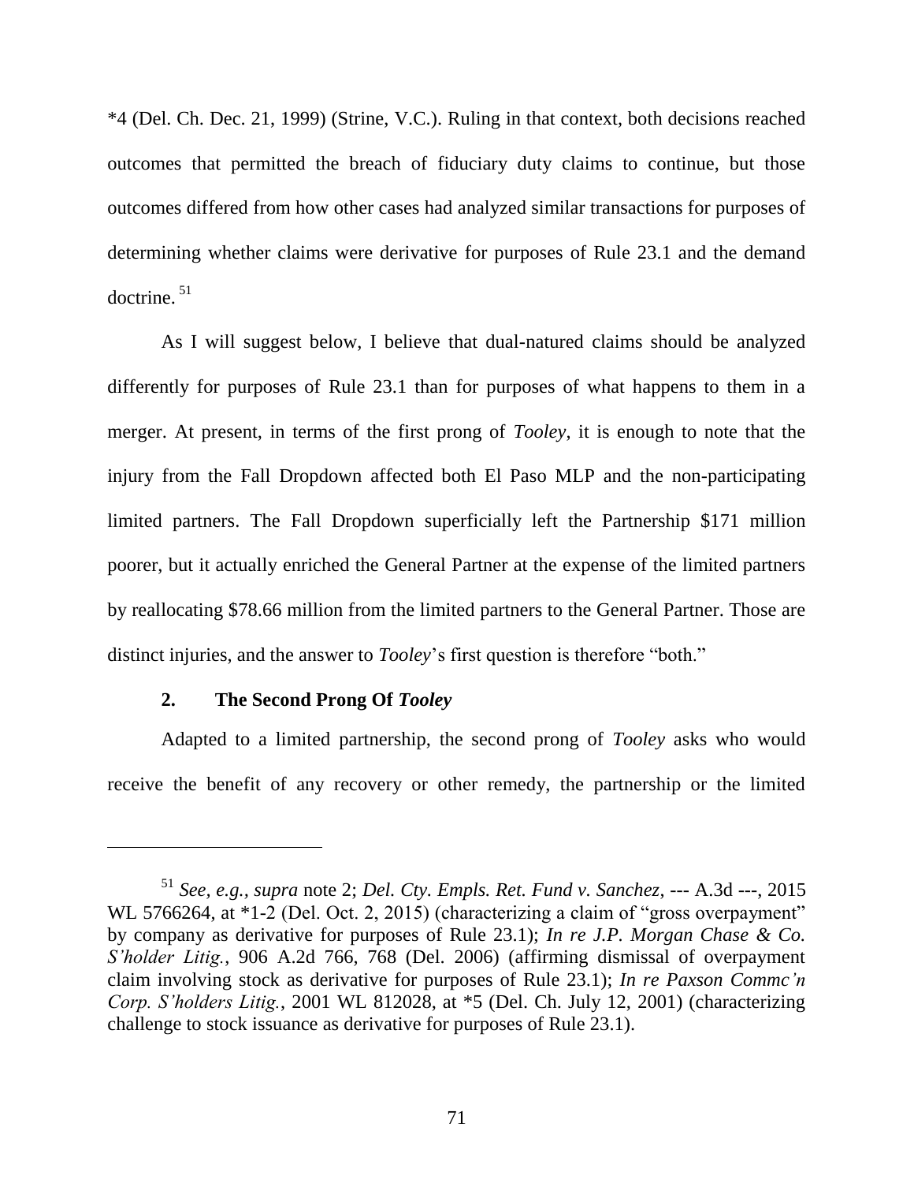*4 (Del. Ch. Dec. 21, 1999) (Strine, V.C.). Ruling in that context, both decisions reached outcomes that permitted the breach of fiduciary duty claims to continue, but those outcomes differed from how other cases had analyzed similar transactions for purposes of determining whether claims were derivative for purposes of Rule 23.1 and the demand doctrine.[51]

As I will suggest below, I believe that dual-natured claims should be analyzed differently for purposes of Rule 23.1 than for purposes of what happens to them in a merger. At present, in terms of the first prong of *Tooley*, it is enough to note that the injury from the Fall Dropdown affected both El Paso MLP and the non-participating limited partners. The Fall Dropdown superficially left the Partnership $171 million poorer, but it actually enriched the General Partner at the expense of the limited partners by reallocating $78.66 million from the limited partners to the General Partner. Those are distinct injuries, and the answer to *Tooley*'s first question is therefore "both."

### 2. The Second Prong Of *Tooley*

Adapted to a limited partnership, the second prong of *Tooley* asks who would receive the benefit of any recovery or other remedy, the partnership or the limited

---

[51] *See, e.g.*, *supra* note 2; *Del. Cty. Empls. Ret. Fund v. Sanchez*, --- A.3d ---, 2015 WL 5766264, at *1-2 (Del. Oct. 2, 2015) (characterizing a claim of "gross overpayment" by company as derivative for purposes of Rule 23.1); *In re J.P. Morgan Chase & Co. S'holder Litig.*, 906 A.2d 766, 768 (Del. 2006) (affirming dismissal of overpayment claim involving stock as derivative for purposes of Rule 23.1); *In re Paxson Commc'n Corp. S'holders Litig.*, 2001 WL 812028, at *5 (Del. Ch. July 12, 2001) (characterizing challenge to stock issuance as derivative for purposes of Rule 23.1).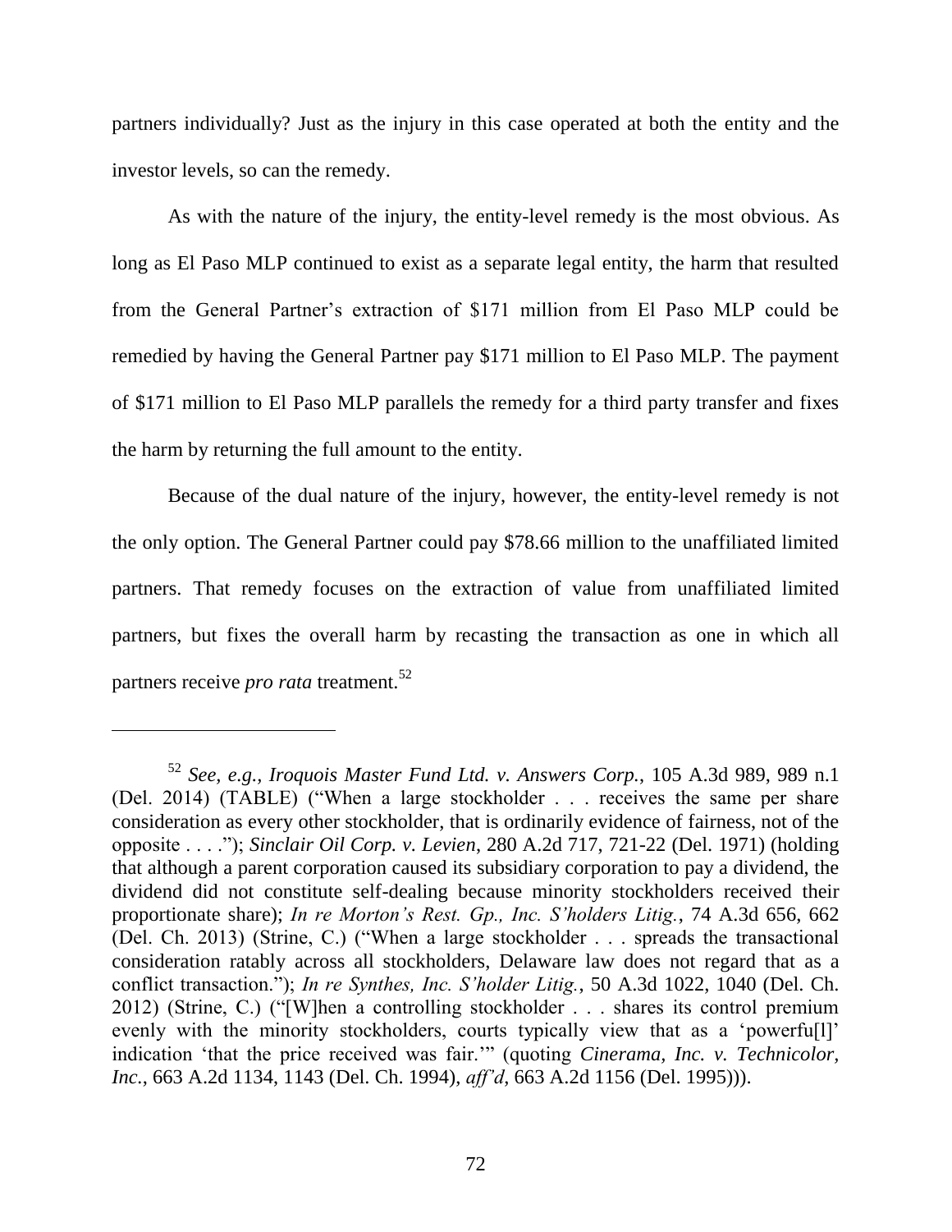partners individually? Just as the injury in this case operated at both the entity and the investor levels, so can the remedy.

As with the nature of the injury, the entity-level remedy is the most obvious. As long as El Paso MLP continued to exist as a separate legal entity, the harm that resulted from the General Partner's extraction of \$171 million from El Paso MLP could be remedied by having the General Partner pay \$171 million to El Paso MLP. The payment of \$171 million to El Paso MLP parallels the remedy for a third party transfer and fixes the harm by returning the full amount to the entity.

Because of the dual nature of the injury, however, the entity-level remedy is not the only option. The General Partner could pay \$78.66 million to the unaffiliated limited partners. That remedy focuses on the extraction of value from unaffiliated limited partners, but fixes the overall harm by recasting the transaction as one in which all partners receive *pro rata* treatment.[52]

---

[52] *See, e.g.*, *Iroquois Master Fund Ltd. v. Answers Corp.*, 105 A.3d 989, 989 n.1 (Del. 2014) (TABLE) ("When a large stockholder . . . receives the same per share consideration as every other stockholder, that is ordinarily evidence of fairness, not of the opposite . . . ."); *Sinclair Oil Corp. v. Levien*, 280 A.2d 717, 721-22 (Del. 1971) (holding that although a parent corporation caused its subsidiary corporation to pay a dividend, the dividend did not constitute self-dealing because minority stockholders received their proportionate share); *In re Morton's Rest. Gp., Inc. S'holders Litig.*, 74 A.3d 656, 662 (Del. Ch. 2013) (Strine, C.) ("When a large stockholder . . . spreads the transactional consideration ratably across all stockholders, Delaware law does not regard that as a conflict transaction."); *In re Synthes, Inc. S'holder Litig.*, 50 A.3d 1022, 1040 (Del. Ch. 2012) (Strine, C.) ("[W]hen a controlling stockholder . . . shares its control premium evenly with the minority stockholders, courts typically view that as a 'powerfu[l]' indication 'that the price received was fair.'" (quoting *Cinerama, Inc. v. Technicolor, Inc.*, 663 A.2d 1134, 1143 (Del. Ch. 1994), *aff'd*, 663 A.2d 1156 (Del. 1995))).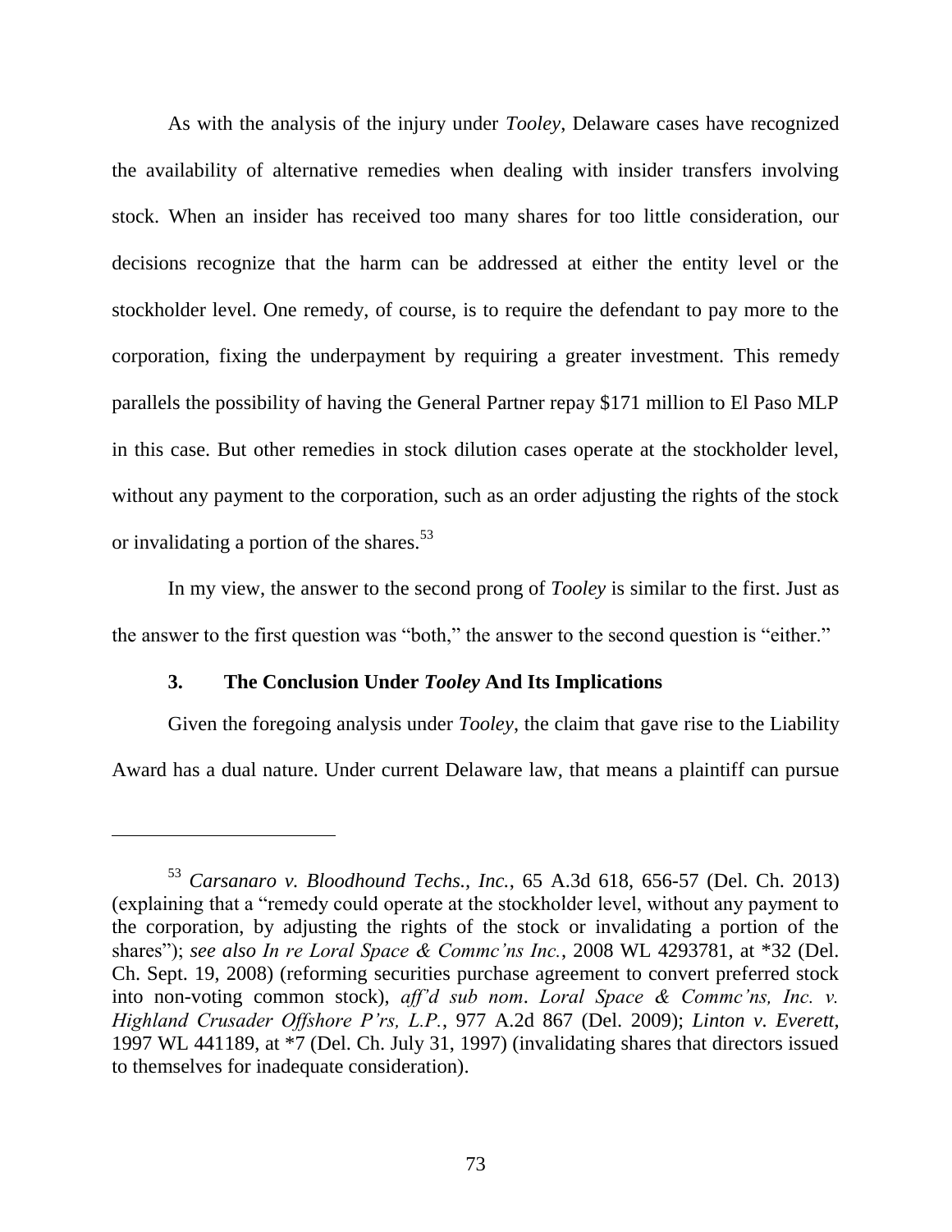As with the analysis of the injury under *Tooley*, Delaware cases have recognized the availability of alternative remedies when dealing with insider transfers involving stock. When an insider has received too many shares for too little consideration, our decisions recognize that the harm can be addressed at either the entity level or the stockholder level. One remedy, of course, is to require the defendant to pay more to the corporation, fixing the underpayment by requiring a greater investment. This remedy parallels the possibility of having the General Partner repay $171 million to El Paso MLP in this case. But other remedies in stock dilution cases operate at the stockholder level, without any payment to the corporation, such as an order adjusting the rights of the stock or invalidating a portion of the shares.[53]

In my view, the answer to the second prong of *Tooley* is similar to the first. Just as the answer to the first question was "both," the answer to the second question is "either."

### 3. The Conclusion Under *Tooley* And Its Implications

Given the foregoing analysis under *Tooley*, the claim that gave rise to the Liability Award has a dual nature. Under current Delaware law, that means a plaintiff can pursue

---

[53] *Carsanaro v. Bloodhound Techs., Inc.*, 65 A.3d 618, 656-57 (Del. Ch. 2013) (explaining that a "remedy could operate at the stockholder level, without any payment to the corporation, by adjusting the rights of the stock or invalidating a portion of the shares"); *see also In re Loral Space & Commc'ns Inc.*, 2008 WL 4293781, at *32 (Del. Ch. Sept. 19, 2008) (reforming securities purchase agreement to convert preferred stock into non-voting common stock), *aff'd sub nom*. *Loral Space & Commc'ns, Inc. v. Highland Crusader Offshore P'rs, L.P.*, 977 A.2d 867 (Del. 2009); *Linton v. Everett*, 1997 WL 441189, at *7 (Del. Ch. July 31, 1997) (invalidating shares that directors issued to themselves for inadequate consideration).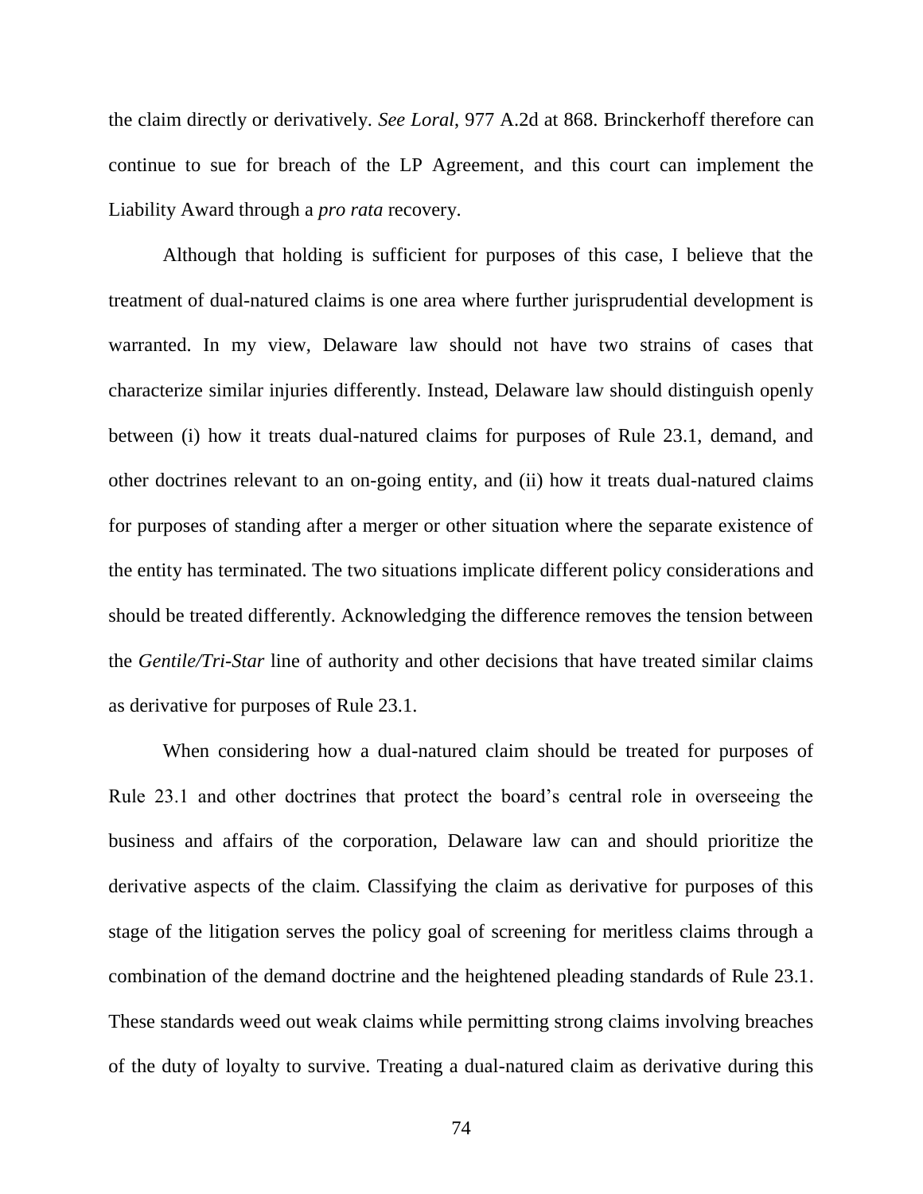the claim directly or derivatively. *See Loral*, 977 A.2d at 868. Brinckerhoff therefore can continue to sue for breach of the LP Agreement, and this court can implement the Liability Award through a *pro rata* recovery.

Although that holding is sufficient for purposes of this case, I believe that the treatment of dual-natured claims is one area where further jurisprudential development is warranted. In my view, Delaware law should not have two strains of cases that characterize similar injuries differently. Instead, Delaware law should distinguish openly between (i) how it treats dual-natured claims for purposes of Rule 23.1, demand, and other doctrines relevant to an on-going entity, and (ii) how it treats dual-natured claims for purposes of standing after a merger or other situation where the separate existence of the entity has terminated. The two situations implicate different policy considerations and should be treated differently. Acknowledging the difference removes the tension between the *Gentile/Tri-Star* line of authority and other decisions that have treated similar claims as derivative for purposes of Rule 23.1.

When considering how a dual-natured claim should be treated for purposes of Rule 23.1 and other doctrines that protect the board's central role in overseeing the business and affairs of the corporation, Delaware law can and should prioritize the derivative aspects of the claim. Classifying the claim as derivative for purposes of this stage of the litigation serves the policy goal of screening for meritless claims through a combination of the demand doctrine and the heightened pleading standards of Rule 23.1. These standards weed out weak claims while permitting strong claims involving breaches of the duty of loyalty to survive. Treating a dual-natured claim as derivative during this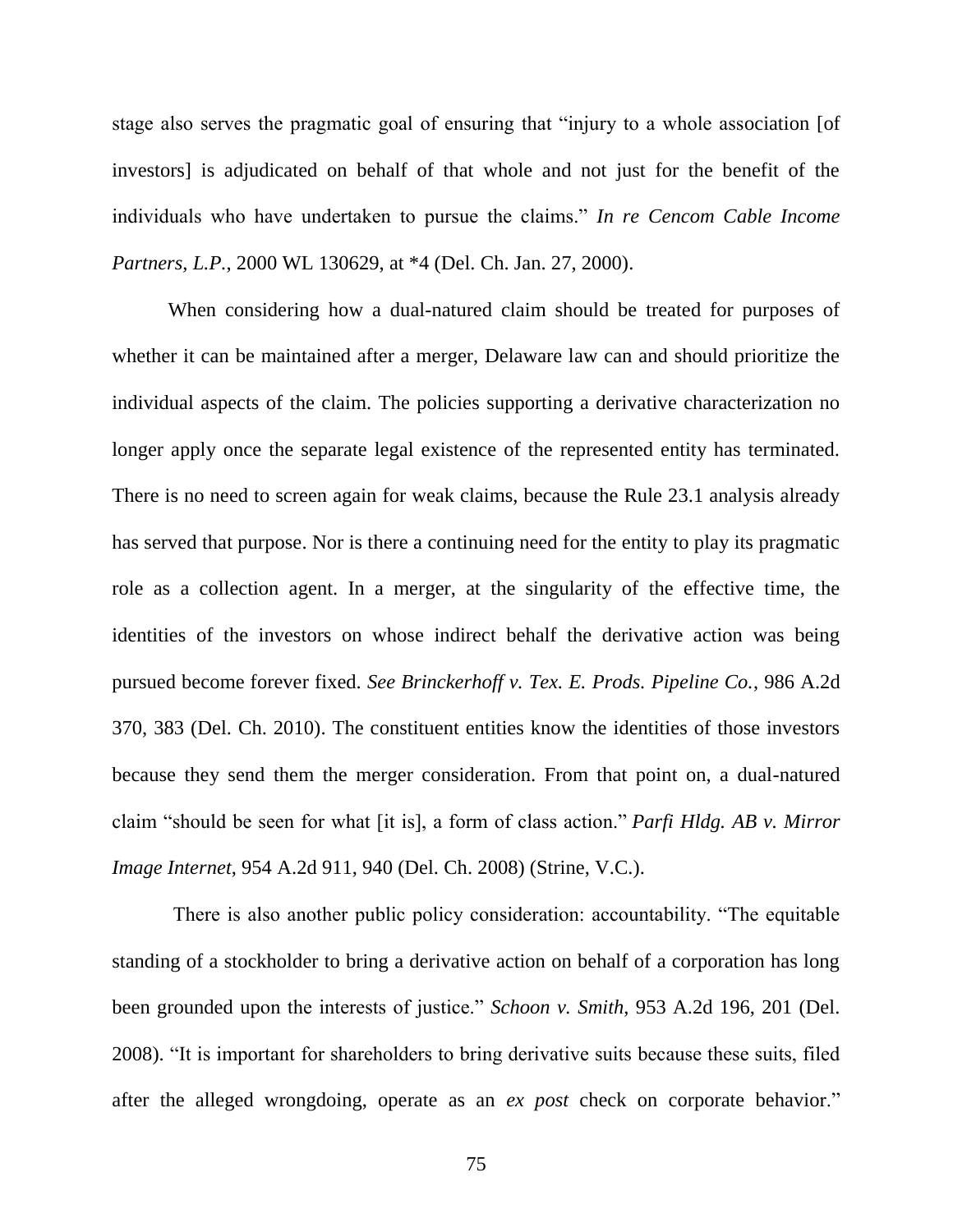stage also serves the pragmatic goal of ensuring that "injury to a whole association [of investors] is adjudicated on behalf of that whole and not just for the benefit of the individuals who have undertaken to pursue the claims." *In re Cencom Cable Income Partners, L.P.*, 2000 WL 130629, at *4 (Del. Ch. Jan. 27, 2000).

When considering how a dual-natured claim should be treated for purposes of whether it can be maintained after a merger, Delaware law can and should prioritize the individual aspects of the claim. The policies supporting a derivative characterization no longer apply once the separate legal existence of the represented entity has terminated. There is no need to screen again for weak claims, because the Rule 23.1 analysis already has served that purpose. Nor is there a continuing need for the entity to play its pragmatic role as a collection agent. In a merger, at the singularity of the effective time, the identities of the investors on whose indirect behalf the derivative action was being pursued become forever fixed. *See Brinckerhoff v. Tex. E. Prods. Pipeline Co.*, 986 A.2d 370, 383 (Del. Ch. 2010). The constituent entities know the identities of those investors because they send them the merger consideration. From that point on, a dual-natured claim "should be seen for what [it is], a form of class action." *Parfi Hldg. AB v. Mirror Image Internet*, 954 A.2d 911, 940 (Del. Ch. 2008) (Strine, V.C.).

There is also another public policy consideration: accountability. "The equitable standing of a stockholder to bring a derivative action on behalf of a corporation has long been grounded upon the interests of justice." *Schoon v. Smith*, 953 A.2d 196, 201 (Del. 2008). "It is important for shareholders to bring derivative suits because these suits, filed after the alleged wrongdoing, operate as an *ex post* check on corporate behavior."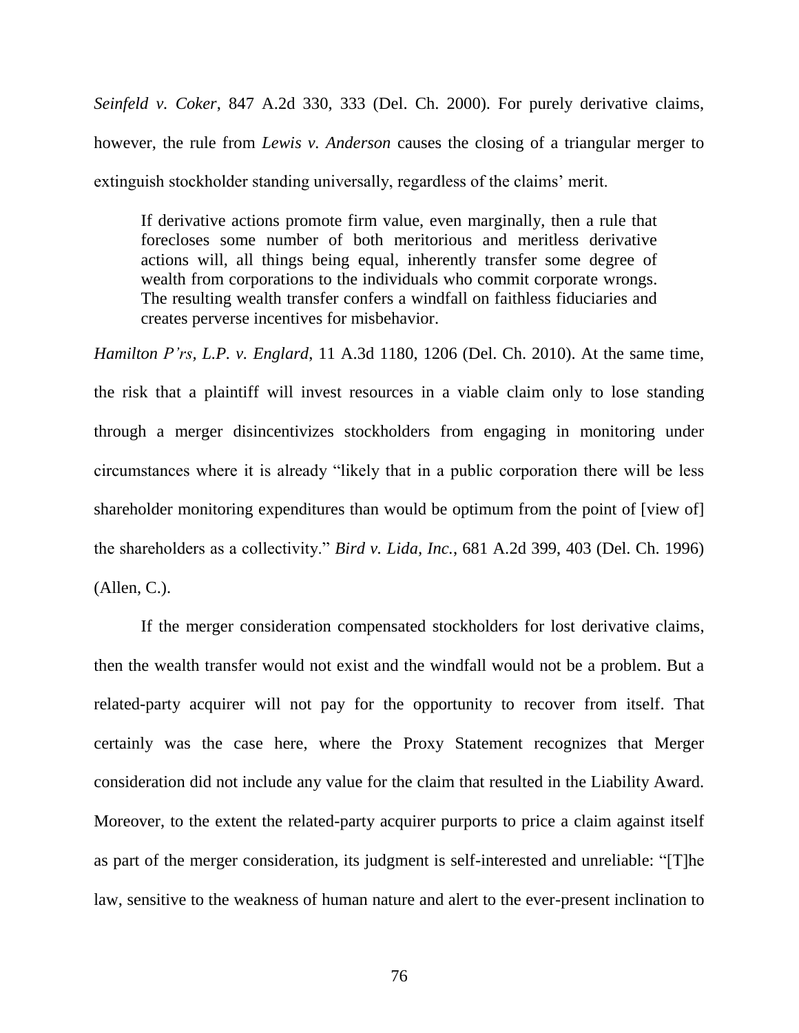*Seinfeld v. Coker*, 847 A.2d 330, 333 (Del. Ch. 2000). For purely derivative claims, however, the rule from *Lewis v. Anderson* causes the closing of a triangular merger to extinguish stockholder standing universally, regardless of the claims' merit.

> If derivative actions promote firm value, even marginally, then a rule that forecloses some number of both meritorious and meritless derivative actions will, all things being equal, inherently transfer some degree of wealth from corporations to the individuals who commit corporate wrongs. The resulting wealth transfer confers a windfall on faithless fiduciaries and creates perverse incentives for misbehavior.

*Hamilton P'rs, L.P. v. Englard*, 11 A.3d 1180, 1206 (Del. Ch. 2010). At the same time, the risk that a plaintiff will invest resources in a viable claim only to lose standing through a merger disincentivizes stockholders from engaging in monitoring under circumstances where it is already "likely that in a public corporation there will be less shareholder monitoring expenditures than would be optimum from the point of [view of] the shareholders as a collectivity." *Bird v. Lida, Inc.*, 681 A.2d 399, 403 (Del. Ch. 1996) (Allen, C.).

If the merger consideration compensated stockholders for lost derivative claims, then the wealth transfer would not exist and the windfall would not be a problem. But a related-party acquirer will not pay for the opportunity to recover from itself. That certainly was the case here, where the Proxy Statement recognizes that Merger consideration did not include any value for the claim that resulted in the Liability Award. Moreover, to the extent the related-party acquirer purports to price a claim against itself as part of the merger consideration, its judgment is self-interested and unreliable: "[T]he law, sensitive to the weakness of human nature and alert to the ever-present inclination to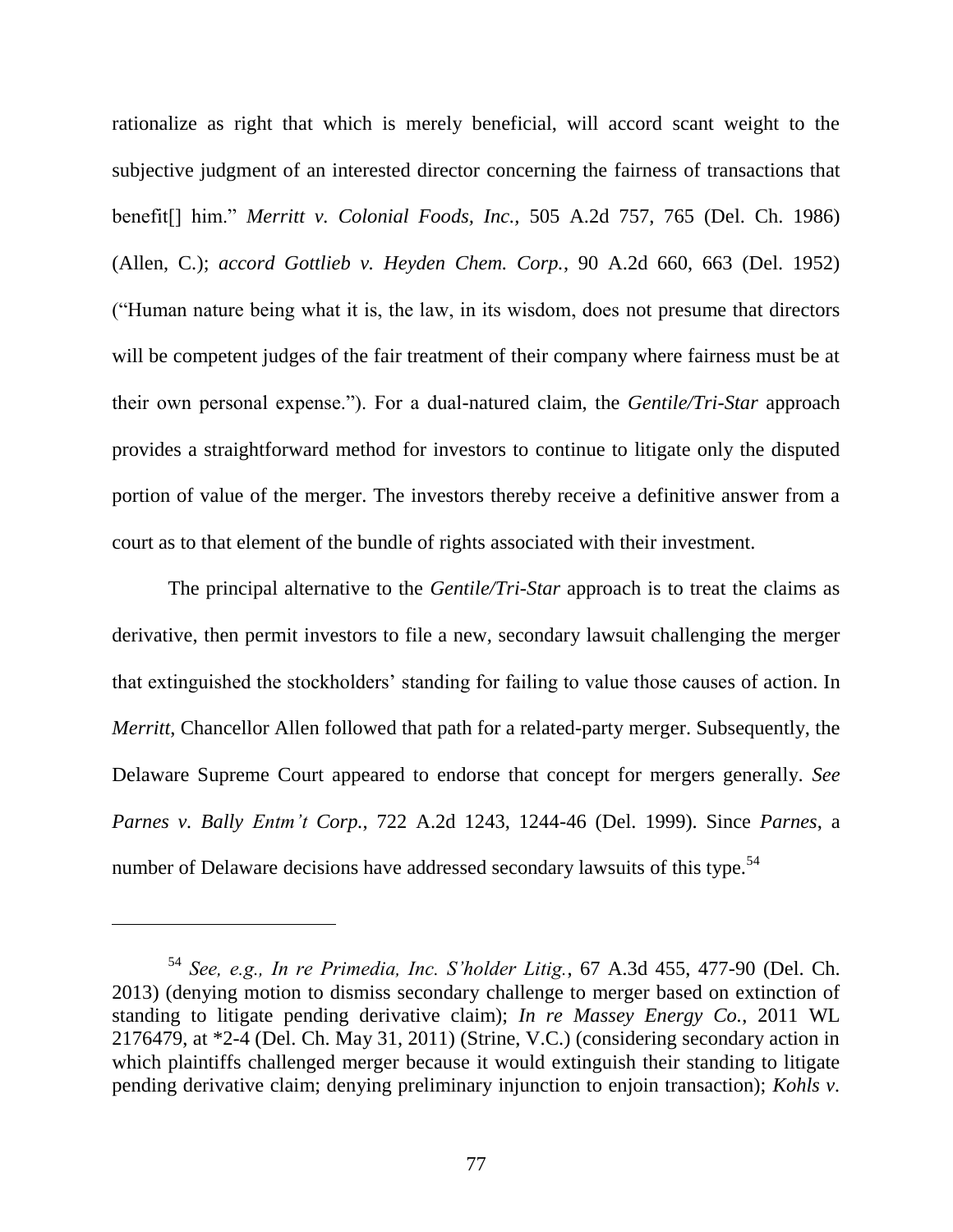rationalize as right that which is merely beneficial, will accord scant weight to the subjective judgment of an interested director concerning the fairness of transactions that benefit[] him." *Merritt v. Colonial Foods, Inc.*, 505 A.2d 757, 765 (Del. Ch. 1986) (Allen, C.); *accord Gottlieb v. Heyden Chem. Corp.*, 90 A.2d 660, 663 (Del. 1952) ("Human nature being what it is, the law, in its wisdom, does not presume that directors will be competent judges of the fair treatment of their company where fairness must be at their own personal expense."). For a dual-natured claim, the *Gentile/Tri-Star* approach provides a straightforward method for investors to continue to litigate only the disputed portion of value of the merger. The investors thereby receive a definitive answer from a court as to that element of the bundle of rights associated with their investment.

The principal alternative to the *Gentile/Tri-Star* approach is to treat the claims as derivative, then permit investors to file a new, secondary lawsuit challenging the merger that extinguished the stockholders' standing for failing to value those causes of action. In *Merritt*, Chancellor Allen followed that path for a related-party merger. Subsequently, the Delaware Supreme Court appeared to endorse that concept for mergers generally. *See Parnes v. Bally Entm't Corp.*, 722 A.2d 1243, 1244-46 (Del. 1999). Since *Parnes*, a number of Delaware decisions have addressed secondary lawsuits of this type.[54]

---

[54] *See, e.g., In re Primedia, Inc. S'holder Litig.*, 67 A.3d 455, 477-90 (Del. Ch. 2013) (denying motion to dismiss secondary challenge to merger based on extinction of standing to litigate pending derivative claim); *In re Massey Energy Co.*, 2011 WL 2176479, at \*2-4 (Del. Ch. May 31, 2011) (Strine, V.C.) (considering secondary action in which plaintiffs challenged merger because it would extinguish their standing to litigate pending derivative claim; denying preliminary injunction to enjoin transaction); *Kohls v.*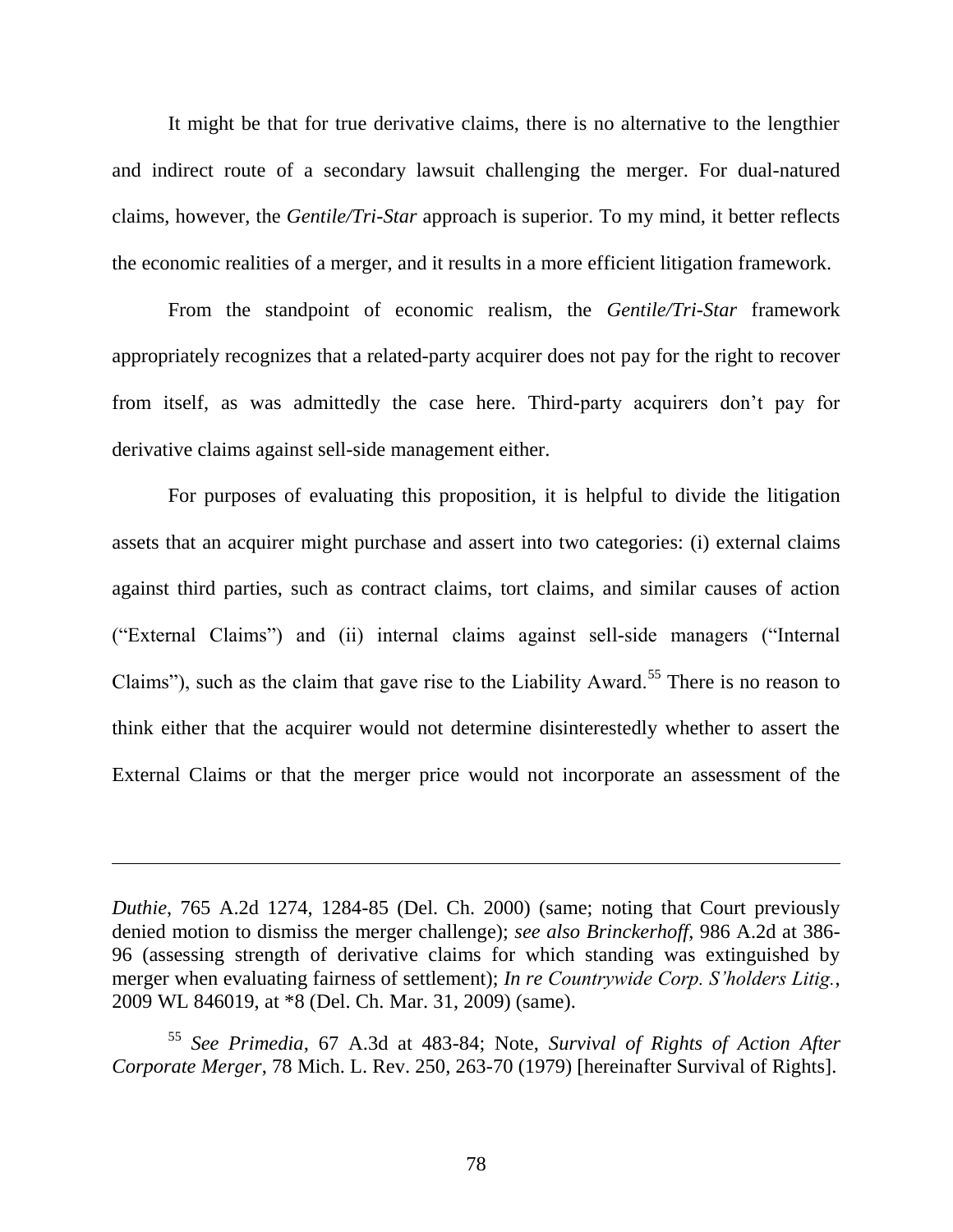It might be that for true derivative claims, there is no alternative to the lengthier and indirect route of a secondary lawsuit challenging the merger. For dual-natured claims, however, the *Gentile/Tri-Star* approach is superior. To my mind, it better reflects the economic realities of a merger, and it results in a more efficient litigation framework.

From the standpoint of economic realism, the *Gentile/Tri-Star* framework appropriately recognizes that a related-party acquirer does not pay for the right to recover from itself, as was admittedly the case here. Third-party acquirers don't pay for derivative claims against sell-side management either.

For purposes of evaluating this proposition, it is helpful to divide the litigation assets that an acquirer might purchase and assert into two categories: (i) external claims against third parties, such as contract claims, tort claims, and similar causes of action ("External Claims") and (ii) internal claims against sell-side managers ("Internal Claims"), such as the claim that gave rise to the Liability Award.[55] There is no reason to think either that the acquirer would not determine disinterestedly whether to assert the External Claims or that the merger price would not incorporate an assessment of the

---

*Duthie*, 765 A.2d 1274, 1284-85 (Del. Ch. 2000) (same; noting that Court previously denied motion to dismiss the merger challenge); *see also Brinckerhoff*, 986 A.2d at 386-96 (assessing strength of derivative claims for which standing was extinguished by merger when evaluating fairness of settlement); *In re Countrywide Corp. S'holders Litig.*, 2009 WL 846019, at *8 (Del. Ch. Mar. 31, 2009) (same).

[55] *See Primedia*, 67 A.3d at 483-84; Note, *Survival of Rights of Action After Corporate Merger*, 78 Mich. L. Rev. 250, 263-70 (1979) [hereinafter Survival of Rights].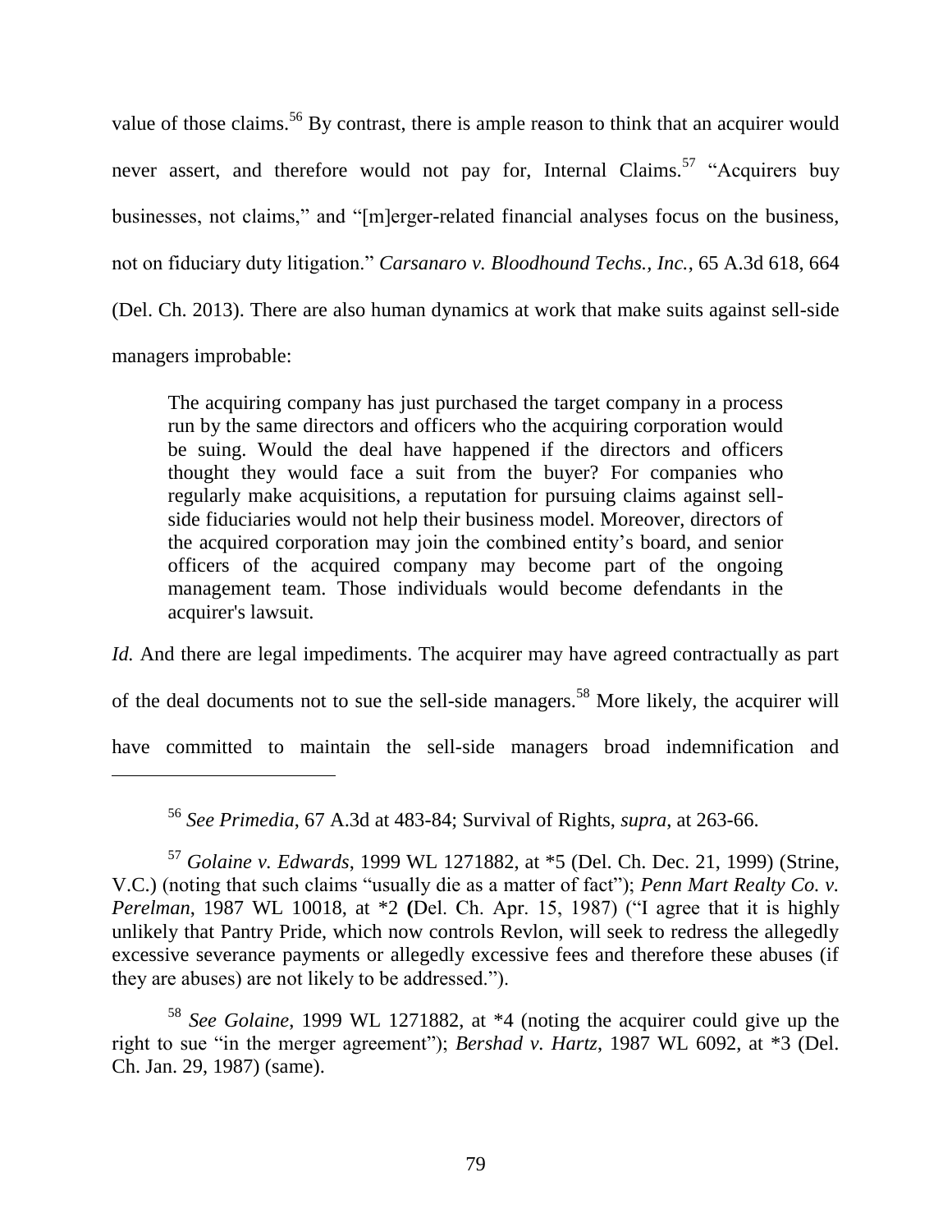value of those claims.[56] By contrast, there is ample reason to think that an acquirer would never assert, and therefore would not pay for, Internal Claims.[57] "Acquirers buy businesses, not claims," and "[m]erger-related financial analyses focus on the business, not on fiduciary duty litigation." *Carsanaro v. Bloodhound Techs., Inc.*, 65 A.3d 618, 664 (Del. Ch. 2013). There are also human dynamics at work that make suits against sell-side managers improbable:

> The acquiring company has just purchased the target company in a process run by the same directors and officers who the acquiring corporation would be suing. Would the deal have happened if the directors and officers thought they would face a suit from the buyer? For companies who regularly make acquisitions, a reputation for pursuing claims against sell-side fiduciaries would not help their business model. Moreover, directors of the acquired corporation may join the combined entity's board, and senior officers of the acquired company may become part of the ongoing management team. Those individuals would become defendants in the acquirer's lawsuit.

*Id.* And there are legal impediments. The acquirer may have agreed contractually as part of the deal documents not to sue the sell-side managers.[58] More likely, the acquirer will have committed to maintain the sell-side managers broad indemnification and

---

[56] *See Primedia*, 67 A.3d at 483-84; Survival of Rights, *supra*, at 263-66.

[57] *Golaine v. Edwards*, 1999 WL 1271882, at *5 (Del. Ch. Dec. 21, 1999) (Strine, V.C.) (noting that such claims "usually die as a matter of fact"); *Penn Mart Realty Co. v. Perelman*, 1987 WL 10018, at *2 (Del. Ch. Apr. 15, 1987) ("I agree that it is highly unlikely that Pantry Pride, which now controls Revlon, will seek to redress the allegedly excessive severance payments or allegedly excessive fees and therefore these abuses (if they are abuses) are not likely to be addressed.").

[58] *See Golaine*, 1999 WL 1271882, at *4 (noting the acquirer could give up the right to sue "in the merger agreement"); *Bershad v. Hartz*, 1987 WL 6092, at *3 (Del. Ch. Jan. 29, 1987) (same).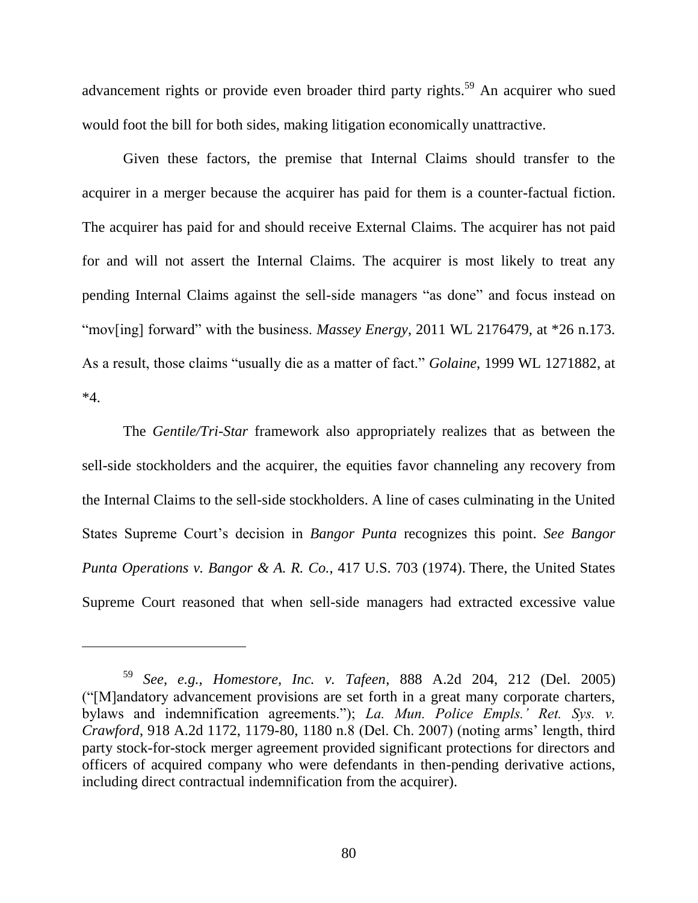advancement rights or provide even broader third party rights.[59] An acquirer who sued would foot the bill for both sides, making litigation economically unattractive.

Given these factors, the premise that Internal Claims should transfer to the acquirer in a merger because the acquirer has paid for them is a counter-factual fiction. The acquirer has paid for and should receive External Claims. The acquirer has not paid for and will not assert the Internal Claims. The acquirer is most likely to treat any pending Internal Claims against the sell-side managers "as done" and focus instead on "mov[ing] forward" with the business. *Massey Energy*, 2011 WL 2176479, at *26 n.173. As a result, those claims "usually die as a matter of fact." *Golaine*, 1999 WL 1271882, at *4.

The *Gentile/Tri-Star* framework also appropriately realizes that as between the sell-side stockholders and the acquirer, the equities favor channeling any recovery from the Internal Claims to the sell-side stockholders. A line of cases culminating in the United States Supreme Court's decision in *Bangor Punta* recognizes this point. *See Bangor Punta Operations v. Bangor & A. R. Co.*, 417 U.S. 703 (1974). There, the United States Supreme Court reasoned that when sell-side managers had extracted excessive value

---

[59] *See, e.g.*, *Homestore, Inc. v. Tafeen*, 888 A.2d 204, 212 (Del. 2005) ("[M]andatory advancement provisions are set forth in a great many corporate charters, bylaws and indemnification agreements."); *La. Mun. Police Empls.' Ret. Sys. v. Crawford*, 918 A.2d 1172, 1179-80, 1180 n.8 (Del. Ch. 2007) (noting arms' length, third party stock-for-stock merger agreement provided significant protections for directors and officers of acquired company who were defendants in then-pending derivative actions, including direct contractual indemnification from the acquirer).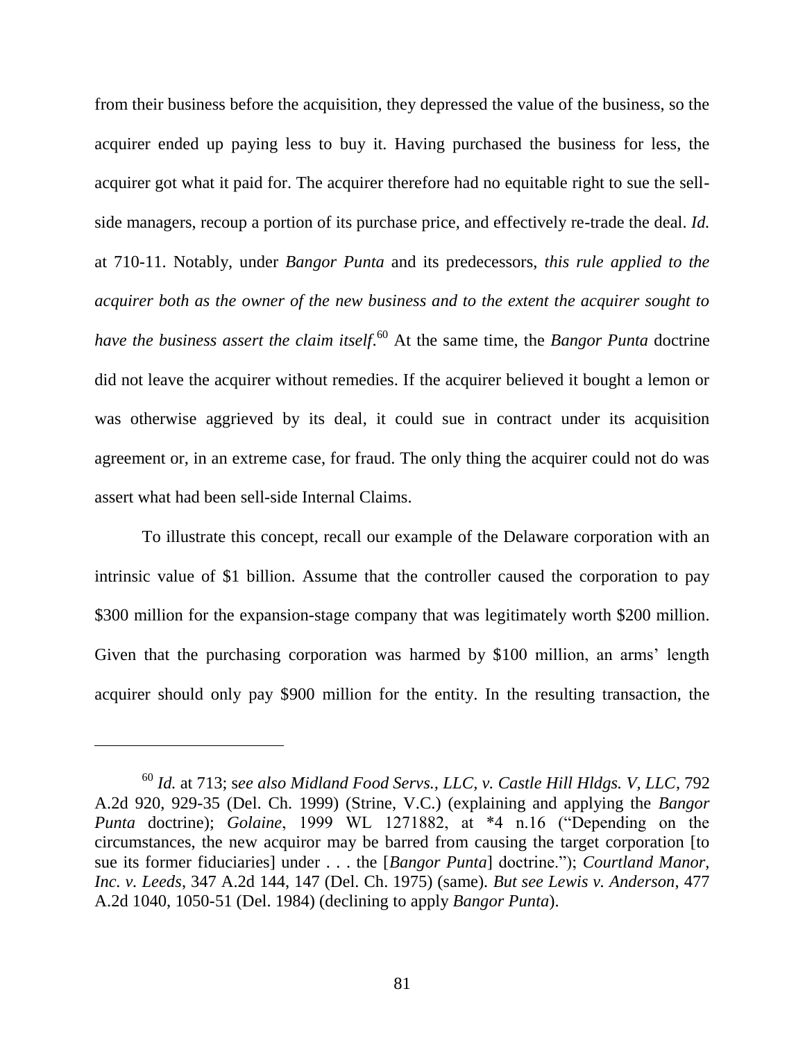from their business before the acquisition, they depressed the value of the business, so the acquirer ended up paying less to buy it. Having purchased the business for less, the acquirer got what it paid for. The acquirer therefore had no equitable right to sue the sell-side managers, recoup a portion of its purchase price, and effectively re-trade the deal. *Id.* at 710-11. Notably, under *Bangor Punta* and its predecessors, *this rule applied to the acquirer both as the owner of the new business and to the extent the acquirer sought to have the business assert the claim itself.*[60] At the same time, the *Bangor Punta* doctrine did not leave the acquirer without remedies. If the acquirer believed it bought a lemon or was otherwise aggrieved by its deal, it could sue in contract under its acquisition agreement or, in an extreme case, for fraud. The only thing the acquirer could not do was assert what had been sell-side Internal Claims.

To illustrate this concept, recall our example of the Delaware corporation with an intrinsic value of $1 billion. Assume that the controller caused the corporation to pay $300 million for the expansion-stage company that was legitimately worth $200 million. Given that the purchasing corporation was harmed by $100 million, an arms' length acquirer should only pay $900 million for the entity. In the resulting transaction, the

---

[60] *Id.* at 713; s*ee also Midland Food Servs., LLC, v. Castle Hill Hldgs. V, LLC*, 792 A.2d 920, 929-35 (Del. Ch. 1999) (Strine, V.C.) (explaining and applying the *Bangor Punta* doctrine); *Golaine*, 1999 WL 1271882, at *4 n.16 ("Depending on the circumstances, the new acquiror may be barred from causing the target corporation [to sue its former fiduciaries] under . . . the [*Bangor Punta*] doctrine."); *Courtland Manor, Inc. v. Leeds*, 347 A.2d 144, 147 (Del. Ch. 1975) (same). *But see Lewis v. Anderson*, 477 A.2d 1040, 1050-51 (Del. 1984) (declining to apply *Bangor Punta*).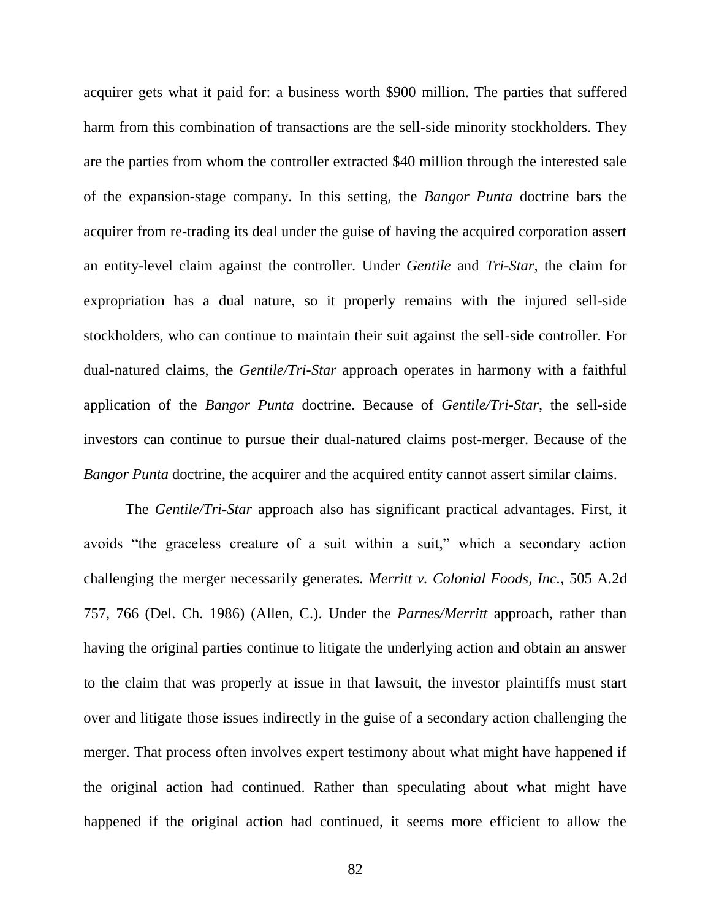acquirer gets what it paid for: a business worth $900 million. The parties that suffered harm from this combination of transactions are the sell-side minority stockholders. They are the parties from whom the controller extracted $40 million through the interested sale of the expansion-stage company. In this setting, the *Bangor Punta* doctrine bars the acquirer from re-trading its deal under the guise of having the acquired corporation assert an entity-level claim against the controller. Under *Gentile* and *Tri-Star*, the claim for expropriation has a dual nature, so it properly remains with the injured sell-side stockholders, who can continue to maintain their suit against the sell-side controller. For dual-natured claims, the *Gentile/Tri-Star* approach operates in harmony with a faithful application of the *Bangor Punta* doctrine. Because of *Gentile/Tri-Star*, the sell-side investors can continue to pursue their dual-natured claims post-merger. Because of the *Bangor Punta* doctrine, the acquirer and the acquired entity cannot assert similar claims.

The *Gentile/Tri-Star* approach also has significant practical advantages. First, it avoids "the graceless creature of a suit within a suit," which a secondary action challenging the merger necessarily generates. *Merritt v. Colonial Foods, Inc.*, 505 A.2d 757, 766 (Del. Ch. 1986) (Allen, C.). Under the *Parnes/Merritt* approach, rather than having the original parties continue to litigate the underlying action and obtain an answer to the claim that was properly at issue in that lawsuit, the investor plaintiffs must start over and litigate those issues indirectly in the guise of a secondary action challenging the merger. That process often involves expert testimony about what might have happened if the original action had continued. Rather than speculating about what might have happened if the original action had continued, it seems more efficient to allow the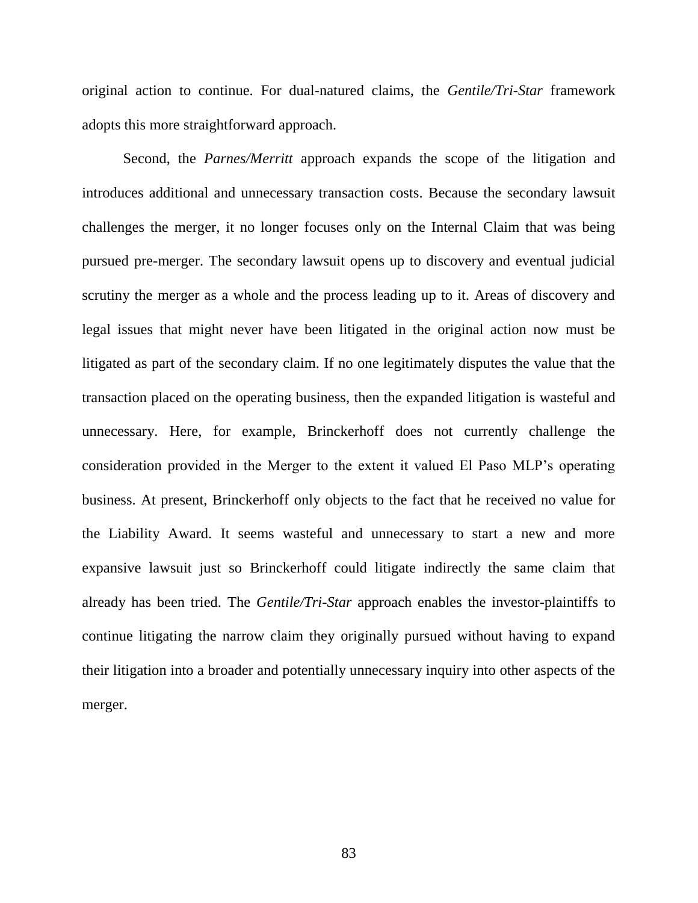original action to continue. For dual-natured claims, the *Gentile/Tri-Star* framework adopts this more straightforward approach.

Second, the *Parnes/Merritt* approach expands the scope of the litigation and introduces additional and unnecessary transaction costs. Because the secondary lawsuit challenges the merger, it no longer focuses only on the Internal Claim that was being pursued pre-merger. The secondary lawsuit opens up to discovery and eventual judicial scrutiny the merger as a whole and the process leading up to it. Areas of discovery and legal issues that might never have been litigated in the original action now must be litigated as part of the secondary claim. If no one legitimately disputes the value that the transaction placed on the operating business, then the expanded litigation is wasteful and unnecessary. Here, for example, Brinckerhoff does not currently challenge the consideration provided in the Merger to the extent it valued El Paso MLP's operating business. At present, Brinckerhoff only objects to the fact that he received no value for the Liability Award. It seems wasteful and unnecessary to start a new and more expansive lawsuit just so Brinckerhoff could litigate indirectly the same claim that already has been tried. The *Gentile/Tri-Star* approach enables the investor-plaintiffs to continue litigating the narrow claim they originally pursued without having to expand their litigation into a broader and potentially unnecessary inquiry into other aspects of the merger.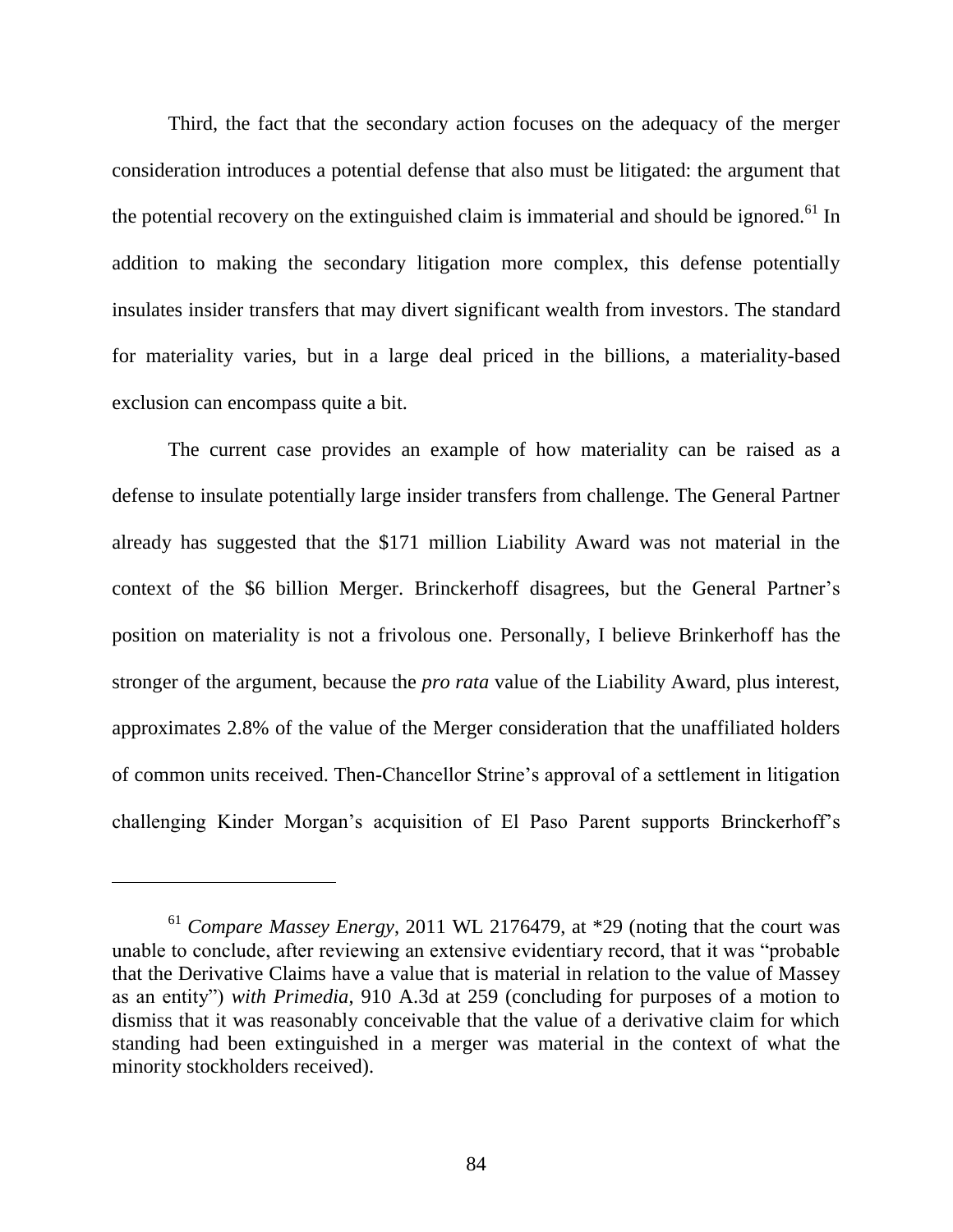Third, the fact that the secondary action focuses on the adequacy of the merger consideration introduces a potential defense that also must be litigated: the argument that the potential recovery on the extinguished claim is immaterial and should be ignored.[61] In addition to making the secondary litigation more complex, this defense potentially insulates insider transfers that may divert significant wealth from investors. The standard for materiality varies, but in a large deal priced in the billions, a materiality-based exclusion can encompass quite a bit.

The current case provides an example of how materiality can be raised as a defense to insulate potentially large insider transfers from challenge. The General Partner already has suggested that the $171 million Liability Award was not material in the context of the $6 billion Merger. Brinckerhoff disagrees, but the General Partner's position on materiality is not a frivolous one. Personally, I believe Brinkerhoff has the stronger of the argument, because the *pro rata* value of the Liability Award, plus interest, approximates 2.8% of the value of the Merger consideration that the unaffiliated holders of common units received. Then-Chancellor Strine's approval of a settlement in litigation challenging Kinder Morgan's acquisition of El Paso Parent supports Brinckerhoff's

---

[61] *Compare Massey Energy*, 2011 WL 2176479, at *29 (noting that the court was unable to conclude, after reviewing an extensive evidentiary record, that it was "probable that the Derivative Claims have a value that is material in relation to the value of Massey as an entity") *with Primedia*, 910 A.3d at 259 (concluding for purposes of a motion to dismiss that it was reasonably conceivable that the value of a derivative claim for which standing had been extinguished in a merger was material in the context of what the minority stockholders received).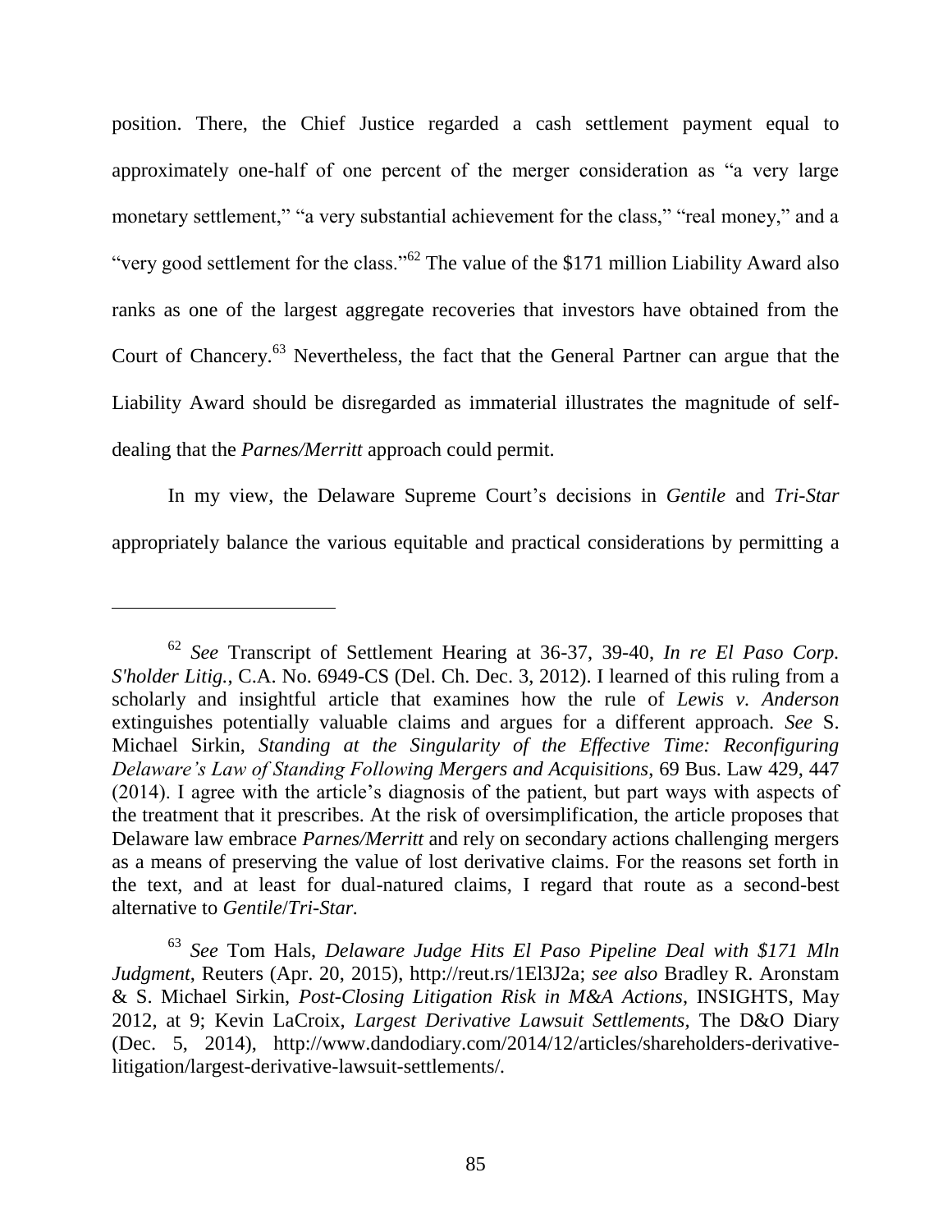position. There, the Chief Justice regarded a cash settlement payment equal to approximately one-half of one percent of the merger consideration as "a very large monetary settlement," "a very substantial achievement for the class," "real money," and a "very good settlement for the class."[62] The value of the $171 million Liability Award also ranks as one of the largest aggregate recoveries that investors have obtained from the Court of Chancery.[63] Nevertheless, the fact that the General Partner can argue that the Liability Award should be disregarded as immaterial illustrates the magnitude of self-dealing that the *Parnes/Merritt* approach could permit.

In my view, the Delaware Supreme Court's decisions in *Gentile* and *Tri-Star* appropriately balance the various equitable and practical considerations by permitting a

---

[62] *See* Transcript of Settlement Hearing at 36-37, 39-40, *In re El Paso Corp. S'holder Litig.*, C.A. No. 6949-CS (Del. Ch. Dec. 3, 2012). I learned of this ruling from a scholarly and insightful article that examines how the rule of *Lewis v. Anderson* extinguishes potentially valuable claims and argues for a different approach. *See* S. Michael Sirkin, *Standing at the Singularity of the Effective Time: Reconfiguring Delaware's Law of Standing Following Mergers and Acquisitions*, 69 Bus. Law 429, 447 (2014). I agree with the article's diagnosis of the patient, but part ways with aspects of the treatment that it prescribes. At the risk of oversimplification, the article proposes that Delaware law embrace *Parnes/Merritt* and rely on secondary actions challenging mergers as a means of preserving the value of lost derivative claims. For the reasons set forth in the text, and at least for dual-natured claims, I regard that route as a second-best alternative to *Gentile*/*Tri-Star.*

[63] *See* Tom Hals, *Delaware Judge Hits El Paso Pipeline Deal with $171 Mln Judgment*, Reuters (Apr. 20, 2015), http://reut.rs/1El3J2a; *see also* Bradley R. Aronstam & S. Michael Sirkin, *Post-Closing Litigation Risk in M&A Actions*, INSIGHTS, May 2012, at 9; Kevin LaCroix, *Largest Derivative Lawsuit Settlements,* The D&O Diary (Dec. 5, 2014), http://www.dandodiary.com/2014/12/articles/shareholders-derivative-litigation/largest-derivative-lawsuit-settlements/.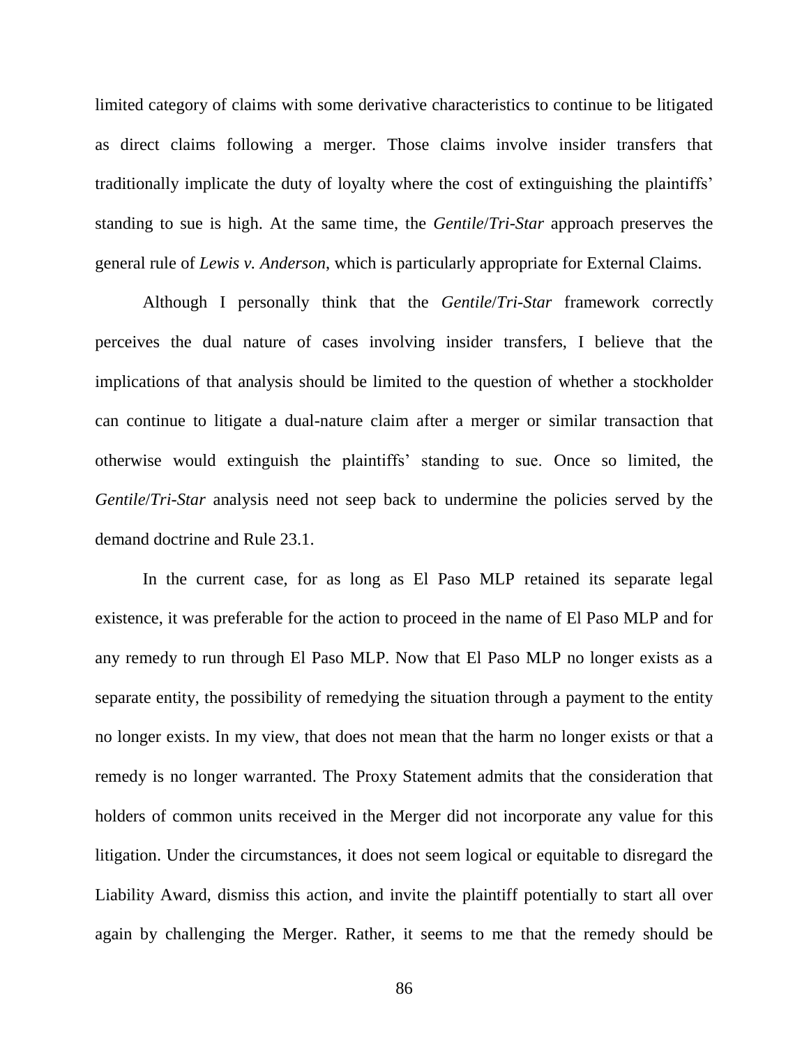limited category of claims with some derivative characteristics to continue to be litigated as direct claims following a merger. Those claims involve insider transfers that traditionally implicate the duty of loyalty where the cost of extinguishing the plaintiffs' standing to sue is high. At the same time, the *Gentile*/*Tri-Star* approach preserves the general rule of *Lewis v. Anderson*, which is particularly appropriate for External Claims.

Although I personally think that the *Gentile*/*Tri-Star* framework correctly perceives the dual nature of cases involving insider transfers, I believe that the implications of that analysis should be limited to the question of whether a stockholder can continue to litigate a dual-nature claim after a merger or similar transaction that otherwise would extinguish the plaintiffs' standing to sue. Once so limited, the *Gentile*/*Tri-Star* analysis need not seep back to undermine the policies served by the demand doctrine and Rule 23.1.

In the current case, for as long as El Paso MLP retained its separate legal existence, it was preferable for the action to proceed in the name of El Paso MLP and for any remedy to run through El Paso MLP. Now that El Paso MLP no longer exists as a separate entity, the possibility of remedying the situation through a payment to the entity no longer exists. In my view, that does not mean that the harm no longer exists or that a remedy is no longer warranted. The Proxy Statement admits that the consideration that holders of common units received in the Merger did not incorporate any value for this litigation. Under the circumstances, it does not seem logical or equitable to disregard the Liability Award, dismiss this action, and invite the plaintiff potentially to start all over again by challenging the Merger. Rather, it seems to me that the remedy should be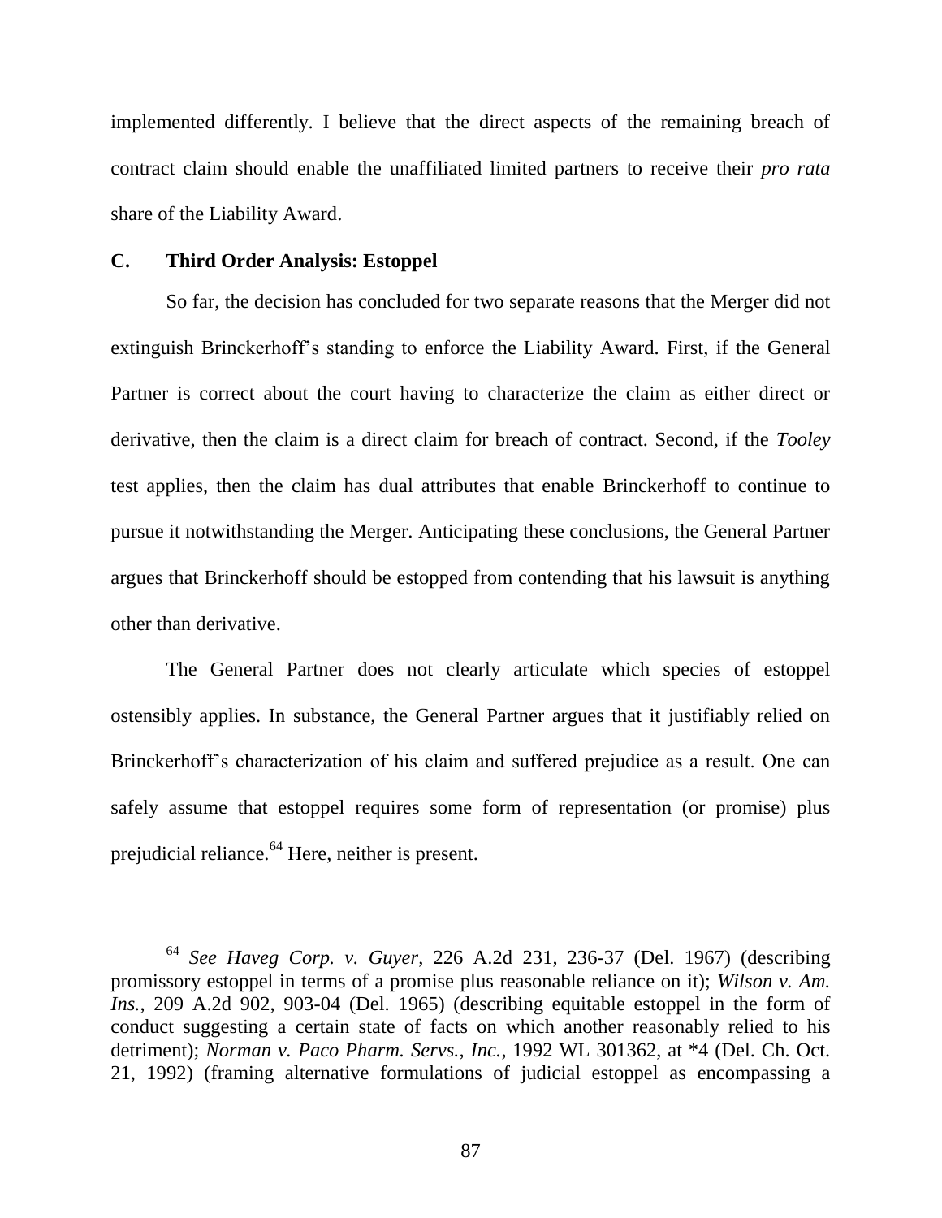implemented differently. I believe that the direct aspects of the remaining breach of contract claim should enable the unaffiliated limited partners to receive their *pro rata* share of the Liability Award.

### C. Third Order Analysis: Estoppel

So far, the decision has concluded for two separate reasons that the Merger did not extinguish Brinckerhoff's standing to enforce the Liability Award. First, if the General Partner is correct about the court having to characterize the claim as either direct or derivative, then the claim is a direct claim for breach of contract. Second, if the *Tooley* test applies, then the claim has dual attributes that enable Brinckerhoff to continue to pursue it notwithstanding the Merger. Anticipating these conclusions, the General Partner argues that Brinckerhoff should be estopped from contending that his lawsuit is anything other than derivative.

The General Partner does not clearly articulate which species of estoppel ostensibly applies. In substance, the General Partner argues that it justifiably relied on Brinckerhoff's characterization of his claim and suffered prejudice as a result. One can safely assume that estoppel requires some form of representation (or promise) plus prejudicial reliance.[64] Here, neither is present.

---

[64] *See Haveg Corp. v. Guyer*, 226 A.2d 231, 236-37 (Del. 1967) (describing promissory estoppel in terms of a promise plus reasonable reliance on it); *Wilson v. Am. Ins.*, 209 A.2d 902, 903-04 (Del. 1965) (describing equitable estoppel in the form of conduct suggesting a certain state of facts on which another reasonably relied to his detriment); *Norman v. Paco Pharm. Servs., Inc.*, 1992 WL 301362, at *4 (Del. Ch. Oct. 21, 1992) (framing alternative formulations of judicial estoppel as encompassing a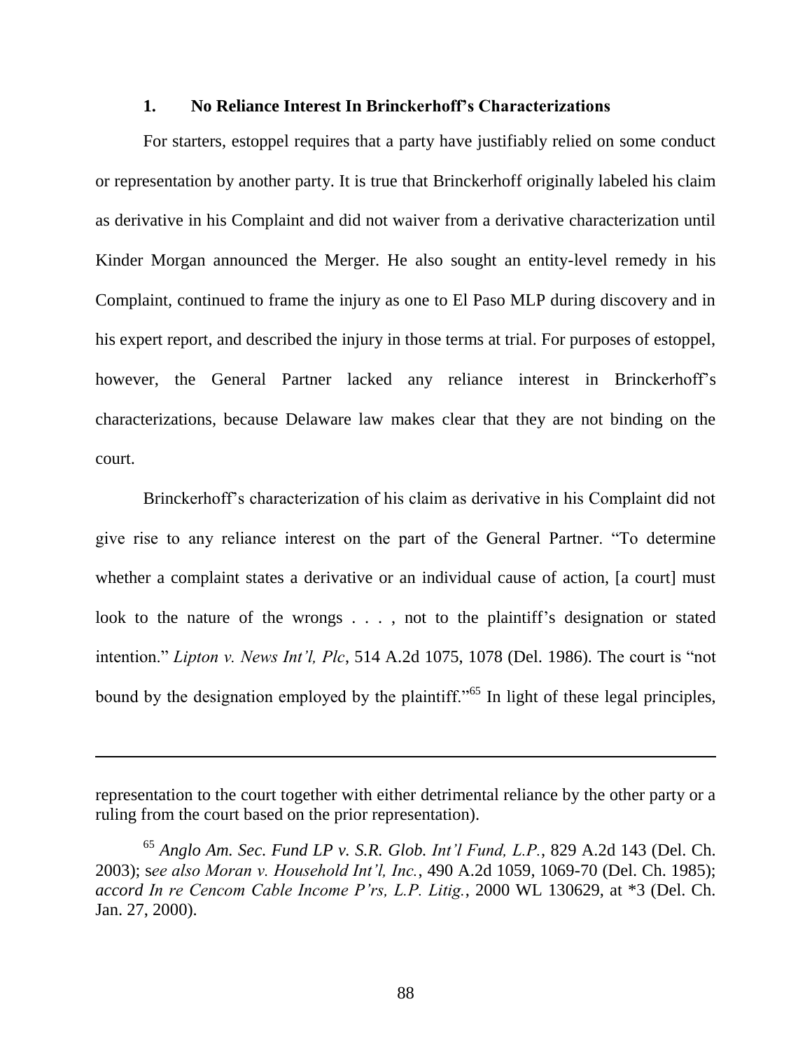### 1. No Reliance Interest In Brinckerhoff's Characterizations

For starters, estoppel requires that a party have justifiably relied on some conduct or representation by another party. It is true that Brinckerhoff originally labeled his claim as derivative in his Complaint and did not waiver from a derivative characterization until Kinder Morgan announced the Merger. He also sought an entity-level remedy in his Complaint, continued to frame the injury as one to El Paso MLP during discovery and in his expert report, and described the injury in those terms at trial. For purposes of estoppel, however, the General Partner lacked any reliance interest in Brinckerhoff's characterizations, because Delaware law makes clear that they are not binding on the court.

Brinckerhoff's characterization of his claim as derivative in his Complaint did not give rise to any reliance interest on the part of the General Partner. "To determine whether a complaint states a derivative or an individual cause of action, [a court] must look to the nature of the wrongs . . . , not to the plaintiff's designation or stated intention." *Lipton v. News Int'l, Plc*, 514 A.2d 1075, 1078 (Del. 1986). The court is "not bound by the designation employed by the plaintiff."[65] In light of these legal principles,

---

representation to the court together with either detrimental reliance by the other party or a ruling from the court based on the prior representation).

[65] *Anglo Am. Sec. Fund LP v. S.R. Glob. Int'l Fund, L.P.*, 829 A.2d 143 (Del. Ch. 2003); *see also Moran v. Household Int'l, Inc.*, 490 A.2d 1059, 1069-70 (Del. Ch. 1985); *accord In re Cencom Cable Income P'rs, L.P. Litig.*, 2000 WL 130629, at *3 (Del. Ch. Jan. 27, 2000).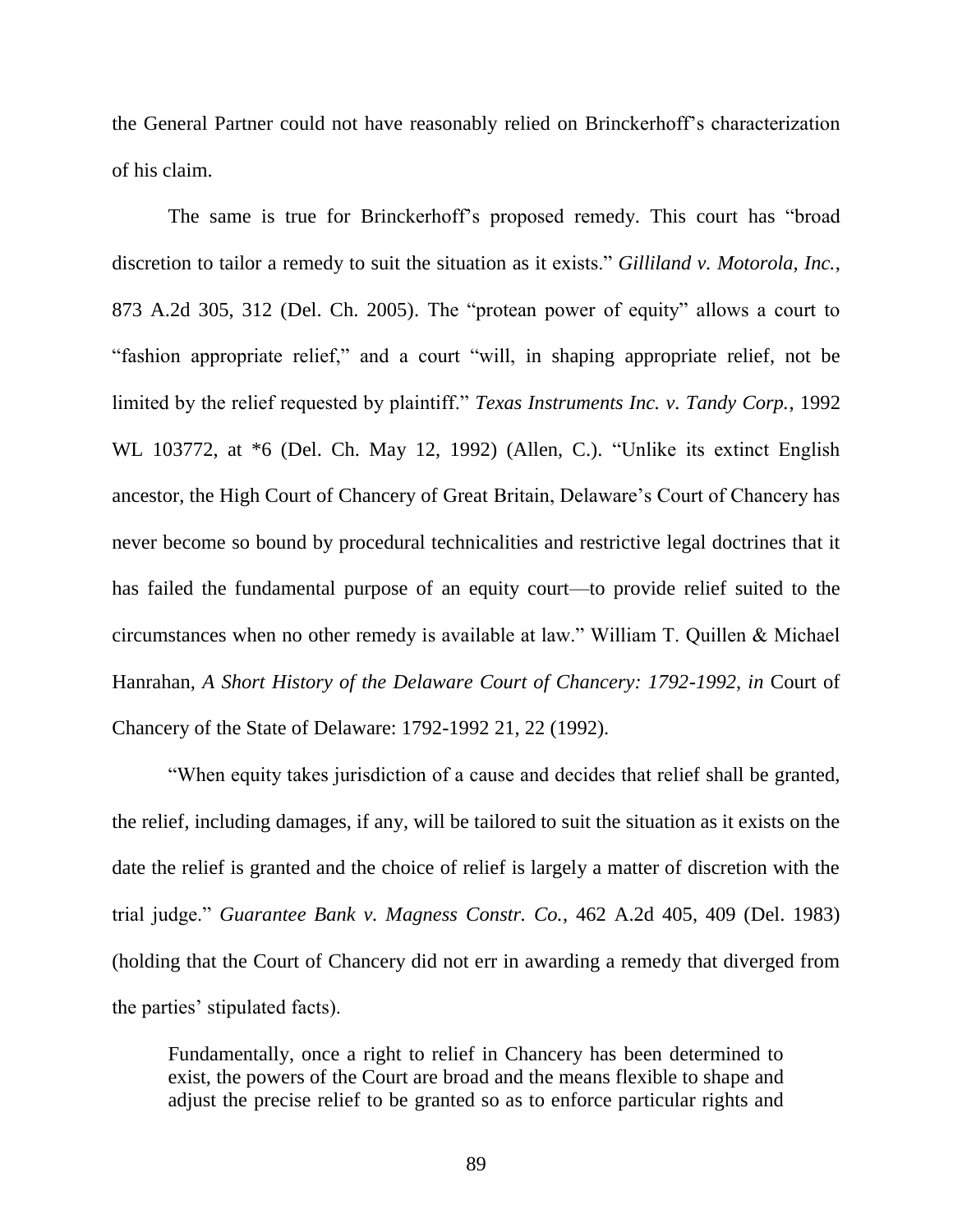the General Partner could not have reasonably relied on Brinckerhoff's characterization of his claim.

The same is true for Brinckerhoff's proposed remedy. This court has "broad discretion to tailor a remedy to suit the situation as it exists." *Gilliland v. Motorola, Inc.*, 873 A.2d 305, 312 (Del. Ch. 2005). The "protean power of equity" allows a court to "fashion appropriate relief," and a court "will, in shaping appropriate relief, not be limited by the relief requested by plaintiff." *Texas Instruments Inc. v. Tandy Corp.*, 1992 WL 103772, at *6 (Del. Ch. May 12, 1992) (Allen, C.). "Unlike its extinct English ancestor, the High Court of Chancery of Great Britain, Delaware's Court of Chancery has never become so bound by procedural technicalities and restrictive legal doctrines that it has failed the fundamental purpose of an equity court—to provide relief suited to the circumstances when no other remedy is available at law." William T. Quillen & Michael Hanrahan, *A Short History of the Delaware Court of Chancery: 1792-1992*, *in* Court of Chancery of the State of Delaware: 1792-1992 21, 22 (1992).

"When equity takes jurisdiction of a cause and decides that relief shall be granted, the relief, including damages, if any, will be tailored to suit the situation as it exists on the date the relief is granted and the choice of relief is largely a matter of discretion with the trial judge." *Guarantee Bank v. Magness Constr. Co.*, 462 A.2d 405, 409 (Del. 1983) (holding that the Court of Chancery did not err in awarding a remedy that diverged from the parties' stipulated facts).

> Fundamentally, once a right to relief in Chancery has been determined to exist, the powers of the Court are broad and the means flexible to shape and adjust the precise relief to be granted so as to enforce particular rights and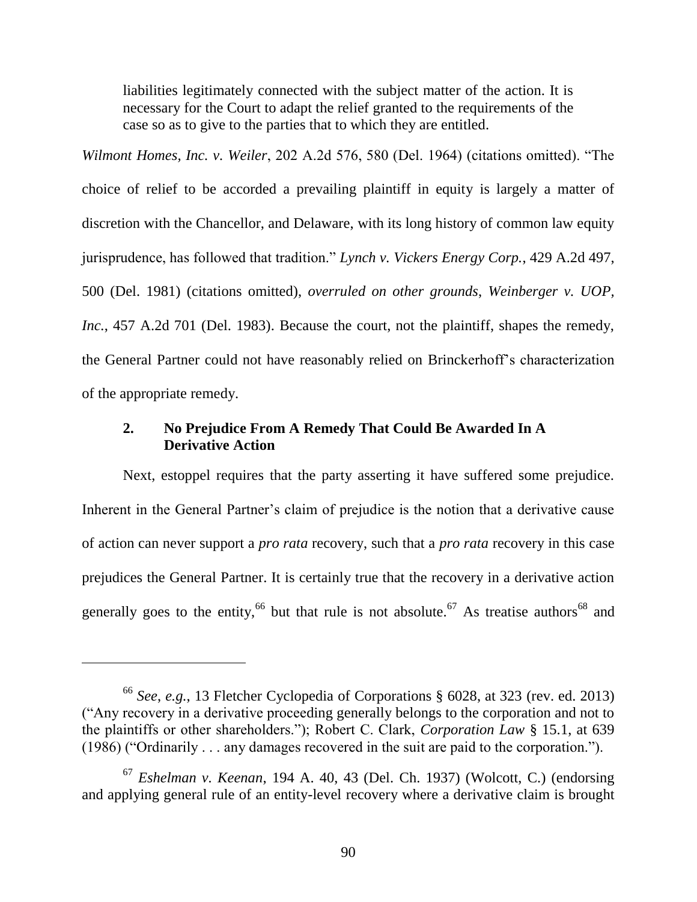liabilities legitimately connected with the subject matter of the action. It is necessary for the Court to adapt the relief granted to the requirements of the case so as to give to the parties that to which they are entitled.

*Wilmont Homes, Inc. v. Weiler*, 202 A.2d 576, 580 (Del. 1964) (citations omitted). "The choice of relief to be accorded a prevailing plaintiff in equity is largely a matter of discretion with the Chancellor, and Delaware, with its long history of common law equity jurisprudence, has followed that tradition." *Lynch v. Vickers Energy Corp.*, 429 A.2d 497, 500 (Del. 1981) (citations omitted), *overruled on other grounds*, *Weinberger v. UOP, Inc.*, 457 A.2d 701 (Del. 1983). Because the court, not the plaintiff, shapes the remedy, the General Partner could not have reasonably relied on Brinckerhoff's characterization of the appropriate remedy.

### 2. No Prejudice From A Remedy That Could Be Awarded In A Derivative Action

Next, estoppel requires that the party asserting it have suffered some prejudice. Inherent in the General Partner's claim of prejudice is the notion that a derivative cause of action can never support a *pro rata* recovery, such that a *pro rata* recovery in this case prejudices the General Partner. It is certainly true that the recovery in a derivative action generally goes to the entity,[66] but that rule is not absolute.[67] As treatise authors[68] and

---

[66] *See, e.g.*, 13 Fletcher Cyclopedia of Corporations § 6028, at 323 (rev. ed. 2013) ("Any recovery in a derivative proceeding generally belongs to the corporation and not to the plaintiffs or other shareholders."); Robert C. Clark, *Corporation Law* § 15.1, at 639 (1986) ("Ordinarily . . . any damages recovered in the suit are paid to the corporation.").

[67] *Eshelman v. Keenan*, 194 A. 40, 43 (Del. Ch. 1937) (Wolcott, C.) (endorsing and applying general rule of an entity-level recovery where a derivative claim is brought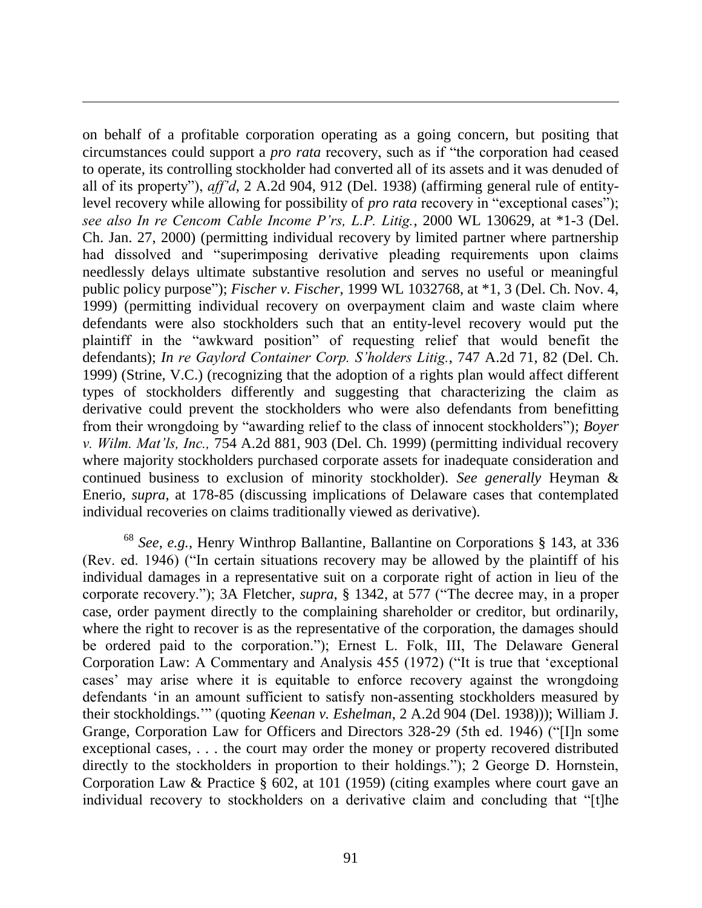on behalf of a profitable corporation operating as a going concern, but positing that circumstances could support a *pro rata* recovery, such as if "the corporation had ceased to operate, its controlling stockholder had converted all of its assets and it was denuded of all of its property"), *aff'd*, 2 A.2d 904, 912 (Del. 1938) (affirming general rule of entity-level recovery while allowing for possibility of *pro rata* recovery in "exceptional cases"); *see also In re Cencom Cable Income P'rs, L.P. Litig.*, 2000 WL 130629, at *1-3 (Del. Ch. Jan. 27, 2000) (permitting individual recovery by limited partner where partnership had dissolved and "superimposing derivative pleading requirements upon claims needlessly delays ultimate substantive resolution and serves no useful or meaningful public policy purpose"); *Fischer v. Fischer*, 1999 WL 1032768, at *1, 3 (Del. Ch. Nov. 4, 1999) (permitting individual recovery on overpayment claim and waste claim where defendants were also stockholders such that an entity-level recovery would put the plaintiff in the "awkward position" of requesting relief that would benefit the defendants); *In re Gaylord Container Corp. S'holders Litig.*, 747 A.2d 71, 82 (Del. Ch. 1999) (Strine, V.C.) (recognizing that the adoption of a rights plan would affect different types of stockholders differently and suggesting that characterizing the claim as derivative could prevent the stockholders who were also defendants from benefitting from their wrongdoing by "awarding relief to the class of innocent stockholders"); *Boyer v. Wilm. Mat'ls, Inc.,* 754 A.2d 881, 903 (Del. Ch. 1999) (permitting individual recovery where majority stockholders purchased corporate assets for inadequate consideration and continued business to exclusion of minority stockholder). *See generally* Heyman & Enerio, *supra*, at 178-85 (discussing implications of Delaware cases that contemplated individual recoveries on claims traditionally viewed as derivative).

[68] *See, e.g.*, Henry Winthrop Ballantine, Ballantine on Corporations § 143, at 336 (Rev. ed. 1946) ("In certain situations recovery may be allowed by the plaintiff of his individual damages in a representative suit on a corporate right of action in lieu of the corporate recovery."); 3A Fletcher, *supra*, § 1342, at 577 ("The decree may, in a proper case, order payment directly to the complaining shareholder or creditor, but ordinarily, where the right to recover is as the representative of the corporation, the damages should be ordered paid to the corporation."); Ernest L. Folk, III, The Delaware General Corporation Law: A Commentary and Analysis 455 (1972) ("It is true that 'exceptional cases' may arise where it is equitable to enforce recovery against the wrongdoing defendants 'in an amount sufficient to satisfy non-assenting stockholders measured by their stockholdings.'" (quoting *Keenan v. Eshelman*, 2 A.2d 904 (Del. 1938))); William J. Grange, Corporation Law for Officers and Directors 328-29 (5th ed. 1946) ("[I]n some exceptional cases, . . . the court may order the money or property recovered distributed directly to the stockholders in proportion to their holdings."); 2 George D. Hornstein, Corporation Law & Practice § 602, at 101 (1959) (citing examples where court gave an individual recovery to stockholders on a derivative claim and concluding that "[t]he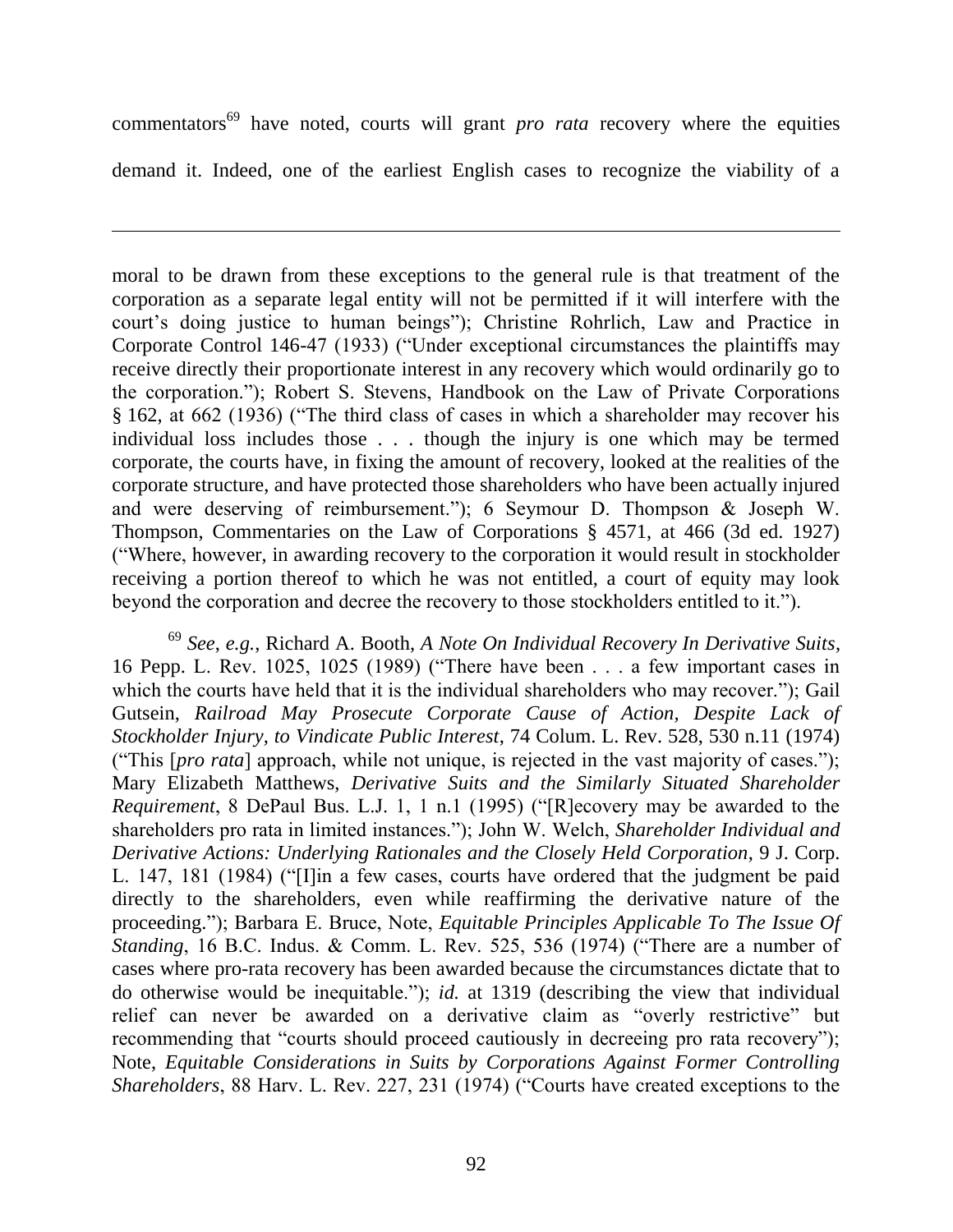commentators[69] have noted, courts will grant *pro rata* recovery where the equities demand it. Indeed, one of the earliest English cases to recognize the viability of a

---

moral to be drawn from these exceptions to the general rule is that treatment of the corporation as a separate legal entity will not be permitted if it will interfere with the court's doing justice to human beings"); Christine Rohrlich, Law and Practice in Corporate Control 146-47 (1933) ("Under exceptional circumstances the plaintiffs may receive directly their proportionate interest in any recovery which would ordinarily go to the corporation."); Robert S. Stevens, Handbook on the Law of Private Corporations § 162, at 662 (1936) ("The third class of cases in which a shareholder may recover his individual loss includes those . . . though the injury is one which may be termed corporate, the courts have, in fixing the amount of recovery, looked at the realities of the corporate structure, and have protected those shareholders who have been actually injured and were deserving of reimbursement."); 6 Seymour D. Thompson & Joseph W. Thompson, Commentaries on the Law of Corporations § 4571, at 466 (3d ed. 1927) ("Where, however, in awarding recovery to the corporation it would result in stockholder receiving a portion thereof to which he was not entitled, a court of equity may look beyond the corporation and decree the recovery to those stockholders entitled to it.").

[69] *See*, *e.g.*, Richard A. Booth, *A Note On Individual Recovery In Derivative Suits*, 16 Pepp. L. Rev. 1025, 1025 (1989) ("There have been . . . a few important cases in which the courts have held that it is the individual shareholders who may recover."); Gail Gutsein, *Railroad May Prosecute Corporate Cause of Action, Despite Lack of Stockholder Injury, to Vindicate Public Interest*, 74 Colum. L. Rev. 528, 530 n.11 (1974) ("This [*pro rata*] approach, while not unique, is rejected in the vast majority of cases."); Mary Elizabeth Matthews, *Derivative Suits and the Similarly Situated Shareholder Requirement*, 8 DePaul Bus. L.J. 1, 1 n.1 (1995) ("[R]ecovery may be awarded to the shareholders pro rata in limited instances."); John W. Welch, *Shareholder Individual and Derivative Actions: Underlying Rationales and the Closely Held Corporation*, 9 J. Corp. L. 147, 181 (1984) ("[I]in a few cases, courts have ordered that the judgment be paid directly to the shareholders, even while reaffirming the derivative nature of the proceeding."); Barbara E. Bruce, Note, *Equitable Principles Applicable To The Issue Of Standing*, 16 B.C. Indus. & Comm. L. Rev. 525, 536 (1974) ("There are a number of cases where pro-rata recovery has been awarded because the circumstances dictate that to do otherwise would be inequitable."); *id.* at 1319 (describing the view that individual relief can never be awarded on a derivative claim as "overly restrictive" but recommending that "courts should proceed cautiously in decreeing pro rata recovery"); Note, *Equitable Considerations in Suits by Corporations Against Former Controlling Shareholders*, 88 Harv. L. Rev. 227, 231 (1974) ("Courts have created exceptions to the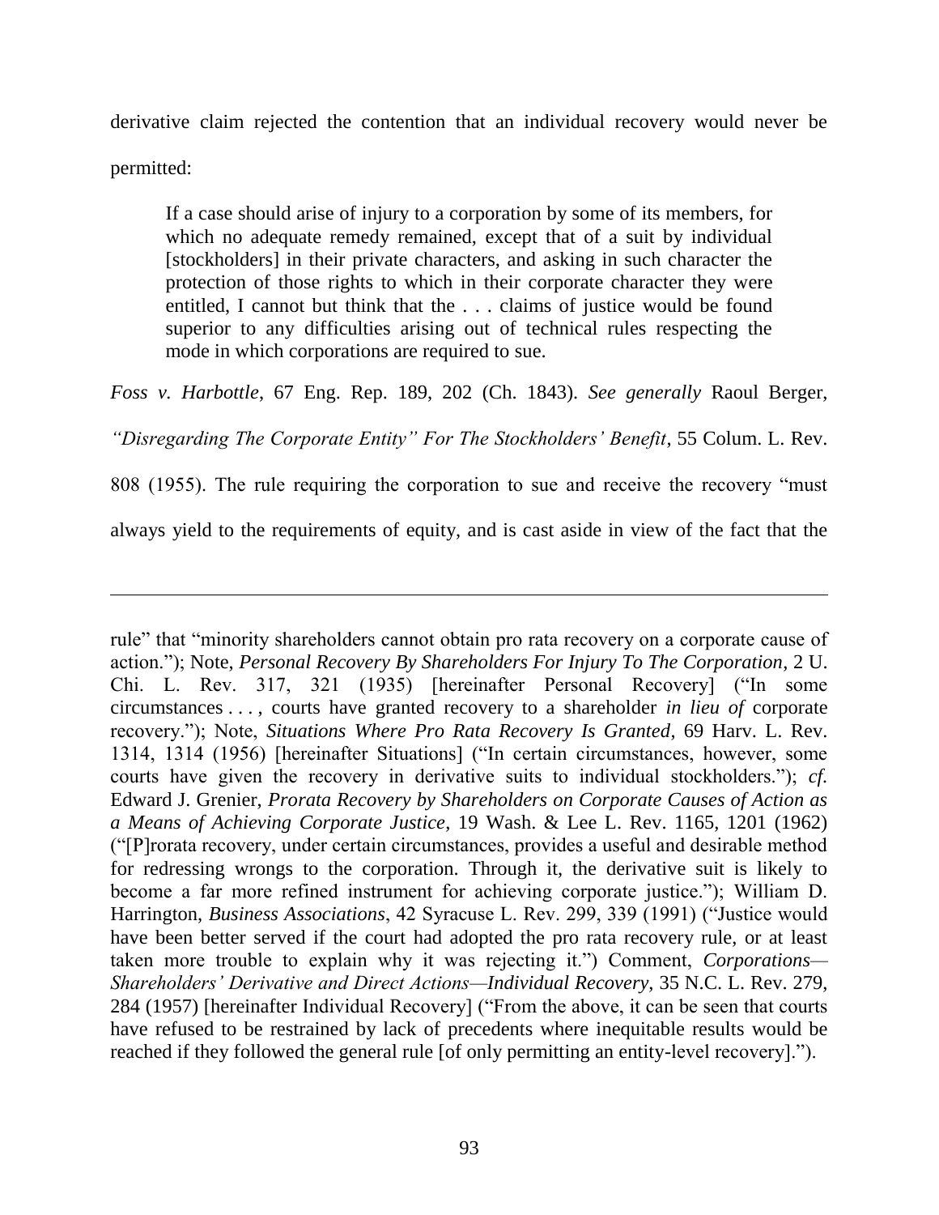derivative claim rejected the contention that an individual recovery would never be permitted:

> If a case should arise of injury to a corporation by some of its members, for which no adequate remedy remained, except that of a suit by individual [stockholders] in their private characters, and asking in such character the protection of those rights to which in their corporate character they were entitled, I cannot but think that the . . . claims of justice would be found superior to any difficulties arising out of technical rules respecting the mode in which corporations are required to sue.

*Foss v. Harbottle*, 67 Eng. Rep. 189, 202 (Ch. 1843). *See generally* Raoul Berger, *"Disregarding The Corporate Entity" For The Stockholders' Benefit*, 55 Colum. L. Rev. 808 (1955). The rule requiring the corporation to sue and receive the recovery "must always yield to the requirements of equity, and is cast aside in view of the fact that the

---

rule" that "minority shareholders cannot obtain pro rata recovery on a corporate cause of action."); Note, *Personal Recovery By Shareholders For Injury To The Corporation*, 2 U. Chi. L. Rev. 317, 321 (1935) [hereinafter Personal Recovery] ("In some circumstances . . . , courts have granted recovery to a shareholder *in lieu of* corporate recovery."); Note, *Situations Where Pro Rata Recovery Is Granted*, 69 Harv. L. Rev. 1314, 1314 (1956) [hereinafter Situations] ("In certain circumstances, however, some courts have given the recovery in derivative suits to individual stockholders."); *cf.* Edward J. Grenier, *Prorata Recovery by Shareholders on Corporate Causes of Action as a Means of Achieving Corporate Justice*, 19 Wash. & Lee L. Rev. 1165, 1201 (1962) ("[P]rorata recovery, under certain circumstances, provides a useful and desirable method for redressing wrongs to the corporation. Through it, the derivative suit is likely to become a far more refined instrument for achieving corporate justice."); William D. Harrington, *Business Associations*, 42 Syracuse L. Rev. 299, 339 (1991) ("Justice would have been better served if the court had adopted the pro rata recovery rule, or at least taken more trouble to explain why it was rejecting it.") Comment, *Corporations—Shareholders' Derivative and Direct Actions—Individual Recovery*, 35 N.C. L. Rev. 279, 284 (1957) [hereinafter Individual Recovery] ("From the above, it can be seen that courts have refused to be restrained by lack of precedents where inequitable results would be reached if they followed the general rule [of only permitting an entity-level recovery].").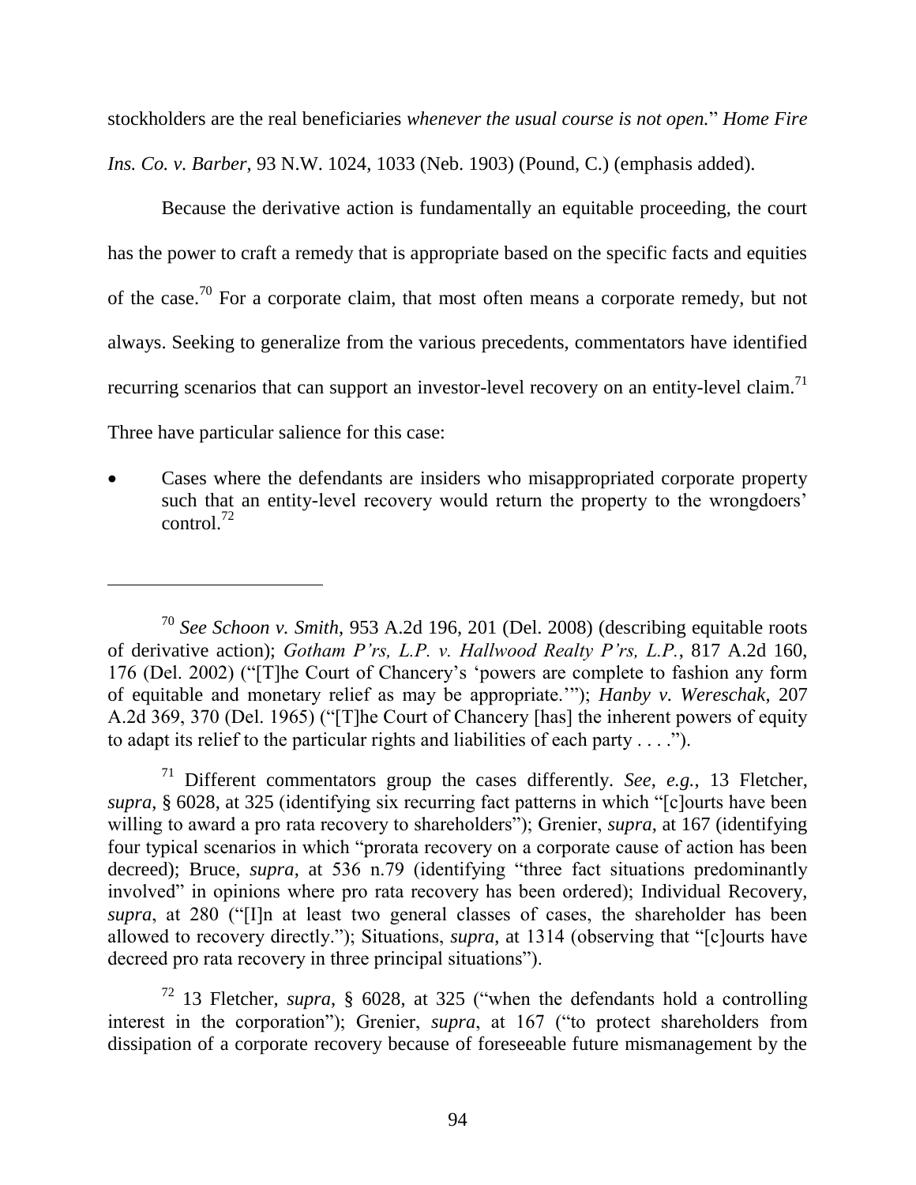stockholders are the real beneficiaries *whenever the usual course is not open.*" *Home Fire Ins. Co. v. Barber*, 93 N.W. 1024, 1033 (Neb. 1903) (Pound, C.) (emphasis added).

Because the derivative action is fundamentally an equitable proceeding, the court has the power to craft a remedy that is appropriate based on the specific facts and equities of the case.[70] For a corporate claim, that most often means a corporate remedy, but not always. Seeking to generalize from the various precedents, commentators have identified recurring scenarios that can support an investor-level recovery on an entity-level claim.[71] Three have particular salience for this case:

- Cases where the defendants are insiders who misappropriated corporate property such that an entity-level recovery would return the property to the wrongdoers' control.[72]

---

[70] *See Schoon v. Smith*, 953 A.2d 196, 201 (Del. 2008) (describing equitable roots of derivative action); *Gotham P'rs, L.P. v. Hallwood Realty P'rs, L.P.*, 817 A.2d 160, 176 (Del. 2002) ("[T]he Court of Chancery's 'powers are complete to fashion any form of equitable and monetary relief as may be appropriate.'"); *Hanby v. Wereschak*, 207 A.2d 369, 370 (Del. 1965) ("[T]he Court of Chancery [has] the inherent powers of equity to adapt its relief to the particular rights and liabilities of each party . . . .").

[71] Different commentators group the cases differently. *See, e.g.*, 13 Fletcher, *supra*, § 6028, at 325 (identifying six recurring fact patterns in which "[c]ourts have been willing to award a pro rata recovery to shareholders"); Grenier, *supra*, at 167 (identifying four typical scenarios in which "prorata recovery on a corporate cause of action has been decreed); Bruce, *supra*, at 536 n.79 (identifying "three fact situations predominantly involved" in opinions where pro rata recovery has been ordered); Individual Recovery, *supra*, at 280 ("[I]n at least two general classes of cases, the shareholder has been allowed to recovery directly."); Situations, *supra*, at 1314 (observing that "[c]ourts have decreed pro rata recovery in three principal situations").

[72] 13 Fletcher, *supra*, § 6028, at 325 ("when the defendants hold a controlling interest in the corporation"); Grenier, *supra*, at 167 ("to protect shareholders from dissipation of a corporate recovery because of foreseeable future mismanagement by the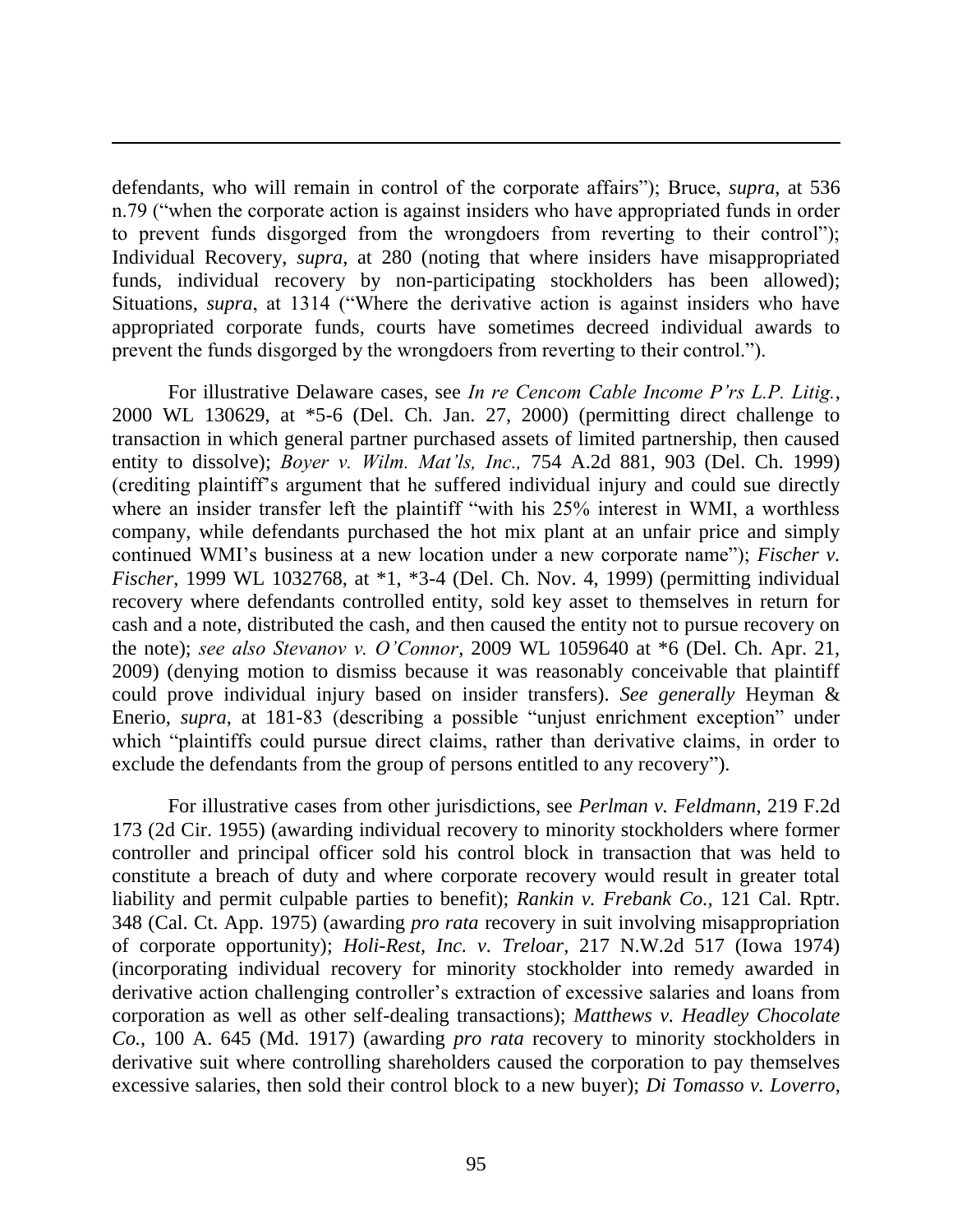defendants, who will remain in control of the corporate affairs"); Bruce, *supra*, at 536 n.79 ("when the corporate action is against insiders who have appropriated funds in order to prevent funds disgorged from the wrongdoers from reverting to their control"); Individual Recovery, *supra*, at 280 (noting that where insiders have misappropriated funds, individual recovery by non-participating stockholders has been allowed); Situations, *supra*, at 1314 ("Where the derivative action is against insiders who have appropriated corporate funds, courts have sometimes decreed individual awards to prevent the funds disgorged by the wrongdoers from reverting to their control.").

For illustrative Delaware cases, see *In re Cencom Cable Income P'rs L.P. Litig.*, 2000 WL 130629, at *5-6 (Del. Ch. Jan. 27, 2000) (permitting direct challenge to transaction in which general partner purchased assets of limited partnership, then caused entity to dissolve); *Boyer v. Wilm. Mat'ls, Inc.,* 754 A.2d 881, 903 (Del. Ch. 1999) (crediting plaintiff's argument that he suffered individual injury and could sue directly where an insider transfer left the plaintiff "with his 25% interest in WMI, a worthless company, while defendants purchased the hot mix plant at an unfair price and simply continued WMI's business at a new location under a new corporate name"); *Fischer v. Fischer*, 1999 WL 1032768, at *1, *3-4 (Del. Ch. Nov. 4, 1999) (permitting individual recovery where defendants controlled entity, sold key asset to themselves in return for cash and a note, distributed the cash, and then caused the entity not to pursue recovery on the note); *see also Stevanov v. O'Connor*, 2009 WL 1059640 at *6 (Del. Ch. Apr. 21, 2009) (denying motion to dismiss because it was reasonably conceivable that plaintiff could prove individual injury based on insider transfers). *See generally* Heyman & Enerio, *supra*, at 181-83 (describing a possible "unjust enrichment exception" under which "plaintiffs could pursue direct claims, rather than derivative claims, in order to exclude the defendants from the group of persons entitled to any recovery").

For illustrative cases from other jurisdictions, see *Perlman v. Feldmann*, 219 F.2d 173 (2d Cir. 1955) (awarding individual recovery to minority stockholders where former controller and principal officer sold his control block in transaction that was held to constitute a breach of duty and where corporate recovery would result in greater total liability and permit culpable parties to benefit); *Rankin v. Frebank Co.*, 121 Cal. Rptr. 348 (Cal. Ct. App. 1975) (awarding *pro rata* recovery in suit involving misappropriation of corporate opportunity); *Holi-Rest, Inc. v. Treloar*, 217 N.W.2d 517 (Iowa 1974) (incorporating individual recovery for minority stockholder into remedy awarded in derivative action challenging controller's extraction of excessive salaries and loans from corporation as well as other self-dealing transactions); *Matthews v. Headley Chocolate Co.*, 100 A. 645 (Md. 1917) (awarding *pro rata* recovery to minority stockholders in derivative suit where controlling shareholders caused the corporation to pay themselves excessive salaries, then sold their control block to a new buyer); *Di Tomasso v. Loverro*,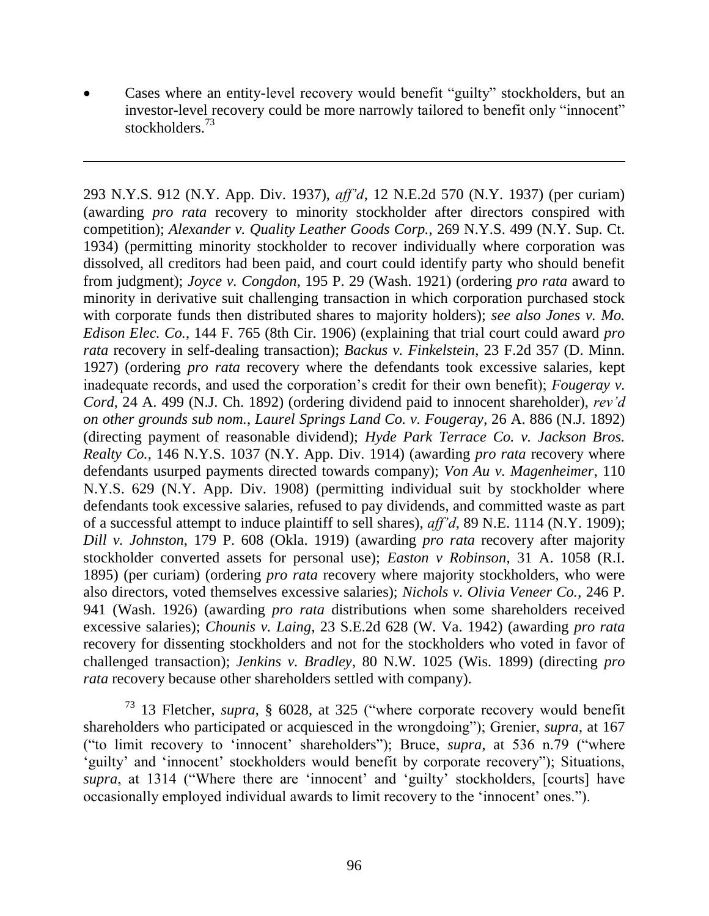- Cases where an entity-level recovery would benefit "guilty" stockholders, but an investor-level recovery could be more narrowly tailored to benefit only "innocent" stockholders.[73]

---

293 N.Y.S. 912 (N.Y. App. Div. 1937), *aff'd*, 12 N.E.2d 570 (N.Y. 1937) (per curiam) (awarding *pro rata* recovery to minority stockholder after directors conspired with competition); *Alexander v. Quality Leather Goods Corp.*, 269 N.Y.S. 499 (N.Y. Sup. Ct. 1934) (permitting minority stockholder to recover individually where corporation was dissolved, all creditors had been paid, and court could identify party who should benefit from judgment); *Joyce v. Congdon*, 195 P. 29 (Wash. 1921) (ordering *pro rata* award to minority in derivative suit challenging transaction in which corporation purchased stock with corporate funds then distributed shares to majority holders); *see also Jones v. Mo. Edison Elec. Co.*, 144 F. 765 (8th Cir. 1906) (explaining that trial court could award *pro rata* recovery in self-dealing transaction); *Backus v. Finkelstein*, 23 F.2d 357 (D. Minn. 1927) (ordering *pro rata* recovery where the defendants took excessive salaries, kept inadequate records, and used the corporation's credit for their own benefit); *Fougeray v. Cord*, 24 A. 499 (N.J. Ch. 1892) (ordering dividend paid to innocent shareholder), *rev'd on other grounds sub nom.*, *Laurel Springs Land Co. v. Fougeray*, 26 A. 886 (N.J. 1892) (directing payment of reasonable dividend); *Hyde Park Terrace Co. v. Jackson Bros. Realty Co.*, 146 N.Y.S. 1037 (N.Y. App. Div. 1914) (awarding *pro rata* recovery where defendants usurped payments directed towards company); *Von Au v. Magenheimer*, 110 N.Y.S. 629 (N.Y. App. Div. 1908) (permitting individual suit by stockholder where defendants took excessive salaries, refused to pay dividends, and committed waste as part of a successful attempt to induce plaintiff to sell shares), *aff'd*, 89 N.E. 1114 (N.Y. 1909); *Dill v. Johnston*, 179 P. 608 (Okla. 1919) (awarding *pro rata* recovery after majority stockholder converted assets for personal use); *Easton v Robinson*, 31 A. 1058 (R.I. 1895) (per curiam) (ordering *pro rata* recovery where majority stockholders, who were also directors, voted themselves excessive salaries); *Nichols v. Olivia Veneer Co.*, 246 P. 941 (Wash. 1926) (awarding *pro rata* distributions when some shareholders received excessive salaries); *Chounis v. Laing*, 23 S.E.2d 628 (W. Va. 1942) (awarding *pro rata* recovery for dissenting stockholders and not for the stockholders who voted in favor of challenged transaction); *Jenkins v. Bradley*, 80 N.W. 1025 (Wis. 1899) (directing *pro rata* recovery because other shareholders settled with company).

[73] 13 Fletcher, *supra*, § 6028, at 325 ("where corporate recovery would benefit shareholders who participated or acquiesced in the wrongdoing"); Grenier, *supra*, at 167 ("to limit recovery to 'innocent' shareholders"); Bruce, *supra*, at 536 n.79 ("where 'guilty' and 'innocent' stockholders would benefit by corporate recovery"); Situations, *supra*, at 1314 ("Where there are 'innocent' and 'guilty' stockholders, [courts] have occasionally employed individual awards to limit recovery to the 'innocent' ones.").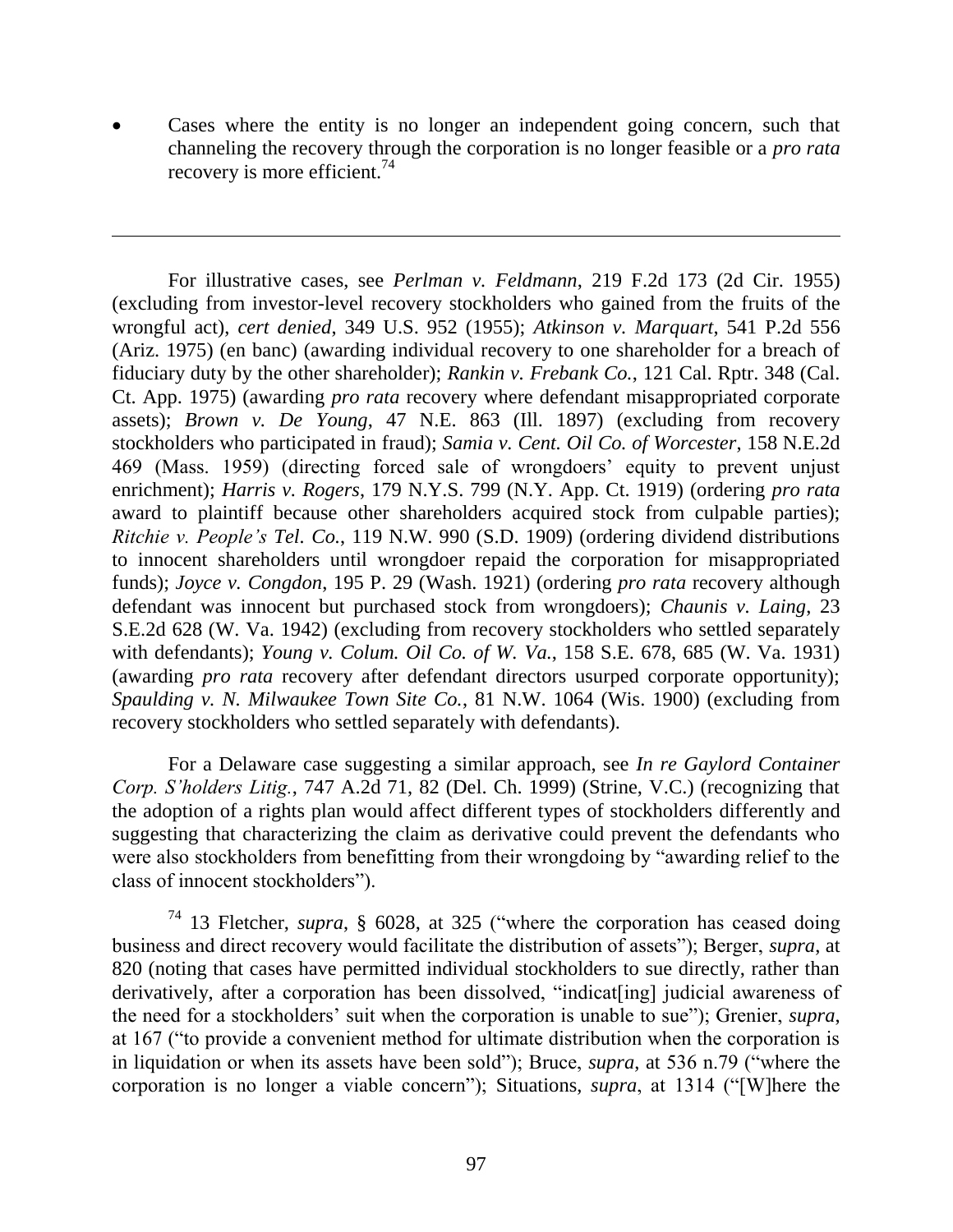- Cases where the entity is no longer an independent going concern, such that channeling the recovery through the corporation is no longer feasible or a *pro rata* recovery is more efficient.[74]

---

For illustrative cases, see *Perlman v. Feldmann*, 219 F.2d 173 (2d Cir. 1955) (excluding from investor-level recovery stockholders who gained from the fruits of the wrongful act), *cert denied*, 349 U.S. 952 (1955); *Atkinson v. Marquart*, 541 P.2d 556 (Ariz. 1975) (en banc) (awarding individual recovery to one shareholder for a breach of fiduciary duty by the other shareholder); *Rankin v. Frebank Co.*, 121 Cal. Rptr. 348 (Cal. Ct. App. 1975) (awarding *pro rata* recovery where defendant misappropriated corporate assets); *Brown v. De Young*, 47 N.E. 863 (Ill. 1897) (excluding from recovery stockholders who participated in fraud); *Samia v. Cent. Oil Co. of Worcester*, 158 N.E.2d 469 (Mass. 1959) (directing forced sale of wrongdoers' equity to prevent unjust enrichment); *Harris v. Rogers*, 179 N.Y.S. 799 (N.Y. App. Ct. 1919) (ordering *pro rata* award to plaintiff because other shareholders acquired stock from culpable parties); *Ritchie v. People's Tel. Co.*, 119 N.W. 990 (S.D. 1909) (ordering dividend distributions to innocent shareholders until wrongdoer repaid the corporation for misappropriated funds); *Joyce v. Congdon*, 195 P. 29 (Wash. 1921) (ordering *pro rata* recovery although defendant was innocent but purchased stock from wrongdoers); *Chaunis v. Laing*, 23 S.E.2d 628 (W. Va. 1942) (excluding from recovery stockholders who settled separately with defendants); *Young v. Colum. Oil Co. of W. Va.*, 158 S.E. 678, 685 (W. Va. 1931) (awarding *pro rata* recovery after defendant directors usurped corporate opportunity); *Spaulding v. N. Milwaukee Town Site Co.*, 81 N.W. 1064 (Wis. 1900) (excluding from recovery stockholders who settled separately with defendants).

For a Delaware case suggesting a similar approach, see *In re Gaylord Container Corp. S'holders Litig.*, 747 A.2d 71, 82 (Del. Ch. 1999) (Strine, V.C.) (recognizing that the adoption of a rights plan would affect different types of stockholders differently and suggesting that characterizing the claim as derivative could prevent the defendants who were also stockholders from benefitting from their wrongdoing by "awarding relief to the class of innocent stockholders").

[74] 13 Fletcher, *supra*, § 6028, at 325 ("where the corporation has ceased doing business and direct recovery would facilitate the distribution of assets"); Berger, *supra*, at 820 (noting that cases have permitted individual stockholders to sue directly, rather than derivatively, after a corporation has been dissolved, "indicat[ing] judicial awareness of the need for a stockholders' suit when the corporation is unable to sue"); Grenier, *supra*, at 167 ("to provide a convenient method for ultimate distribution when the corporation is in liquidation or when its assets have been sold"); Bruce, *supra*, at 536 n.79 ("where the corporation is no longer a viable concern"); Situations, *supra*, at 1314 ("[W]here the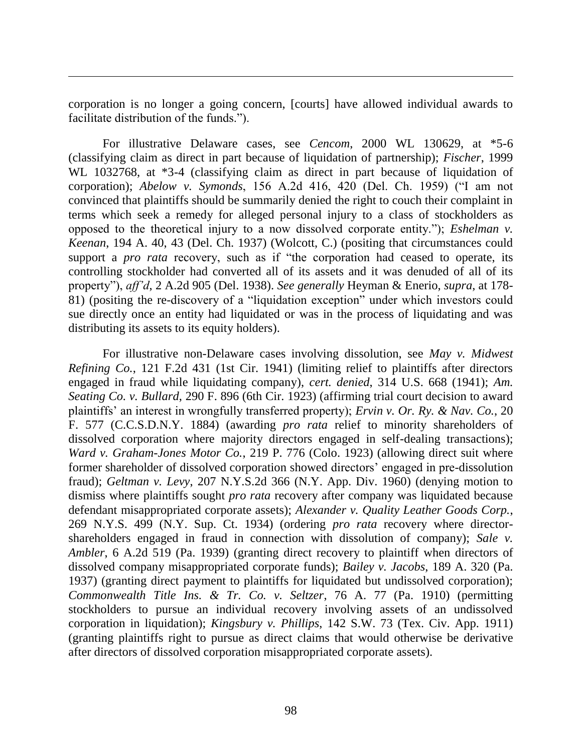corporation is no longer a going concern, [courts] have allowed individual awards to facilitate distribution of the funds.").

For illustrative Delaware cases, see *Cencom*, 2000 WL 130629, at *5-6 (classifying claim as direct in part because of liquidation of partnership); *Fischer*, 1999 WL 1032768, at *3-4 (classifying claim as direct in part because of liquidation of corporation); *Abelow v. Symonds*, 156 A.2d 416, 420 (Del. Ch. 1959) ("I am not convinced that plaintiffs should be summarily denied the right to couch their complaint in terms which seek a remedy for alleged personal injury to a class of stockholders as opposed to the theoretical injury to a now dissolved corporate entity."); *Eshelman v. Keenan*, 194 A. 40, 43 (Del. Ch. 1937) (Wolcott, C.) (positing that circumstances could support a *pro rata* recovery, such as if "the corporation had ceased to operate, its controlling stockholder had converted all of its assets and it was denuded of all of its property"), *aff'd*, 2 A.2d 905 (Del. 1938). *See generally* Heyman & Enerio, *supra*, at 178-81 (positing the re-discovery of a "liquidation exception" under which investors could sue directly once an entity had liquidated or was in the process of liquidating and was distributing its assets to its equity holders).

For illustrative non-Delaware cases involving dissolution, see *May v. Midwest Refining Co.*, 121 F.2d 431 (1st Cir. 1941) (limiting relief to plaintiffs after directors engaged in fraud while liquidating company), *cert. denied*, 314 U.S. 668 (1941); *Am. Seating Co. v. Bullard*, 290 F. 896 (6th Cir. 1923) (affirming trial court decision to award plaintiffs' an interest in wrongfully transferred property); *Ervin v. Or. Ry. & Nav. Co.*, 20 F. 577 (C.C.S.D.N.Y. 1884) (awarding *pro rata* relief to minority shareholders of dissolved corporation where majority directors engaged in self-dealing transactions); *Ward v. Graham-Jones Motor Co.*, 219 P. 776 (Colo. 1923) (allowing direct suit where former shareholder of dissolved corporation showed directors' engaged in pre-dissolution fraud); *Geltman v. Levy*, 207 N.Y.S.2d 366 (N.Y. App. Div. 1960) (denying motion to dismiss where plaintiffs sought *pro rata* recovery after company was liquidated because defendant misappropriated corporate assets); *Alexander v. Quality Leather Goods Corp.*, 269 N.Y.S. 499 (N.Y. Sup. Ct. 1934) (ordering *pro rata* recovery where director-shareholders engaged in fraud in connection with dissolution of company); *Sale v. Ambler*, 6 A.2d 519 (Pa. 1939) (granting direct recovery to plaintiff when directors of dissolved company misappropriated corporate funds); *Bailey v. Jacobs*, 189 A. 320 (Pa. 1937) (granting direct payment to plaintiffs for liquidated but undissolved corporation); *Commonwealth Title Ins. & Tr. Co. v. Seltzer*, 76 A. 77 (Pa. 1910) (permitting stockholders to pursue an individual recovery involving assets of an undissolved corporation in liquidation); *Kingsbury v. Phillips*, 142 S.W. 73 (Tex. Civ. App. 1911) (granting plaintiffs right to pursue as direct claims that would otherwise be derivative after directors of dissolved corporation misappropriated corporate assets).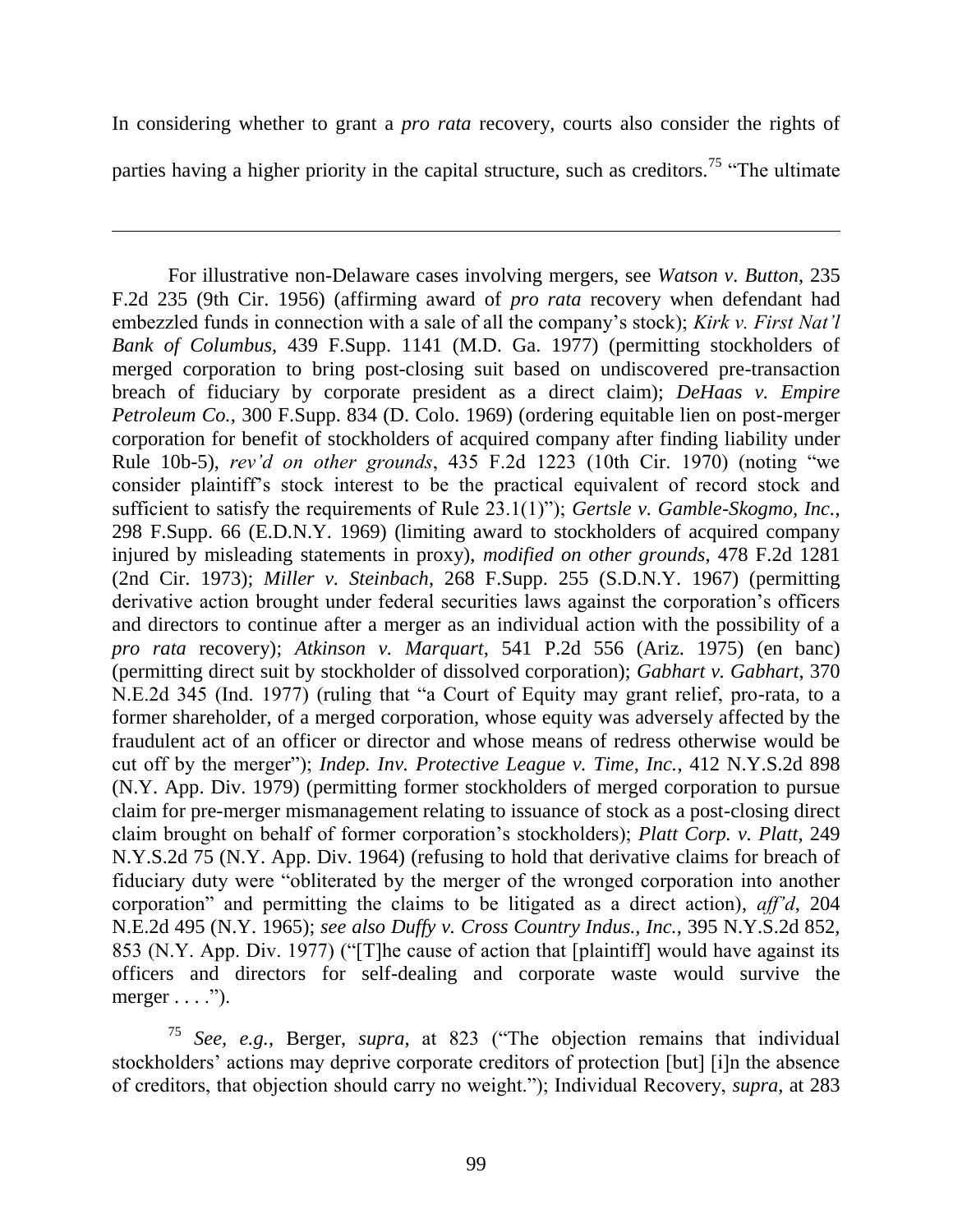In considering whether to grant a *pro rata* recovery, courts also consider the rights of parties having a higher priority in the capital structure, such as creditors.[75] "The ultimate

---

For illustrative non-Delaware cases involving mergers, see *Watson v. Button*, 235 F.2d 235 (9th Cir. 1956) (affirming award of *pro rata* recovery when defendant had embezzled funds in connection with a sale of all the company's stock); *Kirk v. First Nat'l Bank of Columbus*, 439 F.Supp. 1141 (M.D. Ga. 1977) (permitting stockholders of merged corporation to bring post-closing suit based on undiscovered pre-transaction breach of fiduciary by corporate president as a direct claim); *DeHaas v. Empire Petroleum Co.*, 300 F.Supp. 834 (D. Colo. 1969) (ordering equitable lien on post-merger corporation for benefit of stockholders of acquired company after finding liability under Rule 10b-5), *rev'd on other grounds*, 435 F.2d 1223 (10th Cir. 1970) (noting "we consider plaintiff's stock interest to be the practical equivalent of record stock and sufficient to satisfy the requirements of Rule 23.1(1)"); *Gertsle v. Gamble-Skogmo, Inc.*, 298 F.Supp. 66 (E.D.N.Y. 1969) (limiting award to stockholders of acquired company injured by misleading statements in proxy), *modified on other grounds*, 478 F.2d 1281 (2nd Cir. 1973); *Miller v. Steinbach*, 268 F.Supp. 255 (S.D.N.Y. 1967) (permitting derivative action brought under federal securities laws against the corporation's officers and directors to continue after a merger as an individual action with the possibility of a *pro rata* recovery); *Atkinson v. Marquart*, 541 P.2d 556 (Ariz. 1975) (en banc) (permitting direct suit by stockholder of dissolved corporation); *Gabhart v. Gabhart*, 370 N.E.2d 345 (Ind. 1977) (ruling that "a Court of Equity may grant relief, pro-rata, to a former shareholder, of a merged corporation, whose equity was adversely affected by the fraudulent act of an officer or director and whose means of redress otherwise would be cut off by the merger"); *Indep. Inv. Protective League v. Time, Inc.*, 412 N.Y.S.2d 898 (N.Y. App. Div. 1979) (permitting former stockholders of merged corporation to pursue claim for pre-merger mismanagement relating to issuance of stock as a post-closing direct claim brought on behalf of former corporation's stockholders); *Platt Corp. v. Platt*, 249 N.Y.S.2d 75 (N.Y. App. Div. 1964) (refusing to hold that derivative claims for breach of fiduciary duty were "obliterated by the merger of the wronged corporation into another corporation" and permitting the claims to be litigated as a direct action), *aff'd*, 204 N.E.2d 495 (N.Y. 1965); *see also Duffy v. Cross Country Indus., Inc.*, 395 N.Y.S.2d 852, 853 (N.Y. App. Div. 1977) ("[T]he cause of action that [plaintiff] would have against its officers and directors for self-dealing and corporate waste would survive the merger . . . .").

[75] *See, e.g.*, Berger, *supra*, at 823 ("The objection remains that individual stockholders' actions may deprive corporate creditors of protection [but] [i]n the absence of creditors, that objection should carry no weight."); Individual Recovery, *supra*, at 283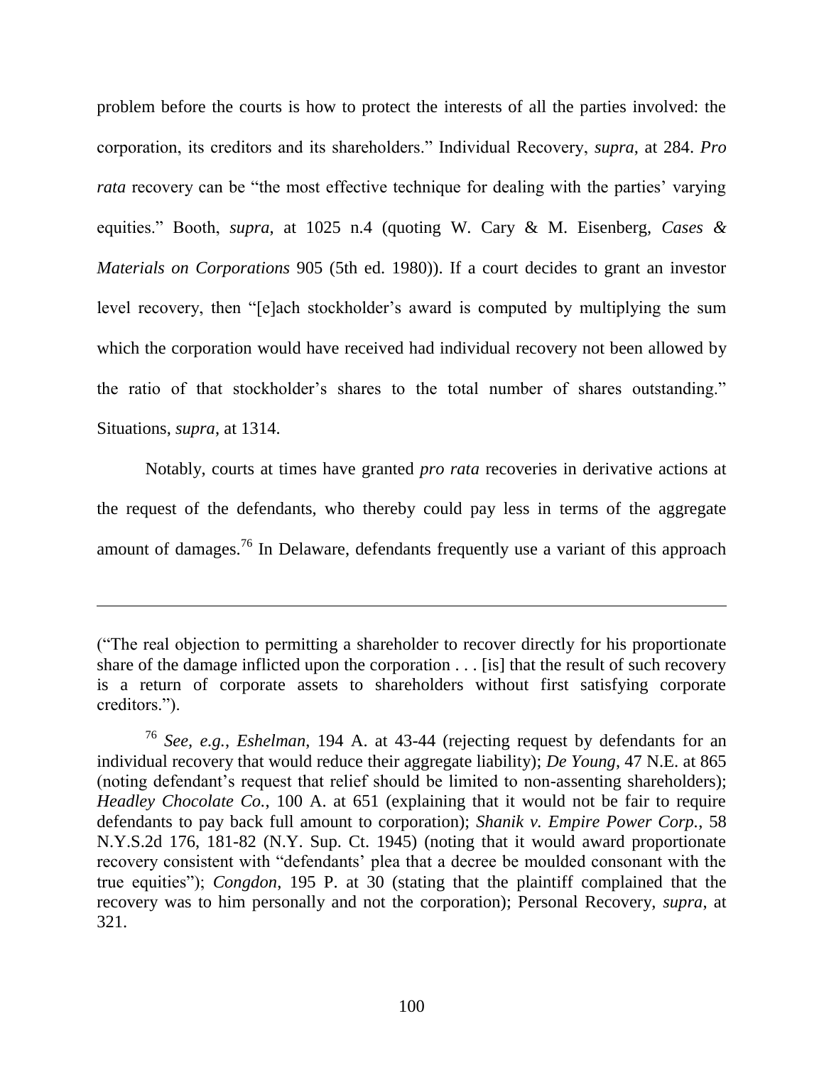problem before the courts is how to protect the interests of all the parties involved: the corporation, its creditors and its shareholders." Individual Recovery, *supra*, at 284. *Pro rata* recovery can be "the most effective technique for dealing with the parties' varying equities." Booth, *supra*, at 1025 n.4 (quoting W. Cary & M. Eisenberg, *Cases & Materials on Corporations* 905 (5th ed. 1980)). If a court decides to grant an investor level recovery, then "[e]ach stockholder's award is computed by multiplying the sum which the corporation would have received had individual recovery not been allowed by the ratio of that stockholder's shares to the total number of shares outstanding." Situations, *supra*, at 1314.

Notably, courts at times have granted *pro rata* recoveries in derivative actions at the request of the defendants, who thereby could pay less in terms of the aggregate amount of damages.[76] In Delaware, defendants frequently use a variant of this approach

---

("The real objection to permitting a shareholder to recover directly for his proportionate share of the damage inflicted upon the corporation . . . [is] that the result of such recovery is a return of corporate assets to shareholders without first satisfying corporate creditors.").

[76] *See, e.g.*, *Eshelman*, 194 A. at 43-44 (rejecting request by defendants for an individual recovery that would reduce their aggregate liability); *De Young*, 47 N.E. at 865 (noting defendant's request that relief should be limited to non-assenting shareholders); *Headley Chocolate Co.*, 100 A. at 651 (explaining that it would not be fair to require defendants to pay back full amount to corporation); *Shanik v. Empire Power Corp.*, 58 N.Y.S.2d 176, 181-82 (N.Y. Sup. Ct. 1945) (noting that it would award proportionate recovery consistent with "defendants' plea that a decree be moulded consonant with the true equities"); *Congdon*, 195 P. at 30 (stating that the plaintiff complained that the recovery was to him personally and not the corporation); Personal Recovery, *supra*, at 321.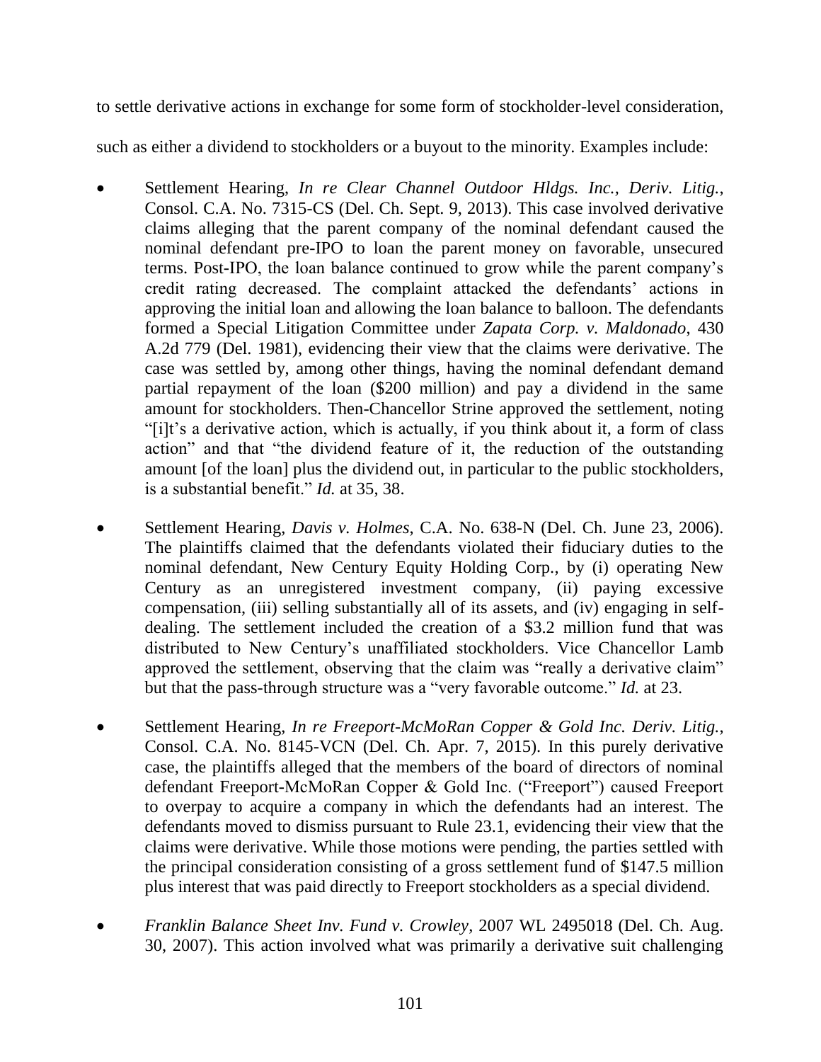to settle derivative actions in exchange for some form of stockholder-level consideration, such as either a dividend to stockholders or a buyout to the minority. Examples include:

- Settlement Hearing, *In re Clear Channel Outdoor Hldgs. Inc., Deriv. Litig.*, Consol. C.A. No. 7315-CS (Del. Ch. Sept. 9, 2013). This case involved derivative claims alleging that the parent company of the nominal defendant caused the nominal defendant pre-IPO to loan the parent money on favorable, unsecured terms. Post-IPO, the loan balance continued to grow while the parent company's credit rating decreased. The complaint attacked the defendants' actions in approving the initial loan and allowing the loan balance to balloon. The defendants formed a Special Litigation Committee under *Zapata Corp. v. Maldonado*, 430 A.2d 779 (Del. 1981), evidencing their view that the claims were derivative. The case was settled by, among other things, having the nominal defendant demand partial repayment of the loan ($200 million) and pay a dividend in the same amount for stockholders. Then-Chancellor Strine approved the settlement, noting "[i]t's a derivative action, which is actually, if you think about it, a form of class action" and that "the dividend feature of it, the reduction of the outstanding amount [of the loan] plus the dividend out, in particular to the public stockholders, is a substantial benefit." *Id.* at 35, 38.

- Settlement Hearing, *Davis v. Holmes*, C.A. No. 638-N (Del. Ch. June 23, 2006). The plaintiffs claimed that the defendants violated their fiduciary duties to the nominal defendant, New Century Equity Holding Corp., by (i) operating New Century as an unregistered investment company, (ii) paying excessive compensation, (iii) selling substantially all of its assets, and (iv) engaging in self-dealing. The settlement included the creation of a $3.2 million fund that was distributed to New Century's unaffiliated stockholders. Vice Chancellor Lamb approved the settlement, observing that the claim was "really a derivative claim" but that the pass-through structure was a "very favorable outcome." *Id.* at 23.

- Settlement Hearing, *In re Freeport-McMoRan Copper & Gold Inc. Deriv. Litig.*, Consol. C.A. No. 8145-VCN (Del. Ch. Apr. 7, 2015). In this purely derivative case, the plaintiffs alleged that the members of the board of directors of nominal defendant Freeport-McMoRan Copper & Gold Inc. ("Freeport") caused Freeport to overpay to acquire a company in which the defendants had an interest. The defendants moved to dismiss pursuant to Rule 23.1, evidencing their view that the claims were derivative. While those motions were pending, the parties settled with the principal consideration consisting of a gross settlement fund of $147.5 million plus interest that was paid directly to Freeport stockholders as a special dividend.

- *Franklin Balance Sheet Inv. Fund v. Crowley*, 2007 WL 2495018 (Del. Ch. Aug. 30, 2007). This action involved what was primarily a derivative suit challenging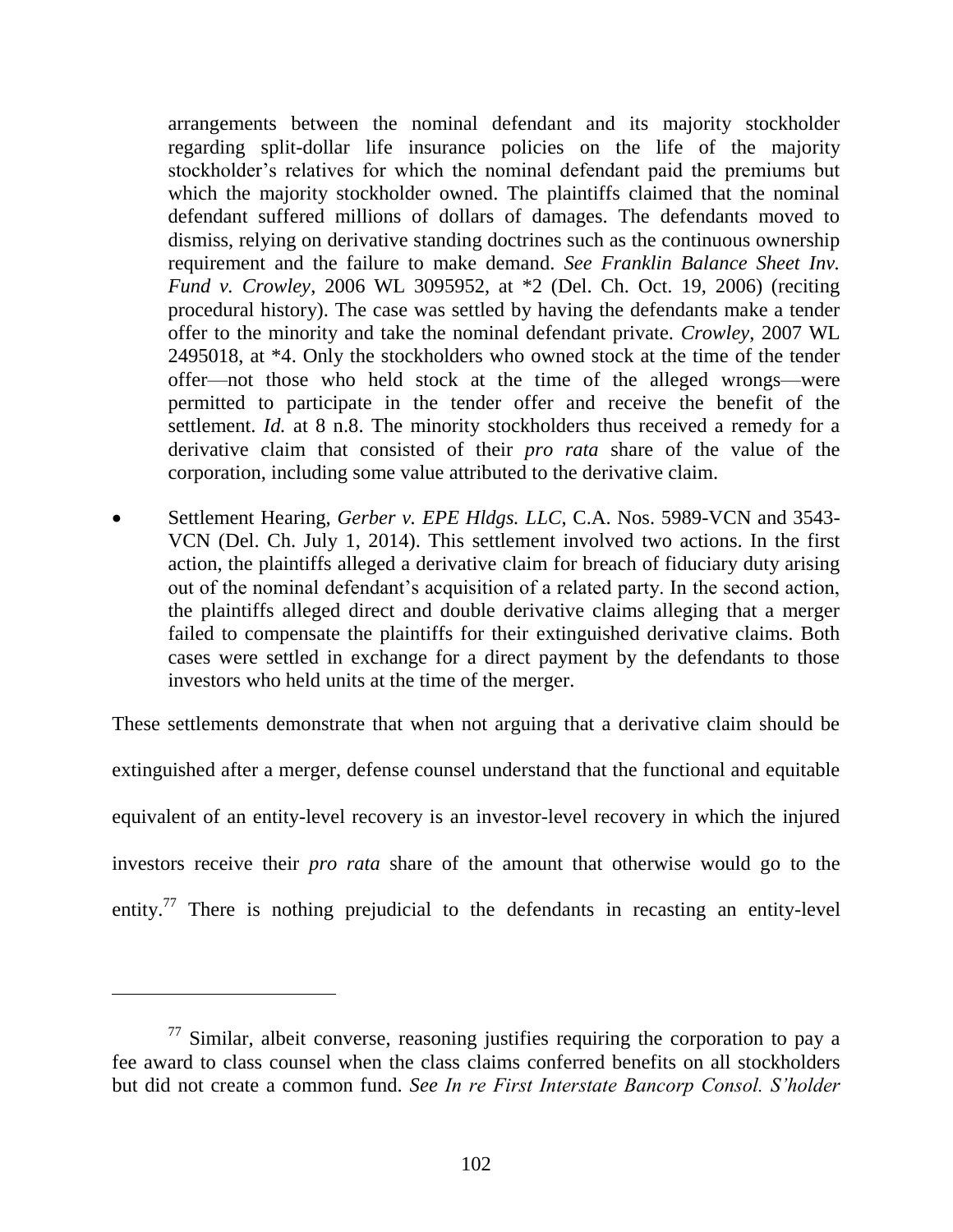arrangements between the nominal defendant and its majority stockholder regarding split-dollar life insurance policies on the life of the majority stockholder's relatives for which the nominal defendant paid the premiums but which the majority stockholder owned. The plaintiffs claimed that the nominal defendant suffered millions of dollars of damages. The defendants moved to dismiss, relying on derivative standing doctrines such as the continuous ownership requirement and the failure to make demand. *See Franklin Balance Sheet Inv. Fund v. Crowley*, 2006 WL 3095952, at *2 (Del. Ch. Oct. 19, 2006) (reciting procedural history). The case was settled by having the defendants make a tender offer to the minority and take the nominal defendant private. *Crowley*, 2007 WL 2495018, at *4. Only the stockholders who owned stock at the time of the tender offer—not those who held stock at the time of the alleged wrongs—were permitted to participate in the tender offer and receive the benefit of the settlement. *Id.* at 8 n.8. The minority stockholders thus received a remedy for a derivative claim that consisted of their *pro rata* share of the value of the corporation, including some value attributed to the derivative claim.

- Settlement Hearing, *Gerber v. EPE Hldgs. LLC*, C.A. Nos. 5989-VCN and 3543-VCN (Del. Ch. July 1, 2014). This settlement involved two actions. In the first action, the plaintiffs alleged a derivative claim for breach of fiduciary duty arising out of the nominal defendant's acquisition of a related party. In the second action, the plaintiffs alleged direct and double derivative claims alleging that a merger failed to compensate the plaintiffs for their extinguished derivative claims. Both cases were settled in exchange for a direct payment by the defendants to those investors who held units at the time of the merger.

These settlements demonstrate that when not arguing that a derivative claim should be extinguished after a merger, defense counsel understand that the functional and equitable equivalent of an entity-level recovery is an investor-level recovery in which the injured investors receive their *pro rata* share of the amount that otherwise would go to the entity.[77] There is nothing prejudicial to the defendants in recasting an entity-level

[77] Similar, albeit converse, reasoning justifies requiring the corporation to pay a fee award to class counsel when the class claims conferred benefits on all stockholders but did not create a common fund. *See In re First Interstate Bancorp Consol. S'holder*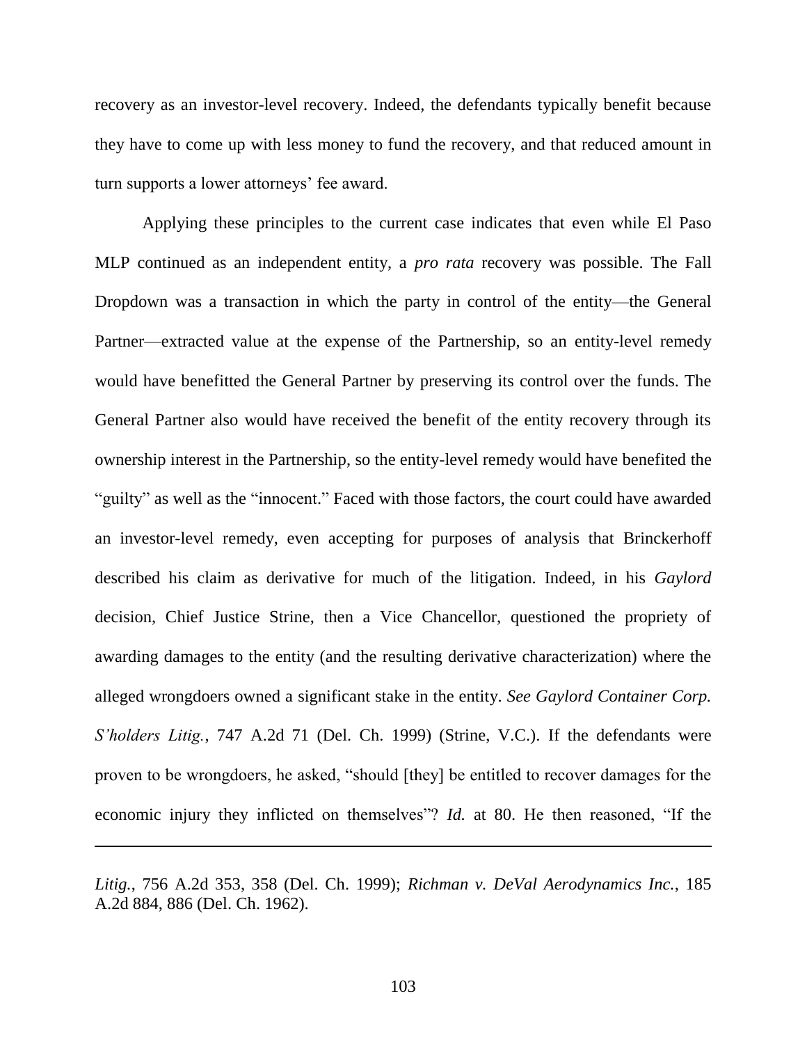recovery as an investor-level recovery. Indeed, the defendants typically benefit because they have to come up with less money to fund the recovery, and that reduced amount in turn supports a lower attorneys' fee award.

Applying these principles to the current case indicates that even while El Paso MLP continued as an independent entity, a *pro rata* recovery was possible. The Fall Dropdown was a transaction in which the party in control of the entity—the General Partner—extracted value at the expense of the Partnership, so an entity-level remedy would have benefitted the General Partner by preserving its control over the funds. The General Partner also would have received the benefit of the entity recovery through its ownership interest in the Partnership, so the entity-level remedy would have benefited the "guilty" as well as the "innocent." Faced with those factors, the court could have awarded an investor-level remedy, even accepting for purposes of analysis that Brinckerhoff described his claim as derivative for much of the litigation. Indeed, in his *Gaylord* decision, Chief Justice Strine, then a Vice Chancellor, questioned the propriety of awarding damages to the entity (and the resulting derivative characterization) where the alleged wrongdoers owned a significant stake in the entity. *See Gaylord Container Corp. S'holders Litig.*, 747 A.2d 71 (Del. Ch. 1999) (Strine, V.C.). If the defendants were proven to be wrongdoers, he asked, "should [they] be entitled to recover damages for the economic injury they inflicted on themselves"? *Id.* at 80. He then reasoned, "If the

---

*Litig.*, 756 A.2d 353, 358 (Del. Ch. 1999); *Richman v. DeVal Aerodynamics Inc.*, 185 A.2d 884, 886 (Del. Ch. 1962).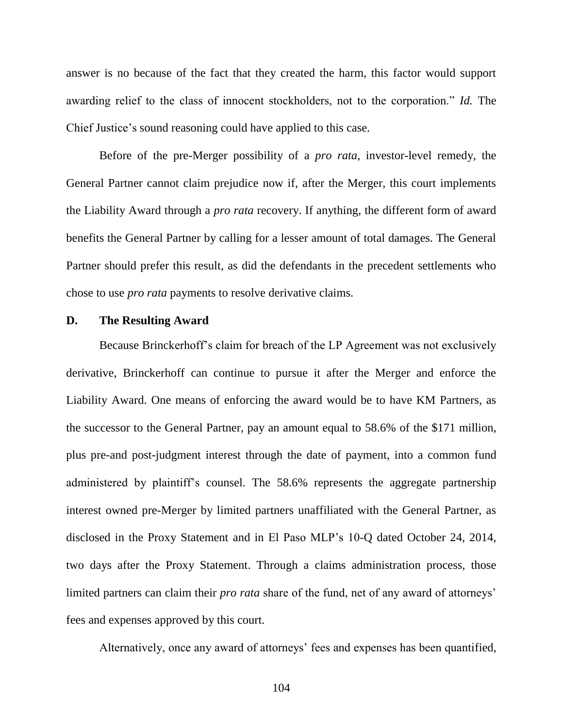answer is no because of the fact that they created the harm, this factor would support awarding relief to the class of innocent stockholders, not to the corporation." *Id.* The Chief Justice's sound reasoning could have applied to this case.

Before of the pre-Merger possibility of a *pro rata*, investor-level remedy, the General Partner cannot claim prejudice now if, after the Merger, this court implements the Liability Award through a *pro rata* recovery. If anything, the different form of award benefits the General Partner by calling for a lesser amount of total damages. The General Partner should prefer this result, as did the defendants in the precedent settlements who chose to use *pro rata* payments to resolve derivative claims.

**D. The Resulting Award**

Because Brinckerhoff's claim for breach of the LP Agreement was not exclusively derivative, Brinckerhoff can continue to pursue it after the Merger and enforce the Liability Award. One means of enforcing the award would be to have KM Partners, as the successor to the General Partner, pay an amount equal to 58.6% of the $171 million, plus pre-and post-judgment interest through the date of payment, into a common fund administered by plaintiff's counsel. The 58.6% represents the aggregate partnership interest owned pre-Merger by limited partners unaffiliated with the General Partner, as disclosed in the Proxy Statement and in El Paso MLP's 10-Q dated October 24, 2014, two days after the Proxy Statement. Through a claims administration process, those limited partners can claim their *pro rata* share of the fund, net of any award of attorneys' fees and expenses approved by this court.

Alternatively, once any award of attorneys' fees and expenses has been quantified,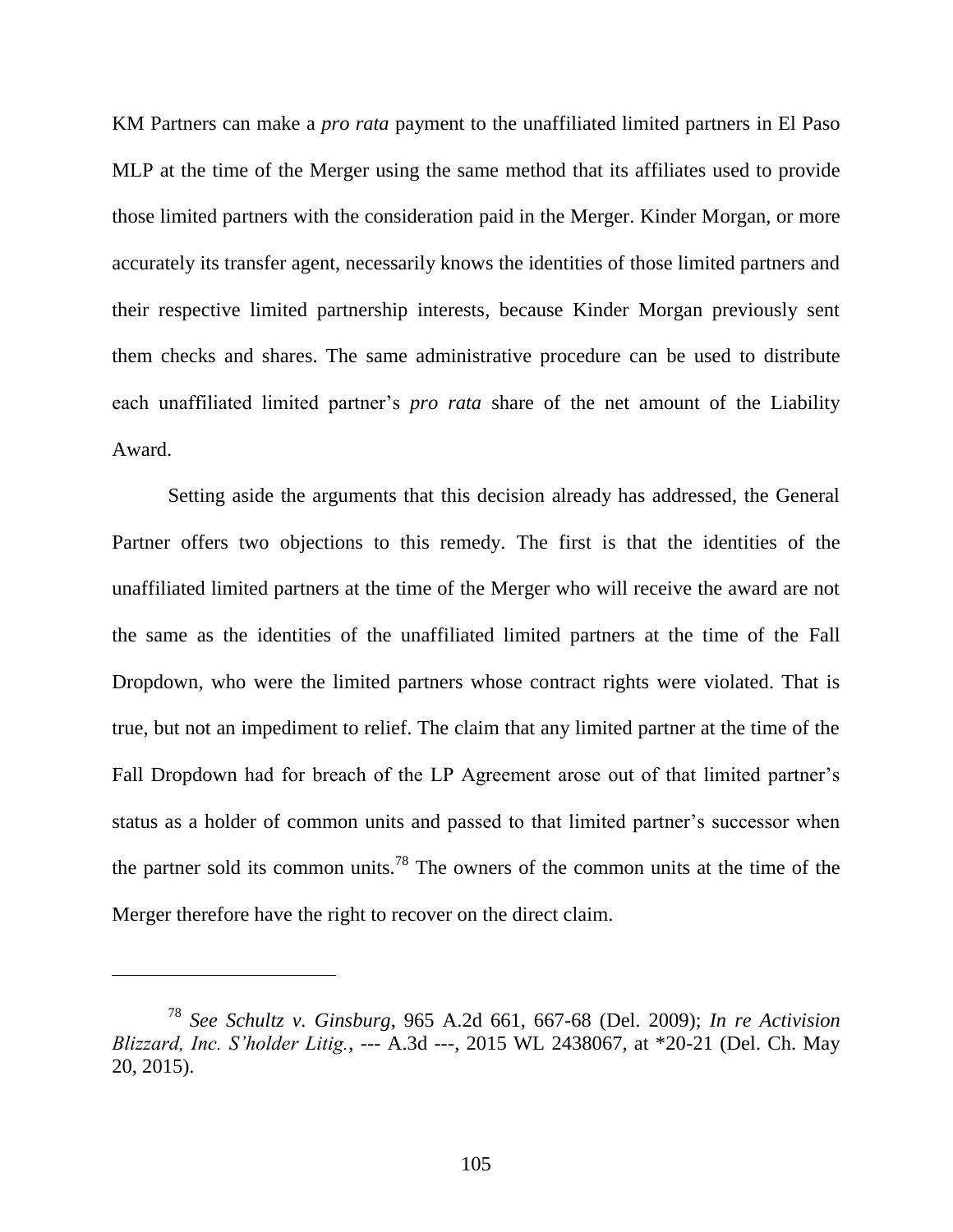KM Partners can make a *pro rata* payment to the unaffiliated limited partners in El Paso MLP at the time of the Merger using the same method that its affiliates used to provide those limited partners with the consideration paid in the Merger. Kinder Morgan, or more accurately its transfer agent, necessarily knows the identities of those limited partners and their respective limited partnership interests, because Kinder Morgan previously sent them checks and shares. The same administrative procedure can be used to distribute each unaffiliated limited partner's *pro rata* share of the net amount of the Liability Award.

Setting aside the arguments that this decision already has addressed, the General Partner offers two objections to this remedy. The first is that the identities of the unaffiliated limited partners at the time of the Merger who will receive the award are not the same as the identities of the unaffiliated limited partners at the time of the Fall Dropdown, who were the limited partners whose contract rights were violated. That is true, but not an impediment to relief. The claim that any limited partner at the time of the Fall Dropdown had for breach of the LP Agreement arose out of that limited partner's status as a holder of common units and passed to that limited partner's successor when the partner sold its common units.[78] The owners of the common units at the time of the Merger therefore have the right to recover on the direct claim.

---

[78] *See Schultz v. Ginsburg*, 965 A.2d 661, 667-68 (Del. 2009); *In re Activision Blizzard, Inc. S'holder Litig.*, --- A.3d ---, 2015 WL 2438067, at *20-21 (Del. Ch. May 20, 2015).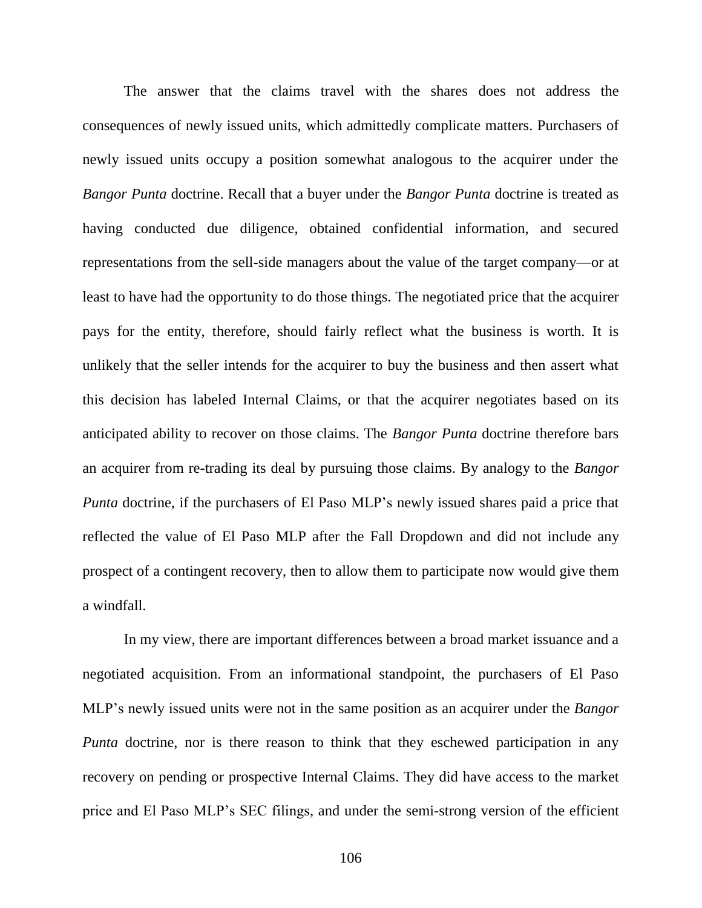The answer that the claims travel with the shares does not address the consequences of newly issued units, which admittedly complicate matters. Purchasers of newly issued units occupy a position somewhat analogous to the acquirer under the *Bangor Punta* doctrine. Recall that a buyer under the *Bangor Punta* doctrine is treated as having conducted due diligence, obtained confidential information, and secured representations from the sell-side managers about the value of the target company—or at least to have had the opportunity to do those things. The negotiated price that the acquirer pays for the entity, therefore, should fairly reflect what the business is worth. It is unlikely that the seller intends for the acquirer to buy the business and then assert what this decision has labeled Internal Claims, or that the acquirer negotiates based on its anticipated ability to recover on those claims. The *Bangor Punta* doctrine therefore bars an acquirer from re-trading its deal by pursuing those claims. By analogy to the *Bangor Punta* doctrine, if the purchasers of El Paso MLP's newly issued shares paid a price that reflected the value of El Paso MLP after the Fall Dropdown and did not include any prospect of a contingent recovery, then to allow them to participate now would give them a windfall.

In my view, there are important differences between a broad market issuance and a negotiated acquisition. From an informational standpoint, the purchasers of El Paso MLP's newly issued units were not in the same position as an acquirer under the *Bangor Punta* doctrine, nor is there reason to think that they eschewed participation in any recovery on pending or prospective Internal Claims. They did have access to the market price and El Paso MLP's SEC filings, and under the semi-strong version of the efficient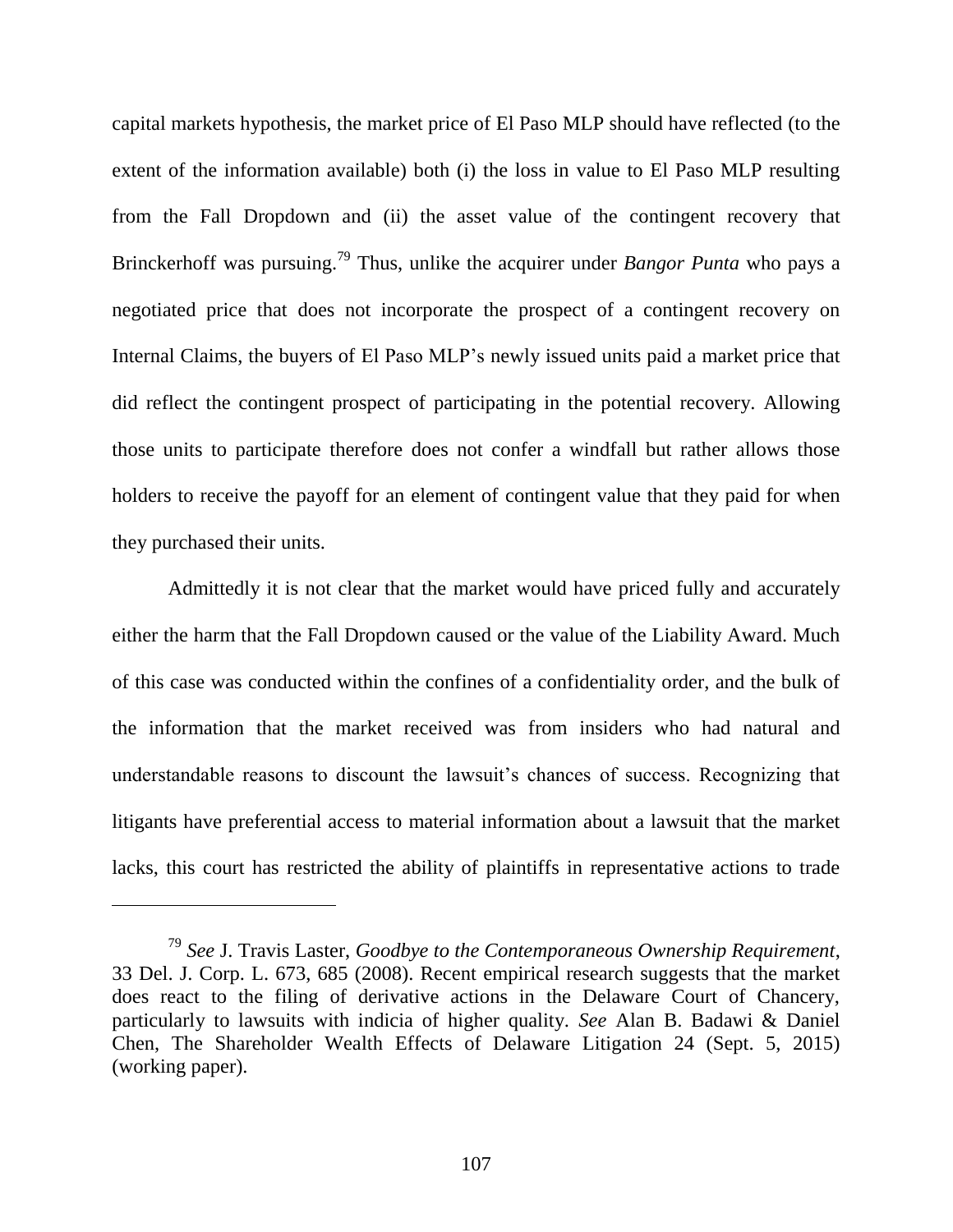capital markets hypothesis, the market price of El Paso MLP should have reflected (to the extent of the information available) both (i) the loss in value to El Paso MLP resulting from the Fall Dropdown and (ii) the asset value of the contingent recovery that Brinckerhoff was pursuing.[79] Thus, unlike the acquirer under *Bangor Punta* who pays a negotiated price that does not incorporate the prospect of a contingent recovery on Internal Claims, the buyers of El Paso MLP's newly issued units paid a market price that did reflect the contingent prospect of participating in the potential recovery. Allowing those units to participate therefore does not confer a windfall but rather allows those holders to receive the payoff for an element of contingent value that they paid for when they purchased their units.

Admittedly it is not clear that the market would have priced fully and accurately either the harm that the Fall Dropdown caused or the value of the Liability Award. Much of this case was conducted within the confines of a confidentiality order, and the bulk of the information that the market received was from insiders who had natural and understandable reasons to discount the lawsuit's chances of success. Recognizing that litigants have preferential access to material information about a lawsuit that the market lacks, this court has restricted the ability of plaintiffs in representative actions to trade

---

[79] *See* J. Travis Laster, *Goodbye to the Contemporaneous Ownership Requirement*, 33 Del. J. Corp. L. 673, 685 (2008). Recent empirical research suggests that the market does react to the filing of derivative actions in the Delaware Court of Chancery, particularly to lawsuits with indicia of higher quality. *See* Alan B. Badawi & Daniel Chen, The Shareholder Wealth Effects of Delaware Litigation 24 (Sept. 5, 2015) (working paper).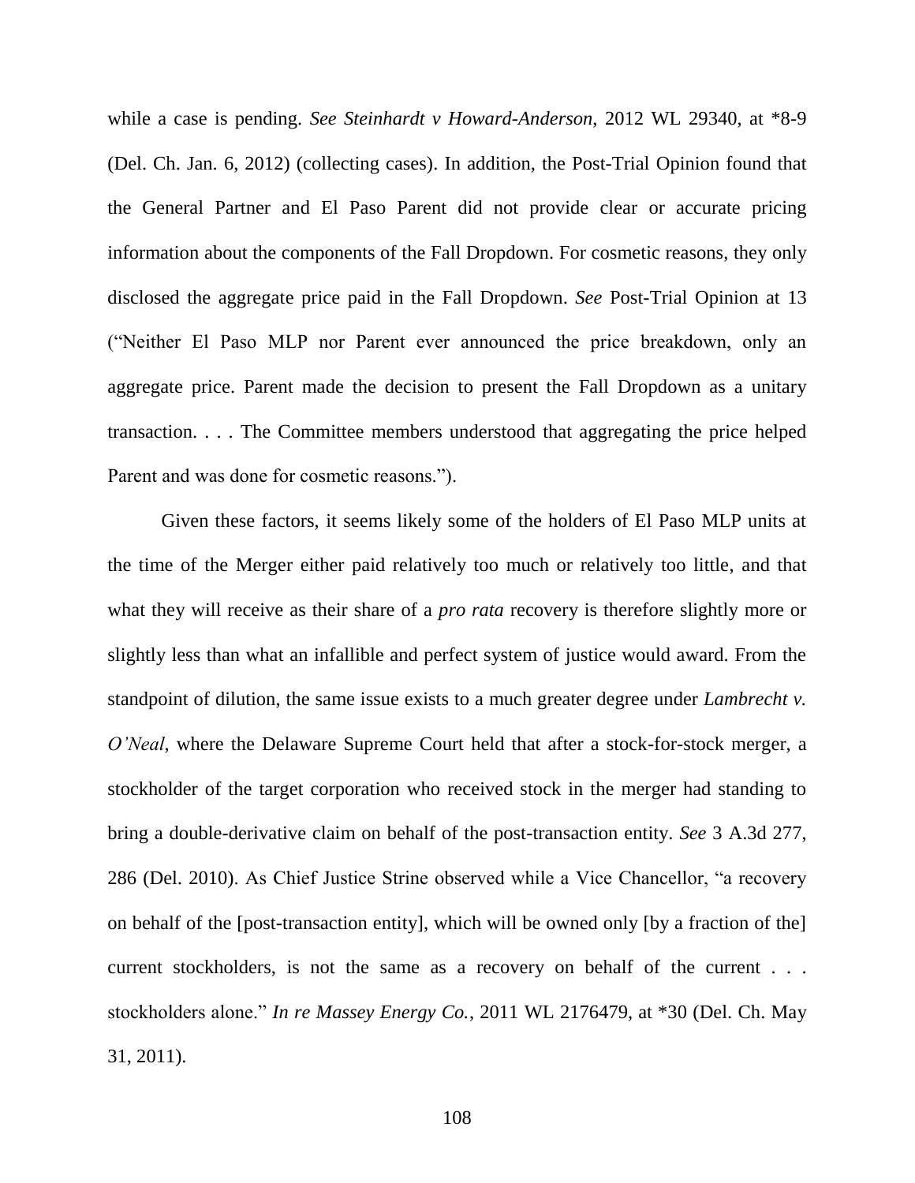while a case is pending. *See Steinhardt v Howard-Anderson*, 2012 WL 29340, at *8-9 (Del. Ch. Jan. 6, 2012) (collecting cases). In addition, the Post-Trial Opinion found that the General Partner and El Paso Parent did not provide clear or accurate pricing information about the components of the Fall Dropdown. For cosmetic reasons, they only disclosed the aggregate price paid in the Fall Dropdown. *See* Post-Trial Opinion at 13 ("Neither El Paso MLP nor Parent ever announced the price breakdown, only an aggregate price. Parent made the decision to present the Fall Dropdown as a unitary transaction. . . . The Committee members understood that aggregating the price helped Parent and was done for cosmetic reasons.").

Given these factors, it seems likely some of the holders of El Paso MLP units at the time of the Merger either paid relatively too much or relatively too little, and that what they will receive as their share of a *pro rata* recovery is therefore slightly more or slightly less than what an infallible and perfect system of justice would award. From the standpoint of dilution, the same issue exists to a much greater degree under *Lambrecht v. O'Neal*, where the Delaware Supreme Court held that after a stock-for-stock merger, a stockholder of the target corporation who received stock in the merger had standing to bring a double-derivative claim on behalf of the post-transaction entity. *See* 3 A.3d 277, 286 (Del. 2010). As Chief Justice Strine observed while a Vice Chancellor, "a recovery on behalf of the [post-transaction entity], which will be owned only [by a fraction of the] current stockholders, is not the same as a recovery on behalf of the current . . . stockholders alone." *In re Massey Energy Co.*, 2011 WL 2176479, at *30 (Del. Ch. May 31, 2011).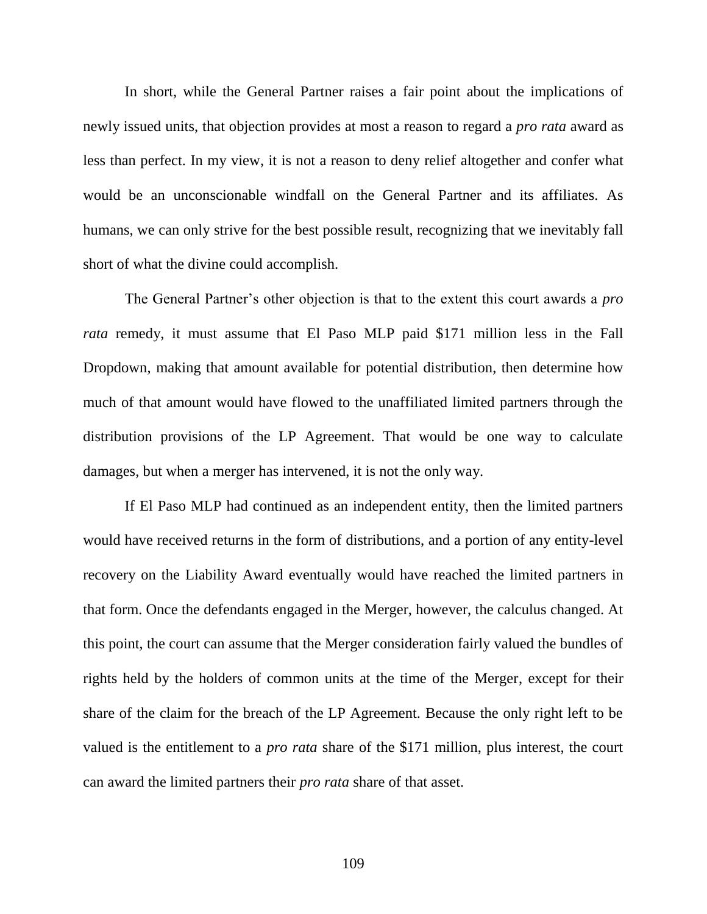In short, while the General Partner raises a fair point about the implications of newly issued units, that objection provides at most a reason to regard a *pro rata* award as less than perfect. In my view, it is not a reason to deny relief altogether and confer what would be an unconscionable windfall on the General Partner and its affiliates. As humans, we can only strive for the best possible result, recognizing that we inevitably fall short of what the divine could accomplish.

The General Partner's other objection is that to the extent this court awards a *pro rata* remedy, it must assume that El Paso MLP paid $171 million less in the Fall Dropdown, making that amount available for potential distribution, then determine how much of that amount would have flowed to the unaffiliated limited partners through the distribution provisions of the LP Agreement. That would be one way to calculate damages, but when a merger has intervened, it is not the only way.

If El Paso MLP had continued as an independent entity, then the limited partners would have received returns in the form of distributions, and a portion of any entity-level recovery on the Liability Award eventually would have reached the limited partners in that form. Once the defendants engaged in the Merger, however, the calculus changed. At this point, the court can assume that the Merger consideration fairly valued the bundles of rights held by the holders of common units at the time of the Merger, except for their share of the claim for the breach of the LP Agreement. Because the only right left to be valued is the entitlement to a *pro rata* share of the $171 million, plus interest, the court can award the limited partners their *pro rata* share of that asset.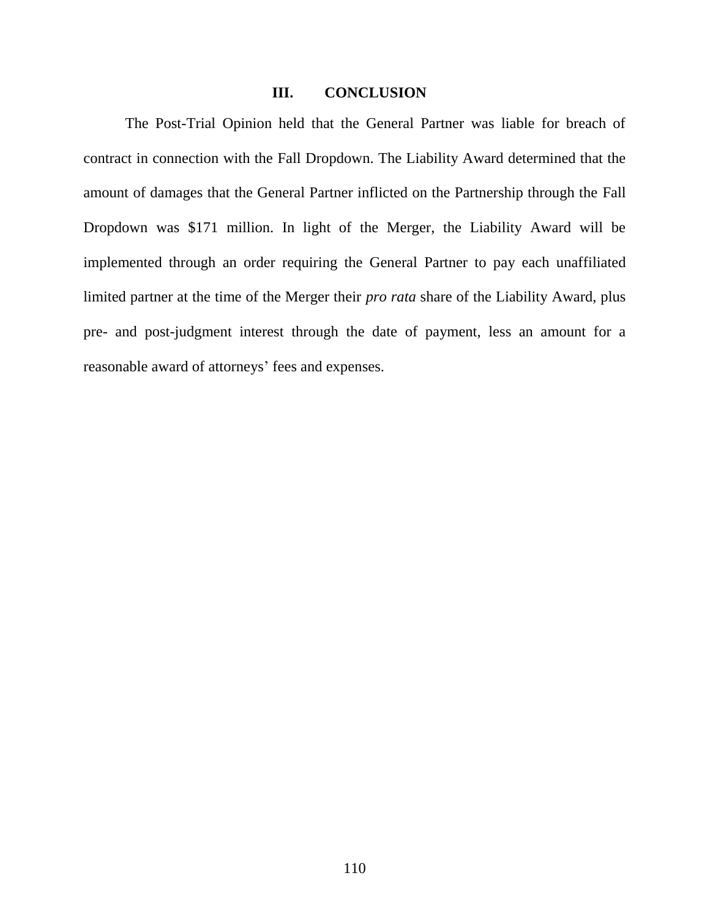## III. CONCLUSION

The Post-Trial Opinion held that the General Partner was liable for breach of contract in connection with the Fall Dropdown. The Liability Award determined that the amount of damages that the General Partner inflicted on the Partnership through the Fall Dropdown was $171 million. In light of the Merger, the Liability Award will be implemented through an order requiring the General Partner to pay each unaffiliated limited partner at the time of the Merger their *pro rata* share of the Liability Award, plus pre- and post-judgment interest through the date of payment, less an amount for a reasonable award of attorneys' fees and expenses.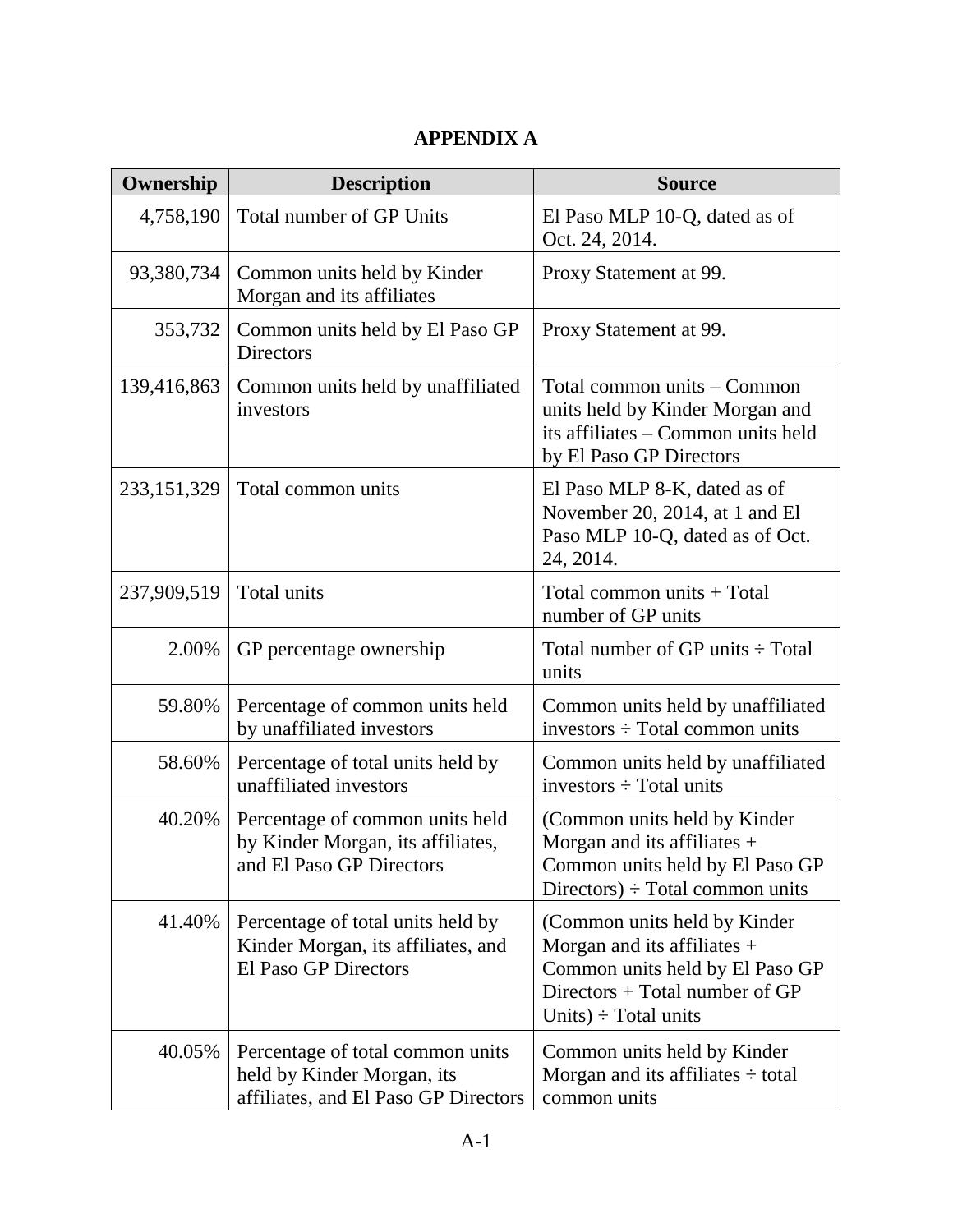# APPENDIX A

| Ownership | Description | Source |
| --- | --- | --- |
| 4,758,190 | Total number of GP Units | El Paso MLP 10-Q, dated as of Oct. 24, 2014. |
| 93,380,734 | Common units held by Kinder Morgan and its affiliates | Proxy Statement at 99. |
| 353,732 | Common units held by El Paso GP Directors | Proxy Statement at 99. |
| 139,416,863 | Common units held by unaffiliated investors | Total common units – Common units held by Kinder Morgan and its affiliates – Common units held by El Paso GP Directors |
| 233,151,329 | Total common units | El Paso MLP 8-K, dated as of November 20, 2014, at 1 and El Paso MLP 10-Q, dated as of Oct. 24, 2014. |
| 237,909,519 | Total units | Total common units + Total number of GP units |
| 2.00% | GP percentage ownership | Total number of GP units ÷ Total units |
| 59.80% | Percentage of common units held by unaffiliated investors | Common units held by unaffiliated investors ÷ Total common units |
| 58.60% | Percentage of total units held by unaffiliated investors | Common units held by unaffiliated investors ÷ Total units |
| 40.20% | Percentage of common units held by Kinder Morgan, its affiliates, and El Paso GP Directors | (Common units held by Kinder Morgan and its affiliates + Common units held by El Paso GP Directors) ÷ Total common units |
| 41.40% | Percentage of total units held by Kinder Morgan, its affiliates, and El Paso GP Directors | (Common units held by Kinder Morgan and its affiliates + Common units held by El Paso GP Directors + Total number of GP Units) ÷ Total units |
| 40.05% | Percentage of total common units held by Kinder Morgan, its affiliates, and El Paso GP Directors | Common units held by Kinder Morgan and its affiliates ÷ total common units |